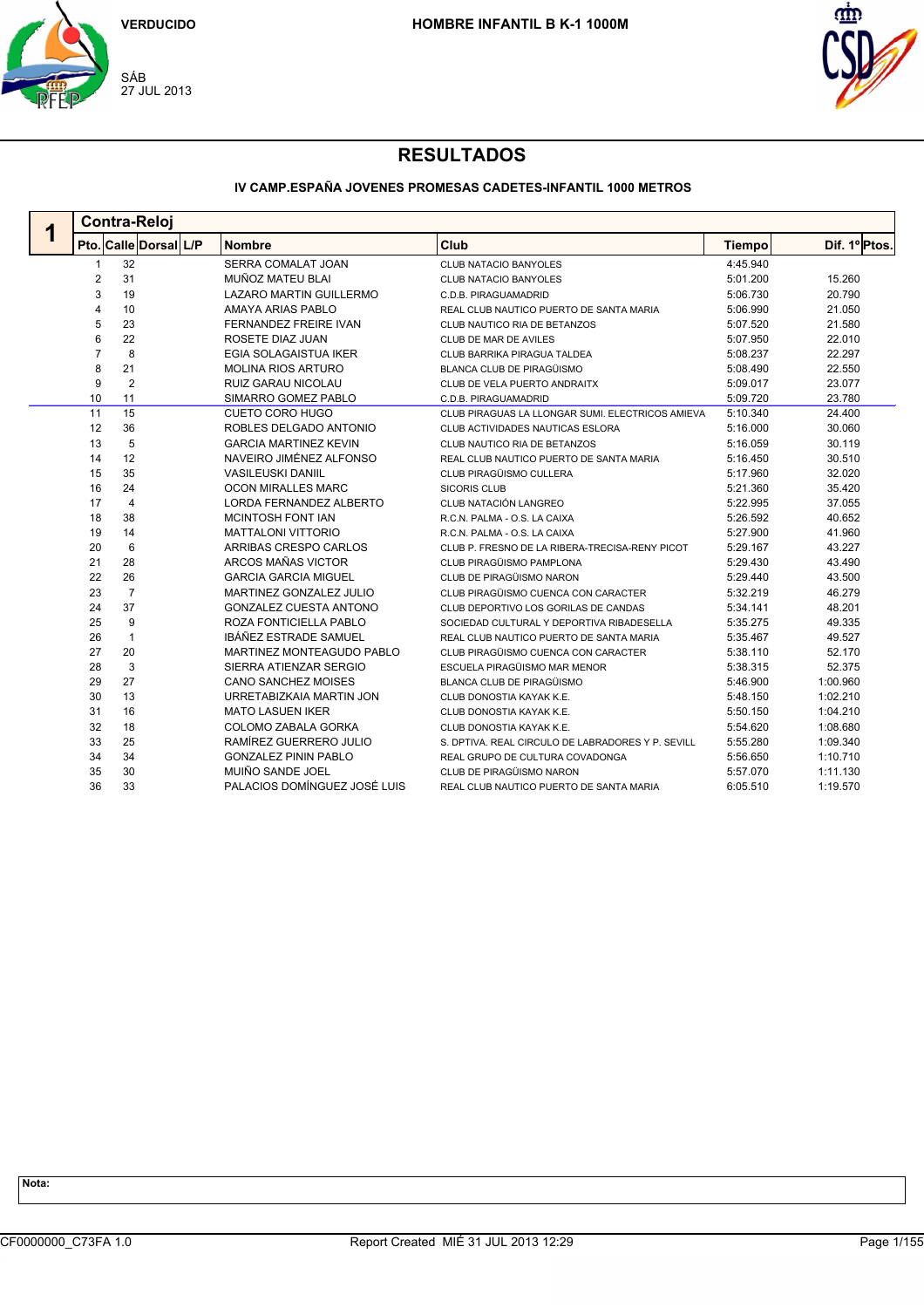VERDUCIDO

SÁB 27 JUL 2013

HOMBRE INFANTIL B K-1 1000M

# RESULTADOS

## IV CAMP.ESPAÑA JOVENES PROMESAS CADETES-INFANTIL 1000 METROS

### 1 Contra-Reloj

| Pto. | Calle | Dorsal | L/P | Nombre | Club | Tiempo | Dif. 1º | Ptos. |
|---|---|---|---|---|---|---|---|---|
| 1 | 32 | | | SERRA COMALAT JOAN | CLUB NATACIO BANYOLES | 4:45.940 | | |
| 2 | 31 | | | MUÑOZ MATEU BLAI | CLUB NATACIO BANYOLES | 5:01.200 | 15.260 | |
| 3 | 19 | | | LAZARO MARTIN GUILLERMO | C.D.B. PIRAGUAMADRID | 5:06.730 | 20.790 | |
| 4 | 10 | | | AMAYA ARIAS PABLO | REAL CLUB NAUTICO PUERTO DE SANTA MARIA | 5:06.990 | 21.050 | |
| 5 | 23 | | | FERNANDEZ FREIRE IVAN | CLUB NAUTICO RIA DE BETANZOS | 5:07.520 | 21.580 | |
| 6 | 22 | | | ROSETE DIAZ JUAN | CLUB DE MAR DE AVILES | 5:07.950 | 22.010 | |
| 7 | 8 | | | EGIA SOLAGAISTUA IKER | CLUB BARRIKA PIRAGUA TALDEA | 5:08.237 | 22.297 | |
| 8 | 21 | | | MOLINA RIOS ARTURO | BLANCA CLUB DE PIRAGÜISMO | 5:08.490 | 22.550 | |
| 9 | 2 | | | RUIZ GARAU NICOLAU | CLUB DE VELA PUERTO ANDRAITX | 5:09.017 | 23.077 | |
| 10 | 11 | | | SIMARRO GOMEZ PABLO | C.D.B. PIRAGUAMADRID | 5:09.720 | 23.780 | |
| 11 | 15 | | | CUETO CORO HUGO | CLUB PIRAGUAS LA LLONGAR SUMI. ELECTRICOS AMIEVA | 5:10.340 | 24.400 | |
| 12 | 36 | | | ROBLES DELGADO ANTONIO | CLUB ACTIVIDADES NAUTICAS ESLORA | 5:16.000 | 30.060 | |
| 13 | 5 | | | GARCIA MARTINEZ KEVIN | CLUB NAUTICO RIA DE BETANZOS | 5:16.059 | 30.119 | |
| 14 | 12 | | | NAVEIRO JIMÉNEZ ALFONSO | REAL CLUB NAUTICO PUERTO DE SANTA MARIA | 5:16.450 | 30.510 | |
| 15 | 35 | | | VASILEUSKI DANIIL | CLUB PIRAGÜISMO CULLERA | 5:17.960 | 32.020 | |
| 16 | 24 | | | OCON MIRALLES MARC | SICORIS CLUB | 5:21.360 | 35.420 | |
| 17 | 4 | | | LORDA FERNANDEZ ALBERTO | CLUB NATACIÓN LANGREO | 5:22.995 | 37.055 | |
| 18 | 38 | | | MCINTOSH FONT IAN | R.C.N. PALMA - O.S. LA CAIXA | 5:26.592 | 40.652 | |
| 19 | 14 | | | MATTALONI VITTORIO | R.C.N. PALMA - O.S. LA CAIXA | 5:27.900 | 41.960 | |
| 20 | 6 | | | ARRIBAS CRESPO CARLOS | CLUB P. FRESNO DE LA RIBERA-TRECISA-RENY PICOT | 5:29.167 | 43.227 | |
| 21 | 28 | | | ARCOS MAÑAS VICTOR | CLUB PIRAGÜISMO PAMPLONA | 5:29.430 | 43.490 | |
| 22 | 26 | | | GARCIA GARCIA MIGUEL | CLUB DE PIRAGÜISMO NARON | 5:29.440 | 43.500 | |
| 23 | 7 | | | MARTINEZ GONZALEZ JULIO | CLUB PIRAGÜISMO CUENCA CON CARACTER | 5:32.219 | 46.279 | |
| 24 | 37 | | | GONZALEZ CUESTA ANTONO | CLUB DEPORTIVO LOS GORILAS DE CANDAS | 5:34.141 | 48.201 | |
| 25 | 9 | | | ROZA FONTICIELLA PABLO | SOCIEDAD CULTURAL Y DEPORTIVA RIBADESELLA | 5:35.275 | 49.335 | |
| 26 | 1 | | | IBÁÑEZ ESTRADE SAMUEL | REAL CLUB NAUTICO PUERTO DE SANTA MARIA | 5:35.467 | 49.527 | |
| 27 | 20 | | | MARTINEZ MONTEAGUDO PABLO | CLUB PIRAGÜISMO CUENCA CON CARACTER | 5:38.110 | 52.170 | |
| 28 | 3 | | | SIERRA ATIENZAR SERGIO | ESCUELA PIRAGÜISMO MAR MENOR | 5:38.315 | 52.375 | |
| 29 | 27 | | | CANO SANCHEZ MOISES | BLANCA CLUB DE PIRAGÜISMO | 5:46.900 | 1:00.960 | |
| 30 | 13 | | | URRETABIZKAIA MARTIN JON | CLUB DONOSTIA KAYAK K.E. | 5:48.150 | 1:02.210 | |
| 31 | 16 | | | MATO LASUEN IKER | CLUB DONOSTIA KAYAK K.E. | 5:50.150 | 1:04.210 | |
| 32 | 18 | | | COLOMO ZABALA GORKA | CLUB DONOSTIA KAYAK K.E. | 5:54.620 | 1:08.680 | |
| 33 | 25 | | | RAMÍREZ GUERRERO JULIO | S. DPTIVA. REAL CIRCULO DE LABRADORES Y P. SEVILL | 5:55.280 | 1:09.340 | |
| 34 | 34 | | | GONZALEZ PININ PABLO | REAL GRUPO DE CULTURA COVADONGA | 5:56.650 | 1:10.710 | |
| 35 | 30 | | | MUIÑO SANDE JOEL | CLUB DE PIRAGÜISMO NARON | 5:57.070 | 1:11.130 | |
| 36 | 33 | | | PALACIOS DOMÍNGUEZ JOSÉ LUIS | REAL CLUB NAUTICO PUERTO DE SANTA MARIA | 6:05.510 | 1:19.570 | |

Nota:

CF0000000_C73FA 1.0 — Report Created MIÉ 31 JUL 2013 12:29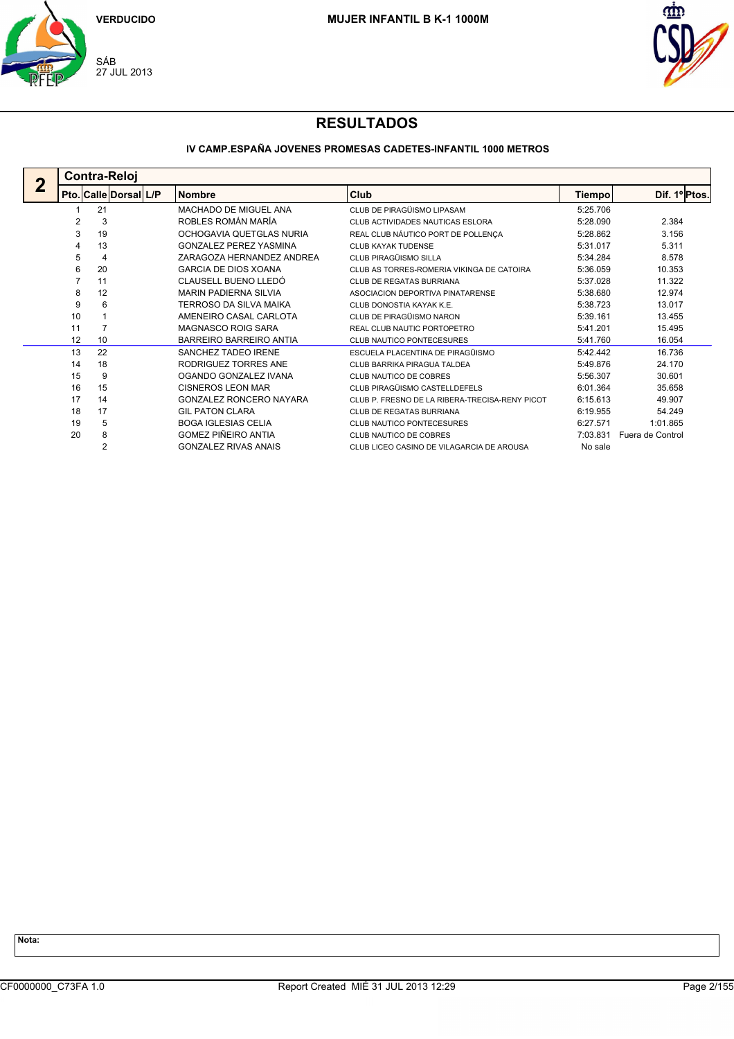VERDUCIDO

SÁB
27 JUL 2013

# MUJER INFANTIL B K-1 1000M

## RESULTADOS

### IV CAMP.ESPAÑA JOVENES PROMESAS CADETES-INFANTIL 1000 METROS

**2 Contra-Reloj**

| Pto. | Calle | Dorsal | L/P | Nombre | Club | Tiempo | Dif. 1º | Ptos. |
|---|---|---|---|---|---|---|---|---|
| 1 | 21 | | | MACHADO DE MIGUEL ANA | CLUB DE PIRAGÜISMO LIPASAM | 5:25.706 | | |
| 2 | 3 | | | ROBLES ROMÁN MARÍA | CLUB ACTIVIDADES NAUTICAS ESLORA | 5:28.090 | 2.384 | |
| 3 | 19 | | | OCHOGAVIA QUETGLAS NURIA | REAL CLUB NÁUTICO PORT DE POLLENÇA | 5:28.862 | 3.156 | |
| 4 | 13 | | | GONZALEZ PEREZ YASMINA | CLUB KAYAK TUDENSE | 5:31.017 | 5.311 | |
| 5 | 4 | | | ZARAGOZA HERNANDEZ ANDREA | CLUB PIRAGÜISMO SILLA | 5:34.284 | 8.578 | |
| 6 | 20 | | | GARCIA DE DIOS XOANA | CLUB AS TORRES-ROMERIA VIKINGA DE CATOIRA | 5:36.059 | 10.353 | |
| 7 | 11 | | | CLAUSELL BUENO LLEDÓ | CLUB DE REGATAS BURRIANA | 5:37.028 | 11.322 | |
| 8 | 12 | | | MARIN PADIERNA SILVIA | ASOCIACION DEPORTIVA PINATARENSE | 5:38.680 | 12.974 | |
| 9 | 6 | | | TERROSO DA SILVA MAIKA | CLUB DONOSTIA KAYAK K.E. | 5:38.723 | 13.017 | |
| 10 | 1 | | | AMENEIRO CASAL CARLOTA | CLUB DE PIRAGÜISMO NARON | 5:39.161 | 13.455 | |
| 11 | 7 | | | MAGNASCO ROIG SARA | REAL CLUB NAUTIC PORTOPETRO | 5:41.201 | 15.495 | |
| 12 | 10 | | | BARREIRO BARREIRO ANTIA | CLUB NAUTICO PONTECESURES | 5:41.760 | 16.054 | |
| 13 | 22 | | | SANCHEZ TADEO IRENE | ESCUELA PLACENTINA DE PIRAGÜISMO | 5:42.442 | 16.736 | |
| 14 | 18 | | | RODRIGUEZ TORRES ANE | CLUB BARRIKA PIRAGUA TALDEA | 5:49.876 | 24.170 | |
| 15 | 9 | | | OGANDO GONZALEZ IVANA | CLUB NAUTICO DE COBRES | 5:56.307 | 30.601 | |
| 16 | 15 | | | CISNEROS LEON MAR | CLUB PIRAGÜISMO CASTELLDEFELS | 6:01.364 | 35.658 | |
| 17 | 14 | | | GONZALEZ RONCERO NAYARA | CLUB P. FRESNO DE LA RIBERA-TRECISA-RENY PICOT | 6:15.613 | 49.907 | |
| 18 | 17 | | | GIL PATON CLARA | CLUB DE REGATAS BURRIANA | 6:19.955 | 54.249 | |
| 19 | 5 | | | BOGA IGLESIAS CELIA | CLUB NAUTICO PONTECESURES | 6:27.571 | 1:01.865 | |
| 20 | 8 | | | GOMEZ PIÑEIRO ANTIA | CLUB NAUTICO DE COBRES | 7:03.831 | Fuera de Control | |
| | 2 | | | GONZALEZ RIVAS ANAIS | CLUB LICEO CASINO DE VILAGARCIA DE AROUSA | No sale | | |

**Nota:**

CF0000000_C73FA 1.0 Report Created MIÉ 31 JUL 2013 12:29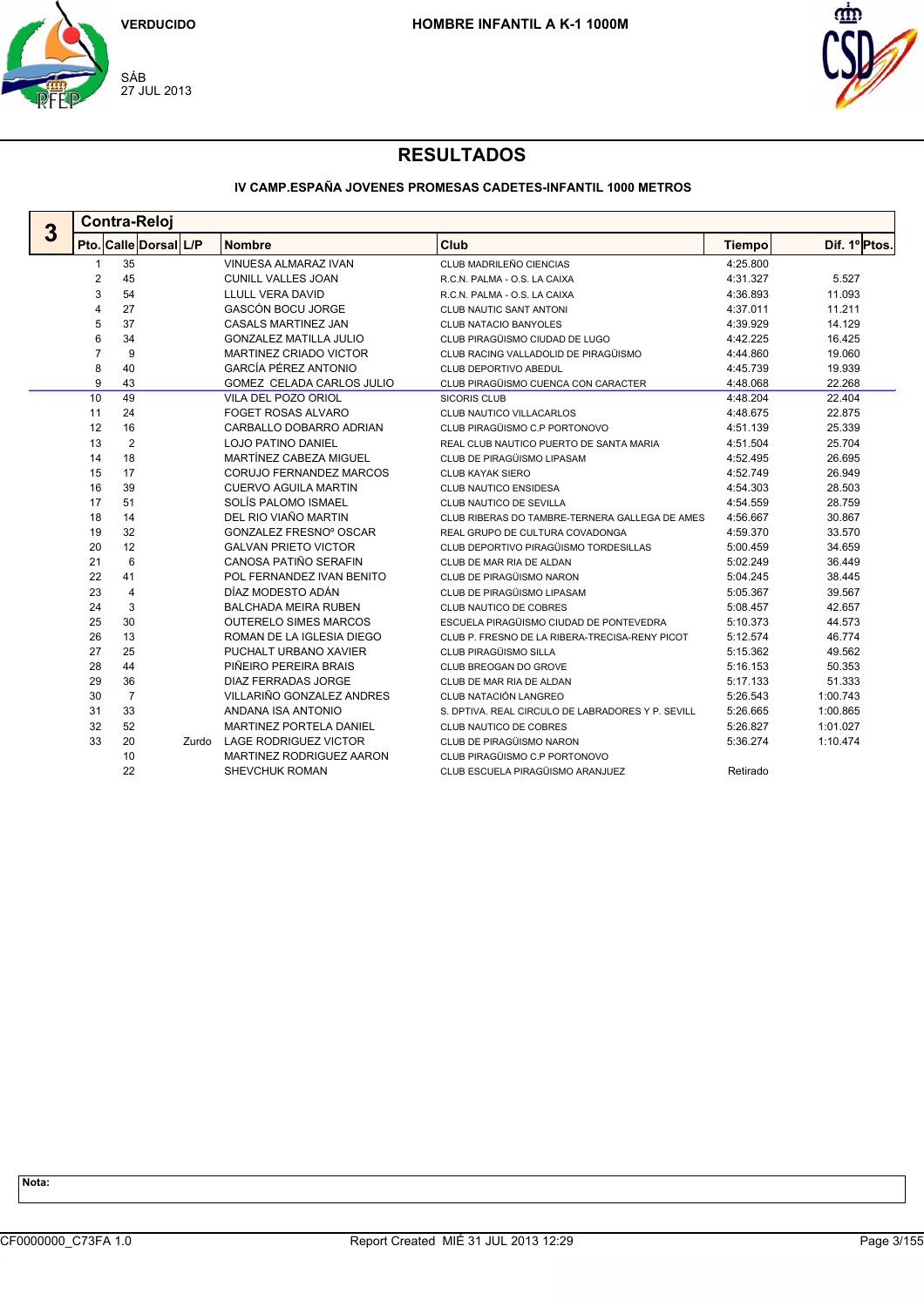VERDUCIDO

SÁB
27 JUL 2013

HOMBRE INFANTIL A K-1 1000M

# RESULTADOS

## IV CAMP.ESPAÑA JOVENES PROMESAS CADETES-INFANTIL 1000 METROS

**3 Contra-Reloj**

| Pto. | Calle | Dorsal | L/P | Nombre | Club | Tiempo | Dif. 1º | Ptos. |
|---|---|---|---|---|---|---|---|---|
| 1 | | 35 | | VINUESA ALMARAZ IVAN | CLUB MADRILEÑO CIENCIAS | 4:25.800 | | |
| 2 | | 45 | | CUNILL VALLES JOAN | R.C.N. PALMA - O.S. LA CAIXA | 4:31.327 | 5.527 | |
| 3 | | 54 | | LLULL VERA DAVID | R.C.N. PALMA - O.S. LA CAIXA | 4:36.893 | 11.093 | |
| 4 | | 27 | | GASCÓN BOCU JORGE | CLUB NAUTIC SANT ANTONI | 4:37.011 | 11.211 | |
| 5 | | 37 | | CASALS MARTINEZ JAN | CLUB NATACIO BANYOLES | 4:39.929 | 14.129 | |
| 6 | | 34 | | GONZALEZ MATILLA JULIO | CLUB PIRAGÜISMO CIUDAD DE LUGO | 4:42.225 | 16.425 | |
| 7 | | 9 | | MARTINEZ CRIADO VICTOR | CLUB RACING VALLADOLID DE PIRAGÜISMO | 4:44.860 | 19.060 | |
| 8 | | 40 | | GARCÍA PÉREZ ANTONIO | CLUB DEPORTIVO ABEDUL | 4:45.739 | 19.939 | |
| 9 | | 43 | | GOMEZ CELADA CARLOS JULIO | CLUB PIRAGÜISMO CUENCA CON CARACTER | 4:48.068 | 22.268 | |
| 10 | | 49 | | VILA DEL POZO ORIOL | SICORIS CLUB | 4:48.204 | 22.404 | |
| 11 | | 24 | | FOGET ROSAS ALVARO | CLUB NAUTICO VILLACARLOS | 4:48.675 | 22.875 | |
| 12 | | 16 | | CARBALLO DOBARRO ADRIAN | CLUB PIRAGÜISMO C.P PORTONOVO | 4:51.139 | 25.339 | |
| 13 | | 2 | | LOJO PATINO DANIEL | REAL CLUB NAUTICO PUERTO DE SANTA MARIA | 4:51.504 | 25.704 | |
| 14 | | 18 | | MARTÍNEZ CABEZA MIGUEL | CLUB DE PIRAGÜISMO LIPASAM | 4:52.495 | 26.695 | |
| 15 | | 17 | | CORUJO FERNANDEZ MARCOS | CLUB KAYAK SIERO | 4:52.749 | 26.949 | |
| 16 | | 39 | | CUERVO AGUILA MARTIN | CLUB NAUTICO ENSIDESA | 4:54.303 | 28.503 | |
| 17 | | 51 | | SOLÍS PALOMO ISMAEL | CLUB NAUTICO DE SEVILLA | 4:54.559 | 28.759 | |
| 18 | | 14 | | DEL RIO VIAÑO MARTIN | CLUB RIBERAS DO TAMBRE-TERNERA GALLEGA DE AMES | 4:56.667 | 30.867 | |
| 19 | | 32 | | GONZALEZ FRESNOº OSCAR | REAL GRUPO DE CULTURA COVADONGA | 4:59.370 | 33.570 | |
| 20 | | 12 | | GALVAN PRIETO VICTOR | CLUB DEPORTIVO PIRAGÜISMO TORDESILLAS | 5:00.459 | 34.659 | |
| 21 | | 6 | | CANOSA PATIÑO SERAFIN | CLUB DE MAR RIA DE ALDAN | 5:02.249 | 36.449 | |
| 22 | | 41 | | POL FERNANDEZ IVAN BENITO | CLUB DE PIRAGÜISMO NARON | 5:04.245 | 38.445 | |
| 23 | | 4 | | DÍAZ MODESTO ADÁN | CLUB DE PIRAGÜISMO LIPASAM | 5:05.367 | 39.567 | |
| 24 | | 3 | | BALCHADA MEIRA RUBEN | CLUB NAUTICO DE COBRES | 5:08.457 | 42.657 | |
| 25 | | 30 | | OUTERELO SIMES MARCOS | ESCUELA PIRAGÜISMO CIUDAD DE PONTEVEDRA | 5:10.373 | 44.573 | |
| 26 | | 13 | | ROMAN DE LA IGLESIA DIEGO | CLUB P. FRESNO DE LA RIBERA-TRECISA-RENY PICOT | 5:12.574 | 46.774 | |
| 27 | | 25 | | PUCHALT URBANO XAVIER | CLUB PIRAGÜISMO SILLA | 5:15.362 | 49.562 | |
| 28 | | 44 | | PIÑEIRO PEREIRA BRAIS | CLUB BREOGAN DO GROVE | 5:16.153 | 50.353 | |
| 29 | | 36 | | DIAZ FERRADAS JORGE | CLUB DE MAR RIA DE ALDAN | 5:17.133 | 51.333 | |
| 30 | | 7 | | VILLARIÑO GONZALEZ ANDRES | CLUB NATACIÓN LANGREO | 5:26.543 | 1:00.743 | |
| 31 | | 33 | | ANDANA ISA ANTONIO | S. DPTIVA. REAL CIRCULO DE LABRADORES Y P. SEVILL | 5:26.665 | 1:00.865 | |
| 32 | | 52 | | MARTINEZ PORTELA DANIEL | CLUB NAUTICO DE COBRES | 5:26.827 | 1:01.027 | |
| 33 | | 20 | Zurdo | LAGE RODRIGUEZ VICTOR | CLUB DE PIRAGÜISMO NARON | 5:36.274 | 1:10.474 | |
| | | 10 | | MARTINEZ RODRIGUEZ AARON | CLUB PIRAGÜISMO C.P PORTONOVO | | | |
| | | 22 | | SHEVCHUK ROMAN | CLUB ESCUELA PIRAGÜISMO ARANJUEZ | Retirado | | |

**Nota:**

CF0000000_C73FA 1.0 Report Created MIÉ 31 JUL 2013 12:29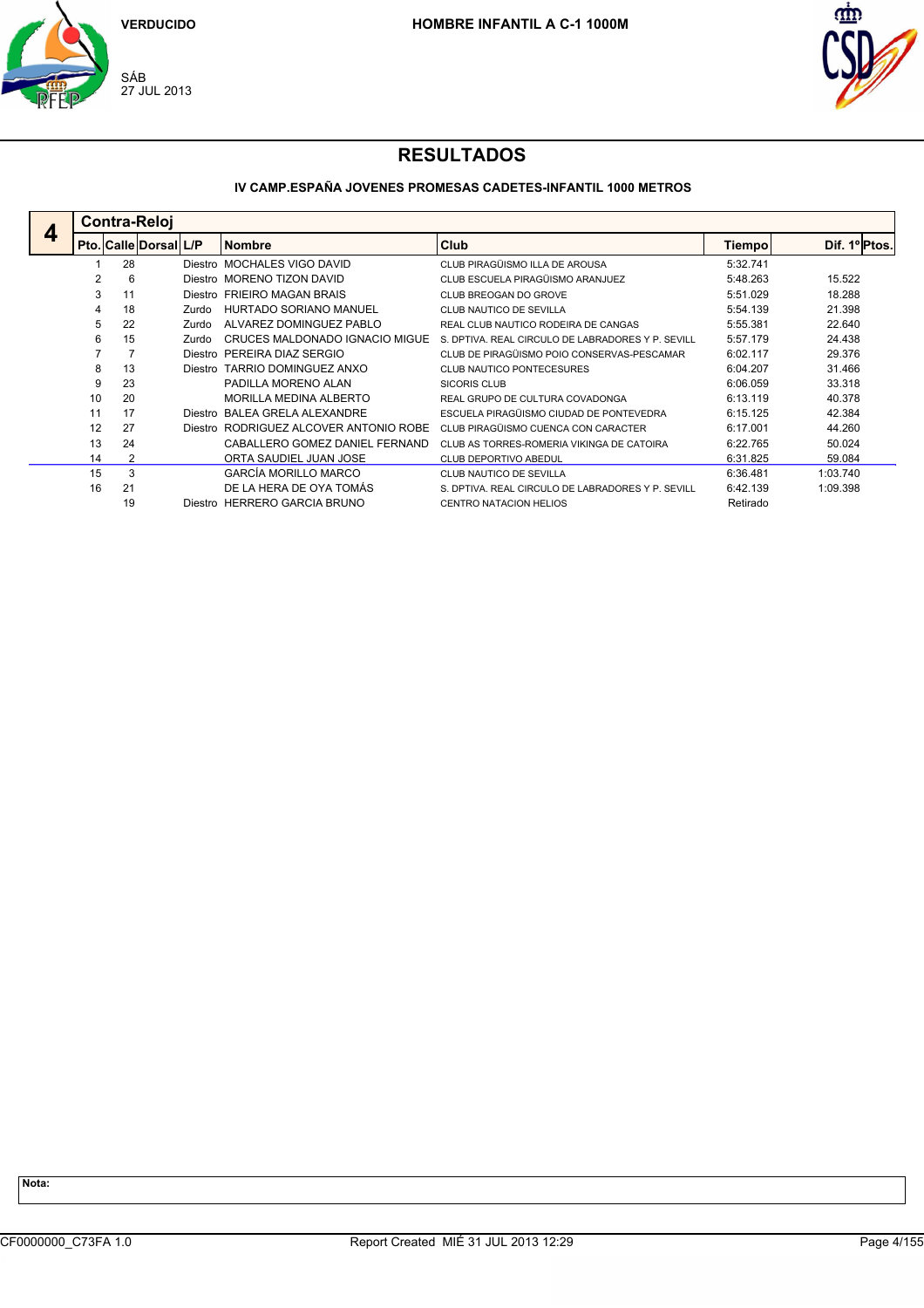VERDUCIDO

SÁB
27 JUL 2013

**HOMBRE INFANTIL A C-1 1000M**

# RESULTADOS

**IV CAMP.ESPAÑA JOVENES PROMESAS CADETES-INFANTIL 1000 METROS**

## 4 Contra-Reloj

| Pto. | Calle | Dorsal | L/P | Nombre | Club | Tiempo | Dif. 1º | Ptos. |
|---|---|---|---|---|---|---|---|---|
| 1 | 28 | | Diestro | MOCHALES VIGO DAVID | CLUB PIRAGÜISMO ILLA DE AROUSA | 5:32.741 | | |
| 2 | 6 | | Diestro | MORENO TIZON DAVID | CLUB ESCUELA PIRAGÜISMO ARANJUEZ | 5:48.263 | 15.522 | |
| 3 | 11 | | Diestro | FRIEIRO MAGAN BRAIS | CLUB BREOGAN DO GROVE | 5:51.029 | 18.288 | |
| 4 | 18 | | Zurdo | HURTADO SORIANO MANUEL | CLUB NAUTICO DE SEVILLA | 5:54.139 | 21.398 | |
| 5 | 22 | | Zurdo | ALVAREZ DOMINGUEZ PABLO | REAL CLUB NAUTICO RODEIRA DE CANGAS | 5:55.381 | 22.640 | |
| 6 | 15 | | Zurdo | CRUCES MALDONADO IGNACIO MIGUE | S. DPTIVA. REAL CIRCULO DE LABRADORES Y P. SEVILL | 5:57.179 | 24.438 | |
| 7 | 7 | | Diestro | PEREIRA DIAZ SERGIO | CLUB DE PIRAGÜISMO POIO CONSERVAS-PESCAMAR | 6:02.117 | 29.376 | |
| 8 | 13 | | Diestro | TARRIO DOMINGUEZ ANXO | CLUB NAUTICO PONTECESURES | 6:04.207 | 31.466 | |
| 9 | 23 | | | PADILLA MORENO ALAN | SICORIS CLUB | 6:06.059 | 33.318 | |
| 10 | 20 | | | MORILLA MEDINA ALBERTO | REAL GRUPO DE CULTURA COVADONGA | 6:13.119 | 40.378 | |
| 11 | 17 | | Diestro | BALEA GRELA ALEXANDRE | ESCUELA PIRAGÜISMO CIUDAD DE PONTEVEDRA | 6:15.125 | 42.384 | |
| 12 | 27 | | Diestro | RODRIGUEZ ALCOVER ANTONIO ROBE | CLUB PIRAGÜISMO CUENCA CON CARACTER | 6:17.001 | 44.260 | |
| 13 | 24 | | | CABALLERO GOMEZ DANIEL FERNAND | CLUB AS TORRES-ROMERIA VIKINGA DE CATOIRA | 6:22.765 | 50.024 | |
| 14 | 2 | | | ORTA SAUDIEL JUAN JOSE | CLUB DEPORTIVO ABEDUL | 6:31.825 | 59.084 | |
| 15 | 3 | | | GARCÍA MORILLO MARCO | CLUB NAUTICO DE SEVILLA | 6:36.481 | 1:03.740 | |
| 16 | 21 | | | DE LA HERA DE OYA TOMÁS | S. DPTIVA. REAL CIRCULO DE LABRADORES Y P. SEVILL | 6:42.139 | 1:09.398 | |
| | 19 | | Diestro | HERRERO GARCIA BRUNO | CENTRO NATACION HELIOS | Retirado | | |

**Nota:**

CF0000000_C73FA 1.0 — Report Created MIÉ 31 JUL 2013 12:29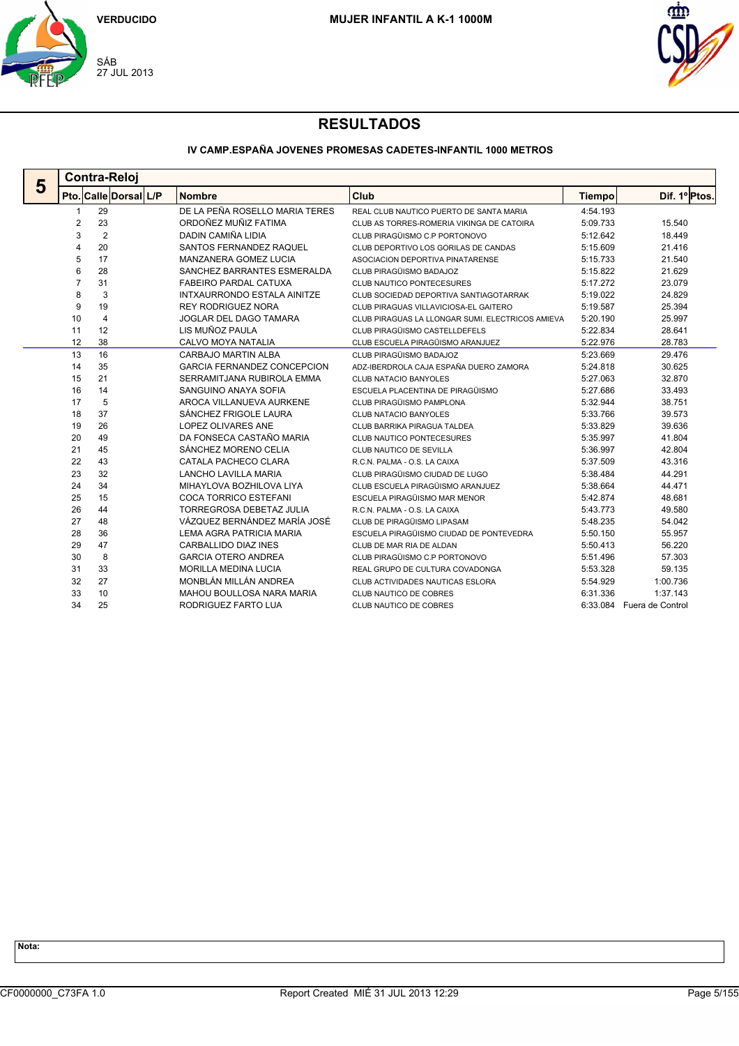VERDUCIDO

**MUJER INFANTIL A K-1 1000M**

SÁB
27 JUL 2013

# RESULTADOS

### IV CAMP.ESPAÑA JOVENES PROMESAS CADETES-INFANTIL 1000 METROS

**5 Contra-Reloj**

| Pto. | Calle | Dorsal | L/P | Nombre | Club | Tiempo | Dif. 1º | Ptos. |
|---|---|---|---|---|---|---|---|---|
| 1 | 29 | | | DE LA PEÑA ROSELLO MARIA TERES | REAL CLUB NAUTICO PUERTO DE SANTA MARIA | 4:54.193 | | |
| 2 | 23 | | | ORDOÑEZ MUÑIZ FATIMA | CLUB AS TORRES-ROMERIA VIKINGA DE CATOIRA | 5:09.733 | 15.540 | |
| 3 | 2 | | | DADIN CAMIÑA LIDIA | CLUB PIRAGÜISMO C.P PORTONOVO | 5:12.642 | 18.449 | |
| 4 | 20 | | | SANTOS FERNANDEZ RAQUEL | CLUB DEPORTIVO LOS GORILAS DE CANDAS | 5:15.609 | 21.416 | |
| 5 | 17 | | | MANZANERA GOMEZ LUCIA | ASOCIACION DEPORTIVA PINATARENSE | 5:15.733 | 21.540 | |
| 6 | 28 | | | SANCHEZ BARRANTES ESMERALDA | CLUB PIRAGÜISMO BADAJOZ | 5:15.822 | 21.629 | |
| 7 | 31 | | | FABEIRO PARDAL CATUXA | CLUB NAUTICO PONTECESURES | 5:17.272 | 23.079 | |
| 8 | 3 | | | INTXAURRONDO ESTALA AINITZE | CLUB SOCIEDAD DEPORTIVA SANTIAGOTARRAK | 5:19.022 | 24.829 | |
| 9 | 19 | | | REY RODRIGUEZ NORA | CLUB PIRAGUAS VILLAVICIOSA-EL GAITERO | 5:19.587 | 25.394 | |
| 10 | 4 | | | JOGLAR DEL DAGO TAMARA | CLUB PIRAGUAS LA LLONGAR SUMI. ELECTRICOS AMIEVA | 5:20.190 | 25.997 | |
| 11 | 12 | | | LIS MUÑOZ PAULA | CLUB PIRAGÜISMO CASTELLDEFELS | 5:22.834 | 28.641 | |
| 12 | 38 | | | CALVO MOYA NATALIA | CLUB ESCUELA PIRAGÜISMO ARANJUEZ | 5:22.976 | 28.783 | |
| 13 | 16 | | | CARBAJO MARTIN ALBA | CLUB PIRAGÜISMO BADAJOZ | 5:23.669 | 29.476 | |
| 14 | 35 | | | GARCIA FERNANDEZ CONCEPCION | ADZ-IBERDROLA CAJA ESPAÑA DUERO ZAMORA | 5:24.818 | 30.625 | |
| 15 | 21 | | | SERRAMITJANA RUBIROLA EMMA | CLUB NATACIO BANYOLES | 5:27.063 | 32.870 | |
| 16 | 14 | | | SANGUINO ANAYA SOFIA | ESCUELA PLACENTINA DE PIRAGÜISMO | 5:27.686 | 33.493 | |
| 17 | 5 | | | AROCA VILLANUEVA AURKENE | CLUB PIRAGÜISMO PAMPLONA | 5:32.944 | 38.751 | |
| 18 | 37 | | | SÁNCHEZ FRIGOLE LAURA | CLUB NATACIO BANYOLES | 5:33.766 | 39.573 | |
| 19 | 26 | | | LOPEZ OLIVARES ANE | CLUB BARRIKA PIRAGUA TALDEA | 5:33.829 | 39.636 | |
| 20 | 49 | | | DA FONSECA CASTAÑO MARIA | CLUB NAUTICO PONTECESURES | 5:35.997 | 41.804 | |
| 21 | 45 | | | SÁNCHEZ MORENO CELIA | CLUB NAUTICO DE SEVILLA | 5:36.997 | 42.804 | |
| 22 | 43 | | | CATALA PACHECO CLARA | R.C.N. PALMA - O.S. LA CAIXA | 5:37.509 | 43.316 | |
| 23 | 32 | | | LANCHO LAVILLA MARIA | CLUB PIRAGÜISMO CIUDAD DE LUGO | 5:38.484 | 44.291 | |
| 24 | 34 | | | MIHAYLOVA BOZHILOVA LIYA | CLUB ESCUELA PIRAGÜISMO ARANJUEZ | 5:38.664 | 44.471 | |
| 25 | 15 | | | COCA TORRICO ESTEFANI | ESCUELA PIRAGÜISMO MAR MENOR | 5:42.874 | 48.681 | |
| 26 | 44 | | | TORREGROSA DEBETAZ JULIA | R.C.N. PALMA - O.S. LA CAIXA | 5:43.773 | 49.580 | |
| 27 | 48 | | | VÁZQUEZ BERNÁNDEZ MARÍA JOSÉ | CLUB DE PIRAGÜISMO LIPASAM | 5:48.235 | 54.042 | |
| 28 | 36 | | | LEMA AGRA PATRICIA MARIA | ESCUELA PIRAGÜISMO CIUDAD DE PONTEVEDRA | 5:50.150 | 55.957 | |
| 29 | 47 | | | CARBALLIDO DIAZ INES | CLUB DE MAR RIA DE ALDAN | 5:50.413 | 56.220 | |
| 30 | 8 | | | GARCIA OTERO ANDREA | CLUB PIRAGÜISMO C.P PORTONOVO | 5:51.496 | 57.303 | |
| 31 | 33 | | | MORILLA MEDINA LUCIA | REAL GRUPO DE CULTURA COVADONGA | 5:53.328 | 59.135 | |
| 32 | 27 | | | MONBLÁN MILLÁN ANDREA | CLUB ACTIVIDADES NAUTICAS ESLORA | 5:54.929 | 1:00.736 | |
| 33 | 10 | | | MAHOU BOULLOSA NARA MARIA | CLUB NAUTICO DE COBRES | 6:31.336 | 1:37.143 | |
| 34 | 25 | | | RODRIGUEZ FARTO LUA | CLUB NAUTICO DE COBRES | 6:33.084 | Fuera de Control | |

**Nota:**

CF0000000_C73FA 1.0 — Report Created MIÉ 31 JUL 2013 12:29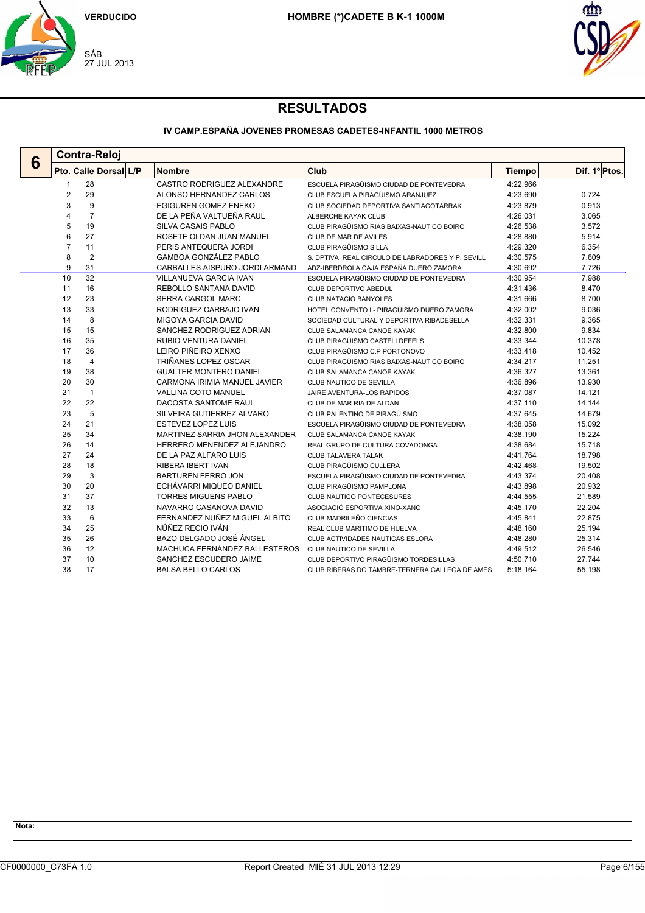VERDUCIDO

SÁB
27 JUL 2013

**HOMBRE (*)CADETE B K-1 1000M**

# RESULTADOS

### IV CAMP.ESPAÑA JOVENES PROMESAS CADETES-INFANTIL 1000 METROS

## 6 Contra-Reloj

| Pto. | Calle | Dorsal | L/P | Nombre | Club | Tiempo | Dif. 1º | Ptos. |
|---|---|---|---|---|---|---|---|---|
| 1 | 28 | | | CASTRO RODRIGUEZ ALEXANDRE | ESCUELA PIRAGÜISMO CIUDAD DE PONTEVEDRA | 4:22.966 | | |
| 2 | 29 | | | ALONSO HERNANDEZ CARLOS | CLUB ESCUELA PIRAGÜISMO ARANJUEZ | 4:23.690 | 0.724 | |
| 3 | 9 | | | EGIGUREN GOMEZ ENEKO | CLUB SOCIEDAD DEPORTIVA SANTIAGOTARRAK | 4:23.879 | 0.913 | |
| 4 | 7 | | | DE LA PEÑA VALTUEÑA RAUL | ALBERCHE KAYAK CLUB | 4:26.031 | 3.065 | |
| 5 | 19 | | | SILVA CASAIS PABLO | CLUB PIRAGÜISMO RIAS BAIXAS-NAUTICO BOIRO | 4:26.538 | 3.572 | |
| 6 | 27 | | | ROSETE OLDAN JUAN MANUEL | CLUB DE MAR DE AVILES | 4:28.880 | 5.914 | |
| 7 | 11 | | | PERIS ANTEQUERA JORDI | CLUB PIRAGÜISMO SILLA | 4:29.320 | 6.354 | |
| 8 | 2 | | | GAMBOA GONZÁLEZ PABLO | S. DPTIVA. REAL CIRCULO DE LABRADORES Y P. SEVILL | 4:30.575 | 7.609 | |
| 9 | 31 | | | CARBALLES AISPURO JORDI ARMAND | ADZ-IBERDROLA CAJA ESPAÑA DUERO ZAMORA | 4:30.692 | 7.726 | |
| 10 | 32 | | | VILLANUEVA GARCIA IVAN | ESCUELA PIRAGÜISMO CIUDAD DE PONTEVEDRA | 4:30.954 | 7.988 | |
| 11 | 16 | | | REBOLLO SANTANA DAVID | CLUB DEPORTIVO ABEDUL | 4:31.436 | 8.470 | |
| 12 | 23 | | | SERRA CARGOL MARC | CLUB NATACIO BANYOLES | 4:31.666 | 8.700 | |
| 13 | 33 | | | RODRIGUEZ CARBAJO IVAN | HOTEL CONVENTO I - PIRAGÜISMO DUERO ZAMORA | 4:32.002 | 9.036 | |
| 14 | 8 | | | MIGOYA GARCIA DAVID | SOCIEDAD CULTURAL Y DEPORTIVA RIBADESELLA | 4:32.331 | 9.365 | |
| 15 | 15 | | | SANCHEZ RODRIGUEZ ADRIAN | CLUB SALAMANCA CANOE KAYAK | 4:32.800 | 9.834 | |
| 16 | 35 | | | RUBIO VENTURA DANIEL | CLUB PIRAGÜISMO CASTELLDEFELS | 4:33.344 | 10.378 | |
| 17 | 36 | | | LEIRO PIÑEIRO XENXO | CLUB PIRAGÜISMO C.P PORTONOVO | 4:33.418 | 10.452 | |
| 18 | 4 | | | TRIÑANES LOPEZ OSCAR | CLUB PIRAGÜISMO RIAS BAIXAS-NAUTICO BOIRO | 4:34.217 | 11.251 | |
| 19 | 38 | | | GUALTER MONTERO DANIEL | CLUB SALAMANCA CANOE KAYAK | 4:36.327 | 13.361 | |
| 20 | 30 | | | CARMONA IRIMIA MANUEL JAVIER | CLUB NAUTICO DE SEVILLA | 4:36.896 | 13.930 | |
| 21 | 1 | | | VALLINA COTO MANUEL | JAIRE AVENTURA-LOS RAPIDOS | 4:37.087 | 14.121 | |
| 22 | 22 | | | DACOSTA SANTOME RAUL | CLUB DE MAR RIA DE ALDAN | 4:37.110 | 14.144 | |
| 23 | 5 | | | SILVEIRA GUTIERREZ ALVARO | CLUB PALENTINO DE PIRAGÜISMO | 4:37.645 | 14.679 | |
| 24 | 21 | | | ESTEVEZ LOPEZ LUIS | ESCUELA PIRAGÜISMO CIUDAD DE PONTEVEDRA | 4:38.058 | 15.092 | |
| 25 | 34 | | | MARTINEZ SARRIA JHON ALEXANDER | CLUB SALAMANCA CANOE KAYAK | 4:38.190 | 15.224 | |
| 26 | 14 | | | HERRERO MENENDEZ ALEJANDRO | REAL GRUPO DE CULTURA COVADONGA | 4:38.684 | 15.718 | |
| 27 | 24 | | | DE LA PAZ ALFARO LUIS | CLUB TALAVERA TALAK | 4:41.764 | 18.798 | |
| 28 | 18 | | | RIBERA IBERT IVAN | CLUB PIRAGÜISMO CULLERA | 4:42.468 | 19.502 | |
| 29 | 3 | | | BARTUREN FERRO JON | ESCUELA PIRAGÜISMO CIUDAD DE PONTEVEDRA | 4:43.374 | 20.408 | |
| 30 | 20 | | | ECHÁVARRI MIQUEO DANIEL | CLUB PIRAGÜISMO PAMPLONA | 4:43.898 | 20.932 | |
| 31 | 37 | | | TORRES MIGUENS PABLO | CLUB NAUTICO PONTECESURES | 4:44.555 | 21.589 | |
| 32 | 13 | | | NAVARRO CASANOVA DAVID | ASOCIACIÓ ESPORTIVA XINO-XANO | 4:45.170 | 22.204 | |
| 33 | 6 | | | FERNANDEZ NUÑEZ MIGUEL ALBITO | CLUB MADRILEÑO CIENCIAS | 4:45.841 | 22.875 | |
| 34 | 25 | | | NÚÑEZ RECIO IVÁN | REAL CLUB MARITIMO DE HUELVA | 4:48.160 | 25.194 | |
| 35 | 26 | | | BAZO DELGADO JOSÉ ÁNGEL | CLUB ACTIVIDADES NAUTICAS ESLORA | 4:48.280 | 25.314 | |
| 36 | 12 | | | MACHUCA FERNÁNDEZ BALLESTEROS | CLUB NAUTICO DE SEVILLA | 4:49.512 | 26.546 | |
| 37 | 10 | | | SANCHEZ ESCUDERO JAIME | CLUB DEPORTIVO PIRAGÜISMO TORDESILLAS | 4:50.710 | 27.744 | |
| 38 | 17 | | | BALSA BELLO CARLOS | CLUB RIBERAS DO TAMBRE-TERNERA GALLEGA DE AMES | 5:18.164 | 55.198 | |

**Nota:**

CF0000000_C73FA 1.0 — Report Created MIÉ 31 JUL 2013 12:29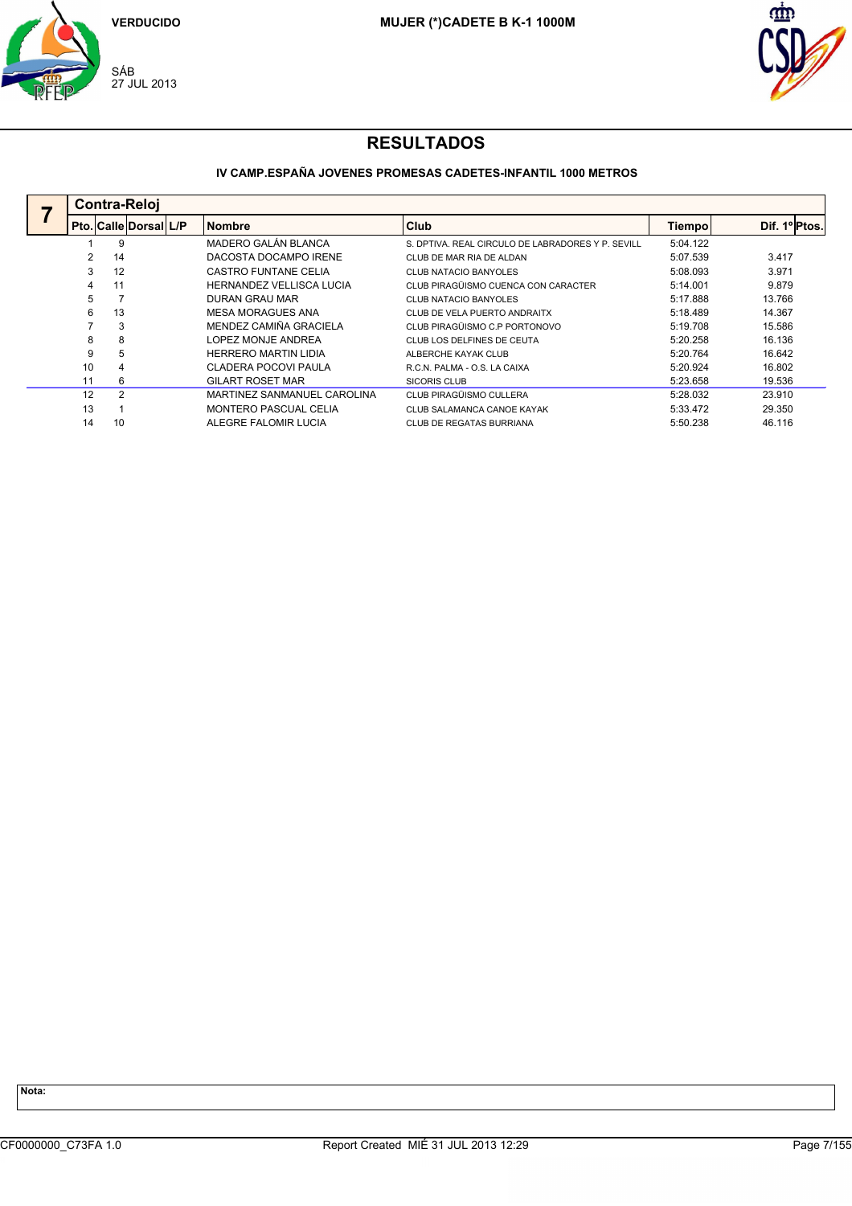VERDUCIDO

SÁB
27 JUL 2013

**MUJER (*)CADETE B K-1 1000M**

# RESULTADOS

**IV CAMP.ESPAÑA JOVENES PROMESAS CADETES-INFANTIL 1000 METROS**

## 7 Contra-Reloj

| Pto. | Calle | Dorsal | L/P | Nombre | Club | Tiempo | Dif. 1º | Ptos. |
|---|---|---|---|---|---|---|---|---|
| 1 | 9 | | | MADERO GALÁN BLANCA | S. DPTIVA. REAL CIRCULO DE LABRADORES Y P. SEVILL | 5:04.122 | | |
| 2 | 14 | | | DACOSTA DOCAMPO IRENE | CLUB DE MAR RIA DE ALDAN | 5:07.539 | 3.417 | |
| 3 | 12 | | | CASTRO FUNTANE CELIA | CLUB NATACIO BANYOLES | 5:08.093 | 3.971 | |
| 4 | 11 | | | HERNANDEZ VELLISCA LUCIA | CLUB PIRAGÜISMO CUENCA CON CARACTER | 5:14.001 | 9.879 | |
| 5 | 7 | | | DURAN GRAU MAR | CLUB NATACIO BANYOLES | 5:17.888 | 13.766 | |
| 6 | 13 | | | MESA MORAGUES ANA | CLUB DE VELA PUERTO ANDRAITX | 5:18.489 | 14.367 | |
| 7 | 3 | | | MENDEZ CAMIÑA GRACIELA | CLUB PIRAGÜISMO C.P PORTONOVO | 5:19.708 | 15.586 | |
| 8 | 8 | | | LOPEZ MONJE ANDREA | CLUB LOS DELFINES DE CEUTA | 5:20.258 | 16.136 | |
| 9 | 5 | | | HERRERO MARTIN LIDIA | ALBERCHE KAYAK CLUB | 5:20.764 | 16.642 | |
| 10 | 4 | | | CLADERA POCOVI PAULA | R.C.N. PALMA - O.S. LA CAIXA | 5:20.924 | 16.802 | |
| 11 | 6 | | | GILART ROSET MAR | SICORIS CLUB | 5:23.658 | 19.536 | |
| 12 | 2 | | | MARTINEZ SANMANUEL CAROLINA | CLUB PIRAGÜISMO CULLERA | 5:28.032 | 23.910 | |
| 13 | 1 | | | MONTERO PASCUAL CELIA | CLUB SALAMANCA CANOE KAYAK | 5:33.472 | 29.350 | |
| 14 | 10 | | | ALEGRE FALOMIR LUCIA | CLUB DE REGATAS BURRIANA | 5:50.238 | 46.116 | |

**Nota:**

CF0000000_C73FA 1.0 Report Created MIÉ 31 JUL 2013 12:29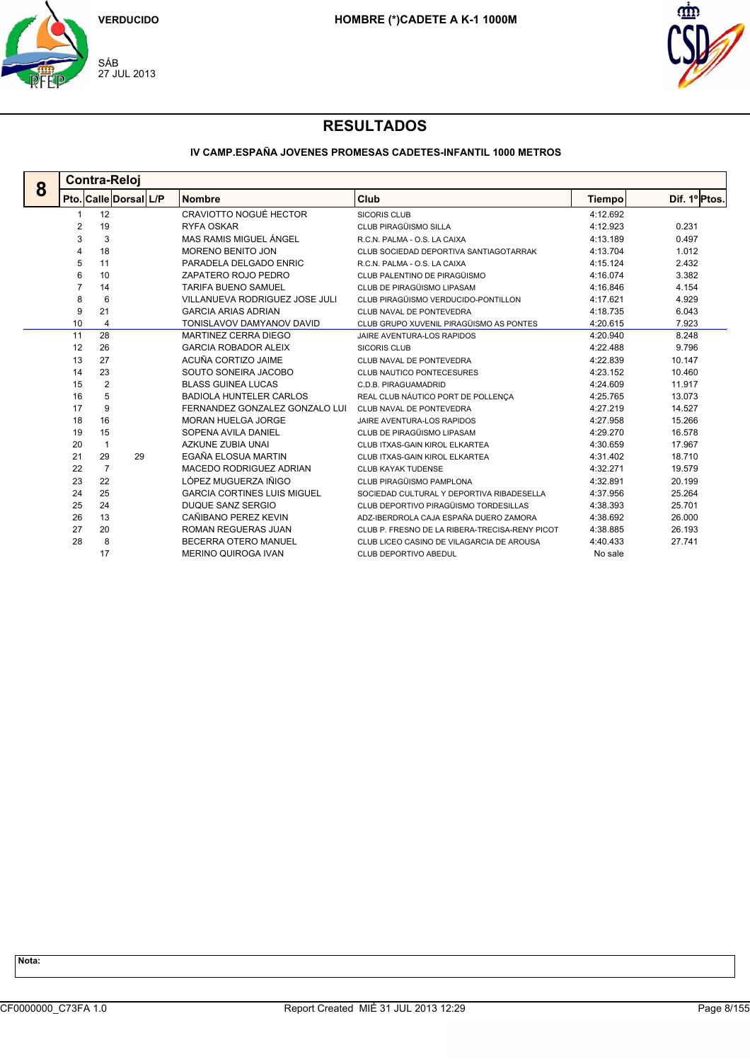VERDUCIDO

SÁB
27 JUL 2013

**HOMBRE (*)CADETE A K-1 1000M**

# RESULTADOS

### IV CAMP.ESPAÑA JOVENES PROMESAS CADETES-INFANTIL 1000 METROS

**8** **Contra-Reloj**

| Pto. | Calle | Dorsal | L/P | Nombre | Club | Tiempo | Dif. 1º | Ptos. |
|---|---|---|---|---|---|---|---|---|
| 1 | 12 | | | CRAVIOTTO NOGUÉ HECTOR | SICORIS CLUB | 4:12.692 | | |
| 2 | 19 | | | RYFA OSKAR | CLUB PIRAGÜISMO SILLA | 4:12.923 | 0.231 | |
| 3 | 3 | | | MAS RAMIS MIGUEL ÁNGEL | R.C.N. PALMA - O.S. LA CAIXA | 4:13.189 | 0.497 | |
| 4 | 18 | | | MORENO BENITO JON | CLUB SOCIEDAD DEPORTIVA SANTIAGOTARRAK | 4:13.704 | 1.012 | |
| 5 | 11 | | | PARADELA DELGADO ENRIC | R.C.N. PALMA - O.S. LA CAIXA | 4:15.124 | 2.432 | |
| 6 | 10 | | | ZAPATERO ROJO PEDRO | CLUB PALENTINO DE PIRAGÜISMO | 4:16.074 | 3.382 | |
| 7 | 14 | | | TARIFA BUENO SAMUEL | CLUB DE PIRAGÜISMO LIPASAM | 4:16.846 | 4.154 | |
| 8 | 6 | | | VILLANUEVA RODRIGUEZ JOSE JULI | CLUB PIRAGÜISMO VERDUCIDO-PONTILLON | 4:17.621 | 4.929 | |
| 9 | 21 | | | GARCIA ARIAS ADRIAN | CLUB NAVAL DE PONTEVEDRA | 4:18.735 | 6.043 | |
| 10 | 4 | | | TONISLAVOV DAMYANOV DAVID | CLUB GRUPO XUVENIL PIRAGÜISMO AS PONTES | 4:20.615 | 7.923 | |
| 11 | 28 | | | MARTINEZ CERRA DIEGO | JAIRE AVENTURA-LOS RAPIDOS | 4:20.940 | 8.248 | |
| 12 | 26 | | | GARCIA ROBADOR ALEIX | SICORIS CLUB | 4:22.488 | 9.796 | |
| 13 | 27 | | | ACUÑA CORTIZO JAIME | CLUB NAVAL DE PONTEVEDRA | 4:22.839 | 10.147 | |
| 14 | 23 | | | SOUTO SONEIRA JACOBO | CLUB NAUTICO PONTECESURES | 4:23.152 | 10.460 | |
| 15 | 2 | | | BLASS GUINEA LUCAS | C.D.B. PIRAGUAMADRID | 4:24.609 | 11.917 | |
| 16 | 5 | | | BADIOLA HUNTELER CARLOS | REAL CLUB NÁUTICO PORT DE POLLENÇA | 4:25.765 | 13.073 | |
| 17 | 9 | | | FERNANDEZ GONZALEZ GONZALO LUI | CLUB NAVAL DE PONTEVEDRA | 4:27.219 | 14.527 | |
| 18 | 16 | | | MORAN HUELGA JORGE | JAIRE AVENTURA-LOS RAPIDOS | 4:27.958 | 15.266 | |
| 19 | 15 | | | SOPENA AVILA DANIEL | CLUB DE PIRAGÜISMO LIPASAM | 4:29.270 | 16.578 | |
| 20 | 1 | | | AZKUNE ZUBIA UNAI | CLUB ITXAS-GAIN KIROL ELKARTEA | 4:30.659 | 17.967 | |
| 21 | 29 | 29 | | EGAÑA ELOSUA MARTIN | CLUB ITXAS-GAIN KIROL ELKARTEA | 4:31.402 | 18.710 | |
| 22 | 7 | | | MACEDO RODRIGUEZ ADRIAN | CLUB KAYAK TUDENSE | 4:32.271 | 19.579 | |
| 23 | 22 | | | LÓPEZ MUGUERZA IÑIGO | CLUB PIRAGÜISMO PAMPLONA | 4:32.891 | 20.199 | |
| 24 | 25 | | | GARCIA CORTINES LUIS MIGUEL | SOCIEDAD CULTURAL Y DEPORTIVA RIBADESELLA | 4:37.956 | 25.264 | |
| 25 | 24 | | | DUQUE SANZ SERGIO | CLUB DEPORTIVO PIRAGÜISMO TORDESILLAS | 4:38.393 | 25.701 | |
| 26 | 13 | | | CAÑIBANO PEREZ KEVIN | ADZ-IBERDROLA CAJA ESPAÑA DUERO ZAMORA | 4:38.692 | 26.000 | |
| 27 | 20 | | | ROMAN REGUERAS JUAN | CLUB P. FRESNO DE LA RIBERA-TRECISA-RENY PICOT | 4:38.885 | 26.193 | |
| 28 | 8 | | | BECERRA OTERO MANUEL | CLUB LICEO CASINO DE VILAGARCIA DE AROUSA | 4:40.433 | 27.741 | |
| | 17 | | | MERINO QUIROGA IVAN | CLUB DEPORTIVO ABEDUL | No sale | | |

**Nota:**

CF0000000_C73FA 1.0 Report Created MIÉ 31 JUL 2013 12:29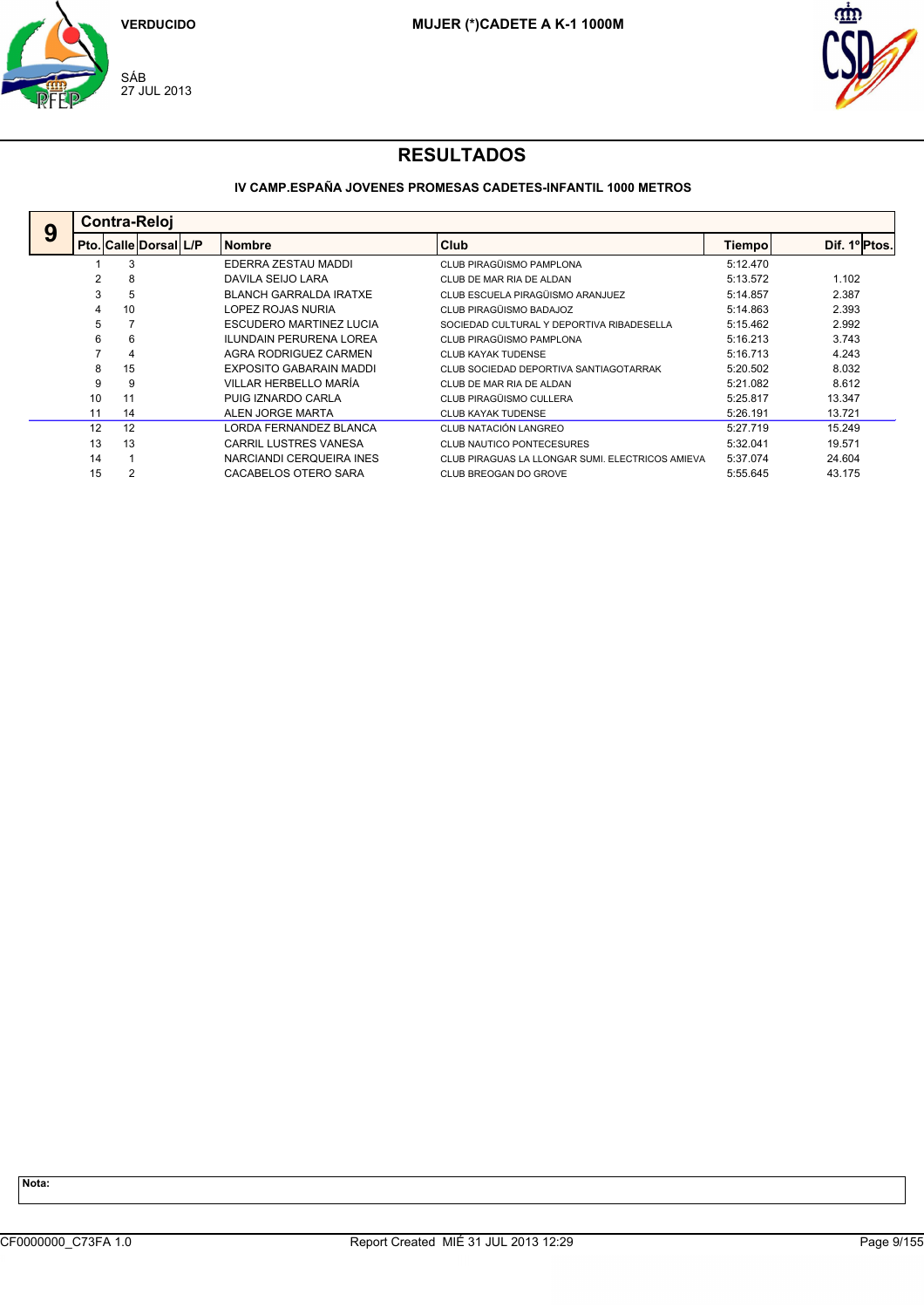VERDUCIDO

SÁB
27 JUL 2013

MUJER (*)CADETE A K-1 1000M

# RESULTADOS

### IV CAMP.ESPAÑA JOVENES PROMESAS CADETES-INFANTIL 1000 METROS

**9 Contra-Reloj**

| Pto. | Calle | Dorsal | L/P | Nombre | Club | Tiempo | Dif. 1º | Ptos. |
|---|---|---|---|---|---|---|---|---|
| 1 | 3 | | | EDERRA ZESTAU MADDI | CLUB PIRAGÜISMO PAMPLONA | 5:12.470 | | |
| 2 | 8 | | | DAVILA SEIJO LARA | CLUB DE MAR RIA DE ALDAN | 5:13.572 | 1.102 | |
| 3 | 5 | | | BLANCH GARRALDA IRATXE | CLUB ESCUELA PIRAGÜISMO ARANJUEZ | 5:14.857 | 2.387 | |
| 4 | 10 | | | LOPEZ ROJAS NURIA | CLUB PIRAGÜISMO BADAJOZ | 5:14.863 | 2.393 | |
| 5 | 7 | | | ESCUDERO MARTINEZ LUCIA | SOCIEDAD CULTURAL Y DEPORTIVA RIBADESELLA | 5:15.462 | 2.992 | |
| 6 | 6 | | | ILUNDAIN PERURENA LOREA | CLUB PIRAGÜISMO PAMPLONA | 5:16.213 | 3.743 | |
| 7 | 4 | | | AGRA RODRIGUEZ CARMEN | CLUB KAYAK TUDENSE | 5:16.713 | 4.243 | |
| 8 | 15 | | | EXPOSITO GABARAIN MADDI | CLUB SOCIEDAD DEPORTIVA SANTIAGOTARRAK | 5:20.502 | 8.032 | |
| 9 | 9 | | | VILLAR HERBELLO MARÍA | CLUB DE MAR RIA DE ALDAN | 5:21.082 | 8.612 | |
| 10 | 11 | | | PUIG IZNARDO CARLA | CLUB PIRAGÜISMO CULLERA | 5:25.817 | 13.347 | |
| 11 | 14 | | | ALEN JORGE MARTA | CLUB KAYAK TUDENSE | 5:26.191 | 13.721 | |
| 12 | 12 | | | LORDA FERNANDEZ BLANCA | CLUB NATACIÓN LANGREO | 5:27.719 | 15.249 | |
| 13 | 13 | | | CARRIL LUSTRES VANESA | CLUB NAUTICO PONTECESURES | 5:32.041 | 19.571 | |
| 14 | 1 | | | NARCIANDI CERQUEIRA INES | CLUB PIRAGUAS LA LLONGAR SUMI. ELECTRICOS AMIEVA | 5:37.074 | 24.604 | |
| 15 | 2 | | | CACABELOS OTERO SARA | CLUB BREOGAN DO GROVE | 5:55.645 | 43.175 | |

**Nota:**

CF0000000_C73FA 1.0 Report Created MIÉ 31 JUL 2013 12:29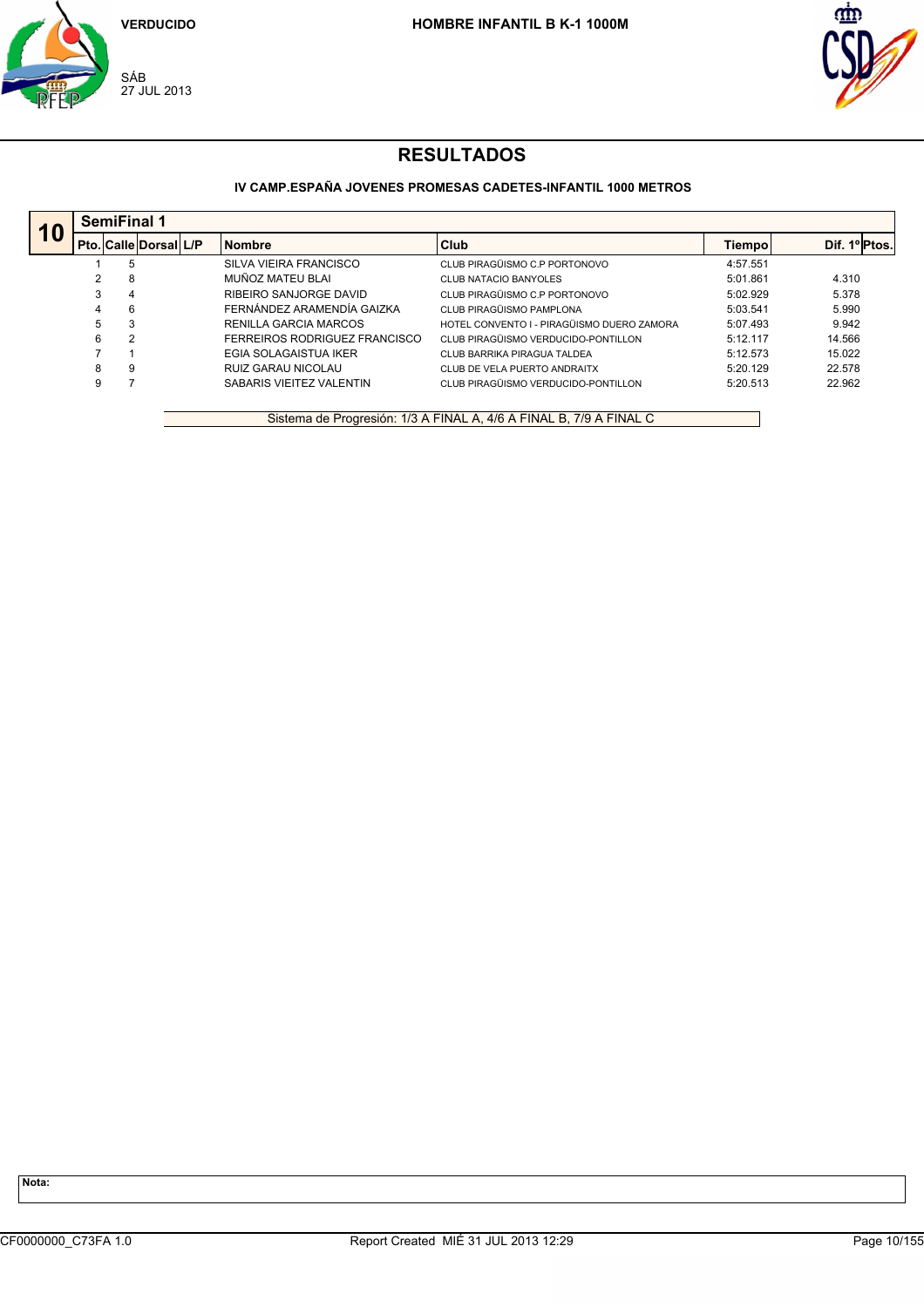VERDUCIDO

SÁB
27 JUL 2013

**HOMBRE INFANTIL B K-1 1000M**

# RESULTADOS

### IV CAMP.ESPAÑA JOVENES PROMESAS CADETES-INFANTIL 1000 METROS

**10** — **SemiFinal 1**

| Pto. | Calle | Dorsal | L/P | Nombre | Club | Tiempo | Dif. 1º | Ptos. |
|---|---|---|---|---|---|---|---|---|
| 1 | 5 | | | SILVA VIEIRA FRANCISCO | CLUB PIRAGÜISMO C.P PORTONOVO | 4:57.551 | | |
| 2 | 8 | | | MUÑOZ MATEU BLAI | CLUB NATACIO BANYOLES | 5:01.861 | 4.310 | |
| 3 | 4 | | | RIBEIRO SANJORGE DAVID | CLUB PIRAGÜISMO C.P PORTONOVO | 5:02.929 | 5.378 | |
| 4 | 6 | | | FERNÁNDEZ ARAMENDÍA GAIZKA | CLUB PIRAGÜISMO PAMPLONA | 5:03.541 | 5.990 | |
| 5 | 3 | | | RENILLA GARCIA MARCOS | HOTEL CONVENTO I - PIRAGÜISMO DUERO ZAMORA | 5:07.493 | 9.942 | |
| 6 | 2 | | | FERREIROS RODRIGUEZ FRANCISCO | CLUB PIRAGÜISMO VERDUCIDO-PONTILLON | 5:12.117 | 14.566 | |
| 7 | 1 | | | EGIA SOLAGAISTUA IKER | CLUB BARRIKA PIRAGUA TALDEA | 5:12.573 | 15.022 | |
| 8 | 9 | | | RUIZ GARAU NICOLAU | CLUB DE VELA PUERTO ANDRAITX | 5:20.129 | 22.578 | |
| 9 | 7 | | | SABARIS VIEITEZ VALENTIN | CLUB PIRAGÜISMO VERDUCIDO-PONTILLON | 5:20.513 | 22.962 | |

Sistema de Progresión: 1/3 A FINAL A, 4/6 A FINAL B, 7/9 A FINAL C

**Nota:**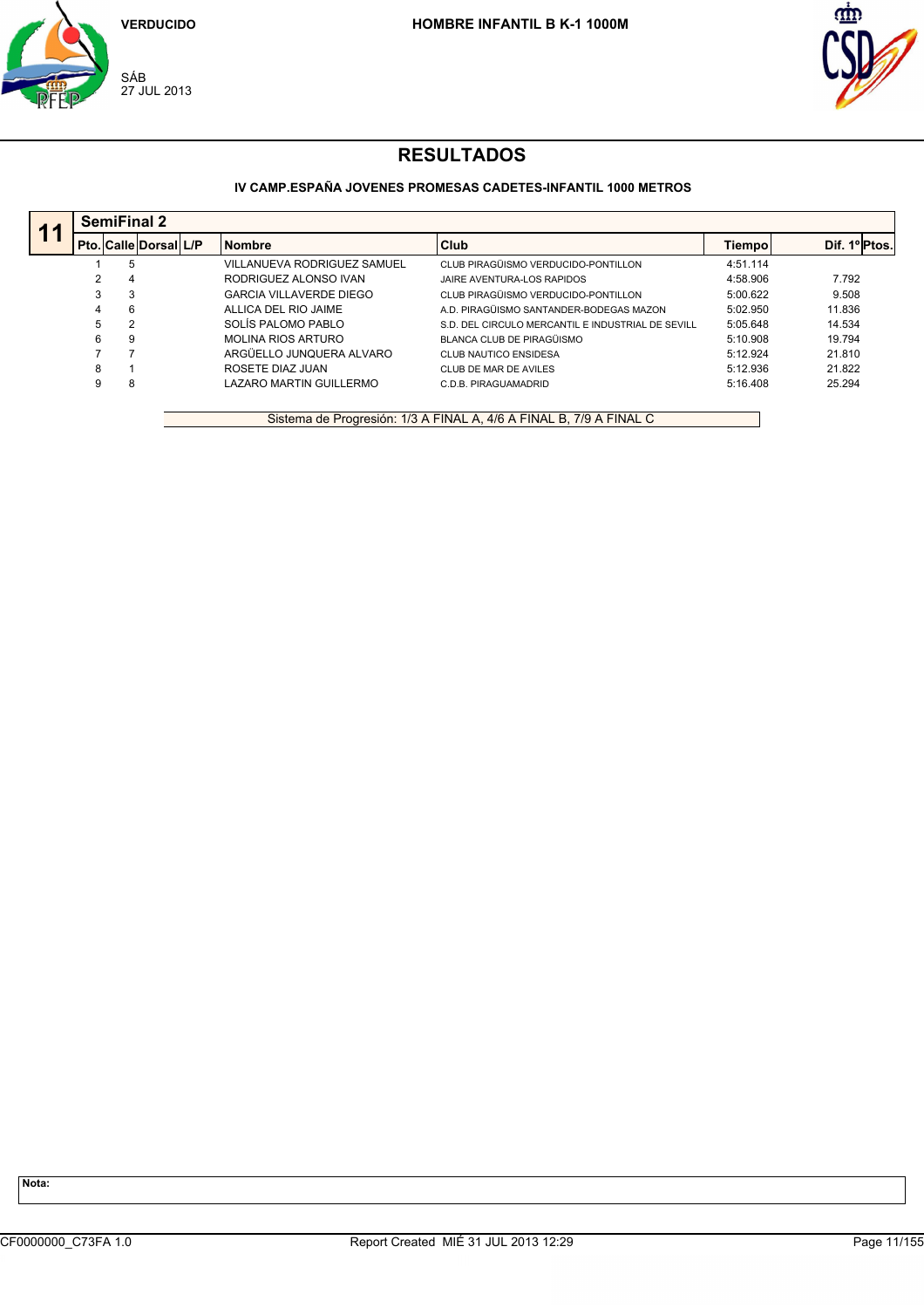VERDUCIDO

SÁB
27 JUL 2013

**HOMBRE INFANTIL B K-1 1000M**

# RESULTADOS

**IV CAMP.ESPAÑA JOVENES PROMESAS CADETES-INFANTIL 1000 METROS**

## 11 SemiFinal 2

| Pto. | Calle | Dorsal | L/P | Nombre | Club | Tiempo | Dif. 1º | Ptos. |
|---|---|---|---|---|---|---|---|---|
| 1 | 5 | | | VILLANUEVA RODRIGUEZ SAMUEL | CLUB PIRAGÜISMO VERDUCIDO-PONTILLON | 4:51.114 | | |
| 2 | 4 | | | RODRIGUEZ ALONSO IVAN | JAIRE AVENTURA-LOS RAPIDOS | 4:58.906 | 7.792 | |
| 3 | 3 | | | GARCIA VILLAVERDE DIEGO | CLUB PIRAGÜISMO VERDUCIDO-PONTILLON | 5:00.622 | 9.508 | |
| 4 | 6 | | | ALLICA DEL RIO JAIME | A.D. PIRAGÜISMO SANTANDER-BODEGAS MAZON | 5:02.950 | 11.836 | |
| 5 | 2 | | | SOLÍS PALOMO PABLO | S.D. DEL CIRCULO MERCANTIL E INDUSTRIAL DE SEVILL | 5:05.648 | 14.534 | |
| 6 | 9 | | | MOLINA RIOS ARTURO | BLANCA CLUB DE PIRAGÜISMO | 5:10.908 | 19.794 | |
| 7 | 7 | | | ARGÜELLO JUNQUERA ALVARO | CLUB NAUTICO ENSIDESA | 5:12.924 | 21.810 | |
| 8 | 1 | | | ROSETE DIAZ JUAN | CLUB DE MAR DE AVILES | 5:12.936 | 21.822 | |
| 9 | 8 | | | LAZARO MARTIN GUILLERMO | C.D.B. PIRAGUAMADRID | 5:16.408 | 25.294 | |

Sistema de Progresión: 1/3 A FINAL A, 4/6 A FINAL B, 7/9 A FINAL C

**Nota:**

CF0000000_C73FA 1.0 Report Created MIÉ 31 JUL 2013 12:29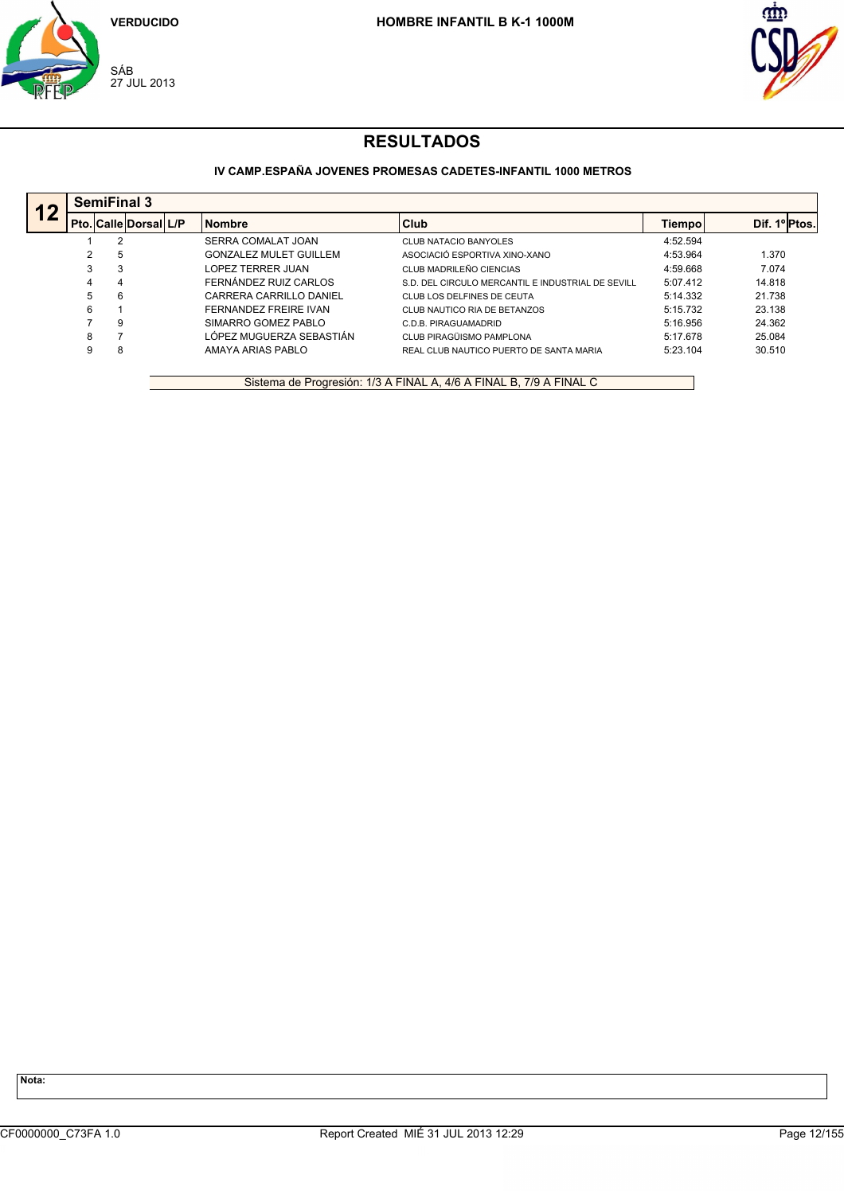VERDUCIDO

SÁB
27 JUL 2013

**HOMBRE INFANTIL B K-1 1000M**

# RESULTADOS

### IV CAMP.ESPAÑA JOVENES PROMESAS CADETES-INFANTIL 1000 METROS

## 12 SemiFinal 3

| Pto. | Calle | Dorsal | L/P | Nombre | Club | Tiempo | Dif. 1º | Ptos. |
|---|---|---|---|---|---|---|---|---|
| 1 | 2 | | | SERRA COMALAT JOAN | CLUB NATACIO BANYOLES | 4:52.594 | | |
| 2 | 5 | | | GONZALEZ MULET GUILLEM | ASOCIACIÓ ESPORTIVA XINO-XANO | 4:53.964 | 1.370 | |
| 3 | 3 | | | LOPEZ TERRER JUAN | CLUB MADRILEÑO CIENCIAS | 4:59.668 | 7.074 | |
| 4 | 4 | | | FERNÁNDEZ RUIZ CARLOS | S.D. DEL CIRCULO MERCANTIL E INDUSTRIAL DE SEVILL | 5:07.412 | 14.818 | |
| 5 | 6 | | | CARRERA CARRILLO DANIEL | CLUB LOS DELFINES DE CEUTA | 5:14.332 | 21.738 | |
| 6 | 1 | | | FERNANDEZ FREIRE IVAN | CLUB NAUTICO RIA DE BETANZOS | 5:15.732 | 23.138 | |
| 7 | 9 | | | SIMARRO GOMEZ PABLO | C.D.B. PIRAGUAMADRID | 5:16.956 | 24.362 | |
| 8 | 7 | | | LÓPEZ MUGUERZA SEBASTIÁN | CLUB PIRAGÜISMO PAMPLONA | 5:17.678 | 25.084 | |
| 9 | 8 | | | AMAYA ARIAS PABLO | REAL CLUB NAUTICO PUERTO DE SANTA MARIA | 5:23.104 | 30.510 | |

Sistema de Progresión: 1/3 A FINAL A, 4/6 A FINAL B, 7/9 A FINAL C

**Nota:**

CF0000000_C73FA 1.0 Report Created MIÉ 31 JUL 2013 12:29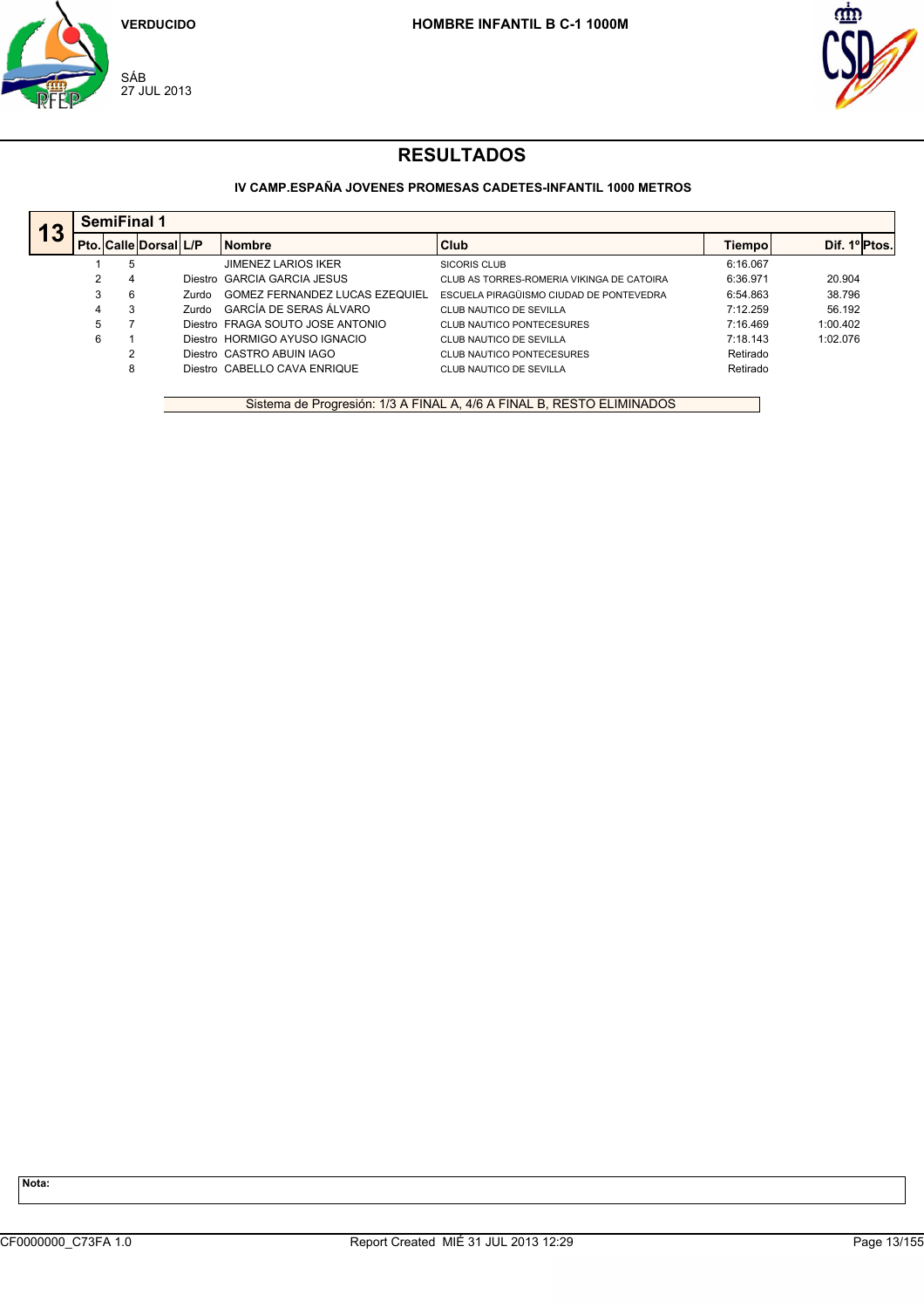VERDUCIDO

SÁB
27 JUL 2013

**HOMBRE INFANTIL B C-1 1000M**

# RESULTADOS

**IV CAMP.ESPAÑA JOVENES PROMESAS CADETES-INFANTIL 1000 METROS**

## 13 SemiFinal 1

| Pto. | Calle | Dorsal | L/P | Nombre | Club | Tiempo | Dif. 1º | Ptos. |
|---|---|---|---|---|---|---|---|---|
| 1 | 5 | | | JIMENEZ LARIOS IKER | SICORIS CLUB | 6:16.067 | | |
| 2 | 4 | | Diestro | GARCIA GARCIA JESUS | CLUB AS TORRES-ROMERIA VIKINGA DE CATOIRA | 6:36.971 | 20.904 | |
| 3 | 6 | | Zurdo | GOMEZ FERNANDEZ LUCAS EZEQUIEL | ESCUELA PIRAGÜISMO CIUDAD DE PONTEVEDRA | 6:54.863 | 38.796 | |
| 4 | 3 | | Zurdo | GARCÍA DE SERAS ÁLVARO | CLUB NAUTICO DE SEVILLA | 7:12.259 | 56.192 | |
| 5 | 7 | | Diestro | FRAGA SOUTO JOSE ANTONIO | CLUB NAUTICO PONTECESURES | 7:16.469 | 1:00.402 | |
| 6 | 1 | | Diestro | HORMIGO AYUSO IGNACIO | CLUB NAUTICO DE SEVILLA | 7:18.143 | 1:02.076 | |
| | 2 | | Diestro | CASTRO ABUIN IAGO | CLUB NAUTICO PONTECESURES | Retirado | | |
| | 8 | | Diestro | CABELLO CAVA ENRIQUE | CLUB NAUTICO DE SEVILLA | Retirado | | |

Sistema de Progresión: 1/3 A FINAL A, 4/6 A FINAL B, RESTO ELIMINADOS

**Nota:**

CF0000000_C73FA 1.0 — Report Created MIÉ 31 JUL 2013 12:29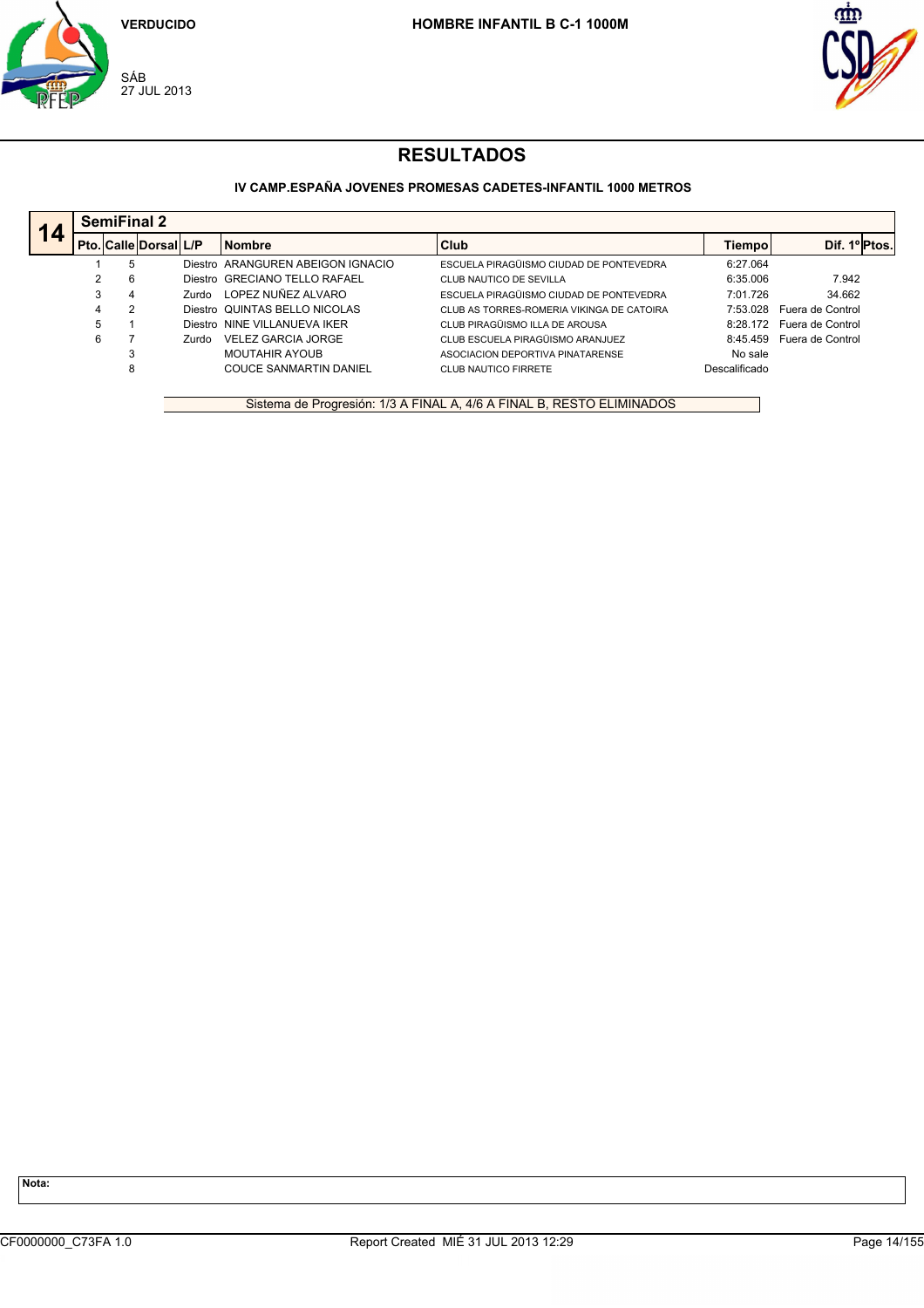VERDUCIDO

SÁB
27 JUL 2013

**HOMBRE INFANTIL B C-1 1000M**

# RESULTADOS

### IV CAMP.ESPAÑA JOVENES PROMESAS CADETES-INFANTIL 1000 METROS

## 14 SemiFinal 2

| Pto. | Calle | Dorsal | L/P | Nombre | Club | Tiempo | Dif. 1º | Ptos. |
|---|---|---|---|---|---|---|---|---|
| 1 | 5 | | Diestro | ARANGUREN ABEIGON IGNACIO | ESCUELA PIRAGÜISMO CIUDAD DE PONTEVEDRA | 6:27.064 | | |
| 2 | 6 | | Diestro | GRECIANO TELLO RAFAEL | CLUB NAUTICO DE SEVILLA | 6:35.006 | 7.942 | |
| 3 | 4 | | Zurdo | LOPEZ NUÑEZ ALVARO | ESCUELA PIRAGÜISMO CIUDAD DE PONTEVEDRA | 7:01.726 | 34.662 | |
| 4 | 2 | | Diestro | QUINTAS BELLO NICOLAS | CLUB AS TORRES-ROMERIA VIKINGA DE CATOIRA | 7:53.028 | Fuera de Control | |
| 5 | 1 | | Diestro | NINE VILLANUEVA IKER | CLUB PIRAGÜISMO ILLA DE AROUSA | 8:28.172 | Fuera de Control | |
| 6 | 7 | | Zurdo | VELEZ GARCIA JORGE | CLUB ESCUELA PIRAGÜISMO ARANJUEZ | 8:45.459 | Fuera de Control | |
| | 3 | | | MOUTAHIR AYOUB | ASOCIACION DEPORTIVA PINATARENSE | No sale | | |
| | 8 | | | COUCE SANMARTIN DANIEL | CLUB NAUTICO FIRRETE | Descalificado | | |

Sistema de Progresión: 1/3 A FINAL A, 4/6 A FINAL B, RESTO ELIMINADOS

**Nota:**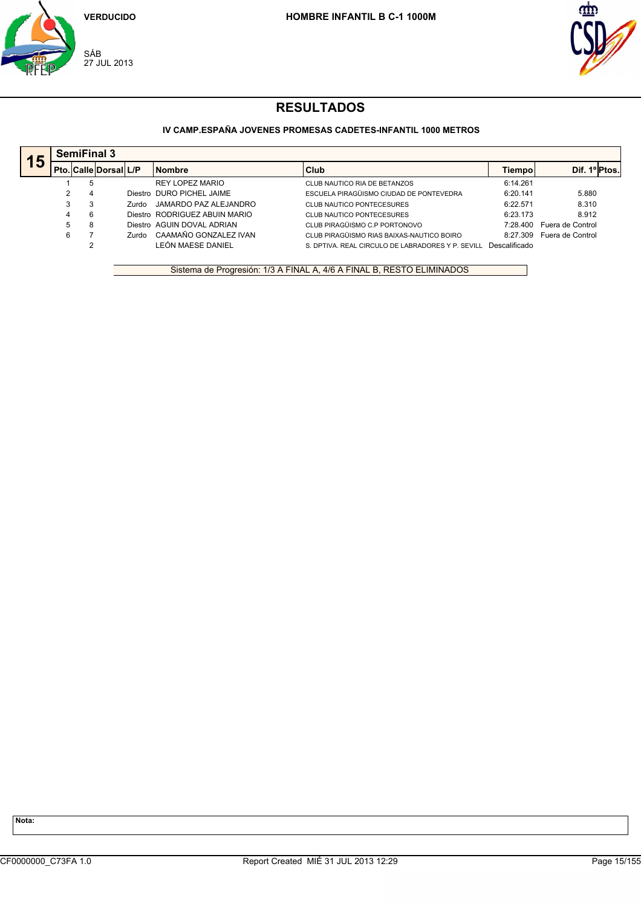VERDUCIDO

SÁB
27 JUL 2013

**HOMBRE INFANTIL B C-1 1000M**

# RESULTADOS

**IV CAMP.ESPAÑA JOVENES PROMESAS CADETES-INFANTIL 1000 METROS**

## 15 SemiFinal 3

| Pto. | Calle | Dorsal | L/P | Nombre | Club | Tiempo | Dif. 1º | Ptos. |
|---|---|---|---|---|---|---|---|---|
| 1 | 5 | | | REY LOPEZ MARIO | CLUB NAUTICO RIA DE BETANZOS | 6:14.261 | | |
| 2 | 4 | | Diestro | DURO PICHEL JAIME | ESCUELA PIRAGÜISMO CIUDAD DE PONTEVEDRA | 6:20.141 | 5.880 | |
| 3 | 3 | | Zurdo | JAMARDO PAZ ALEJANDRO | CLUB NAUTICO PONTECESURES | 6:22.571 | 8.310 | |
| 4 | 6 | | Diestro | RODRIGUEZ ABUIN MARIO | CLUB NAUTICO PONTECESURES | 6:23.173 | 8.912 | |
| 5 | 8 | | Diestro | AGUIN DOVAL ADRIAN | CLUB PIRAGÜISMO C.P PORTONOVO | 7:28.400 | Fuera de Control | |
| 6 | 7 | | Zurdo | CAAMAÑO GONZALEZ IVAN | CLUB PIRAGÜISMO RIAS BAIXAS-NAUTICO BOIRO | 8:27.309 | Fuera de Control | |
| | 2 | | | LEÓN MAESE DANIEL | S. DPTIVA. REAL CIRCULO DE LABRADORES Y P. SEVILL | Descalificado | | |

Sistema de Progresión: 1/3 A FINAL A, 4/6 A FINAL B, RESTO ELIMINADOS

**Nota:**

CF0000000_C73FA 1.0 Report Created MIÉ 31 JUL 2013 12:29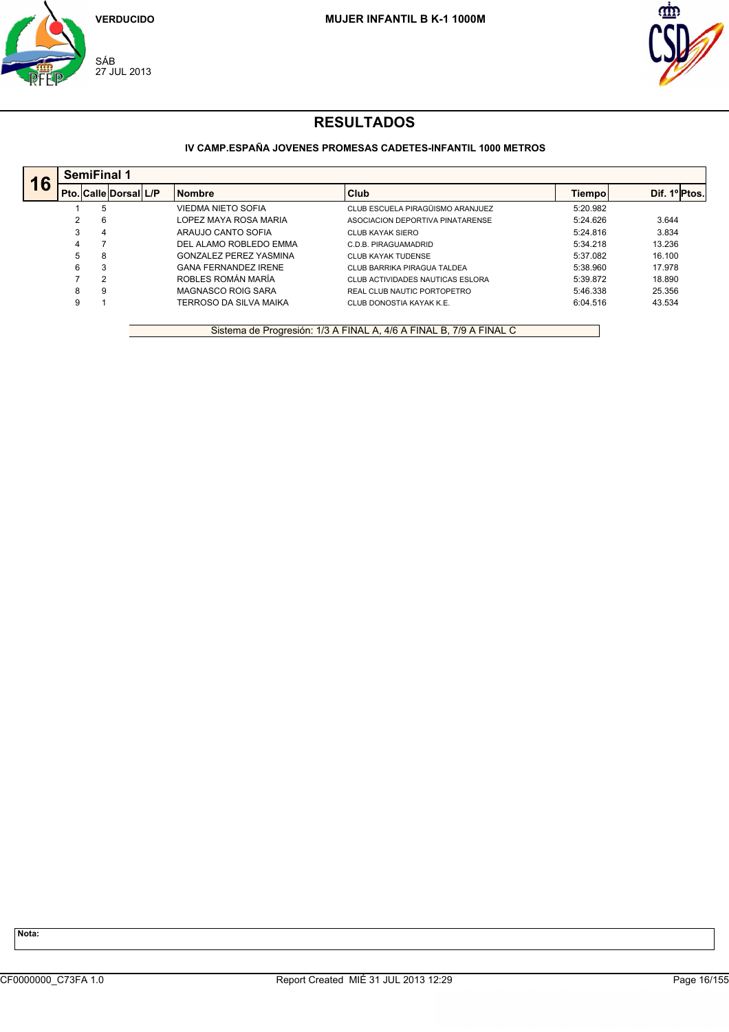VERDUCIDO

**MUJER INFANTIL B K-1 1000M**

SÁB
27 JUL 2013

# RESULTADOS

### IV CAMP.ESPAÑA JOVENES PROMESAS CADETES-INFANTIL 1000 METROS

**16 — SemiFinal 1**

| Pto. | Calle | Dorsal | L/P | Nombre | Club | Tiempo | Dif. 1º | Ptos. |
|---|---|---|---|---|---|---|---|---|
| 1 | 5 | | | VIEDMA NIETO SOFIA | CLUB ESCUELA PIRAGÜISMO ARANJUEZ | 5:20.982 | | |
| 2 | 6 | | | LOPEZ MAYA ROSA MARIA | ASOCIACION DEPORTIVA PINATARENSE | 5:24.626 | 3.644 | |
| 3 | 4 | | | ARAUJO CANTO SOFIA | CLUB KAYAK SIERO | 5:24.816 | 3.834 | |
| 4 | 7 | | | DEL ALAMO ROBLEDO EMMA | C.D.B. PIRAGUAMADRID | 5:34.218 | 13.236 | |
| 5 | 8 | | | GONZALEZ PEREZ YASMINA | CLUB KAYAK TUDENSE | 5:37.082 | 16.100 | |
| 6 | 3 | | | GANA FERNANDEZ IRENE | CLUB BARRIKA PIRAGUA TALDEA | 5:38.960 | 17.978 | |
| 7 | 2 | | | ROBLES ROMÁN MARÍA | CLUB ACTIVIDADES NAUTICAS ESLORA | 5:39.872 | 18.890 | |
| 8 | 9 | | | MAGNASCO ROIG SARA | REAL CLUB NAUTIC PORTOPETRO | 5:46.338 | 25.356 | |
| 9 | 1 | | | TERROSO DA SILVA MAIKA | CLUB DONOSTIA KAYAK K.E. | 6:04.516 | 43.534 | |

Sistema de Progresión: 1/3 A FINAL A, 4/6 A FINAL B, 7/9 A FINAL C

**Nota:**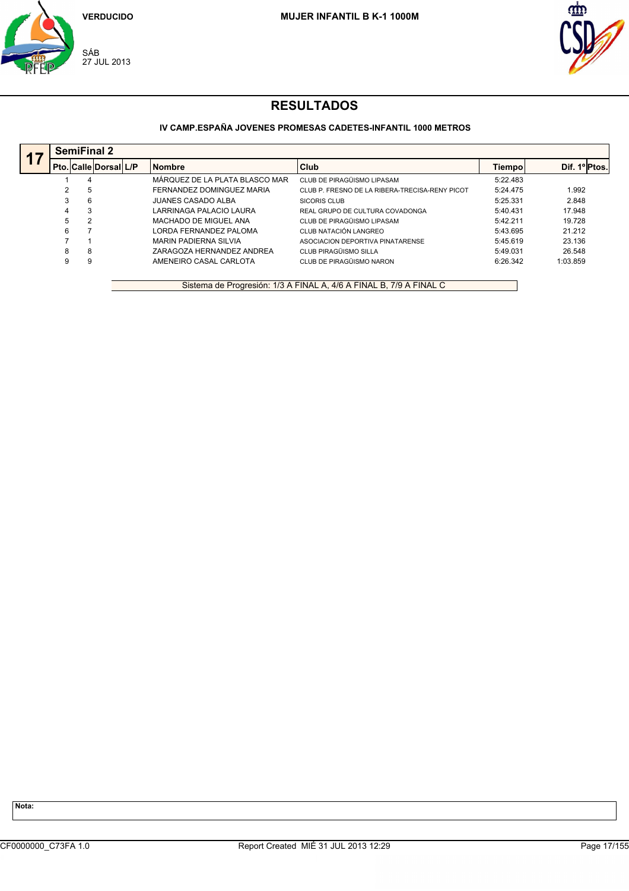VERDUCIDO

SÁB
27 JUL 2013

**MUJER INFANTIL B K-1 1000M**

# RESULTADOS

### IV CAMP.ESPAÑA JOVENES PROMESAS CADETES-INFANTIL 1000 METROS

## 17 SemiFinal 2

| Pto. | Calle | Dorsal | L/P | Nombre | Club | Tiempo | Dif. 1º | Ptos. |
|---|---|---|---|---|---|---|---|---|
| 1 | 4 | | | MÁRQUEZ DE LA PLATA BLASCO MAR | CLUB DE PIRAGÜISMO LIPASAM | 5:22.483 | | |
| 2 | 5 | | | FERNANDEZ DOMINGUEZ MARIA | CLUB P. FRESNO DE LA RIBERA-TRECISA-RENY PICOT | 5:24.475 | 1.992 | |
| 3 | 6 | | | JUANES CASADO ALBA | SICORIS CLUB | 5:25.331 | 2.848 | |
| 4 | 3 | | | LARRINAGA PALACIO LAURA | REAL GRUPO DE CULTURA COVADONGA | 5:40.431 | 17.948 | |
| 5 | 2 | | | MACHADO DE MIGUEL ANA | CLUB DE PIRAGÜISMO LIPASAM | 5:42.211 | 19.728 | |
| 6 | 7 | | | LORDA FERNANDEZ PALOMA | CLUB NATACIÓN LANGREO | 5:43.695 | 21.212 | |
| 7 | 1 | | | MARIN PADIERNA SILVIA | ASOCIACION DEPORTIVA PINATARENSE | 5:45.619 | 23.136 | |
| 8 | 8 | | | ZARAGOZA HERNANDEZ ANDREA | CLUB PIRAGÜISMO SILLA | 5:49.031 | 26.548 | |
| 9 | 9 | | | AMENEIRO CASAL CARLOTA | CLUB DE PIRAGÜISMO NARON | 6:26.342 | 1:03.859 | |

Sistema de Progresión: 1/3 A FINAL A, 4/6 A FINAL B, 7/9 A FINAL C

**Nota:**

CF0000000_C73FA 1.0 Report Created MIÉ 31 JUL 2013 12:29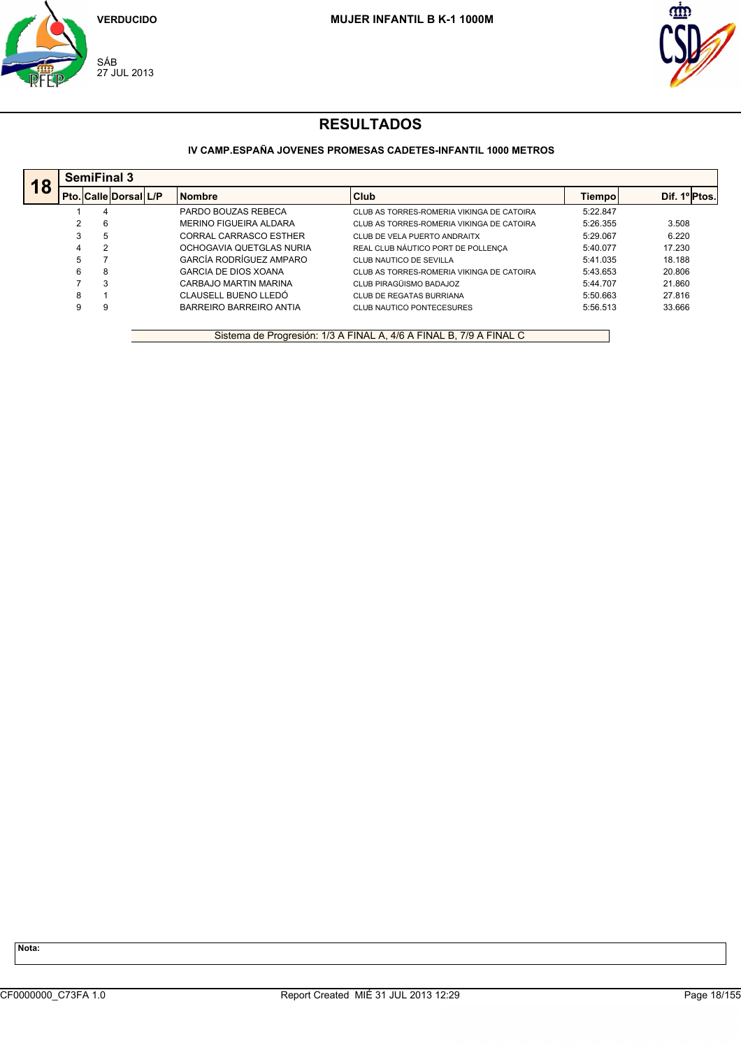VERDUCIDO

SÁB
27 JUL 2013

**MUJER INFANTIL B K-1 1000M**

# RESULTADOS

### IV CAMP.ESPAÑA JOVENES PROMESAS CADETES-INFANTIL 1000 METROS

## 18 SemiFinal 3

| Pto. | Calle | Dorsal | L/P | Nombre | Club | Tiempo | Dif. 1º | Ptos. |
|---|---|---|---|---|---|---|---|---|
| 1 | 4 | | | PARDO BOUZAS REBECA | CLUB AS TORRES-ROMERIA VIKINGA DE CATOIRA | 5:22.847 | | |
| 2 | 6 | | | MERINO FIGUEIRA ALDARA | CLUB AS TORRES-ROMERIA VIKINGA DE CATOIRA | 5:26.355 | 3.508 | |
| 3 | 5 | | | CORRAL CARRASCO ESTHER | CLUB DE VELA PUERTO ANDRAITX | 5:29.067 | 6.220 | |
| 4 | 2 | | | OCHOGAVIA QUETGLAS NURIA | REAL CLUB NÁUTICO PORT DE POLLENÇA | 5:40.077 | 17.230 | |
| 5 | 7 | | | GARCÍA RODRÍGUEZ AMPARO | CLUB NAUTICO DE SEVILLA | 5:41.035 | 18.188 | |
| 6 | 8 | | | GARCIA DE DIOS XOANA | CLUB AS TORRES-ROMERIA VIKINGA DE CATOIRA | 5:43.653 | 20.806 | |
| 7 | 3 | | | CARBAJO MARTIN MARINA | CLUB PIRAGÜISMO BADAJOZ | 5:44.707 | 21.860 | |
| 8 | 1 | | | CLAUSELL BUENO LLEDÓ | CLUB DE REGATAS BURRIANA | 5:50.663 | 27.816 | |
| 9 | 9 | | | BARREIRO BARREIRO ANTIA | CLUB NAUTICO PONTECESURES | 5:56.513 | 33.666 | |

Sistema de Progresión: 1/3 A FINAL A, 4/6 A FINAL B, 7/9 A FINAL C

**Nota:**

CF0000000_C73FA 1.0 Report Created MIÉ 31 JUL 2013 12:29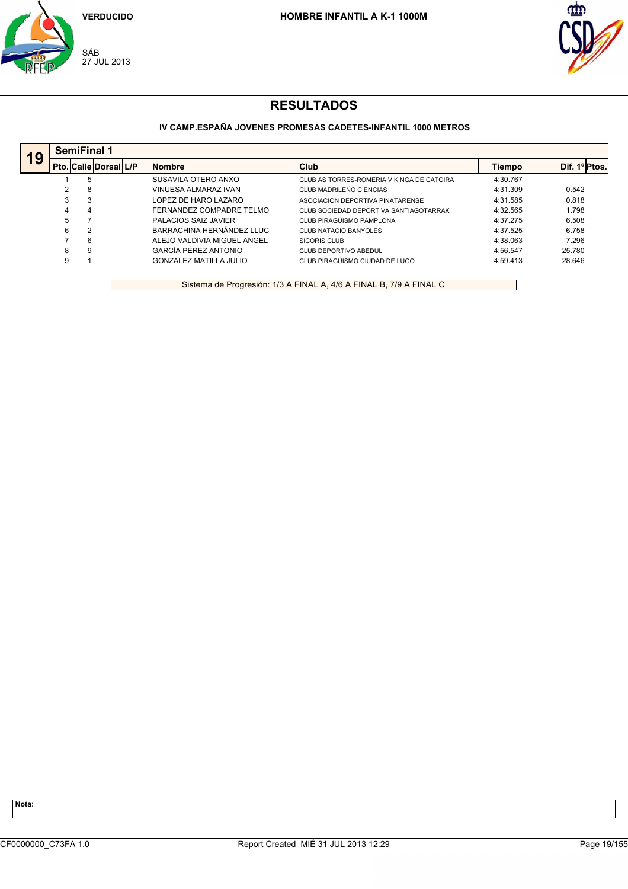VERDUCIDO

SÁB
27 JUL 2013

**HOMBRE INFANTIL A K-1 1000M**

## RESULTADOS

**IV CAMP.ESPAÑA JOVENES PROMESAS CADETES-INFANTIL 1000 METROS**

**19** — **SemiFinal 1**

| Pto. | Calle | Dorsal | L/P | Nombre | Club | Tiempo | Dif. 1º | Ptos. |
|---|---|---|---|---|---|---|---|---|
| 1 | 5 | | | SUSAVILA OTERO ANXO | CLUB AS TORRES-ROMERIA VIKINGA DE CATOIRA | 4:30.767 | | |
| 2 | 8 | | | VINUESA ALMARAZ IVAN | CLUB MADRILEÑO CIENCIAS | 4:31.309 | 0.542 | |
| 3 | 3 | | | LOPEZ DE HARO LAZARO | ASOCIACION DEPORTIVA PINATARENSE | 4:31.585 | 0.818 | |
| 4 | 4 | | | FERNANDEZ COMPADRE TELMO | CLUB SOCIEDAD DEPORTIVA SANTIAGOTARRAK | 4:32.565 | 1.798 | |
| 5 | 7 | | | PALACIOS SAIZ JAVIER | CLUB PIRAGÜISMO PAMPLONA | 4:37.275 | 6.508 | |
| 6 | 2 | | | BARRACHINA HERNÁNDEZ LLUC | CLUB NATACIO BANYOLES | 4:37.525 | 6.758 | |
| 7 | 6 | | | ALEJO VALDIVIA MIGUEL ANGEL | SICORIS CLUB | 4:38.063 | 7.296 | |
| 8 | 9 | | | GARCÍA PÉREZ ANTONIO | CLUB DEPORTIVO ABEDUL | 4:56.547 | 25.780 | |
| 9 | 1 | | | GONZALEZ MATILLA JULIO | CLUB PIRAGÜISMO CIUDAD DE LUGO | 4:59.413 | 28.646 | |

Sistema de Progresión: 1/3 A FINAL A, 4/6 A FINAL B, 7/9 A FINAL C

**Nota:**

CF0000000_C73FA 1.0 — Report Created MIÉ 31 JUL 2013 12:29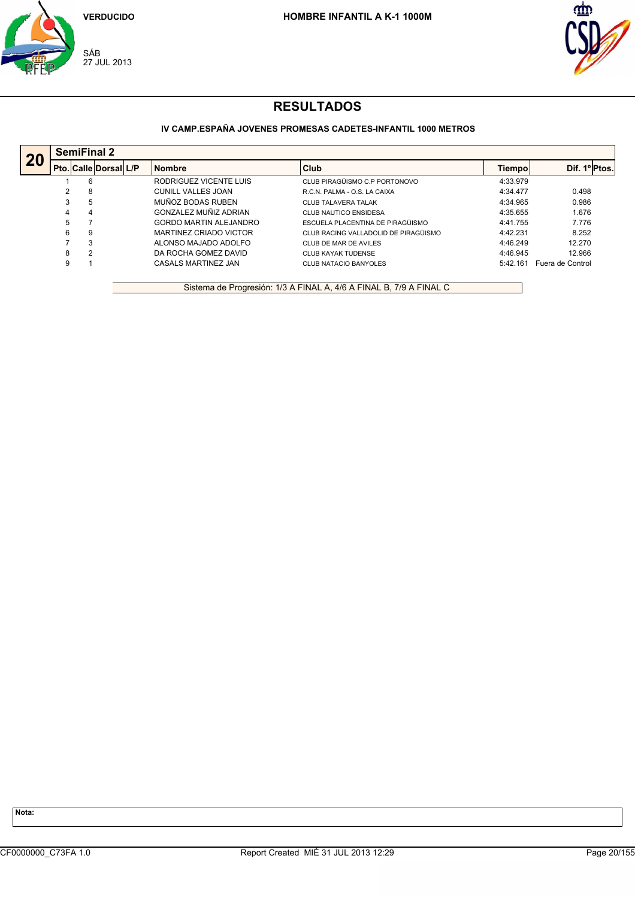VERDUCIDO

SÁB
27 JUL 2013

**HOMBRE INFANTIL A K-1 1000M**

# RESULTADOS

### IV CAMP.ESPAÑA JOVENES PROMESAS CADETES-INFANTIL 1000 METROS

**20** — **SemiFinal 2**

| Pto. | Calle | Dorsal | L/P | Nombre | Club | Tiempo | Dif. 1º | Ptos. |
|---|---|---|---|---|---|---|---|---|
| 1 | 6 | | | RODRIGUEZ VICENTE LUIS | CLUB PIRAGÜISMO C.P PORTONOVO | 4:33.979 | | |
| 2 | 8 | | | CUNILL VALLES JOAN | R.C.N. PALMA - O.S. LA CAIXA | 4:34.477 | 0.498 | |
| 3 | 5 | | | MUÑOZ BODAS RUBEN | CLUB TALAVERA TALAK | 4:34.965 | 0.986 | |
| 4 | 4 | | | GONZALEZ MUÑIZ ADRIAN | CLUB NAUTICO ENSIDESA | 4:35.655 | 1.676 | |
| 5 | 7 | | | GORDO MARTIN ALEJANDRO | ESCUELA PLACENTINA DE PIRAGÜISMO | 4:41.755 | 7.776 | |
| 6 | 9 | | | MARTINEZ CRIADO VICTOR | CLUB RACING VALLADOLID DE PIRAGÜISMO | 4:42.231 | 8.252 | |
| 7 | 3 | | | ALONSO MAJADO ADOLFO | CLUB DE MAR DE AVILES | 4:46.249 | 12.270 | |
| 8 | 2 | | | DA ROCHA GOMEZ DAVID | CLUB KAYAK TUDENSE | 4:46.945 | 12.966 | |
| 9 | 1 | | | CASALS MARTINEZ JAN | CLUB NATACIO BANYOLES | 5:42.161 | Fuera de Control | |

Sistema de Progresión: 1/3 A FINAL A, 4/6 A FINAL B, 7/9 A FINAL C

**Nota:**

CF0000000_C73FA 1.0 — Report Created MIÉ 31 JUL 2013 12:29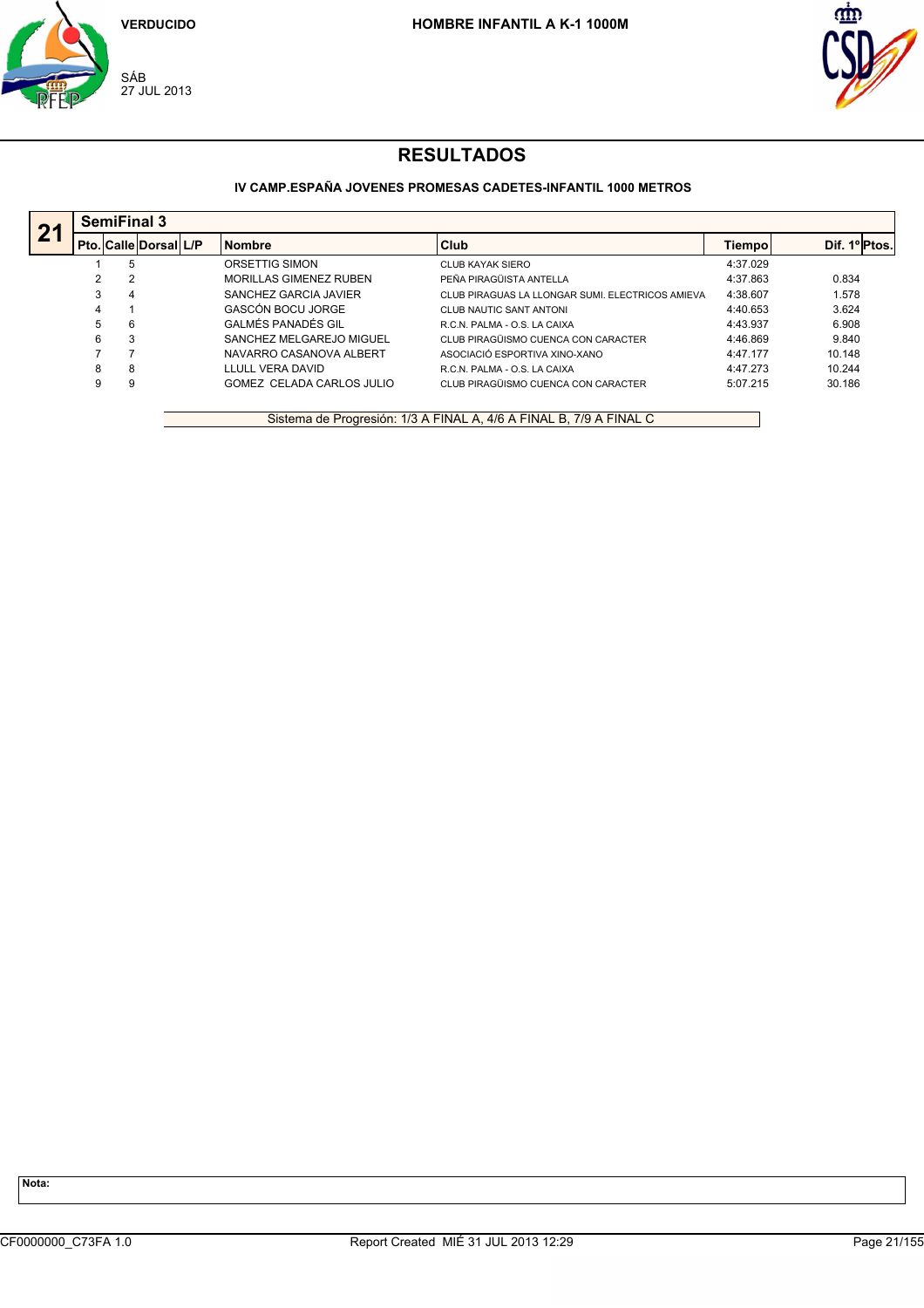VERDUCIDO

SÁB
27 JUL 2013

**HOMBRE INFANTIL A K-1 1000M**

# RESULTADOS

**IV CAMP.ESPAÑA JOVENES PROMESAS CADETES-INFANTIL 1000 METROS**

## 21 SemiFinal 3

| Pto. | Calle | Dorsal | L/P | Nombre | Club | Tiempo | Dif. 1º | Ptos. |
|---|---|---|---|---|---|---|---|---|
| 1 | 5 | | | ORSETTIG SIMON | CLUB KAYAK SIERO | 4:37.029 | | |
| 2 | 2 | | | MORILLAS GIMENEZ RUBEN | PEÑA PIRAGÜISTA ANTELLA | 4:37.863 | 0.834 | |
| 3 | 4 | | | SANCHEZ GARCIA JAVIER | CLUB PIRAGUAS LA LLONGAR SUMI. ELECTRICOS AMIEVA | 4:38.607 | 1.578 | |
| 4 | 1 | | | GASCÓN BOCU JORGE | CLUB NAUTIC SANT ANTONI | 4:40.653 | 3.624 | |
| 5 | 6 | | | GALMÉS PANADÉS GIL | R.C.N. PALMA - O.S. LA CAIXA | 4:43.937 | 6.908 | |
| 6 | 3 | | | SANCHEZ MELGAREJO MIGUEL | CLUB PIRAGÜISMO CUENCA CON CARACTER | 4:46.869 | 9.840 | |
| 7 | 7 | | | NAVARRO CASANOVA ALBERT | ASOCIACIÓ ESPORTIVA XINO-XANO | 4:47.177 | 10.148 | |
| 8 | 8 | | | LLULL VERA DAVID | R.C.N. PALMA - O.S. LA CAIXA | 4:47.273 | 10.244 | |
| 9 | 9 | | | GOMEZ CELADA CARLOS JULIO | CLUB PIRAGÜISMO CUENCA CON CARACTER | 5:07.215 | 30.186 | |

Sistema de Progresión: 1/3 A FINAL A, 4/6 A FINAL B, 7/9 A FINAL C

**Nota:**

CF0000000_C73FA 1.0 — Report Created MIÉ 31 JUL 2013 12:29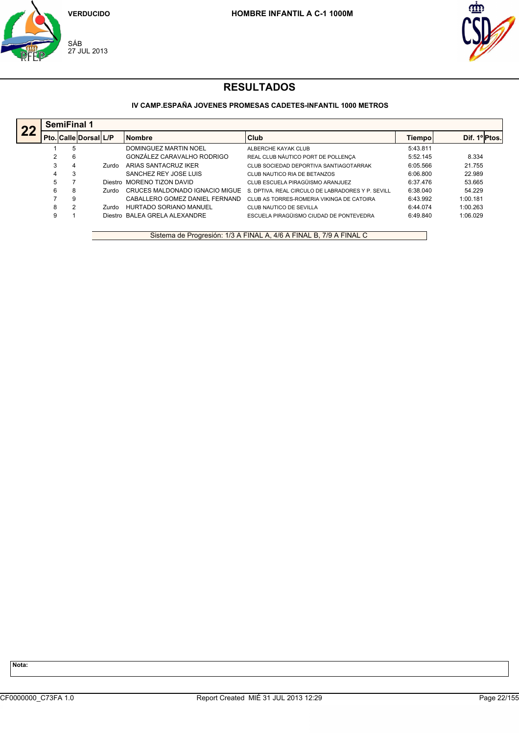VERDUCIDO

SÁB
27 JUL 2013

HOMBRE INFANTIL A C-1 1000M

# RESULTADOS

### IV CAMP.ESPAÑA JOVENES PROMESAS CADETES-INFANTIL 1000 METROS

**22** — **SemiFinal 1**

| Pto. | Calle | Dorsal | L/P | Nombre | Club | Tiempo | Dif. 1º | Ptos. |
|---|---|---|---|---|---|---|---|---|
| 1 | 5 | | | DOMINGUEZ MARTIN NOEL | ALBERCHE KAYAK CLUB | 5:43.811 | | |
| 2 | 6 | | | GONZÁLEZ CARAVALHO RODRIGO | REAL CLUB NÁUTICO PORT DE POLLENÇA | 5:52.145 | 8.334 | |
| 3 | 4 | | Zurdo | ARIAS SANTACRUZ IKER | CLUB SOCIEDAD DEPORTIVA SANTIAGOTARRAK | 6:05.566 | 21.755 | |
| 4 | 3 | | | SANCHEZ REY JOSE LUIS | CLUB NAUTICO RIA DE BETANZOS | 6:06.800 | 22.989 | |
| 5 | 7 | | Diestro | MORENO TIZON DAVID | CLUB ESCUELA PIRAGÜISMO ARANJUEZ | 6:37.476 | 53.665 | |
| 6 | 8 | | Zurdo | CRUCES MALDONADO IGNACIO MIGUE | S. DPTIVA. REAL CIRCULO DE LABRADORES Y P. SEVILL | 6:38.040 | 54.229 | |
| 7 | 9 | | | CABALLERO GOMEZ DANIEL FERNAND | CLUB AS TORRES-ROMERIA VIKINGA DE CATOIRA | 6:43.992 | 1:00.181 | |
| 8 | 2 | | Zurdo | HURTADO SORIANO MANUEL | CLUB NAUTICO DE SEVILLA | 6:44.074 | 1:00.263 | |
| 9 | 1 | | Diestro | BALEA GRELA ALEXANDRE | ESCUELA PIRAGÜISMO CIUDAD DE PONTEVEDRA | 6:49.840 | 1:06.029 | |

Sistema de Progresión: 1/3 A FINAL A, 4/6 A FINAL B, 7/9 A FINAL C

**Nota:**

CF0000000_C73FA 1.0 — Report Created MIÉ 31 JUL 2013 12:29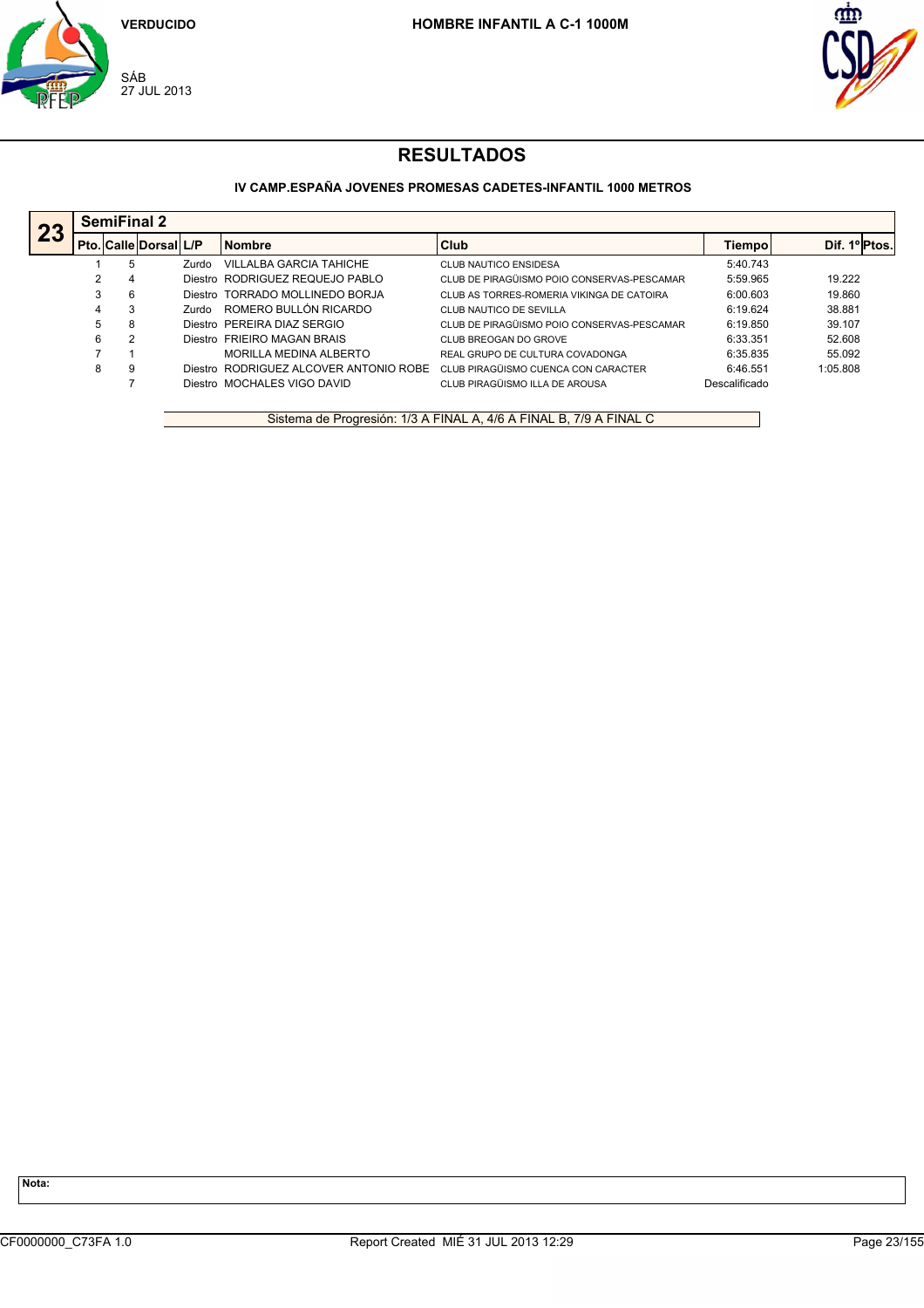VERDUCIDO

SÁB
27 JUL 2013

**HOMBRE INFANTIL A C-1 1000M**

# RESULTADOS

### IV CAMP.ESPAÑA JOVENES PROMESAS CADETES-INFANTIL 1000 METROS

## 23 SemiFinal 2

| Pto. | Calle | Dorsal | L/P | Nombre | Club | Tiempo | Dif. 1º | Ptos. |
|---|---|---|---|---|---|---|---|---|
| 1 | 5 | | Zurdo | VILLALBA GARCIA TAHICHE | CLUB NAUTICO ENSIDESA | 5:40.743 | | |
| 2 | 4 | | Diestro | RODRIGUEZ REQUEJO PABLO | CLUB DE PIRAGÜISMO POIO CONSERVAS-PESCAMAR | 5:59.965 | 19.222 | |
| 3 | 6 | | Diestro | TORRADO MOLLINEDO BORJA | CLUB AS TORRES-ROMERIA VIKINGA DE CATOIRA | 6:00.603 | 19.860 | |
| 4 | 3 | | Zurdo | ROMERO BULLÓN RICARDO | CLUB NAUTICO DE SEVILLA | 6:19.624 | 38.881 | |
| 5 | 8 | | Diestro | PEREIRA DIAZ SERGIO | CLUB DE PIRAGÜISMO POIO CONSERVAS-PESCAMAR | 6:19.850 | 39.107 | |
| 6 | 2 | | Diestro | FRIEIRO MAGAN BRAIS | CLUB BREOGAN DO GROVE | 6:33.351 | 52.608 | |
| 7 | 1 | | | MORILLA MEDINA ALBERTO | REAL GRUPO DE CULTURA COVADONGA | 6:35.835 | 55.092 | |
| 8 | 9 | | Diestro | RODRIGUEZ ALCOVER ANTONIO ROBE | CLUB PIRAGÜISMO CUENCA CON CARACTER | 6:46.551 | 1:05.808 | |
| | 7 | | Diestro | MOCHALES VIGO DAVID | CLUB PIRAGÜISMO ILLA DE AROUSA | Descalificado | | |

Sistema de Progresión: 1/3 A FINAL A, 4/6 A FINAL B, 7/9 A FINAL C

**Nota:**

CF0000000_C73FA 1.0 Report Created MIÉ 31 JUL 2013 12:29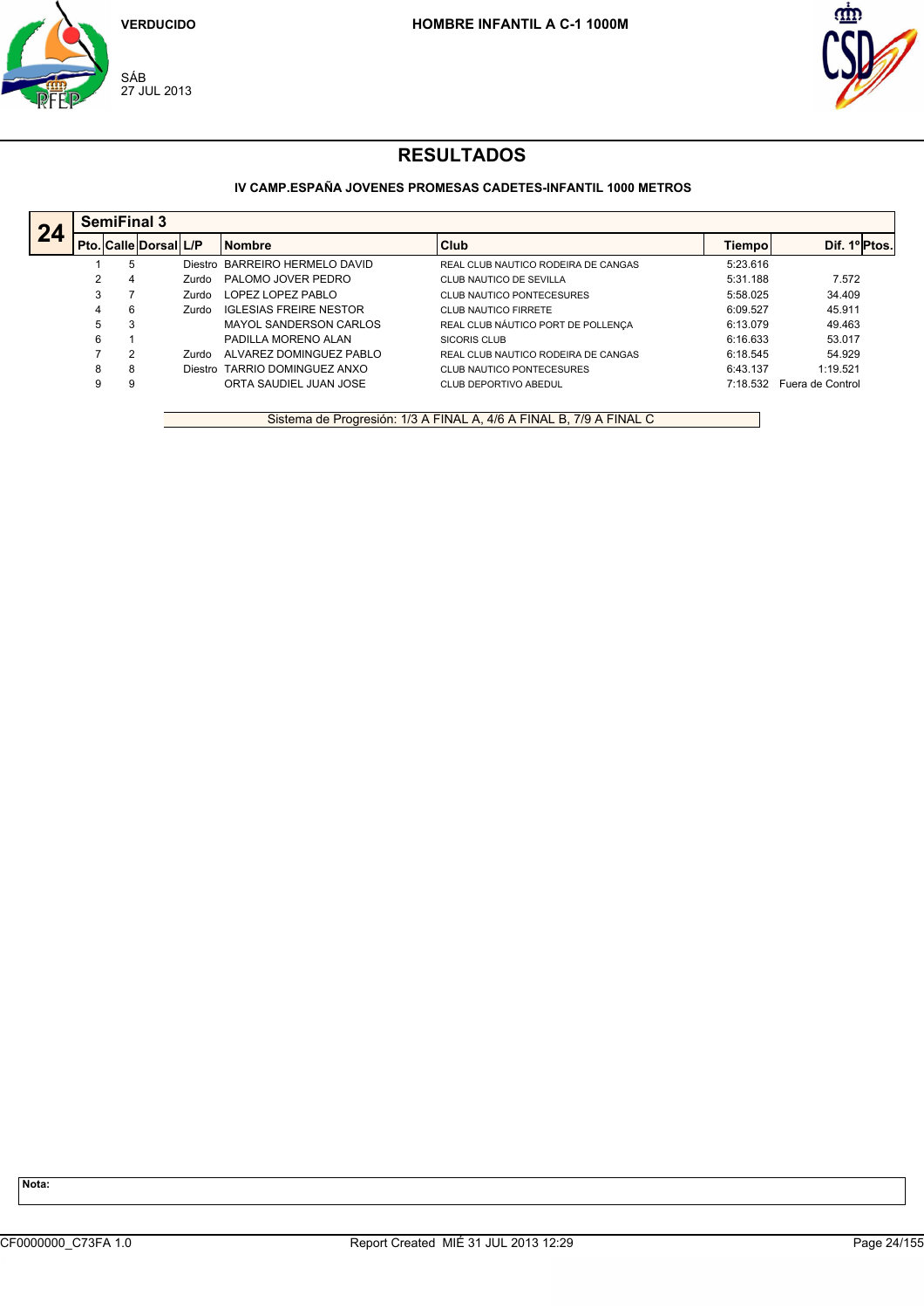VERDUCIDO

SÁB
27 JUL 2013

**HOMBRE INFANTIL A C-1 1000M**

# RESULTADOS

### IV CAMP.ESPAÑA JOVENES PROMESAS CADETES-INFANTIL 1000 METROS

## 24 SemiFinal 3

| Pto. | Calle | Dorsal | L/P | Nombre | Club | Tiempo | Dif. 1º | Ptos. |
|---|---|---|---|---|---|---|---|---|
| 1 | 5 | | Diestro | BARREIRO HERMELO DAVID | REAL CLUB NAUTICO RODEIRA DE CANGAS | 5:23.616 | | |
| 2 | 4 | | Zurdo | PALOMO JOVER PEDRO | CLUB NAUTICO DE SEVILLA | 5:31.188 | 7.572 | |
| 3 | 7 | | Zurdo | LOPEZ LOPEZ PABLO | CLUB NAUTICO PONTECESURES | 5:58.025 | 34.409 | |
| 4 | 6 | | Zurdo | IGLESIAS FREIRE NESTOR | CLUB NAUTICO FIRRETE | 6:09.527 | 45.911 | |
| 5 | 3 | | | MAYOL SANDERSON CARLOS | REAL CLUB NÁUTICO PORT DE POLLENÇA | 6:13.079 | 49.463 | |
| 6 | 1 | | | PADILLA MORENO ALAN | SICORIS CLUB | 6:16.633 | 53.017 | |
| 7 | 2 | | Zurdo | ALVAREZ DOMINGUEZ PABLO | REAL CLUB NAUTICO RODEIRA DE CANGAS | 6:18.545 | 54.929 | |
| 8 | 8 | | Diestro | TARRIO DOMINGUEZ ANXO | CLUB NAUTICO PONTECESURES | 6:43.137 | 1:19.521 | |
| 9 | 9 | | | ORTA SAUDIEL JUAN JOSE | CLUB DEPORTIVO ABEDUL | 7:18.532 | Fuera de Control | |

Sistema de Progresión: 1/3 A FINAL A, 4/6 A FINAL B, 7/9 A FINAL C

**Nota:**

CF0000000_C73FA 1.0 Report Created MIÉ 31 JUL 2013 12:29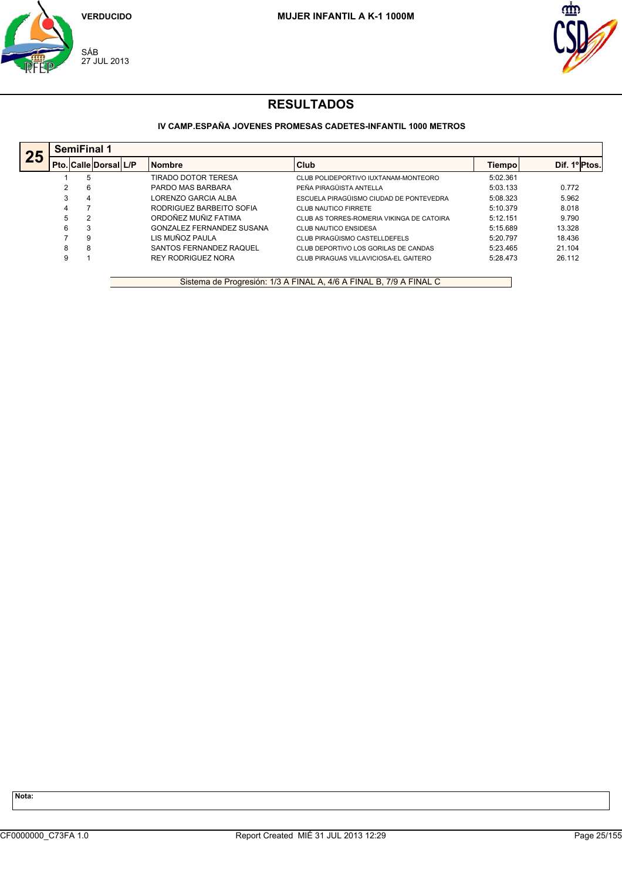VERDUCIDO

SÁB
27 JUL 2013

**MUJER INFANTIL A K-1 1000M**

# RESULTADOS

### IV CAMP.ESPAÑA JOVENES PROMESAS CADETES-INFANTIL 1000 METROS

## 25 SemiFinal 1

| Pto. | Calle | Dorsal | L/P | Nombre | Club | Tiempo | Dif. 1º | Ptos. |
|---|---|---|---|---|---|---|---|---|
| 1 | 5 | | | TIRADO DOTOR TERESA | CLUB POLIDEPORTIVO IUXTANAM-MONTEORO | 5:02.361 | | |
| 2 | 6 | | | PARDO MAS BARBARA | PEÑA PIRAGÜISTA ANTELLA | 5:03.133 | 0.772 | |
| 3 | 4 | | | LORENZO GARCIA ALBA | ESCUELA PIRAGÜISMO CIUDAD DE PONTEVEDRA | 5:08.323 | 5.962 | |
| 4 | 7 | | | RODRIGUEZ BARBEITO SOFIA | CLUB NAUTICO FIRRETE | 5:10.379 | 8.018 | |
| 5 | 2 | | | ORDOÑEZ MUÑIZ FATIMA | CLUB AS TORRES-ROMERIA VIKINGA DE CATOIRA | 5:12.151 | 9.790 | |
| 6 | 3 | | | GONZALEZ FERNANDEZ SUSANA | CLUB NAUTICO ENSIDESA | 5:15.689 | 13.328 | |
| 7 | 9 | | | LIS MUÑOZ PAULA | CLUB PIRAGÜISMO CASTELLDEFELS | 5:20.797 | 18.436 | |
| 8 | 8 | | | SANTOS FERNANDEZ RAQUEL | CLUB DEPORTIVO LOS GORILAS DE CANDAS | 5:23.465 | 21.104 | |
| 9 | 1 | | | REY RODRIGUEZ NORA | CLUB PIRAGUAS VILLAVICIOSA-EL GAITERO | 5:28.473 | 26.112 | |

Sistema de Progresión: 1/3 A FINAL A, 4/6 A FINAL B, 7/9 A FINAL C

**Nota:**

CF0000000_C73FA 1.0 Report Created MIÉ 31 JUL 2013 12:29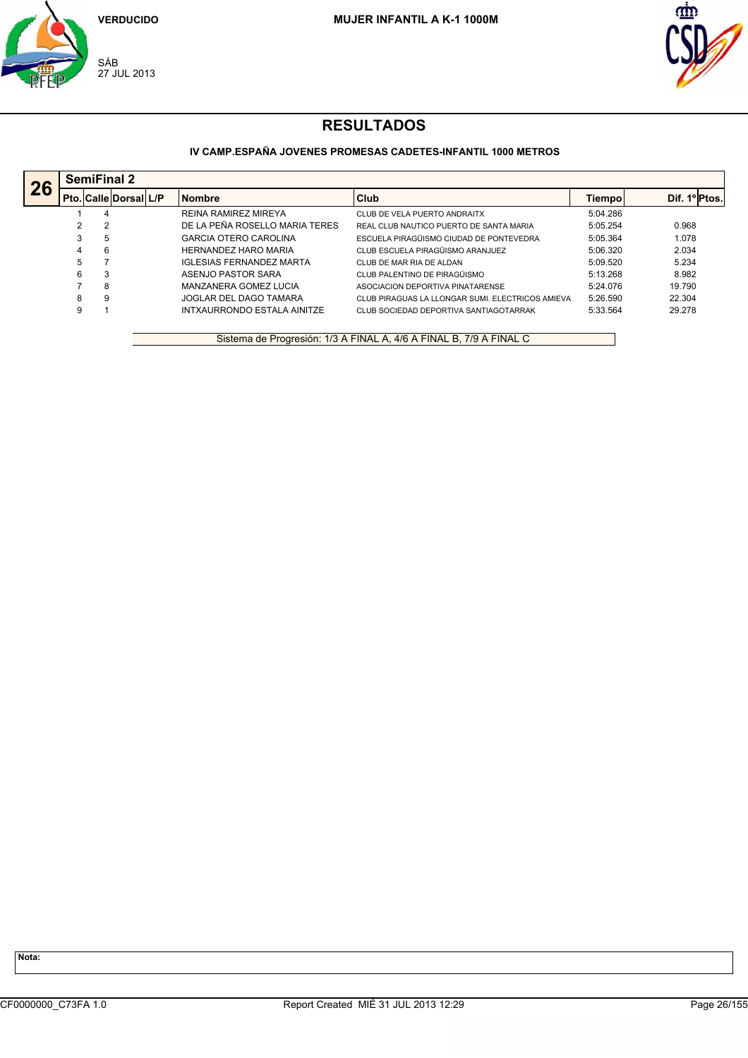VERDUCIDO

SÁB
27 JUL 2013

**MUJER INFANTIL A K-1 1000M**

# RESULTADOS

**IV CAMP.ESPAÑA JOVENES PROMESAS CADETES-INFANTIL 1000 METROS**

## 26 SemiFinal 2

| Pto. | Calle | Dorsal | L/P | Nombre | Club | Tiempo | Dif. 1º | Ptos. |
|---|---|---|---|---|---|---|---|---|
| 1 | 4 | | | REINA RAMIREZ MIREYA | CLUB DE VELA PUERTO ANDRAITX | 5:04.286 | | |
| 2 | 2 | | | DE LA PEÑA ROSELLO MARIA TERES | REAL CLUB NAUTICO PUERTO DE SANTA MARIA | 5:05.254 | 0.968 | |
| 3 | 5 | | | GARCIA OTERO CAROLINA | ESCUELA PIRAGÜISMO CIUDAD DE PONTEVEDRA | 5:05.364 | 1.078 | |
| 4 | 6 | | | HERNANDEZ HARO MARIA | CLUB ESCUELA PIRAGÜISMO ARANJUEZ | 5:06.320 | 2.034 | |
| 5 | 7 | | | IGLESIAS FERNANDEZ MARTA | CLUB DE MAR RIA DE ALDAN | 5:09.520 | 5.234 | |
| 6 | 3 | | | ASENJO PASTOR SARA | CLUB PALENTINO DE PIRAGÜISMO | 5:13.268 | 8.982 | |
| 7 | 8 | | | MANZANERA GOMEZ LUCIA | ASOCIACION DEPORTIVA PINATARENSE | 5:24.076 | 19.790 | |
| 8 | 9 | | | JOGLAR DEL DAGO TAMARA | CLUB PIRAGUAS LA LLONGAR SUMI. ELECTRICOS AMIEVA | 5:26.590 | 22.304 | |
| 9 | 1 | | | INTXAURRONDO ESTALA AINITZE | CLUB SOCIEDAD DEPORTIVA SANTIAGOTARRAK | 5:33.564 | 29.278 | |

Sistema de Progresión: 1/3 A FINAL A, 4/6 A FINAL B, 7/9 A FINAL C

**Nota:**

CF0000000_C73FA 1.0 Report Created MIÉ 31 JUL 2013 12:29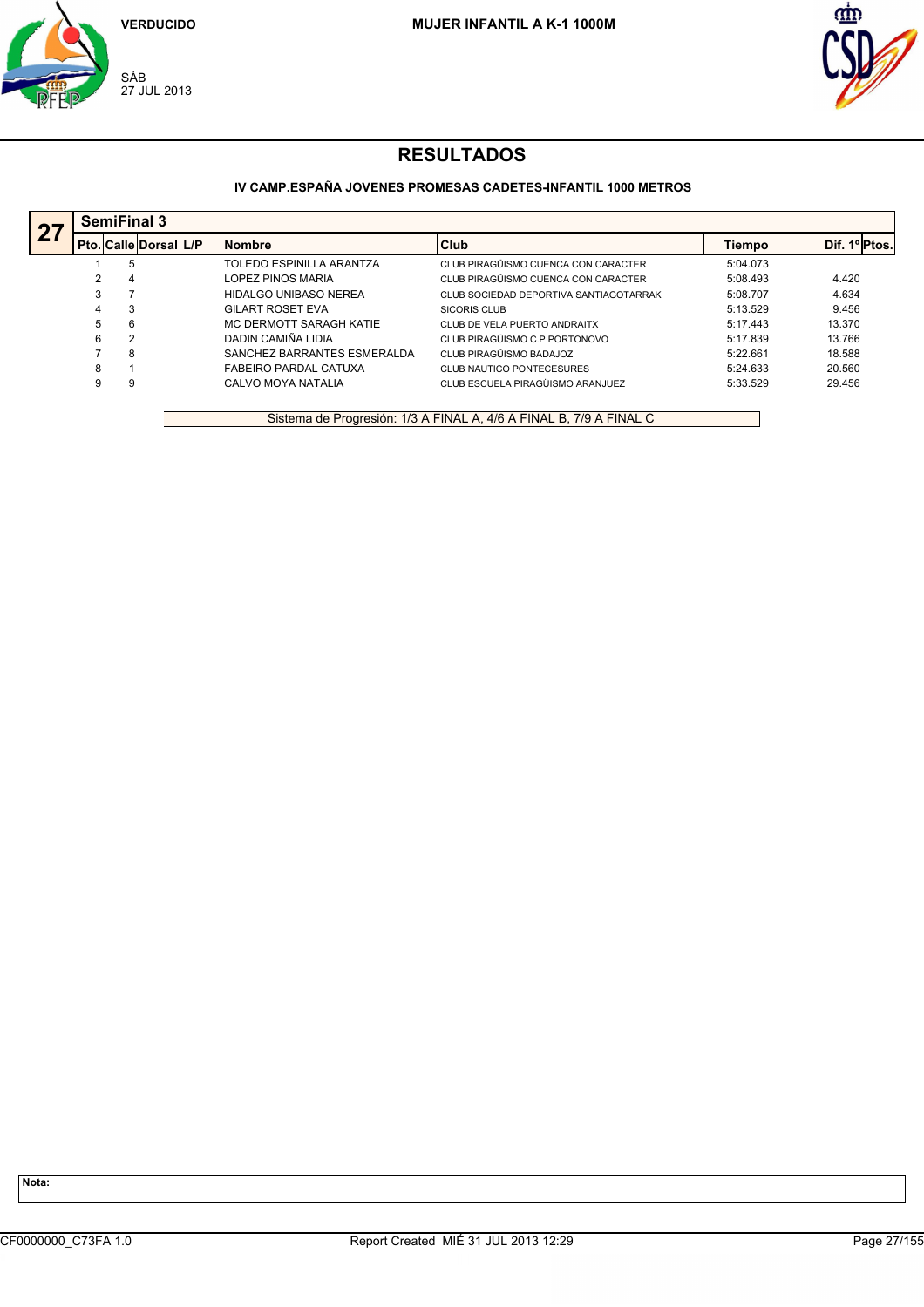VERDUCIDO

SÁB
27 JUL 2013

**MUJER INFANTIL A K-1 1000M**

# RESULTADOS

**IV CAMP.ESPAÑA JOVENES PROMESAS CADETES-INFANTIL 1000 METROS**

## 27 SemiFinal 3

| Pto. | Calle | Dorsal | L/P | Nombre | Club | Tiempo | Dif. 1º | Ptos. |
|---|---|---|---|---|---|---|---|---|
| 1 | 5 | | | TOLEDO ESPINILLA ARANTZA | CLUB PIRAGÜISMO CUENCA CON CARACTER | 5:04.073 | | |
| 2 | 4 | | | LOPEZ PINOS MARIA | CLUB PIRAGÜISMO CUENCA CON CARACTER | 5:08.493 | 4.420 | |
| 3 | 7 | | | HIDALGO UNIBASO NEREA | CLUB SOCIEDAD DEPORTIVA SANTIAGOTARRAK | 5:08.707 | 4.634 | |
| 4 | 3 | | | GILART ROSET EVA | SICORIS CLUB | 5:13.529 | 9.456 | |
| 5 | 6 | | | MC DERMOTT SARAGH KATIE | CLUB DE VELA PUERTO ANDRAITX | 5:17.443 | 13.370 | |
| 6 | 2 | | | DADIN CAMIÑA LIDIA | CLUB PIRAGÜISMO C.P PORTONOVO | 5:17.839 | 13.766 | |
| 7 | 8 | | | SANCHEZ BARRANTES ESMERALDA | CLUB PIRAGÜISMO BADAJOZ | 5:22.661 | 18.588 | |
| 8 | 1 | | | FABEIRO PARDAL CATUXA | CLUB NAUTICO PONTECESURES | 5:24.633 | 20.560 | |
| 9 | 9 | | | CALVO MOYA NATALIA | CLUB ESCUELA PIRAGÜISMO ARANJUEZ | 5:33.529 | 29.456 | |

Sistema de Progresión: 1/3 A FINAL A, 4/6 A FINAL B, 7/9 A FINAL C

**Nota:**

CF0000000_C73FA 1.0 — Report Created MIÉ 31 JUL 2013 12:29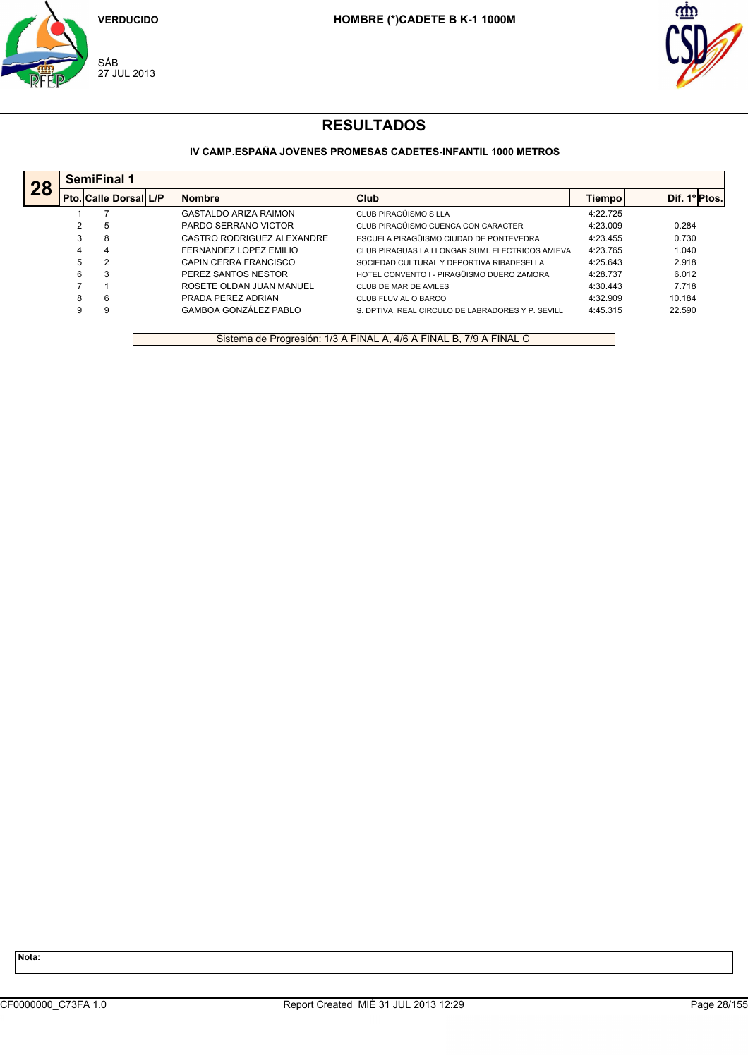VERDUCIDO

SÁB
27 JUL 2013

**HOMBRE (*)CADETE B K-1 1000M**

# RESULTADOS

### IV CAMP.ESPAÑA JOVENES PROMESAS CADETES-INFANTIL 1000 METROS

## 28 SemiFinal 1

| Pto. | Calle | Dorsal | L/P | Nombre | Club | Tiempo | Dif. 1º | Ptos. |
|---|---|---|---|---|---|---|---|---|
| 1 | 7 | | | GASTALDO ARIZA RAIMON | CLUB PIRAGÜISMO SILLA | 4:22.725 | | |
| 2 | 5 | | | PARDO SERRANO VICTOR | CLUB PIRAGÜISMO CUENCA CON CARACTER | 4:23.009 | 0.284 | |
| 3 | 8 | | | CASTRO RODRIGUEZ ALEXANDRE | ESCUELA PIRAGÜISMO CIUDAD DE PONTEVEDRA | 4:23.455 | 0.730 | |
| 4 | 4 | | | FERNANDEZ LOPEZ EMILIO | CLUB PIRAGUAS LA LLONGAR SUMI. ELECTRICOS AMIEVA | 4:23.765 | 1.040 | |
| 5 | 2 | | | CAPIN CERRA FRANCISCO | SOCIEDAD CULTURAL Y DEPORTIVA RIBADESELLA | 4:25.643 | 2.918 | |
| 6 | 3 | | | PEREZ SANTOS NESTOR | HOTEL CONVENTO I - PIRAGÜISMO DUERO ZAMORA | 4:28.737 | 6.012 | |
| 7 | 1 | | | ROSETE OLDAN JUAN MANUEL | CLUB DE MAR DE AVILES | 4:30.443 | 7.718 | |
| 8 | 6 | | | PRADA PEREZ ADRIAN | CLUB FLUVIAL O BARCO | 4:32.909 | 10.184 | |
| 9 | 9 | | | GAMBOA GONZÁLEZ PABLO | S. DPTIVA. REAL CIRCULO DE LABRADORES Y P. SEVILL | 4:45.315 | 22.590 | |

Sistema de Progresión: 1/3 A FINAL A, 4/6 A FINAL B, 7/9 A FINAL C

**Nota:**

CF0000000_C73FA 1.0 Report Created MIÉ 31 JUL 2013 12:29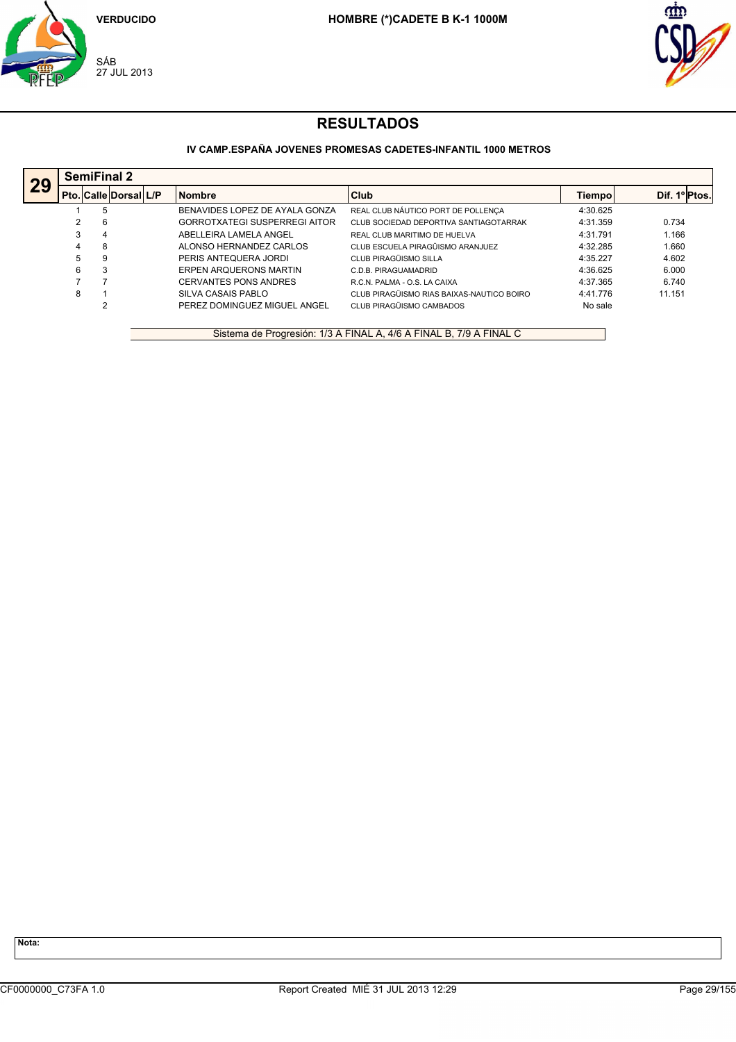VERDUCIDO

SÁB
27 JUL 2013

**HOMBRE (*)CADETE B K-1 1000M**

# RESULTADOS

### IV CAMP.ESPAÑA JOVENES PROMESAS CADETES-INFANTIL 1000 METROS

## 29 SemiFinal 2

| Pto. | Calle | Dorsal | L/P | Nombre | Club | Tiempo | Dif. 1º | Ptos. |
|---|---|---|---|---|---|---|---|---|
| 1 | 5 | | | BENAVIDES LOPEZ DE AYALA GONZA | REAL CLUB NÁUTICO PORT DE POLLENÇA | 4:30.625 | | |
| 2 | 6 | | | GORROTXATEGI SUSPERREGI AITOR | CLUB SOCIEDAD DEPORTIVA SANTIAGOTARRAK | 4:31.359 | 0.734 | |
| 3 | 4 | | | ABELLEIRA LAMELA ANGEL | REAL CLUB MARITIMO DE HUELVA | 4:31.791 | 1.166 | |
| 4 | 8 | | | ALONSO HERNANDEZ CARLOS | CLUB ESCUELA PIRAGÜISMO ARANJUEZ | 4:32.285 | 1.660 | |
| 5 | 9 | | | PERIS ANTEQUERA JORDI | CLUB PIRAGÜISMO SILLA | 4:35.227 | 4.602 | |
| 6 | 3 | | | ERPEN ARQUERONS MARTIN | C.D.B. PIRAGUAMADRID | 4:36.625 | 6.000 | |
| 7 | 7 | | | CERVANTES PONS ANDRES | R.C.N. PALMA - O.S. LA CAIXA | 4:37.365 | 6.740 | |
| 8 | 1 | | | SILVA CASAIS PABLO | CLUB PIRAGÜISMO RIAS BAIXAS-NAUTICO BOIRO | 4:41.776 | 11.151 | |
| | 2 | | | PEREZ DOMINGUEZ MIGUEL ANGEL | CLUB PIRAGÜISMO CAMBADOS | No sale | | |

Sistema de Progresión: 1/3 A FINAL A, 4/6 A FINAL B, 7/9 A FINAL C

**Nota:**

CF0000000_C73FA 1.0 Report Created MIÉ 31 JUL 2013 12:29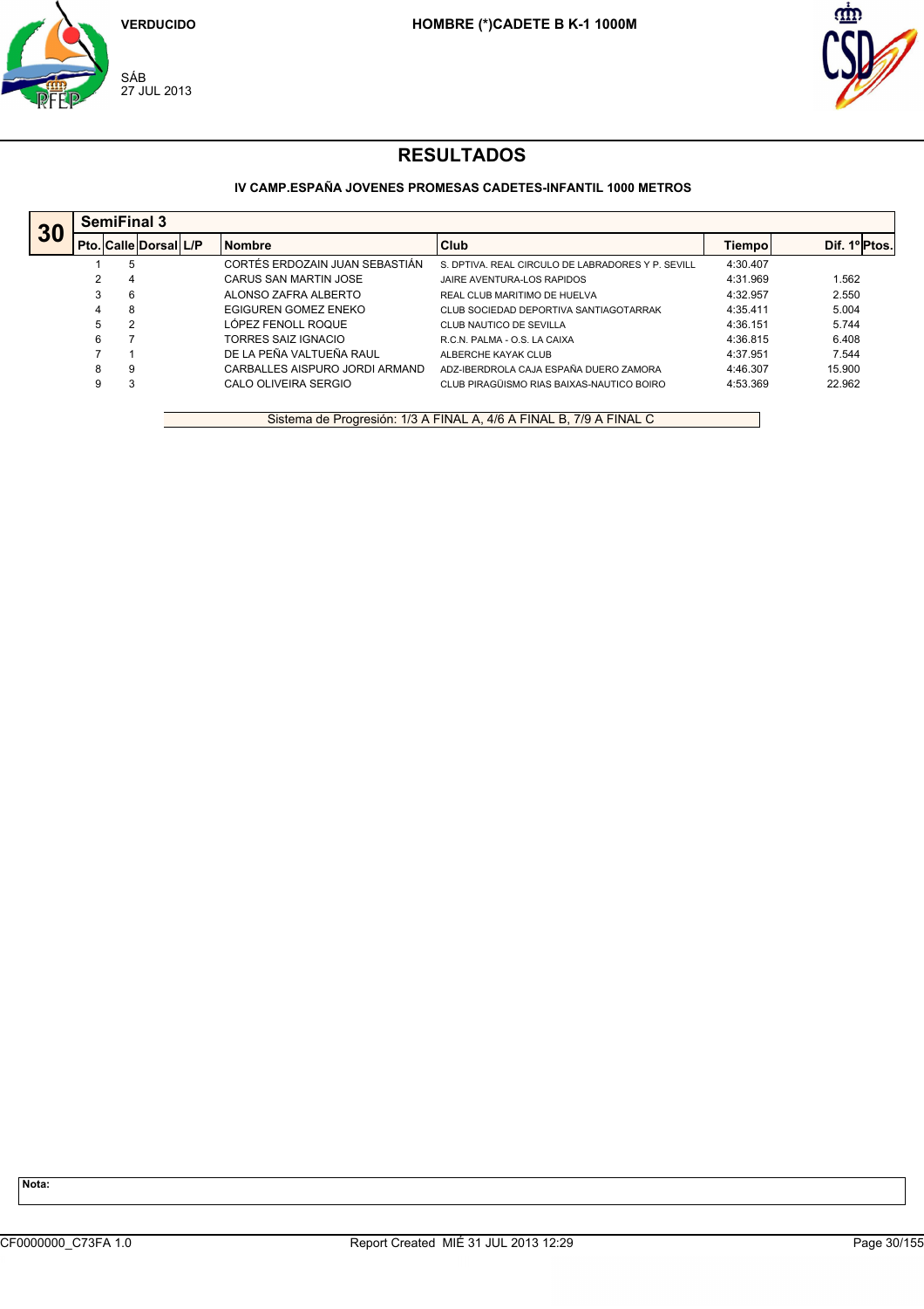VERDUCIDO

SÁB
27 JUL 2013

**HOMBRE (*)CADETE B K-1 1000M**

## RESULTADOS

### IV CAMP.ESPAÑA JOVENES PROMESAS CADETES-INFANTIL 1000 METROS

**30** — **SemiFinal 3**

| Pto. | Calle | Dorsal | L/P | Nombre | Club | Tiempo | Dif. 1º | Ptos. |
|---|---|---|---|---|---|---|---|---|
| 1 | 5 | | | CORTÉS ERDOZAIN JUAN SEBASTIÁN | S. DPTIVA. REAL CIRCULO DE LABRADORES Y P. SEVILL | 4:30.407 | | |
| 2 | 4 | | | CARUS SAN MARTIN JOSE | JAIRE AVENTURA-LOS RAPIDOS | 4:31.969 | 1.562 | |
| 3 | 6 | | | ALONSO ZAFRA ALBERTO | REAL CLUB MARITIMO DE HUELVA | 4:32.957 | 2.550 | |
| 4 | 8 | | | EGIGUREN GOMEZ ENEKO | CLUB SOCIEDAD DEPORTIVA SANTIAGOTARRAK | 4:35.411 | 5.004 | |
| 5 | 2 | | | LÓPEZ FENOLL ROQUE | CLUB NAUTICO DE SEVILLA | 4:36.151 | 5.744 | |
| 6 | 7 | | | TORRES SAIZ IGNACIO | R.C.N. PALMA - O.S. LA CAIXA | 4:36.815 | 6.408 | |
| 7 | 1 | | | DE LA PEÑA VALTUEÑA RAUL | ALBERCHE KAYAK CLUB | 4:37.951 | 7.544 | |
| 8 | 9 | | | CARBALLES AISPURO JORDI ARMAND | ADZ-IBERDROLA CAJA ESPAÑA DUERO ZAMORA | 4:46.307 | 15.900 | |
| 9 | 3 | | | CALO OLIVEIRA SERGIO | CLUB PIRAGÜISMO RIAS BAIXAS-NAUTICO BOIRO | 4:53.369 | 22.962 | |

Sistema de Progresión: 1/3 A FINAL A, 4/6 A FINAL B, 7/9 A FINAL C

**Nota:**

CF0000000_C73FA 1.0 — Report Created MIÉ 31 JUL 2013 12:29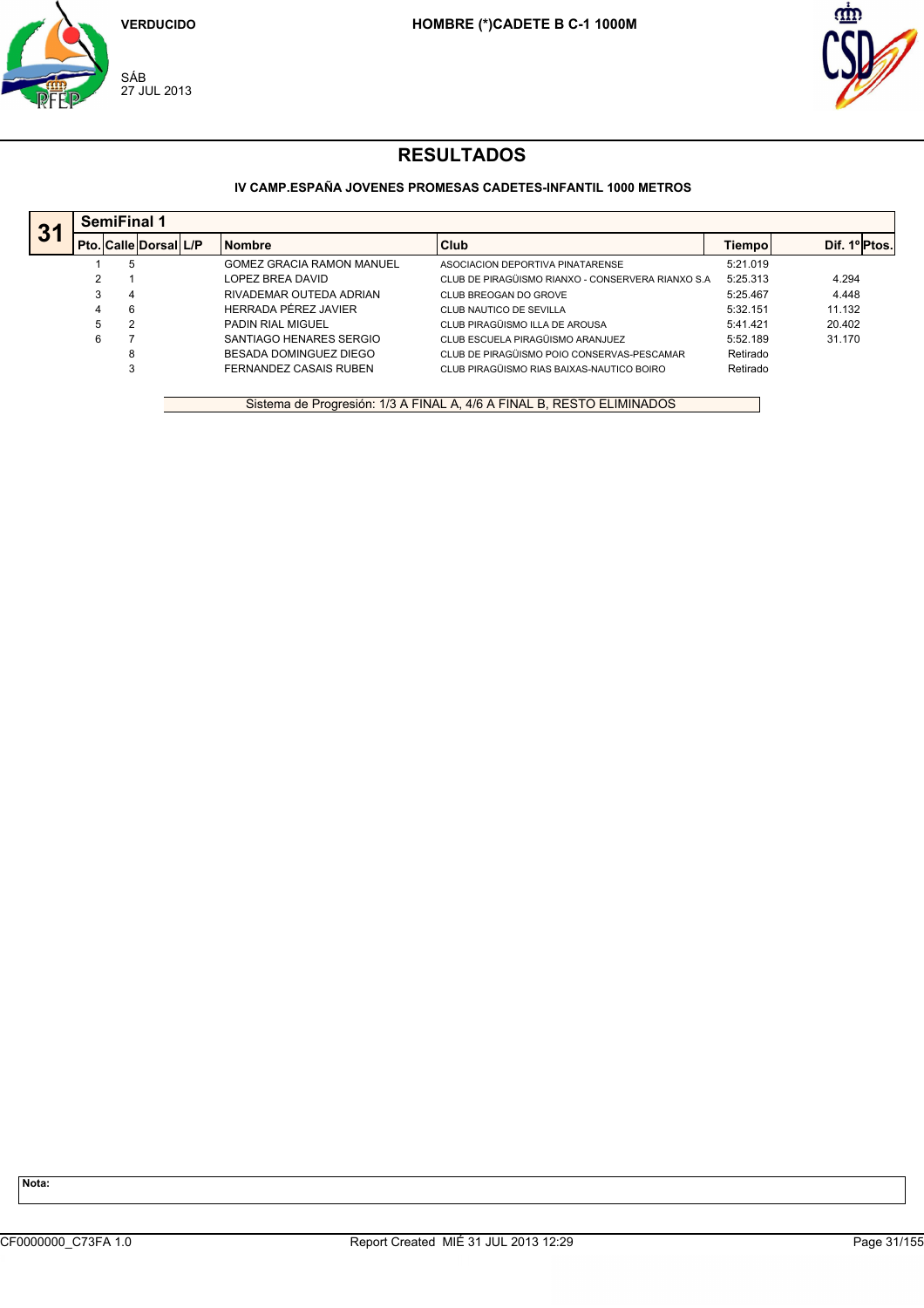VERDUCIDO

SÁB
27 JUL 2013

**HOMBRE (*)CADETE B C-1 1000M**

# RESULTADOS

### IV CAMP.ESPAÑA JOVENES PROMESAS CADETES-INFANTIL 1000 METROS

## 31 SemiFinal 1

| Pto. | Calle | Dorsal | L/P | Nombre | Club | Tiempo | Dif. 1º | Ptos. |
|---|---|---|---|---|---|---|---|---|
| 1 | 5 | | | GOMEZ GRACIA RAMON MANUEL | ASOCIACION DEPORTIVA PINATARENSE | 5:21.019 | | |
| 2 | 1 | | | LOPEZ BREA DAVID | CLUB DE PIRAGÜISMO RIANXO - CONSERVERA RIANXO S.A | 5:25.313 | 4.294 | |
| 3 | 4 | | | RIVADEMAR OUTEDA ADRIAN | CLUB BREOGAN DO GROVE | 5:25.467 | 4.448 | |
| 4 | 6 | | | HERRADA PÉREZ JAVIER | CLUB NAUTICO DE SEVILLA | 5:32.151 | 11.132 | |
| 5 | 2 | | | PADIN RIAL MIGUEL | CLUB PIRAGÜISMO ILLA DE AROUSA | 5:41.421 | 20.402 | |
| 6 | 7 | | | SANTIAGO HENARES SERGIO | CLUB ESCUELA PIRAGÜISMO ARANJUEZ | 5:52.189 | 31.170 | |
| | 8 | | | BESADA DOMINGUEZ DIEGO | CLUB DE PIRAGÜISMO POIO CONSERVAS-PESCAMAR | Retirado | | |
| | 3 | | | FERNANDEZ CASAIS RUBEN | CLUB PIRAGÜISMO RIAS BAIXAS-NAUTICO BOIRO | Retirado | | |

Sistema de Progresión: 1/3 A FINAL A, 4/6 A FINAL B, RESTO ELIMINADOS

**Nota:**

CF0000000_C73FA 1.0    Report Created MIÉ 31 JUL 2013 12:29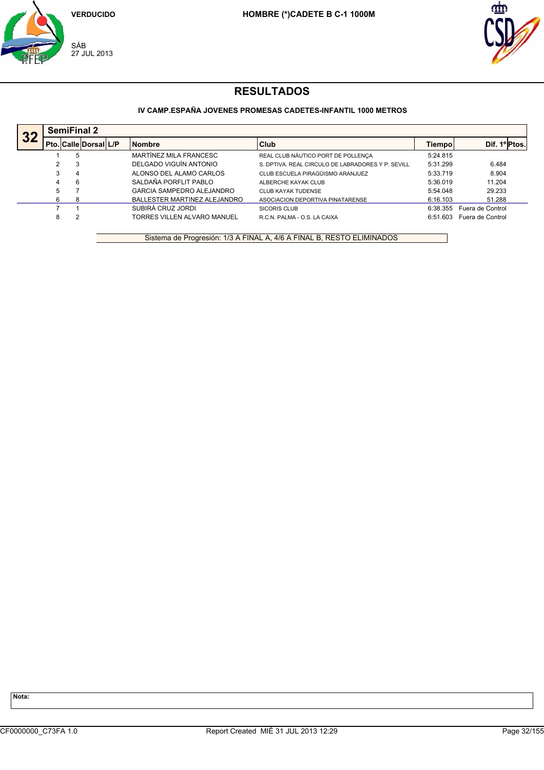VERDUCIDO

SÁB
27 JUL 2013

**HOMBRE (*)CADETE B C-1 1000M**

# RESULTADOS

### IV CAMP.ESPAÑA JOVENES PROMESAS CADETES-INFANTIL 1000 METROS

## 32 SemiFinal 2

| Pto. | Calle | Dorsal | L/P | Nombre | Club | Tiempo | Dif. 1º | Ptos. |
|---|---|---|---|---|---|---|---|---|
| 1 | 5 | | | MARTÍNEZ MILA FRANCESC | REAL CLUB NÁUTICO PORT DE POLLENÇA | 5:24.815 | | |
| 2 | 3 | | | DELGADO VIGUÍN ANTONIO | S. DPTIVA. REAL CIRCULO DE LABRADORES Y P. SEVILL | 5:31.299 | 6.484 | |
| 3 | 4 | | | ALONSO DEL ALAMO CARLOS | CLUB ESCUELA PIRAGÜISMO ARANJUEZ | 5:33.719 | 8.904 | |
| 4 | 6 | | | SALDAÑA PORFLIT PABLO | ALBERCHE KAYAK CLUB | 5:36.019 | 11.204 | |
| 5 | 7 | | | GARCIA SAMPEDRO ALEJANDRO | CLUB KAYAK TUDENSE | 5:54.048 | 29.233 | |
| 6 | 8 | | | BALLESTER MARTINEZ ALEJANDRO | ASOCIACION DEPORTIVA PINATARENSE | 6:16.103 | 51.288 | |
| 7 | 1 | | | SUBIRÀ CRUZ JORDI | SICORIS CLUB | 6:38.355 | Fuera de Control | |
| 8 | 2 | | | TORRES VILLEN ALVARO MANUEL | R.C.N. PALMA - O.S. LA CAIXA | 6:51.603 | Fuera de Control | |

Sistema de Progresión: 1/3 A FINAL A, 4/6 A FINAL B, RESTO ELIMINADOS

**Nota:**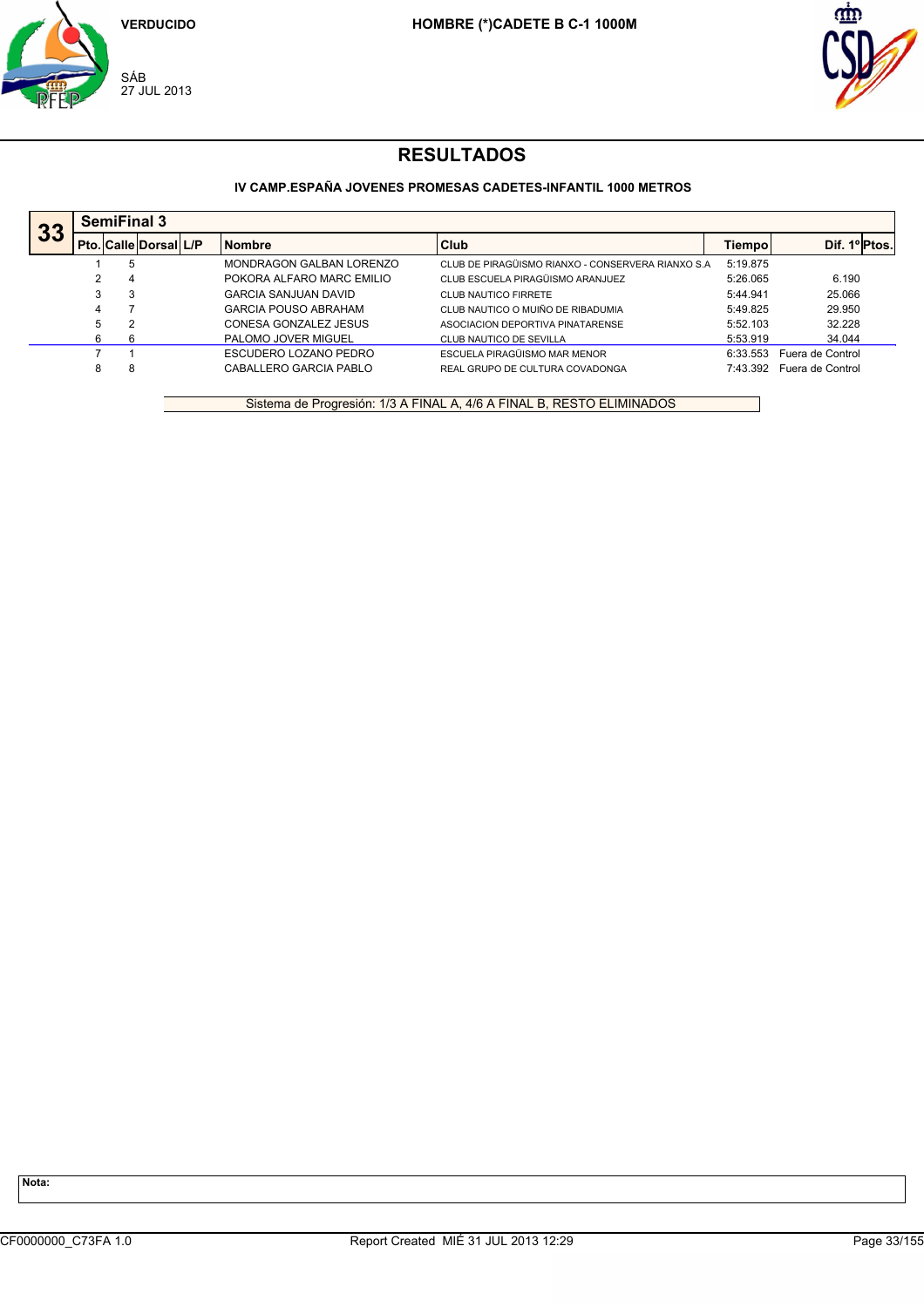VERDUCIDO

SÁB
27 JUL 2013

**HOMBRE (*)CADETE B C-1 1000M**

# RESULTADOS

### IV CAMP.ESPAÑA JOVENES PROMESAS CADETES-INFANTIL 1000 METROS

## 33 SemiFinal 3

| Pto. | Calle | Dorsal | L/P | Nombre | Club | Tiempo | Dif. 1º | Ptos. |
|---|---|---|---|---|---|---|---|---|
| 1 | 5 | | | MONDRAGON GALBAN LORENZO | CLUB DE PIRAGÜISMO RIANXO - CONSERVERA RIANXO S.A | 5:19.875 | | |
| 2 | 4 | | | POKORA ALFARO MARC EMILIO | CLUB ESCUELA PIRAGÜISMO ARANJUEZ | 5:26.065 | 6.190 | |
| 3 | 3 | | | GARCIA SANJUAN DAVID | CLUB NAUTICO FIRRETE | 5:44.941 | 25.066 | |
| 4 | 7 | | | GARCIA POUSO ABRAHAM | CLUB NAUTICO O MUIÑO DE RIBADUMIA | 5:49.825 | 29.950 | |
| 5 | 2 | | | CONESA GONZALEZ JESUS | ASOCIACION DEPORTIVA PINATARENSE | 5:52.103 | 32.228 | |
| 6 | 6 | | | PALOMO JOVER MIGUEL | CLUB NAUTICO DE SEVILLA | 5:53.919 | 34.044 | |
| 7 | 1 | | | ESCUDERO LOZANO PEDRO | ESCUELA PIRAGÜISMO MAR MENOR | 6:33.553 | Fuera de Control | |
| 8 | 8 | | | CABALLERO GARCIA PABLO | REAL GRUPO DE CULTURA COVADONGA | 7:43.392 | Fuera de Control | |

Sistema de Progresión: 1/3 A FINAL A, 4/6 A FINAL B, RESTO ELIMINADOS

**Nota:**

CF0000000_C73FA 1.0 — Report Created MIÉ 31 JUL 2013 12:29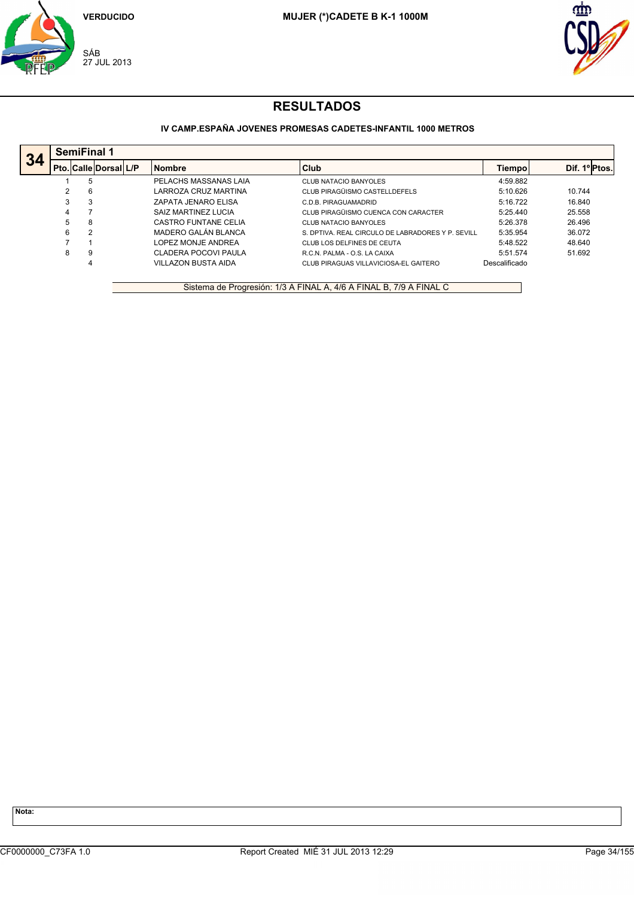VERDUCIDO

**MUJER (*)CADETE B K-1 1000M**

SÁB
27 JUL 2013

# RESULTADOS

### IV CAMP.ESPAÑA JOVENES PROMESAS CADETES-INFANTIL 1000 METROS

## 34 SemiFinal 1

| Pto. | Calle | Dorsal | L/P | Nombre | Club | Tiempo | Dif. 1º | Ptos. |
|---|---|---|---|---|---|---|---|---|
| 1 | 5 | | | PELACHS MASSANAS LAIA | CLUB NATACIO BANYOLES | 4:59.882 | | |
| 2 | 6 | | | LARROZA CRUZ MARTINA | CLUB PIRAGÜISMO CASTELLDEFELS | 5:10.626 | 10.744 | |
| 3 | 3 | | | ZAPATA JENARO ELISA | C.D.B. PIRAGUAMADRID | 5:16.722 | 16.840 | |
| 4 | 7 | | | SAIZ MARTINEZ LUCIA | CLUB PIRAGÜISMO CUENCA CON CARACTER | 5:25.440 | 25.558 | |
| 5 | 8 | | | CASTRO FUNTANE CELIA | CLUB NATACIO BANYOLES | 5:26.378 | 26.496 | |
| 6 | 2 | | | MADERO GALÁN BLANCA | S. DPTIVA. REAL CIRCULO DE LABRADORES Y P. SEVILL | 5:35.954 | 36.072 | |
| 7 | 1 | | | LOPEZ MONJE ANDREA | CLUB LOS DELFINES DE CEUTA | 5:48.522 | 48.640 | |
| 8 | 9 | | | CLADERA POCOVI PAULA | R.C.N. PALMA - O.S. LA CAIXA | 5:51.574 | 51.692 | |
| | 4 | | | VILLAZON BUSTA AIDA | CLUB PIRAGUAS VILLAVICIOSA-EL GAITERO | Descalificado | | |

Sistema de Progresión: 1/3 A FINAL A, 4/6 A FINAL B, 7/9 A FINAL C

**Nota:**

CF0000000_C73FA 1.0 Report Created MIÉ 31 JUL 2013 12:29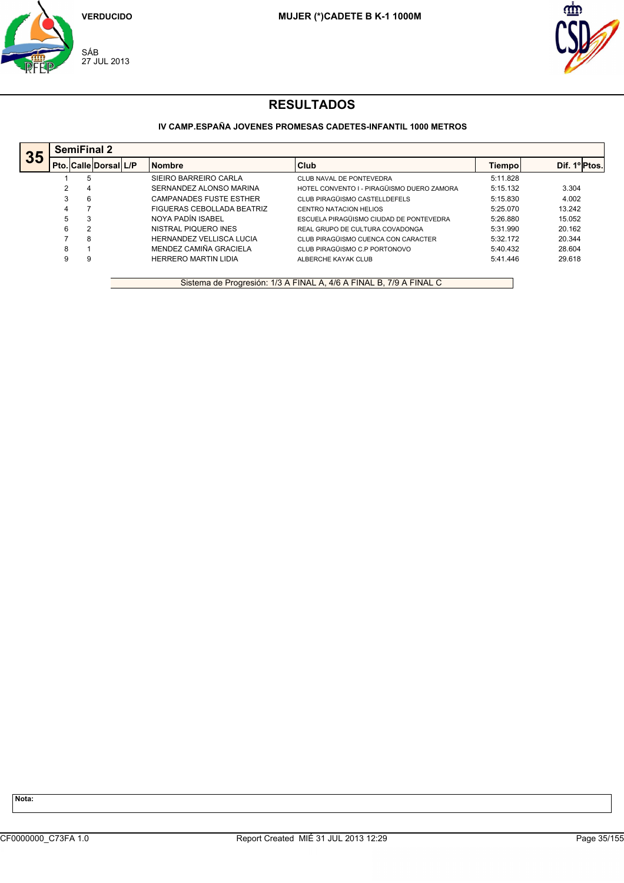VERDUCIDO

SÁB
27 JUL 2013

**MUJER (*)CADETE B K-1 1000M**

# RESULTADOS

### IV CAMP.ESPAÑA JOVENES PROMESAS CADETES-INFANTIL 1000 METROS

**35** — **SemiFinal 2**

| Pto. | Calle | Dorsal | L/P | Nombre | Club | Tiempo | Dif. 1º | Ptos. |
|---|---|---|---|---|---|---|---|---|
| 1 | 5 | | | SIEIRO BARREIRO CARLA | CLUB NAVAL DE PONTEVEDRA | 5:11.828 | | |
| 2 | 4 | | | SERNANDEZ ALONSO MARINA | HOTEL CONVENTO I - PIRAGÜISMO DUERO ZAMORA | 5:15.132 | 3.304 | |
| 3 | 6 | | | CAMPANADES FUSTE ESTHER | CLUB PIRAGÜISMO CASTELLDEFELS | 5:15.830 | 4.002 | |
| 4 | 7 | | | FIGUERAS CEBOLLADA BEATRIZ | CENTRO NATACION HELIOS | 5:25.070 | 13.242 | |
| 5 | 3 | | | NOYA PADÍN ISABEL | ESCUELA PIRAGÜISMO CIUDAD DE PONTEVEDRA | 5:26.880 | 15.052 | |
| 6 | 2 | | | NISTRAL PIQUERO INES | REAL GRUPO DE CULTURA COVADONGA | 5:31.990 | 20.162 | |
| 7 | 8 | | | HERNANDEZ VELLISCA LUCIA | CLUB PIRAGÜISMO CUENCA CON CARACTER | 5:32.172 | 20.344 | |
| 8 | 1 | | | MENDEZ CAMIÑA GRACIELA | CLUB PIRAGÜISMO C.P PORTONOVO | 5:40.432 | 28.604 | |
| 9 | 9 | | | HERRERO MARTIN LIDIA | ALBERCHE KAYAK CLUB | 5:41.446 | 29.618 | |

Sistema de Progresión: 1/3 A FINAL A, 4/6 A FINAL B, 7/9 A FINAL C

**Nota:**

CF0000000_C73FA 1.0 — Report Created MIÉ 31 JUL 2013 12:29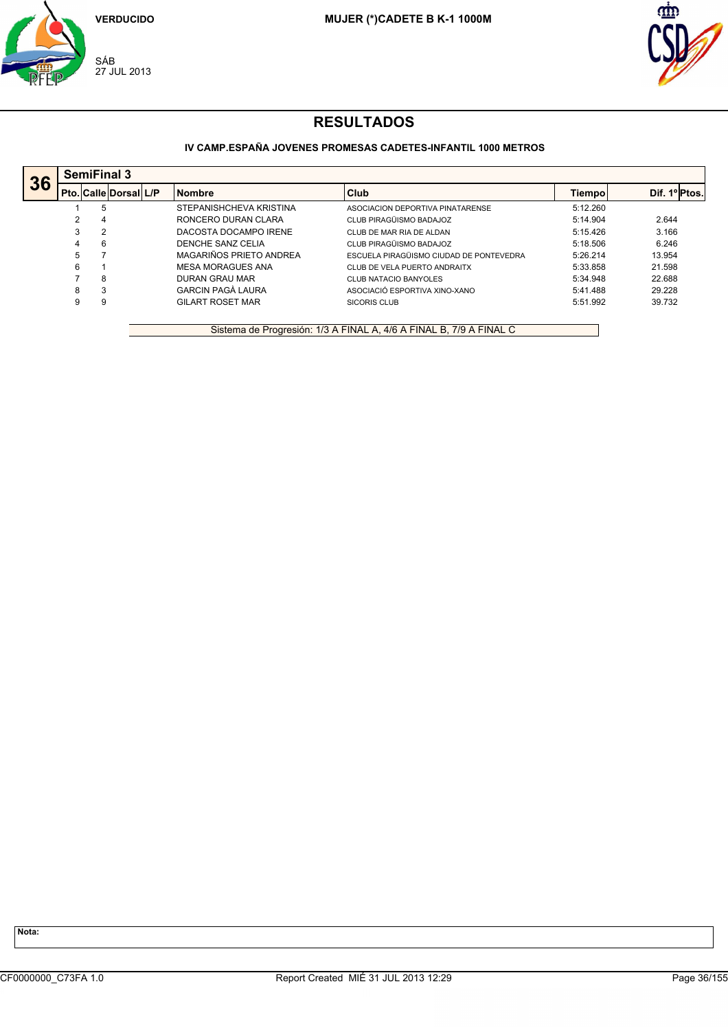VERDUCIDO

SÁB
27 JUL 2013

**MUJER (*)CADETE B K-1 1000M**

# RESULTADOS

**IV CAMP.ESPAÑA JOVENES PROMESAS CADETES-INFANTIL 1000 METROS**

## 36 SemiFinal 3

| Pto. | Calle | Dorsal | L/P | Nombre | Club | Tiempo | Dif. 1º | Ptos. |
|---|---|---|---|---|---|---|---|---|
| 1 | 5 | | | STEPANISHCHEVA KRISTINA | ASOCIACION DEPORTIVA PINATARENSE | 5:12.260 | | |
| 2 | 4 | | | RONCERO DURAN CLARA | CLUB PIRAGÜISMO BADAJOZ | 5:14.904 | 2.644 | |
| 3 | 2 | | | DACOSTA DOCAMPO IRENE | CLUB DE MAR RIA DE ALDAN | 5:15.426 | 3.166 | |
| 4 | 6 | | | DENCHE SANZ CELIA | CLUB PIRAGÜISMO BADAJOZ | 5:18.506 | 6.246 | |
| 5 | 7 | | | MAGARIÑOS PRIETO ANDREA | ESCUELA PIRAGÜISMO CIUDAD DE PONTEVEDRA | 5:26.214 | 13.954 | |
| 6 | 1 | | | MESA MORAGUES ANA | CLUB DE VELA PUERTO ANDRAITX | 5:33.858 | 21.598 | |
| 7 | 8 | | | DURAN GRAU MAR | CLUB NATACIO BANYOLES | 5:34.948 | 22.688 | |
| 8 | 3 | | | GARCIN PAGÀ LAURA | ASOCIACIÓ ESPORTIVA XINO-XANO | 5:41.488 | 29.228 | |
| 9 | 9 | | | GILART ROSET MAR | SICORIS CLUB | 5:51.992 | 39.732 | |

Sistema de Progresión: 1/3 A FINAL A, 4/6 A FINAL B, 7/9 A FINAL C

**Nota:**

CF0000000_C73FA 1.0 Report Created MIÉ 31 JUL 2013 12:29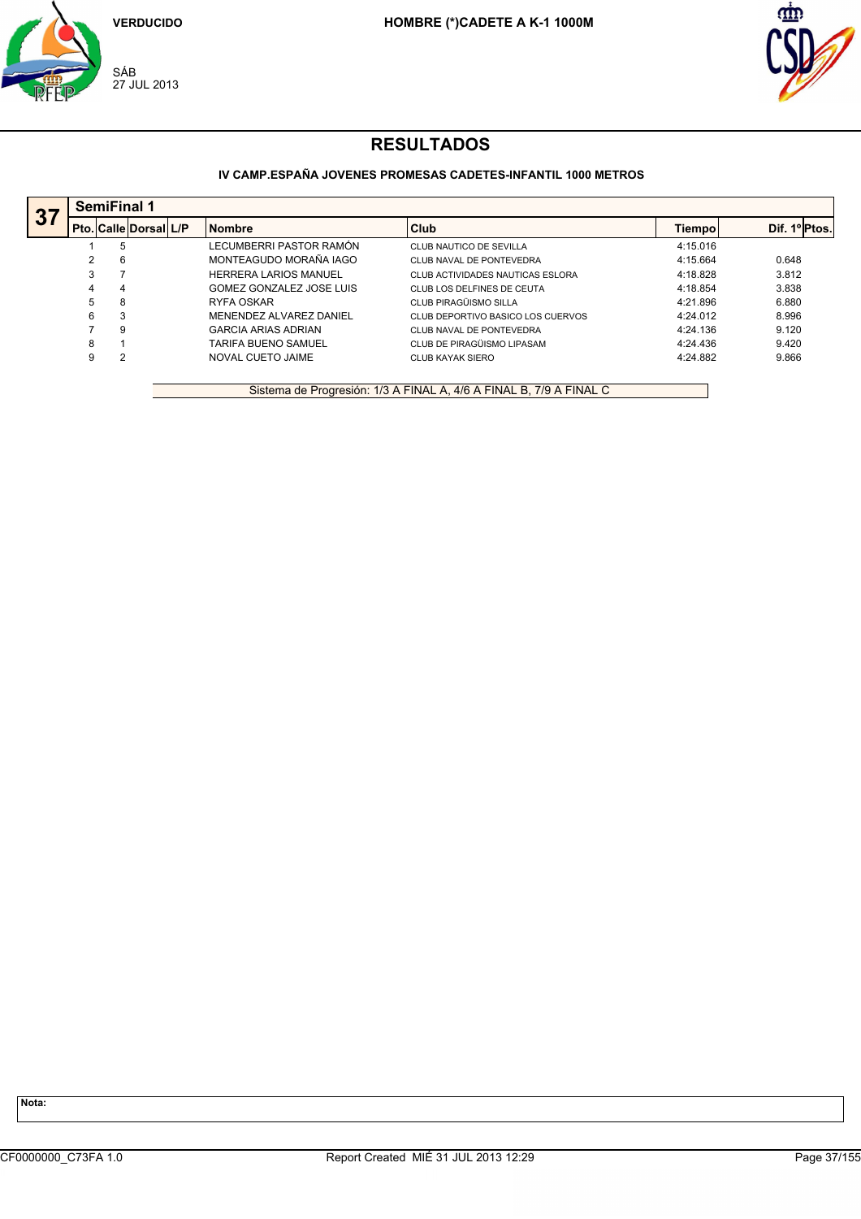VERDUCIDO

SÁB
27 JUL 2013

HOMBRE (*)CADETE A K-1 1000M

# RESULTADOS

### IV CAMP.ESPAÑA JOVENES PROMESAS CADETES-INFANTIL 1000 METROS

**37** **SemiFinal 1**

| Pto. | Calle | Dorsal | L/P | Nombre | Club | Tiempo | Dif. 1º | Ptos. |
|---|---|---|---|---|---|---|---|---|
| 1 | 5 | | | LECUMBERRI PASTOR RAMÓN | CLUB NAUTICO DE SEVILLA | 4:15.016 | | |
| 2 | 6 | | | MONTEAGUDO MORAÑA IAGO | CLUB NAVAL DE PONTEVEDRA | 4:15.664 | 0.648 | |
| 3 | 7 | | | HERRERA LARIOS MANUEL | CLUB ACTIVIDADES NAUTICAS ESLORA | 4:18.828 | 3.812 | |
| 4 | 4 | | | GOMEZ GONZALEZ JOSE LUIS | CLUB LOS DELFINES DE CEUTA | 4:18.854 | 3.838 | |
| 5 | 8 | | | RYFA OSKAR | CLUB PIRAGÜISMO SILLA | 4:21.896 | 6.880 | |
| 6 | 3 | | | MENENDEZ ALVAREZ DANIEL | CLUB DEPORTIVO BASICO LOS CUERVOS | 4:24.012 | 8.996 | |
| 7 | 9 | | | GARCIA ARIAS ADRIAN | CLUB NAVAL DE PONTEVEDRA | 4:24.136 | 9.120 | |
| 8 | 1 | | | TARIFA BUENO SAMUEL | CLUB DE PIRAGÜISMO LIPASAM | 4:24.436 | 9.420 | |
| 9 | 2 | | | NOVAL CUETO JAIME | CLUB KAYAK SIERO | 4:24.882 | 9.866 | |

Sistema de Progresión: 1/3 A FINAL A, 4/6 A FINAL B, 7/9 A FINAL C

**Nota:**

CF0000000_C73FA 1.0 Report Created MIÉ 31 JUL 2013 12:29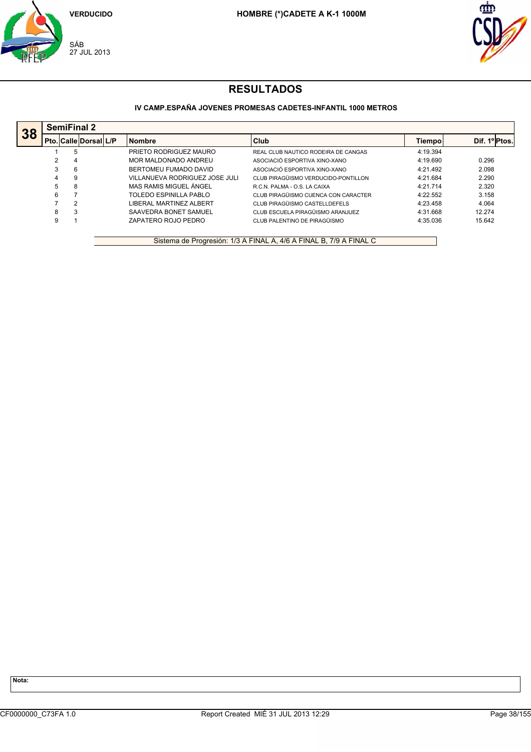VERDUCIDO

SÁB 27 JUL 2013

**HOMBRE (*)CADETE A K-1 1000M**

# RESULTADOS

**IV CAMP.ESPAÑA JOVENES PROMESAS CADETES-INFANTIL 1000 METROS**

## 38 SemiFinal 2

| Pto. | Calle | Dorsal | L/P | Nombre | Club | Tiempo | Dif. 1º | Ptos. |
|---|---|---|---|---|---|---|---|---|
| 1 | 5 | | | PRIETO RODRIGUEZ MAURO | REAL CLUB NAUTICO RODEIRA DE CANGAS | 4:19.394 | | |
| 2 | 4 | | | MOR MALDONADO ANDREU | ASOCIACIÓ ESPORTIVA XINO-XANO | 4:19.690 | 0.296 | |
| 3 | 6 | | | BERTOMEU FUMADO DAVID | ASOCIACIÓ ESPORTIVA XINO-XANO | 4:21.492 | 2.098 | |
| 4 | 9 | | | VILLANUEVA RODRIGUEZ JOSE JULI | CLUB PIRAGÜISMO VERDUCIDO-PONTILLON | 4:21.684 | 2.290 | |
| 5 | 8 | | | MAS RAMIS MIGUEL ÁNGEL | R.C.N. PALMA - O.S. LA CAIXA | 4:21.714 | 2.320 | |
| 6 | 7 | | | TOLEDO ESPINILLA PABLO | CLUB PIRAGÜISMO CUENCA CON CARACTER | 4:22.552 | 3.158 | |
| 7 | 2 | | | LIBERAL MARTINEZ ALBERT | CLUB PIRAGÜISMO CASTELLDEFELS | 4:23.458 | 4.064 | |
| 8 | 3 | | | SAAVEDRA BONET SAMUEL | CLUB ESCUELA PIRAGÜISMO ARANJUEZ | 4:31.668 | 12.274 | |
| 9 | 1 | | | ZAPATERO ROJO PEDRO | CLUB PALENTINO DE PIRAGÜISMO | 4:35.036 | 15.642 | |

Sistema de Progresión: 1/3 A FINAL A, 4/6 A FINAL B, 7/9 A FINAL C

**Nota:**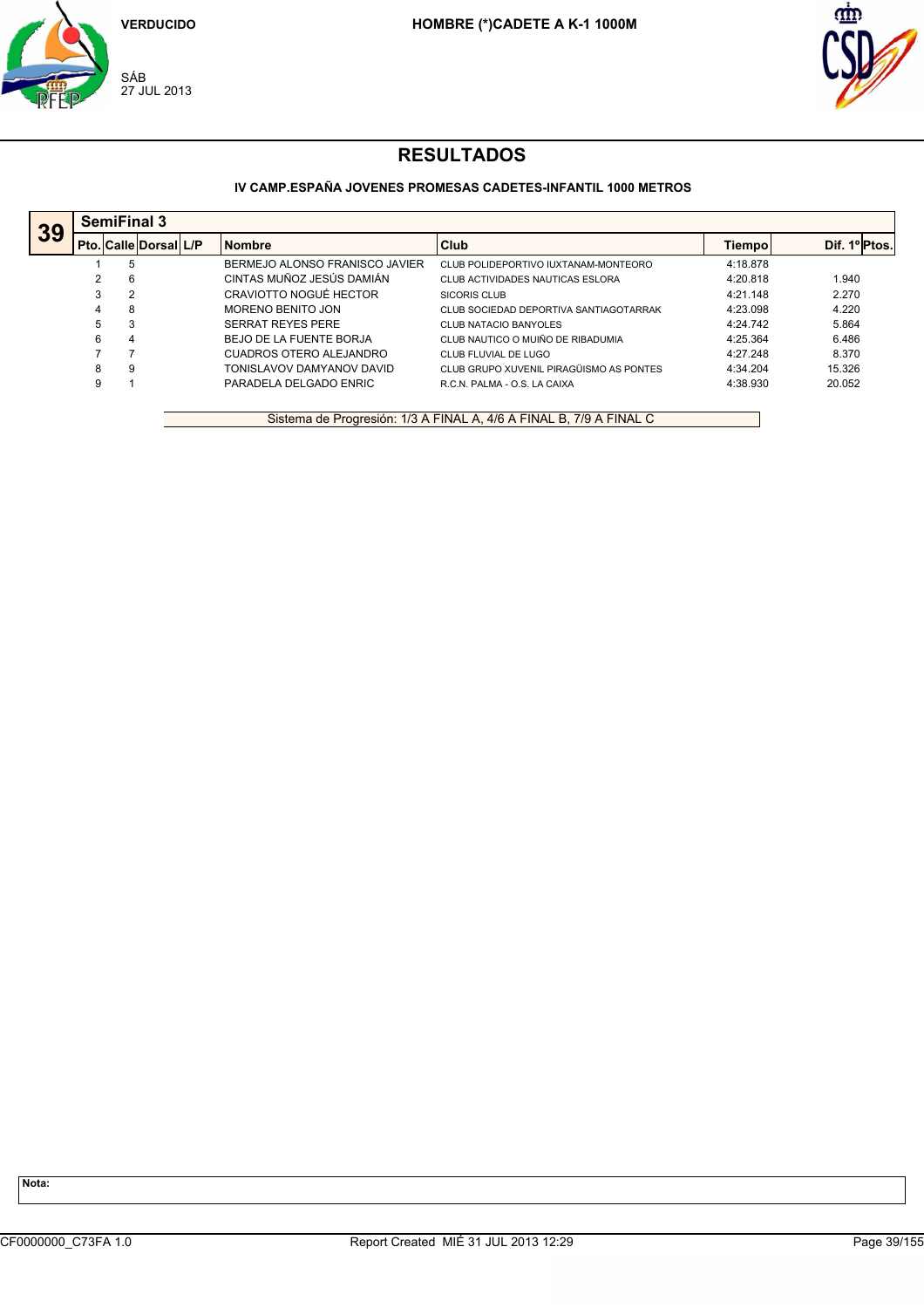VERDUCIDO

SÁB
27 JUL 2013

HOMBRE (*)CADETE A K-1 1000M

# RESULTADOS

### IV CAMP.ESPAÑA JOVENES PROMESAS CADETES-INFANTIL 1000 METROS

**39** — **SemiFinal 3**

| Pto. | Calle | Dorsal | L/P | Nombre | Club | Tiempo | Dif. 1º | Ptos. |
|---|---|---|---|---|---|---|---|---|
| 1 | 5 | | | BERMEJO ALONSO FRANISCO JAVIER | CLUB POLIDEPORTIVO IUXTANAM-MONTEORO | 4:18.878 | | |
| 2 | 6 | | | CINTAS MUÑOZ JESÚS DAMIÁN | CLUB ACTIVIDADES NAUTICAS ESLORA | 4:20.818 | 1.940 | |
| 3 | 2 | | | CRAVIOTTO NOGUÉ HECTOR | SICORIS CLUB | 4:21.148 | 2.270 | |
| 4 | 8 | | | MORENO BENITO JON | CLUB SOCIEDAD DEPORTIVA SANTIAGOTARRAK | 4:23.098 | 4.220 | |
| 5 | 3 | | | SERRAT REYES PERE | CLUB NATACIO BANYOLES | 4:24.742 | 5.864 | |
| 6 | 4 | | | BEJO DE LA FUENTE BORJA | CLUB NAUTICO O MUIÑO DE RIBADUMIA | 4:25.364 | 6.486 | |
| 7 | 7 | | | CUADROS OTERO ALEJANDRO | CLUB FLUVIAL DE LUGO | 4:27.248 | 8.370 | |
| 8 | 9 | | | TONISLAVOV DAMYANOV DAVID | CLUB GRUPO XUVENIL PIRAGÜISMO AS PONTES | 4:34.204 | 15.326 | |
| 9 | 1 | | | PARADELA DELGADO ENRIC | R.C.N. PALMA - O.S. LA CAIXA | 4:38.930 | 20.052 | |

Sistema de Progresión: 1/3 A FINAL A, 4/6 A FINAL B, 7/9 A FINAL C

**Nota:**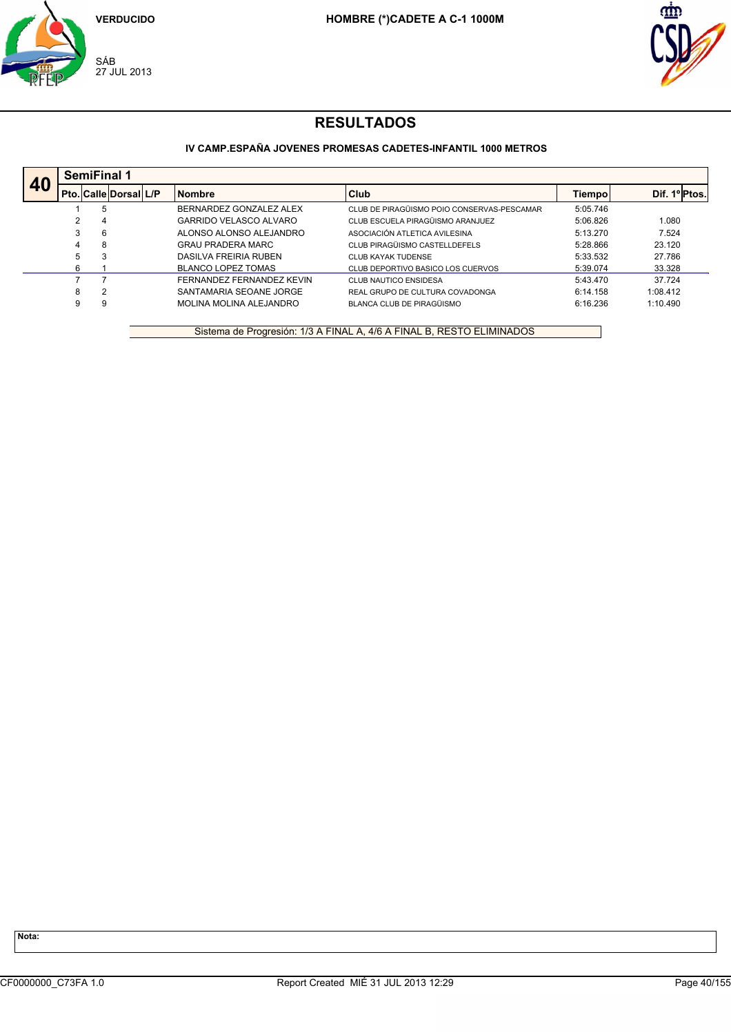VERDUCIDO

**HOMBRE (*)CADETE A C-1 1000M**

SÁB
27 JUL 2013

# RESULTADOS

### IV CAMP.ESPAÑA JOVENES PROMESAS CADETES-INFANTIL 1000 METROS

## 40 SemiFinal 1

| Pto. | Calle | Dorsal | L/P | Nombre | Club | Tiempo | Dif. 1º | Ptos. |
|---|---|---|---|---|---|---|---|---|
| 1 | 5 | | | BERNARDEZ GONZALEZ ALEX | CLUB DE PIRAGÜISMO POIO CONSERVAS-PESCAMAR | 5:05.746 | | |
| 2 | 4 | | | GARRIDO VELASCO ALVARO | CLUB ESCUELA PIRAGÜISMO ARANJUEZ | 5:06.826 | 1.080 | |
| 3 | 6 | | | ALONSO ALONSO ALEJANDRO | ASOCIACIÓN ATLETICA AVILESINA | 5:13.270 | 7.524 | |
| 4 | 8 | | | GRAU PRADERA MARC | CLUB PIRAGÜISMO CASTELLDEFELS | 5:28.866 | 23.120 | |
| 5 | 3 | | | DASILVA FREIRIA RUBEN | CLUB KAYAK TUDENSE | 5:33.532 | 27.786 | |
| 6 | 1 | | | BLANCO LOPEZ TOMAS | CLUB DEPORTIVO BASICO LOS CUERVOS | 5:39.074 | 33.328 | |
| 7 | 7 | | | FERNANDEZ FERNANDEZ KEVIN | CLUB NAUTICO ENSIDESA | 5:43.470 | 37.724 | |
| 8 | 2 | | | SANTAMARIA SEOANE JORGE | REAL GRUPO DE CULTURA COVADONGA | 6:14.158 | 1:08.412 | |
| 9 | 9 | | | MOLINA MOLINA ALEJANDRO | BLANCA CLUB DE PIRAGÜISMO | 6:16.236 | 1:10.490 | |

Sistema de Progresión: 1/3 A FINAL A, 4/6 A FINAL B, RESTO ELIMINADOS

**Nota:**

CF0000000_C73FA 1.0 Report Created MIÉ 31 JUL 2013 12:29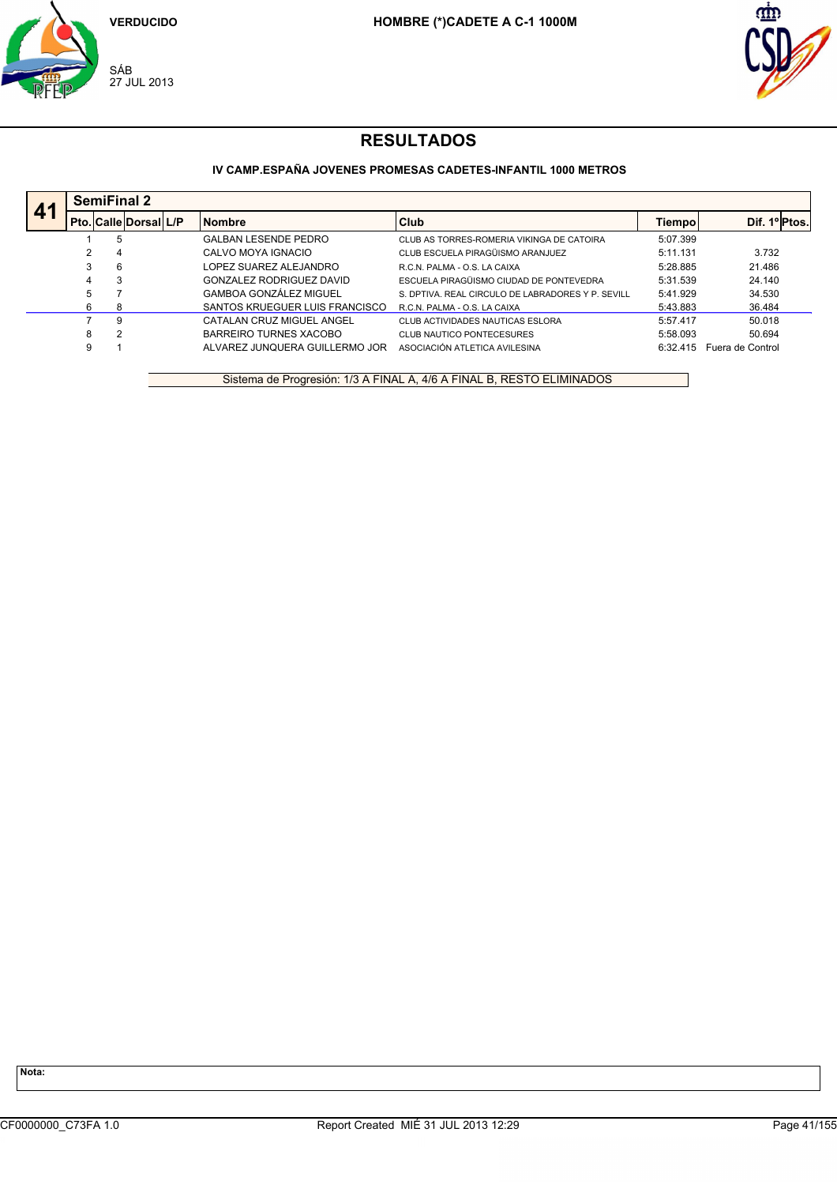VERDUCIDO

SÁB
27 JUL 2013

HOMBRE (*)CADETE A C-1 1000M

# RESULTADOS

### IV CAMP.ESPAÑA JOVENES PROMESAS CADETES-INFANTIL 1000 METROS

**41** — **SemiFinal 2**

| Pto. | Calle | Dorsal | L/P | Nombre | Club | Tiempo | Dif. 1º | Ptos. |
|---|---|---|---|---|---|---|---|---|
| 1 | 5 | | | GALBAN LESENDE PEDRO | CLUB AS TORRES-ROMERIA VIKINGA DE CATOIRA | 5:07.399 | | |
| 2 | 4 | | | CALVO MOYA IGNACIO | CLUB ESCUELA PIRAGÜISMO ARANJUEZ | 5:11.131 | 3.732 | |
| 3 | 6 | | | LOPEZ SUAREZ ALEJANDRO | R.C.N. PALMA - O.S. LA CAIXA | 5:28.885 | 21.486 | |
| 4 | 3 | | | GONZALEZ RODRIGUEZ DAVID | ESCUELA PIRAGÜISMO CIUDAD DE PONTEVEDRA | 5:31.539 | 24.140 | |
| 5 | 7 | | | GAMBOA GONZÁLEZ MIGUEL | S. DPTIVA. REAL CIRCULO DE LABRADORES Y P. SEVILL | 5:41.929 | 34.530 | |
| 6 | 8 | | | SANTOS KRUEGUER LUIS FRANCISCO | R.C.N. PALMA - O.S. LA CAIXA | 5:43.883 | 36.484 | |
| 7 | 9 | | | CATALAN CRUZ MIGUEL ANGEL | CLUB ACTIVIDADES NAUTICAS ESLORA | 5:57.417 | 50.018 | |
| 8 | 2 | | | BARREIRO TURNES XACOBO | CLUB NAUTICO PONTECESURES | 5:58.093 | 50.694 | |
| 9 | 1 | | | ALVAREZ JUNQUERA GUILLERMO JOR | ASOCIACIÓN ATLETICA AVILESINA | 6:32.415 | Fuera de Control | |

Sistema de Progresión: 1/3 A FINAL A, 4/6 A FINAL B, RESTO ELIMINADOS

**Nota:**

CF0000000_C73FA 1.0 Report Created MIÉ 31 JUL 2013 12:29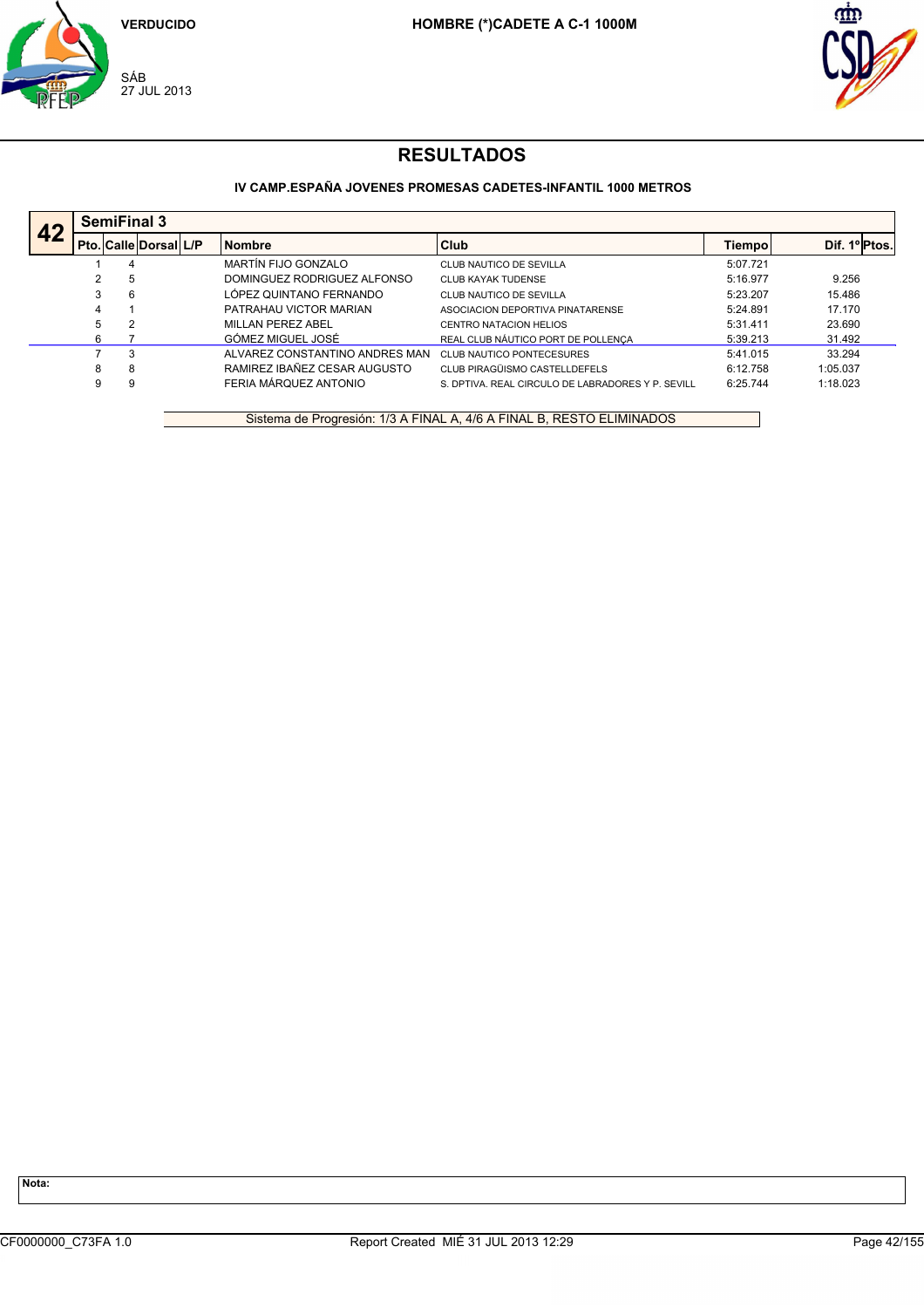VERDUCIDO

SÁB
27 JUL 2013

**HOMBRE (*)CADETE A C-1 1000M**

# RESULTADOS

**IV CAMP.ESPAÑA JOVENES PROMESAS CADETES-INFANTIL 1000 METROS**

**42 SemiFinal 3**

| Pto. | Calle | Dorsal | L/P | Nombre | Club | Tiempo | Dif. 1º | Ptos. |
|---|---|---|---|---|---|---|---|---|
| 1 | 4 | | | MARTÍN FIJO GONZALO | CLUB NAUTICO DE SEVILLA | 5:07.721 | | |
| 2 | 5 | | | DOMINGUEZ RODRIGUEZ ALFONSO | CLUB KAYAK TUDENSE | 5:16.977 | 9.256 | |
| 3 | 6 | | | LÓPEZ QUINTANO FERNANDO | CLUB NAUTICO DE SEVILLA | 5:23.207 | 15.486 | |
| 4 | 1 | | | PATRAHAU VICTOR MARIAN | ASOCIACION DEPORTIVA PINATARENSE | 5:24.891 | 17.170 | |
| 5 | 2 | | | MILLAN PEREZ ABEL | CENTRO NATACION HELIOS | 5:31.411 | 23.690 | |
| 6 | 7 | | | GÓMEZ MIGUEL JOSÉ | REAL CLUB NÁUTICO PORT DE POLLENÇA | 5:39.213 | 31.492 | |
| 7 | 3 | | | ALVAREZ CONSTANTINO ANDRES MAN | CLUB NAUTICO PONTECESURES | 5:41.015 | 33.294 | |
| 8 | 8 | | | RAMIREZ IBAÑEZ CESAR AUGUSTO | CLUB PIRAGÜISMO CASTELLDEFELS | 6:12.758 | 1:05.037 | |
| 9 | 9 | | | FERIA MÁRQUEZ ANTONIO | S. DPTIVA. REAL CIRCULO DE LABRADORES Y P. SEVILL | 6:25.744 | 1:18.023 | |

Sistema de Progresión: 1/3 A FINAL A, 4/6 A FINAL B, RESTO ELIMINADOS

**Nota:**

CF0000000_C73FA 1.0 Report Created MIÉ 31 JUL 2013 12:29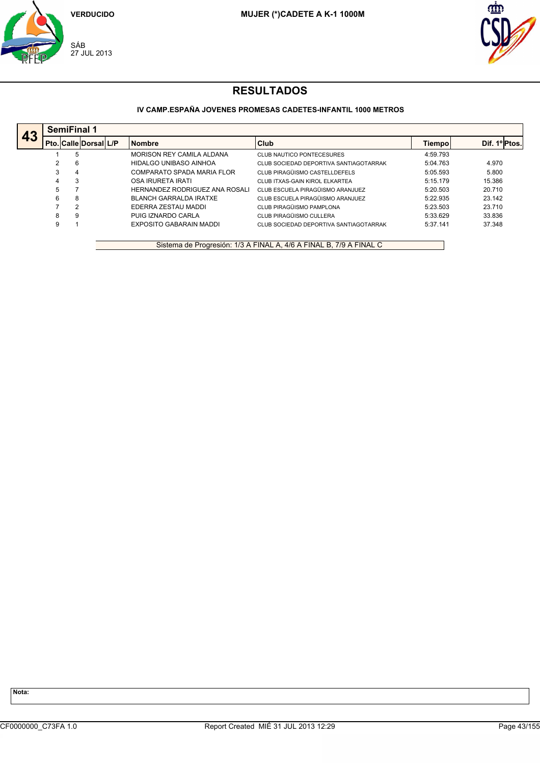VERDUCIDO

**MUJER (*)CADETE A K-1 1000M**

SÁB
27 JUL 2013

# RESULTADOS

### IV CAMP.ESPAÑA JOVENES PROMESAS CADETES-INFANTIL 1000 METROS

## 43 SemiFinal 1

| Pto. | Calle | Dorsal | L/P | Nombre | Club | Tiempo | Dif. 1º | Ptos. |
|---|---|---|---|---|---|---|---|---|
| 1 | 5 | | | MORISON REY CAMILA ALDANA | CLUB NAUTICO PONTECESURES | 4:59.793 | | |
| 2 | 6 | | | HIDALGO UNIBASO AINHOA | CLUB SOCIEDAD DEPORTIVA SANTIAGOTARRAK | 5:04.763 | 4.970 | |
| 3 | 4 | | | COMPARATO SPADA MARIA FLOR | CLUB PIRAGÜISMO CASTELLDEFELS | 5:05.593 | 5.800 | |
| 4 | 3 | | | OSA IRURETA IRATI | CLUB ITXAS-GAIN KIROL ELKARTEA | 5:15.179 | 15.386 | |
| 5 | 7 | | | HERNANDEZ RODRIGUEZ ANA ROSALI | CLUB ESCUELA PIRAGÜISMO ARANJUEZ | 5:20.503 | 20.710 | |
| 6 | 8 | | | BLANCH GARRALDA IRATXE | CLUB ESCUELA PIRAGÜISMO ARANJUEZ | 5:22.935 | 23.142 | |
| 7 | 2 | | | EDERRA ZESTAU MADDI | CLUB PIRAGÜISMO PAMPLONA | 5:23.503 | 23.710 | |
| 8 | 9 | | | PUIG IZNARDO CARLA | CLUB PIRAGÜISMO CULLERA | 5:33.629 | 33.836 | |
| 9 | 1 | | | EXPOSITO GABARAIN MADDI | CLUB SOCIEDAD DEPORTIVA SANTIAGOTARRAK | 5:37.141 | 37.348 | |

Sistema de Progresión: 1/3 A FINAL A, 4/6 A FINAL B, 7/9 A FINAL C

**Nota:**

CF0000000_C73FA 1.0 Report Created MIÉ 31 JUL 2013 12:29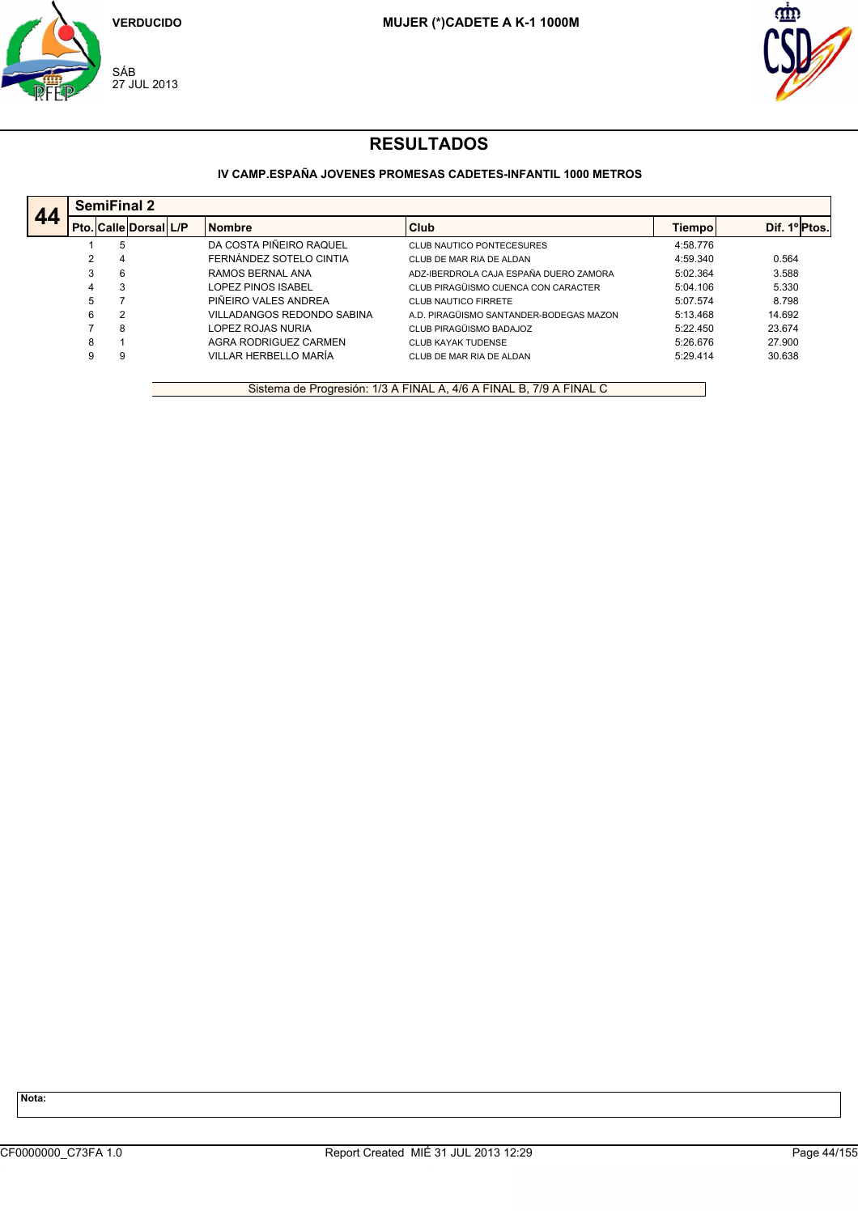VERDUCIDO

SÁB
27 JUL 2013

**MUJER (*)CADETE A K-1 1000M**

# RESULTADOS

### IV CAMP.ESPAÑA JOVENES PROMESAS CADETES-INFANTIL 1000 METROS

## 44 SemiFinal 2

| Pto. | Calle | Dorsal | L/P | Nombre | Club | Tiempo | Dif. 1º | Ptos. |
|---|---|---|---|---|---|---|---|---|
| 1 | 5 | | | DA COSTA PIÑEIRO RAQUEL | CLUB NAUTICO PONTECESURES | 4:58.776 | | |
| 2 | 4 | | | FERNÁNDEZ SOTELO CINTIA | CLUB DE MAR RIA DE ALDAN | 4:59.340 | 0.564 | |
| 3 | 6 | | | RAMOS BERNAL ANA | ADZ-IBERDROLA CAJA ESPAÑA DUERO ZAMORA | 5:02.364 | 3.588 | |
| 4 | 3 | | | LOPEZ PINOS ISABEL | CLUB PIRAGÜISMO CUENCA CON CARACTER | 5:04.106 | 5.330 | |
| 5 | 7 | | | PIÑEIRO VALES ANDREA | CLUB NAUTICO FIRRETE | 5:07.574 | 8.798 | |
| 6 | 2 | | | VILLADANGOS REDONDO SABINA | A.D. PIRAGÜISMO SANTANDER-BODEGAS MAZON | 5:13.468 | 14.692 | |
| 7 | 8 | | | LOPEZ ROJAS NURIA | CLUB PIRAGÜISMO BADAJOZ | 5:22.450 | 23.674 | |
| 8 | 1 | | | AGRA RODRIGUEZ CARMEN | CLUB KAYAK TUDENSE | 5:26.676 | 27.900 | |
| 9 | 9 | | | VILLAR HERBELLO MARÍA | CLUB DE MAR RIA DE ALDAN | 5:29.414 | 30.638 | |

Sistema de Progresión: 1/3 A FINAL A, 4/6 A FINAL B, 7/9 A FINAL C

**Nota:**

CF0000000_C73FA 1.0 Report Created MIÉ 31 JUL 2013 12:29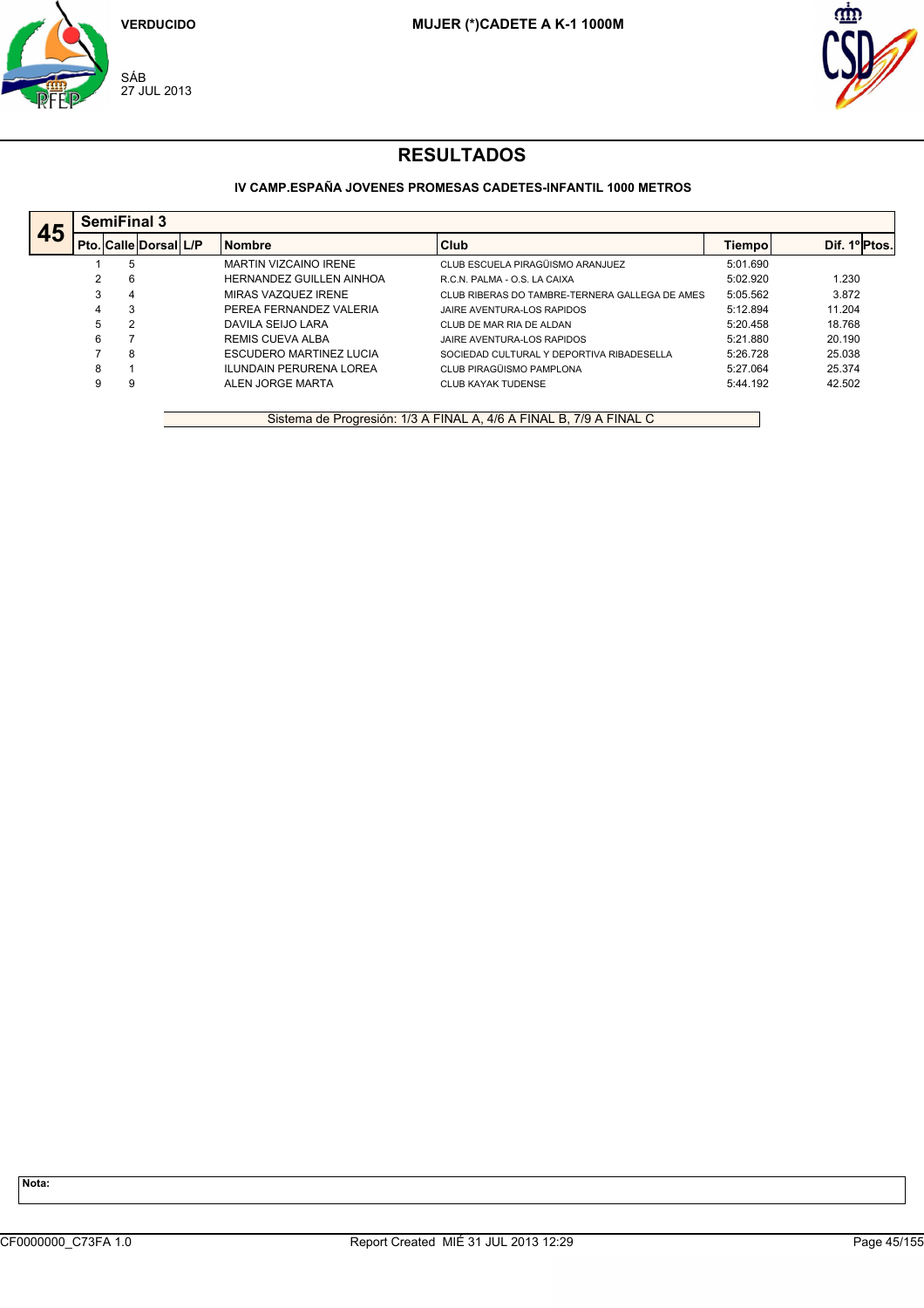VERDUCIDO

SÁB
27 JUL 2013

**MUJER (*)CADETE A K-1 1000M**

# RESULTADOS

**IV CAMP.ESPAÑA JOVENES PROMESAS CADETES-INFANTIL 1000 METROS**

## 45 SemiFinal 3

| Pto. | Calle | Dorsal | L/P | Nombre | Club | Tiempo | Dif. 1º | Ptos. |
|---|---|---|---|---|---|---|---|---|
| 1 | 5 | | | MARTIN VIZCAINO IRENE | CLUB ESCUELA PIRAGÜISMO ARANJUEZ | 5:01.690 | | |
| 2 | 6 | | | HERNANDEZ GUILLEN AINHOA | R.C.N. PALMA - O.S. LA CAIXA | 5:02.920 | 1.230 | |
| 3 | 4 | | | MIRAS VAZQUEZ IRENE | CLUB RIBERAS DO TAMBRE-TERNERA GALLEGA DE AMES | 5:05.562 | 3.872 | |
| 4 | 3 | | | PEREA FERNANDEZ VALERIA | JAIRE AVENTURA-LOS RAPIDOS | 5:12.894 | 11.204 | |
| 5 | 2 | | | DAVILA SEIJO LARA | CLUB DE MAR RIA DE ALDAN | 5:20.458 | 18.768 | |
| 6 | 7 | | | REMIS CUEVA ALBA | JAIRE AVENTURA-LOS RAPIDOS | 5:21.880 | 20.190 | |
| 7 | 8 | | | ESCUDERO MARTINEZ LUCIA | SOCIEDAD CULTURAL Y DEPORTIVA RIBADESELLA | 5:26.728 | 25.038 | |
| 8 | 1 | | | ILUNDAIN PERURENA LOREA | CLUB PIRAGÜISMO PAMPLONA | 5:27.064 | 25.374 | |
| 9 | 9 | | | ALEN JORGE MARTA | CLUB KAYAK TUDENSE | 5:44.192 | 42.502 | |

Sistema de Progresión: 1/3 A FINAL A, 4/6 A FINAL B, 7/9 A FINAL C

**Nota:**

CF0000000_C73FA 1.0 Report Created MIÉ 31 JUL 2013 12:29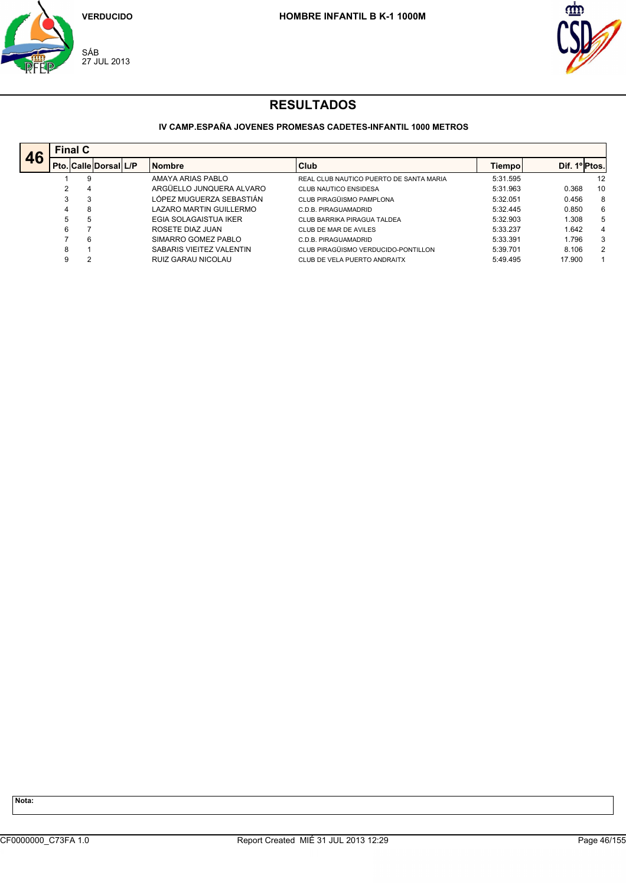VERDUCIDO

SÁB
27 JUL 2013

**HOMBRE INFANTIL B K-1 1000M**

# RESULTADOS

### IV CAMP.ESPAÑA JOVENES PROMESAS CADETES-INFANTIL 1000 METROS

**46** — **Final C**

| Pto. | Calle | Dorsal | L/P | Nombre | Club | Tiempo | Dif. 1º | Ptos. |
|---|---|---|---|---|---|---|---|---|
| 1 | 9 | | | AMAYA ARIAS PABLO | REAL CLUB NAUTICO PUERTO DE SANTA MARIA | 5:31.595 | | 12 |
| 2 | 4 | | | ARGÜELLO JUNQUERA ALVARO | CLUB NAUTICO ENSIDESA | 5:31.963 | 0.368 | 10 |
| 3 | 3 | | | LÓPEZ MUGUERZA SEBASTIÁN | CLUB PIRAGÜISMO PAMPLONA | 5:32.051 | 0.456 | 8 |
| 4 | 8 | | | LAZARO MARTIN GUILLERMO | C.D.B. PIRAGUAMADRID | 5:32.445 | 0.850 | 6 |
| 5 | 5 | | | EGIA SOLAGAISTUA IKER | CLUB BARRIKA PIRAGUA TALDEA | 5:32.903 | 1.308 | 5 |
| 6 | 7 | | | ROSETE DIAZ JUAN | CLUB DE MAR DE AVILES | 5:33.237 | 1.642 | 4 |
| 7 | 6 | | | SIMARRO GOMEZ PABLO | C.D.B. PIRAGUAMADRID | 5:33.391 | 1.796 | 3 |
| 8 | 1 | | | SABARIS VIEITEZ VALENTIN | CLUB PIRAGÜISMO VERDUCIDO-PONTILLON | 5:39.701 | 8.106 | 2 |
| 9 | 2 | | | RUIZ GARAU NICOLAU | CLUB DE VELA PUERTO ANDRAITX | 5:49.495 | 17.900 | 1 |

**Nota:**

CF0000000_C73FA 1.0 — Report Created MIÉ 31 JUL 2013 12:29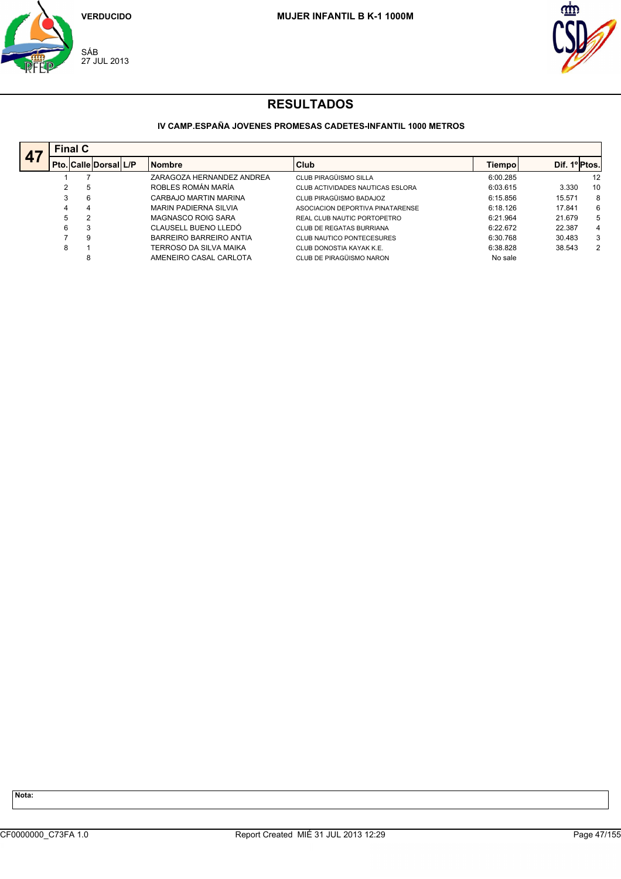VERDUCIDO

SÁB
27 JUL 2013

**MUJER INFANTIL B K-1 1000M**

# RESULTADOS

### IV CAMP.ESPAÑA JOVENES PROMESAS CADETES-INFANTIL 1000 METROS

**47** **Final C**

| Pto. | Calle | Dorsal | L/P | Nombre | Club | Tiempo | Dif. 1º | Ptos. |
|---|---|---|---|---|---|---|---|---|
| 1 | 7 | | | ZARAGOZA HERNANDEZ ANDREA | CLUB PIRAGÜISMO SILLA | 6:00.285 | | 12 |
| 2 | 5 | | | ROBLES ROMÁN MARÍA | CLUB ACTIVIDADES NAUTICAS ESLORA | 6:03.615 | 3.330 | 10 |
| 3 | 6 | | | CARBAJO MARTIN MARINA | CLUB PIRAGÜISMO BADAJOZ | 6:15.856 | 15.571 | 8 |
| 4 | 4 | | | MARIN PADIERNA SILVIA | ASOCIACION DEPORTIVA PINATARENSE | 6:18.126 | 17.841 | 6 |
| 5 | 2 | | | MAGNASCO ROIG SARA | REAL CLUB NAUTIC PORTOPETRO | 6:21.964 | 21.679 | 5 |
| 6 | 3 | | | CLAUSELL BUENO LLEDÓ | CLUB DE REGATAS BURRIANA | 6:22.672 | 22.387 | 4 |
| 7 | 9 | | | BARREIRO BARREIRO ANTIA | CLUB NAUTICO PONTECESURES | 6:30.768 | 30.483 | 3 |
| 8 | 1 | | | TERROSO DA SILVA MAIKA | CLUB DONOSTIA KAYAK K.E. | 6:38.828 | 38.543 | 2 |
| | 8 | | | AMENEIRO CASAL CARLOTA | CLUB DE PIRAGÜISMO NARON | No sale | | |

**Nota:**

CF0000000_C73FA 1.0 Report Created MIÉ 31 JUL 2013 12:29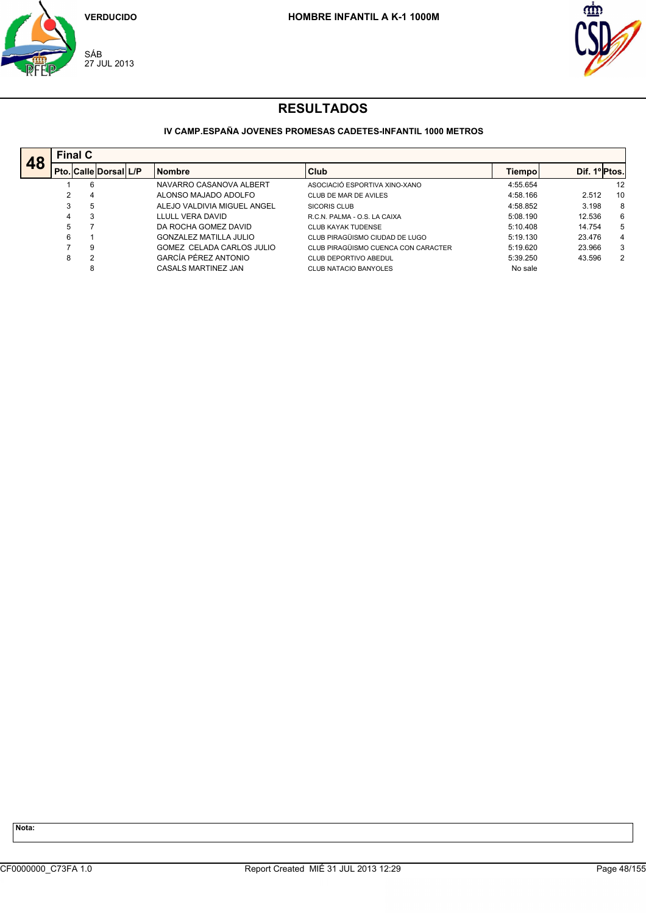VERDUCIDO

SÁB
27 JUL 2013

**HOMBRE INFANTIL A K-1 1000M**

# RESULTADOS

### IV CAMP.ESPAÑA JOVENES PROMESAS CADETES-INFANTIL 1000 METROS

**48 — Final C**

| Pto. | Calle | Dorsal | L/P | Nombre | Club | Tiempo | Dif. 1º | Ptos. |
|---|---|---|---|---|---|---|---|---|
| 1 | 6 | | | NAVARRO CASANOVA ALBERT | ASOCIACIÓ ESPORTIVA XINO-XANO | 4:55.654 | | 12 |
| 2 | 4 | | | ALONSO MAJADO ADOLFO | CLUB DE MAR DE AVILES | 4:58.166 | 2.512 | 10 |
| 3 | 5 | | | ALEJO VALDIVIA MIGUEL ANGEL | SICORIS CLUB | 4:58.852 | 3.198 | 8 |
| 4 | 3 | | | LLULL VERA DAVID | R.C.N. PALMA - O.S. LA CAIXA | 5:08.190 | 12.536 | 6 |
| 5 | 7 | | | DA ROCHA GOMEZ DAVID | CLUB KAYAK TUDENSE | 5:10.408 | 14.754 | 5 |
| 6 | 1 | | | GONZALEZ MATILLA JULIO | CLUB PIRAGÜISMO CIUDAD DE LUGO | 5:19.130 | 23.476 | 4 |
| 7 | 9 | | | GOMEZ CELADA CARLOS JULIO | CLUB PIRAGÜISMO CUENCA CON CARACTER | 5:19.620 | 23.966 | 3 |
| 8 | 2 | | | GARCÍA PÉREZ ANTONIO | CLUB DEPORTIVO ABEDUL | 5:39.250 | 43.596 | 2 |
| | 8 | | | CASALS MARTINEZ JAN | CLUB NATACIO BANYOLES | No sale | | |

**Nota:**

CF0000000_C73FA 1.0 — Report Created MIÉ 31 JUL 2013 12:29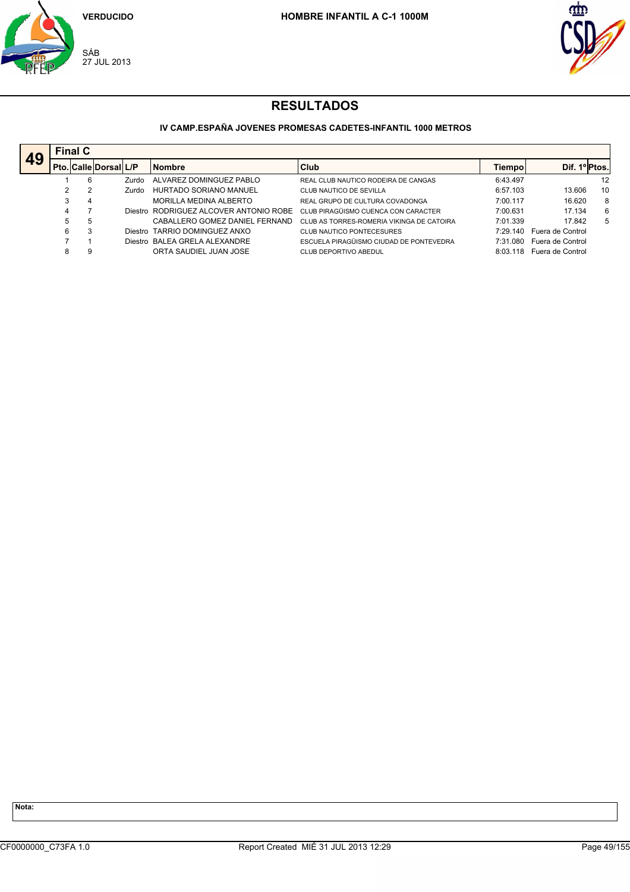VERDUCIDO

SÁB
27 JUL 2013

**HOMBRE INFANTIL A C-1 1000M**

# RESULTADOS

### IV CAMP.ESPAÑA JOVENES PROMESAS CADETES-INFANTIL 1000 METROS

**49** **Final C**

| Pto. | Calle | Dorsal | L/P | Nombre | Club | Tiempo | Dif. 1º | Ptos. |
|---|---|---|---|---|---|---|---|---|
| 1 | 6 | | Zurdo | ALVAREZ DOMINGUEZ PABLO | REAL CLUB NAUTICO RODEIRA DE CANGAS | 6:43.497 | | 12 |
| 2 | 2 | | Zurdo | HURTADO SORIANO MANUEL | CLUB NAUTICO DE SEVILLA | 6:57.103 | 13.606 | 10 |
| 3 | 4 | | | MORILLA MEDINA ALBERTO | REAL GRUPO DE CULTURA COVADONGA | 7:00.117 | 16.620 | 8 |
| 4 | 7 | | Diestro | RODRIGUEZ ALCOVER ANTONIO ROBE | CLUB PIRAGÜISMO CUENCA CON CARACTER | 7:00.631 | 17.134 | 6 |
| 5 | 5 | | | CABALLERO GOMEZ DANIEL FERNAND | CLUB AS TORRES-ROMERIA VIKINGA DE CATOIRA | 7:01.339 | 17.842 | 5 |
| 6 | 3 | | Diestro | TARRIO DOMINGUEZ ANXO | CLUB NAUTICO PONTECESURES | 7:29.140 | Fuera de Control | |
| 7 | 1 | | Diestro | BALEA GRELA ALEXANDRE | ESCUELA PIRAGÜISMO CIUDAD DE PONTEVEDRA | 7:31.080 | Fuera de Control | |
| 8 | 9 | | | ORTA SAUDIEL JUAN JOSE | CLUB DEPORTIVO ABEDUL | 8:03.118 | Fuera de Control | |

**Nota:**

CF0000000_C73FA 1.0 Report Created MIÉ 31 JUL 2013 12:29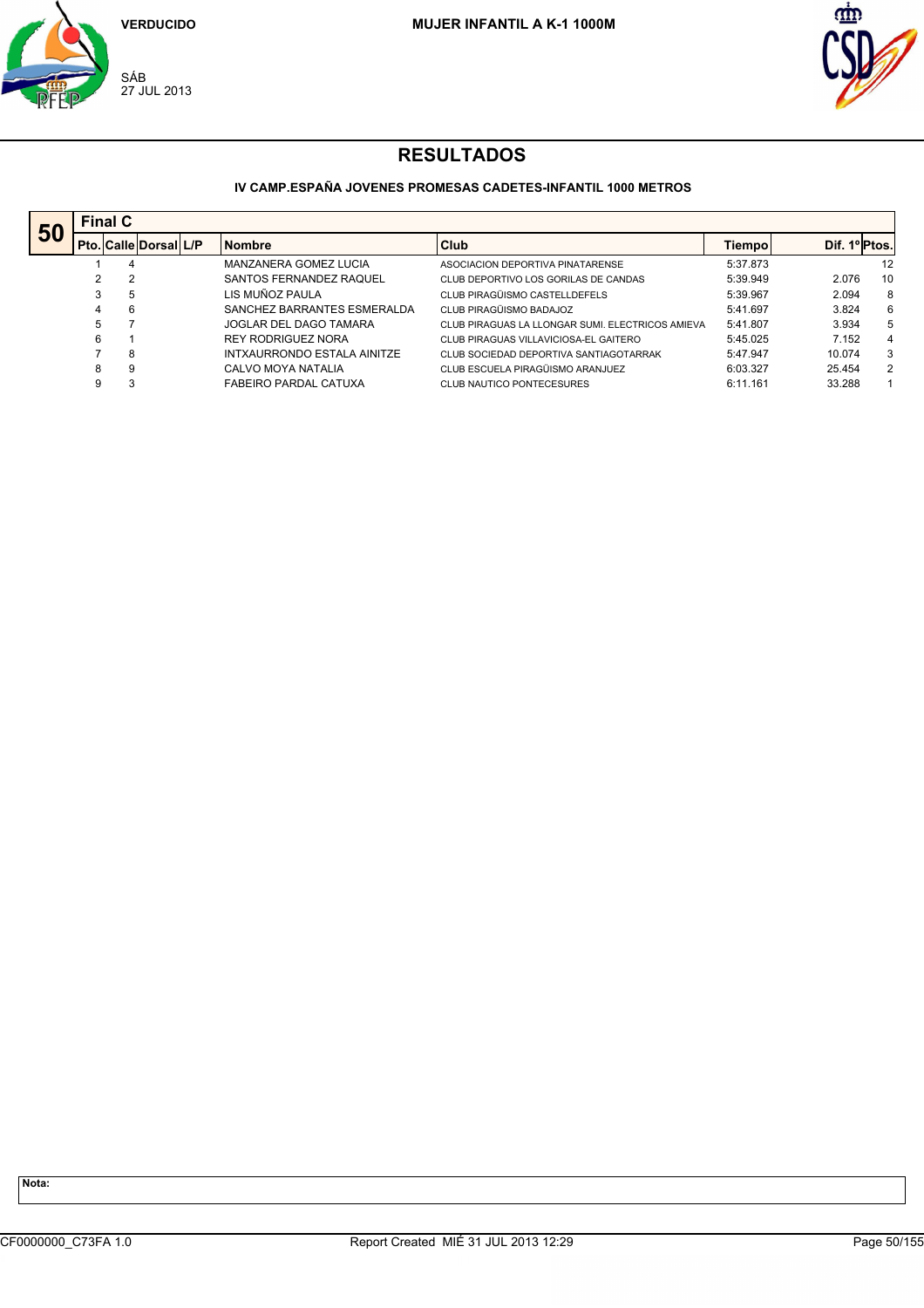VERDUCIDO

SÁB
27 JUL 2013

MUJER INFANTIL A K-1 1000M

# RESULTADOS

### IV CAMP.ESPAÑA JOVENES PROMESAS CADETES-INFANTIL 1000 METROS

**50** **Final C**

| Pto. | Calle | Dorsal | L/P | Nombre | Club | Tiempo | Dif. 1º | Ptos. |
|---|---|---|---|---|---|---|---|---|
| 1 | 4 | | | MANZANERA GOMEZ LUCIA | ASOCIACION DEPORTIVA PINATARENSE | 5:37.873 | | 12 |
| 2 | 2 | | | SANTOS FERNANDEZ RAQUEL | CLUB DEPORTIVO LOS GORILAS DE CANDAS | 5:39.949 | 2.076 | 10 |
| 3 | 5 | | | LIS MUÑOZ PAULA | CLUB PIRAGÜISMO CASTELLDEFELS | 5:39.967 | 2.094 | 8 |
| 4 | 6 | | | SANCHEZ BARRANTES ESMERALDA | CLUB PIRAGÜISMO BADAJOZ | 5:41.697 | 3.824 | 6 |
| 5 | 7 | | | JOGLAR DEL DAGO TAMARA | CLUB PIRAGUAS LA LLONGAR SUMI. ELECTRICOS AMIEVA | 5:41.807 | 3.934 | 5 |
| 6 | 1 | | | REY RODRIGUEZ NORA | CLUB PIRAGUAS VILLAVICIOSA-EL GAITERO | 5:45.025 | 7.152 | 4 |
| 7 | 8 | | | INTXAURRONDO ESTALA AINITZE | CLUB SOCIEDAD DEPORTIVA SANTIAGOTARRAK | 5:47.947 | 10.074 | 3 |
| 8 | 9 | | | CALVO MOYA NATALIA | CLUB ESCUELA PIRAGÜISMO ARANJUEZ | 6:03.327 | 25.454 | 2 |
| 9 | 3 | | | FABEIRO PARDAL CATUXA | CLUB NAUTICO PONTECESURES | 6:11.161 | 33.288 | 1 |

**Nota:**

CF0000000_C73FA 1.0 Report Created MIÉ 31 JUL 2013 12:29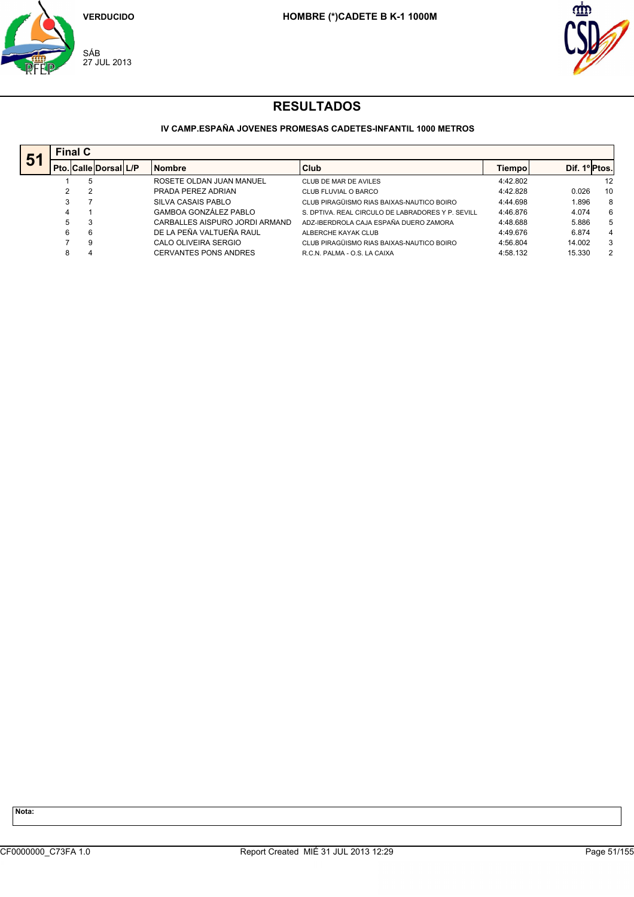VERDUCIDO

SÁB
27 JUL 2013

**HOMBRE (*)CADETE B K-1 1000M**

# RESULTADOS

**IV CAMP.ESPAÑA JOVENES PROMESAS CADETES-INFANTIL 1000 METROS**

**51** — **Final C**

| Pto. | Calle | Dorsal | L/P | Nombre | Club | Tiempo | Dif. 1º | Ptos. |
|---|---|---|---|---|---|---|---|---|
| 1 | 5 | | | ROSETE OLDAN JUAN MANUEL | CLUB DE MAR DE AVILES | 4:42.802 | | 12 |
| 2 | 2 | | | PRADA PEREZ ADRIAN | CLUB FLUVIAL O BARCO | 4:42.828 | 0.026 | 10 |
| 3 | 7 | | | SILVA CASAIS PABLO | CLUB PIRAGÜISMO RIAS BAIXAS-NAUTICO BOIRO | 4:44.698 | 1.896 | 8 |
| 4 | 1 | | | GAMBOA GONZÁLEZ PABLO | S. DPTIVA. REAL CIRCULO DE LABRADORES Y P. SEVILL | 4:46.876 | 4.074 | 6 |
| 5 | 3 | | | CARBALLES AISPURO JORDI ARMAND | ADZ-IBERDROLA CAJA ESPAÑA DUERO ZAMORA | 4:48.688 | 5.886 | 5 |
| 6 | 6 | | | DE LA PEÑA VALTUEÑA RAUL | ALBERCHE KAYAK CLUB | 4:49.676 | 6.874 | 4 |
| 7 | 9 | | | CALO OLIVEIRA SERGIO | CLUB PIRAGÜISMO RIAS BAIXAS-NAUTICO BOIRO | 4:56.804 | 14.002 | 3 |
| 8 | 4 | | | CERVANTES PONS ANDRES | R.C.N. PALMA - O.S. LA CAIXA | 4:58.132 | 15.330 | 2 |

**Nota:**

CF0000000_C73FA 1.0 Report Created MIÉ 31 JUL 2013 12:29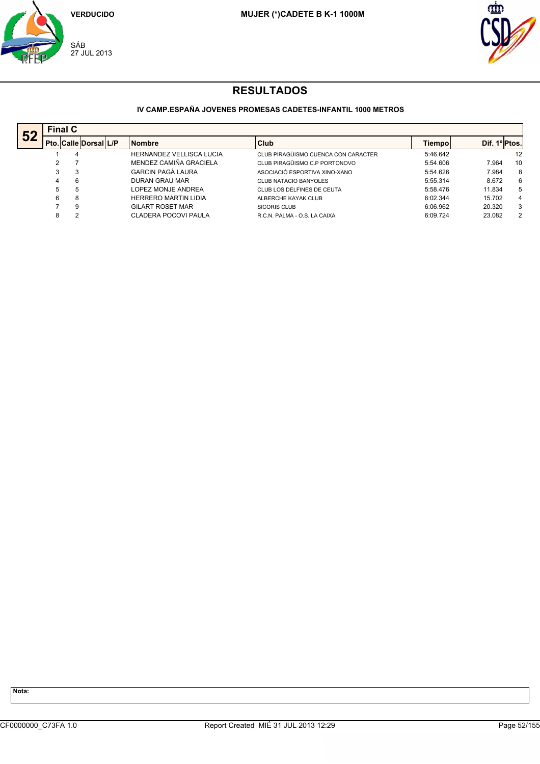VERDUCIDO

SÁB
27 JUL 2013

**MUJER (*)CADETE B K-1 1000M**

# RESULTADOS

### IV CAMP.ESPAÑA JOVENES PROMESAS CADETES-INFANTIL 1000 METROS

**52** — **Final C**

| Pto. | Calle | Dorsal | L/P | Nombre | Club | Tiempo | Dif. 1º | Ptos. |
|---|---|---|---|---|---|---|---|---|
| 1 | 4 | | | HERNANDEZ VELLISCA LUCIA | CLUB PIRAGÜISMO CUENCA CON CARACTER | 5:46.642 | | 12 |
| 2 | 7 | | | MENDEZ CAMIÑA GRACIELA | CLUB PIRAGÜISMO C.P PORTONOVO | 5:54.606 | 7.964 | 10 |
| 3 | 3 | | | GARCIN PAGÀ LAURA | ASOCIACIÓ ESPORTIVA XINO-XANO | 5:54.626 | 7.984 | 8 |
| 4 | 6 | | | DURAN GRAU MAR | CLUB NATACIO BANYOLES | 5:55.314 | 8.672 | 6 |
| 5 | 5 | | | LOPEZ MONJE ANDREA | CLUB LOS DELFINES DE CEUTA | 5:58.476 | 11.834 | 5 |
| 6 | 8 | | | HERRERO MARTIN LIDIA | ALBERCHE KAYAK CLUB | 6:02.344 | 15.702 | 4 |
| 7 | 9 | | | GILART ROSET MAR | SICORIS CLUB | 6:06.962 | 20.320 | 3 |
| 8 | 2 | | | CLADERA POCOVI PAULA | R.C.N. PALMA - O.S. LA CAIXA | 6:09.724 | 23.082 | 2 |

**Nota:**

CF0000000_C73FA 1.0 — Report Created MIÉ 31 JUL 2013 12:29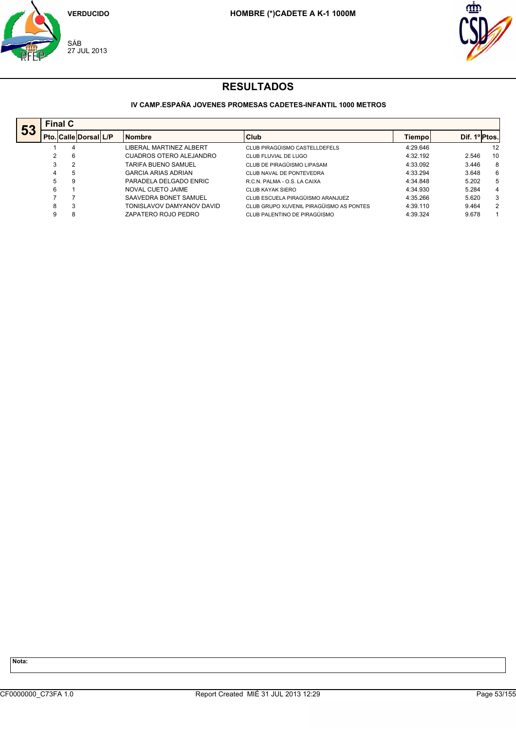VERDUCIDO

**HOMBRE (*)CADETE A K-1 1000M**

SÁB
27 JUL 2013

# RESULTADOS

### IV CAMP.ESPAÑA JOVENES PROMESAS CADETES-INFANTIL 1000 METROS

**53** — **Final C**

| Pto. | Calle | Dorsal | L/P | Nombre | Club | Tiempo | Dif. 1º | Ptos. |
|---|---|---|---|---|---|---|---|---|
| 1 | 4 | | | LIBERAL MARTINEZ ALBERT | CLUB PIRAGÜISMO CASTELLDEFELS | 4:29.646 | | 12 |
| 2 | 6 | | | CUADROS OTERO ALEJANDRO | CLUB FLUVIAL DE LUGO | 4:32.192 | 2.546 | 10 |
| 3 | 2 | | | TARIFA BUENO SAMUEL | CLUB DE PIRAGÜISMO LIPASAM | 4:33.092 | 3.446 | 8 |
| 4 | 5 | | | GARCIA ARIAS ADRIAN | CLUB NAVAL DE PONTEVEDRA | 4:33.294 | 3.648 | 6 |
| 5 | 9 | | | PARADELA DELGADO ENRIC | R.C.N. PALMA - O.S. LA CAIXA | 4:34.848 | 5.202 | 5 |
| 6 | 1 | | | NOVAL CUETO JAIME | CLUB KAYAK SIERO | 4:34.930 | 5.284 | 4 |
| 7 | 7 | | | SAAVEDRA BONET SAMUEL | CLUB ESCUELA PIRAGÜISMO ARANJUEZ | 4:35.266 | 5.620 | 3 |
| 8 | 3 | | | TONISLAVOV DAMYANOV DAVID | CLUB GRUPO XUVENIL PIRAGÜISMO AS PONTES | 4:39.110 | 9.464 | 2 |
| 9 | 8 | | | ZAPATERO ROJO PEDRO | CLUB PALENTINO DE PIRAGÜISMO | 4:39.324 | 9.678 | 1 |

**Nota:**

CF0000000_C73FA 1.0 Report Created MIÉ 31 JUL 2013 12:29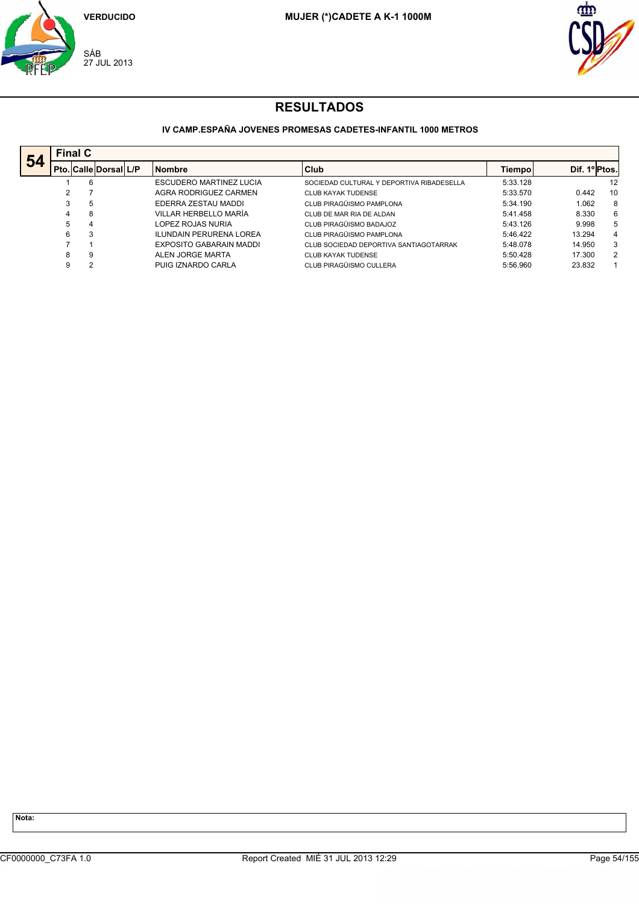VERDUCIDO

SÁB
27 JUL 2013

**MUJER (*)CADETE A K-1 1000M**

# RESULTADOS

### IV CAMP.ESPAÑA JOVENES PROMESAS CADETES-INFANTIL 1000 METROS

**54** — **Final C**

| Pto. | Calle | Dorsal | L/P | Nombre | Club | Tiempo | Dif. 1º | Ptos. |
|---|---|---|---|---|---|---|---|---|
| 1 | 6 | | | ESCUDERO MARTINEZ LUCIA | SOCIEDAD CULTURAL Y DEPORTIVA RIBADESELLA | 5:33.128 | | 12 |
| 2 | 7 | | | AGRA RODRIGUEZ CARMEN | CLUB KAYAK TUDENSE | 5:33.570 | 0.442 | 10 |
| 3 | 5 | | | EDERRA ZESTAU MADDI | CLUB PIRAGÜISMO PAMPLONA | 5:34.190 | 1.062 | 8 |
| 4 | 8 | | | VILLAR HERBELLO MARÍA | CLUB DE MAR RIA DE ALDAN | 5:41.458 | 8.330 | 6 |
| 5 | 4 | | | LOPEZ ROJAS NURIA | CLUB PIRAGÜISMO BADAJOZ | 5:43.126 | 9.998 | 5 |
| 6 | 3 | | | ILUNDAIN PERURENA LOREA | CLUB PIRAGÜISMO PAMPLONA | 5:46.422 | 13.294 | 4 |
| 7 | 1 | | | EXPOSITO GABARAIN MADDI | CLUB SOCIEDAD DEPORTIVA SANTIAGOTARRAK | 5:48.078 | 14.950 | 3 |
| 8 | 9 | | | ALEN JORGE MARTA | CLUB KAYAK TUDENSE | 5:50.428 | 17.300 | 2 |
| 9 | 2 | | | PUIG IZNARDO CARLA | CLUB PIRAGÜISMO CULLERA | 5:56.960 | 23.832 | 1 |

**Nota:**

CF0000000_C73FA 1.0 Report Created MIÉ 31 JUL 2013 12:29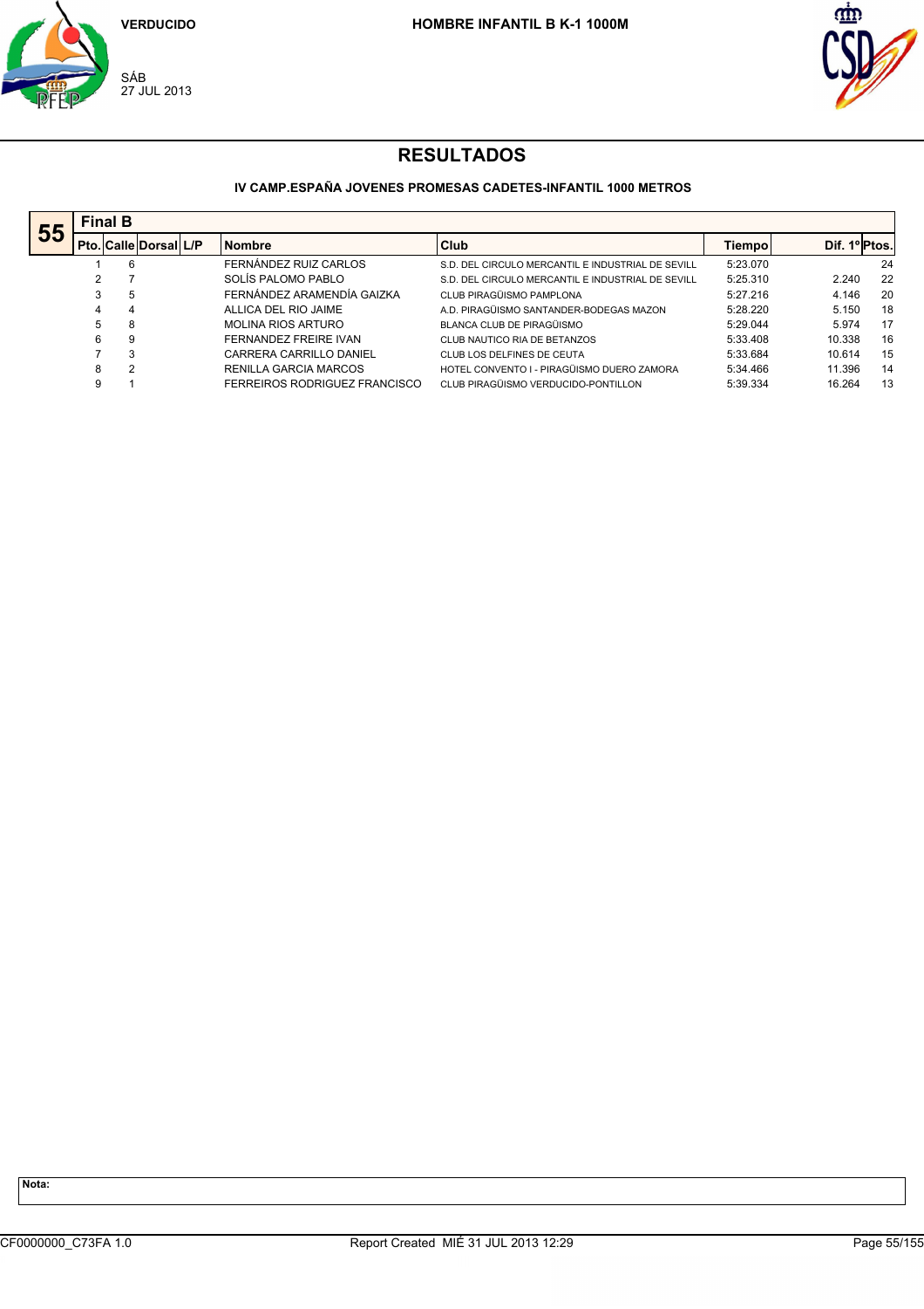VERDUCIDO

SÁB
27 JUL 2013

**HOMBRE INFANTIL B K-1 1000M**

# RESULTADOS

**IV CAMP.ESPAÑA JOVENES PROMESAS CADETES-INFANTIL 1000 METROS**

**55** — **Final B**

| Pto. | Calle | Dorsal | L/P | Nombre | Club | Tiempo | Dif. 1º | Ptos. |
|---|---|---|---|---|---|---|---|---|
| 1 | 6 | | | FERNÁNDEZ RUIZ CARLOS | S.D. DEL CIRCULO MERCANTIL E INDUSTRIAL DE SEVILL | 5:23.070 | | 24 |
| 2 | 7 | | | SOLÍS PALOMO PABLO | S.D. DEL CIRCULO MERCANTIL E INDUSTRIAL DE SEVILL | 5:25.310 | 2.240 | 22 |
| 3 | 5 | | | FERNÁNDEZ ARAMENDÍA GAIZKA | CLUB PIRAGÜISMO PAMPLONA | 5:27.216 | 4.146 | 20 |
| 4 | 4 | | | ALLICA DEL RIO JAIME | A.D. PIRAGÜISMO SANTANDER-BODEGAS MAZON | 5:28.220 | 5.150 | 18 |
| 5 | 8 | | | MOLINA RIOS ARTURO | BLANCA CLUB DE PIRAGÜISMO | 5:29.044 | 5.974 | 17 |
| 6 | 9 | | | FERNANDEZ FREIRE IVAN | CLUB NAUTICO RIA DE BETANZOS | 5:33.408 | 10.338 | 16 |
| 7 | 3 | | | CARRERA CARRILLO DANIEL | CLUB LOS DELFINES DE CEUTA | 5:33.684 | 10.614 | 15 |
| 8 | 2 | | | RENILLA GARCIA MARCOS | HOTEL CONVENTO I - PIRAGÜISMO DUERO ZAMORA | 5:34.466 | 11.396 | 14 |
| 9 | 1 | | | FERREIROS RODRIGUEZ FRANCISCO | CLUB PIRAGÜISMO VERDUCIDO-PONTILLON | 5:39.334 | 16.264 | 13 |

**Nota:**

CF0000000_C73FA 1.0 Report Created MIÉ 31 JUL 2013 12:29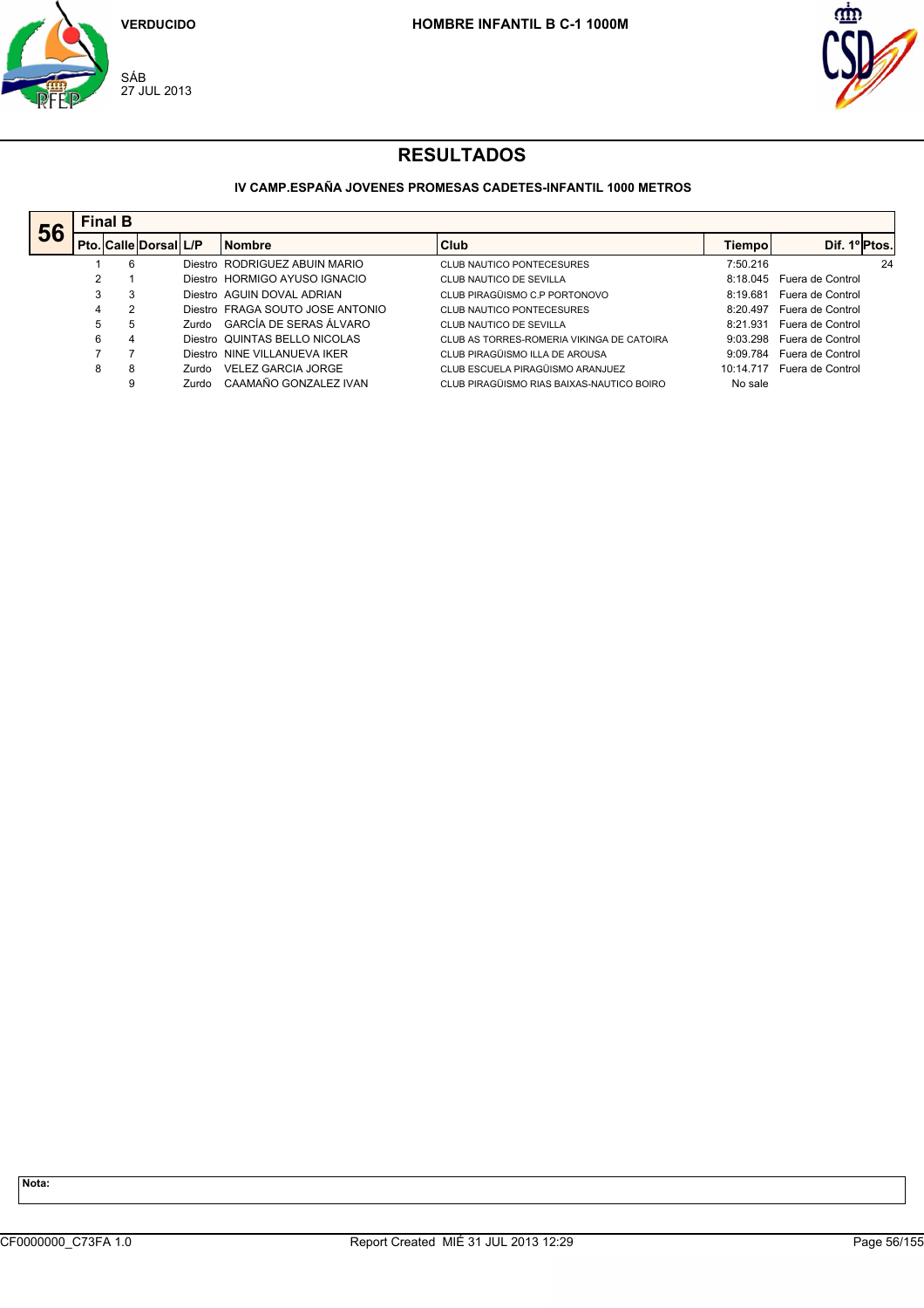VERDUCIDO

SÁB
27 JUL 2013

**HOMBRE INFANTIL B C-1 1000M**

# RESULTADOS

### IV CAMP.ESPAÑA JOVENES PROMESAS CADETES-INFANTIL 1000 METROS

**56** — **Final B**

| Pto. | Calle | Dorsal | L/P | Nombre | Club | Tiempo | Dif. 1º | Ptos. |
|---|---|---|---|---|---|---|---|---|
| 1 | 6 | | Diestro | RODRIGUEZ ABUIN MARIO | CLUB NAUTICO PONTECESURES | 7:50.216 | | 24 |
| 2 | 1 | | Diestro | HORMIGO AYUSO IGNACIO | CLUB NAUTICO DE SEVILLA | 8:18.045 | Fuera de Control | |
| 3 | 3 | | Diestro | AGUIN DOVAL ADRIAN | CLUB PIRAGÜISMO C.P PORTONOVO | 8:19.681 | Fuera de Control | |
| 4 | 2 | | Diestro | FRAGA SOUTO JOSE ANTONIO | CLUB NAUTICO PONTECESURES | 8:20.497 | Fuera de Control | |
| 5 | 5 | | Zurdo | GARCÍA DE SERAS ÁLVARO | CLUB NAUTICO DE SEVILLA | 8:21.931 | Fuera de Control | |
| 6 | 4 | | Diestro | QUINTAS BELLO NICOLAS | CLUB AS TORRES-ROMERIA VIKINGA DE CATOIRA | 9:03.298 | Fuera de Control | |
| 7 | 7 | | Diestro | NINE VILLANUEVA IKER | CLUB PIRAGÜISMO ILLA DE AROUSA | 9:09.784 | Fuera de Control | |
| 8 | 8 | | Zurdo | VELEZ GARCIA JORGE | CLUB ESCUELA PIRAGÜISMO ARANJUEZ | 10:14.717 | Fuera de Control | |
| | 9 | | Zurdo | CAAMAÑO GONZALEZ IVAN | CLUB PIRAGÜISMO RIAS BAIXAS-NAUTICO BOIRO | No sale | | |

**Nota:**

CF0000000_C73FA 1.0 — Report Created MIÉ 31 JUL 2013 12:29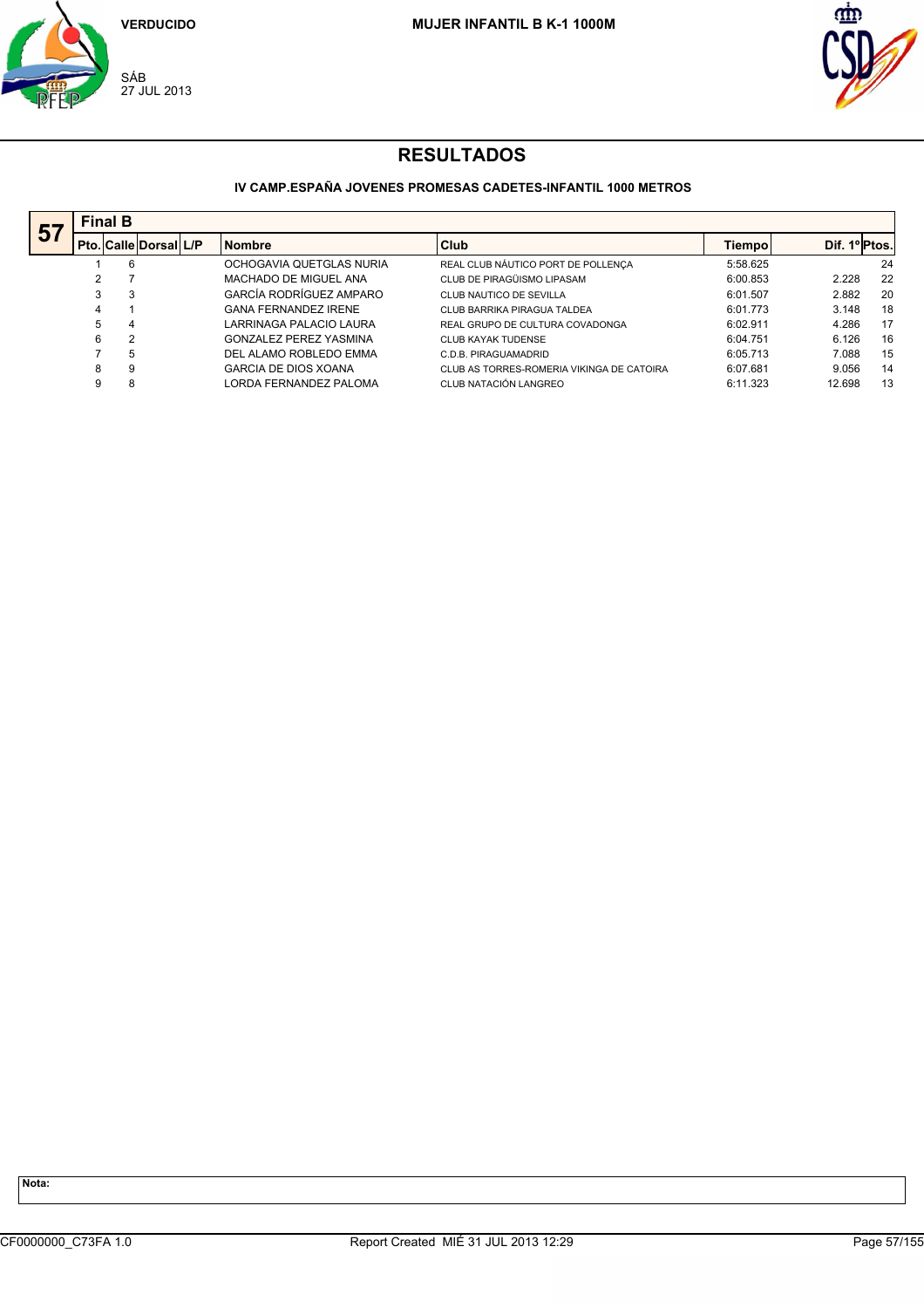VERDUCIDO

SÁB
27 JUL 2013

**MUJER INFANTIL B K-1 1000M**

# RESULTADOS

### IV CAMP.ESPAÑA JOVENES PROMESAS CADETES-INFANTIL 1000 METROS

**57** — **Final B**

| Pto. | Calle | Dorsal | L/P | Nombre | Club | Tiempo | Dif. 1º | Ptos. |
|---|---|---|---|---|---|---|---|---|
| 1 | 6 | | | OCHOGAVIA QUETGLAS NURIA | REAL CLUB NÁUTICO PORT DE POLLENÇA | 5:58.625 | | 24 |
| 2 | 7 | | | MACHADO DE MIGUEL ANA | CLUB DE PIRAGÜISMO LIPASAM | 6:00.853 | 2.228 | 22 |
| 3 | 3 | | | GARCÍA RODRÍGUEZ AMPARO | CLUB NAUTICO DE SEVILLA | 6:01.507 | 2.882 | 20 |
| 4 | 1 | | | GANA FERNANDEZ IRENE | CLUB BARRIKA PIRAGUA TALDEA | 6:01.773 | 3.148 | 18 |
| 5 | 4 | | | LARRINAGA PALACIO LAURA | REAL GRUPO DE CULTURA COVADONGA | 6:02.911 | 4.286 | 17 |
| 6 | 2 | | | GONZALEZ PEREZ YASMINA | CLUB KAYAK TUDENSE | 6:04.751 | 6.126 | 16 |
| 7 | 5 | | | DEL ALAMO ROBLEDO EMMA | C.D.B. PIRAGUAMADRID | 6:05.713 | 7.088 | 15 |
| 8 | 9 | | | GARCIA DE DIOS XOANA | CLUB AS TORRES-ROMERIA VIKINGA DE CATOIRA | 6:07.681 | 9.056 | 14 |
| 9 | 8 | | | LORDA FERNANDEZ PALOMA | CLUB NATACIÓN LANGREO | 6:11.323 | 12.698 | 13 |

**Nota:**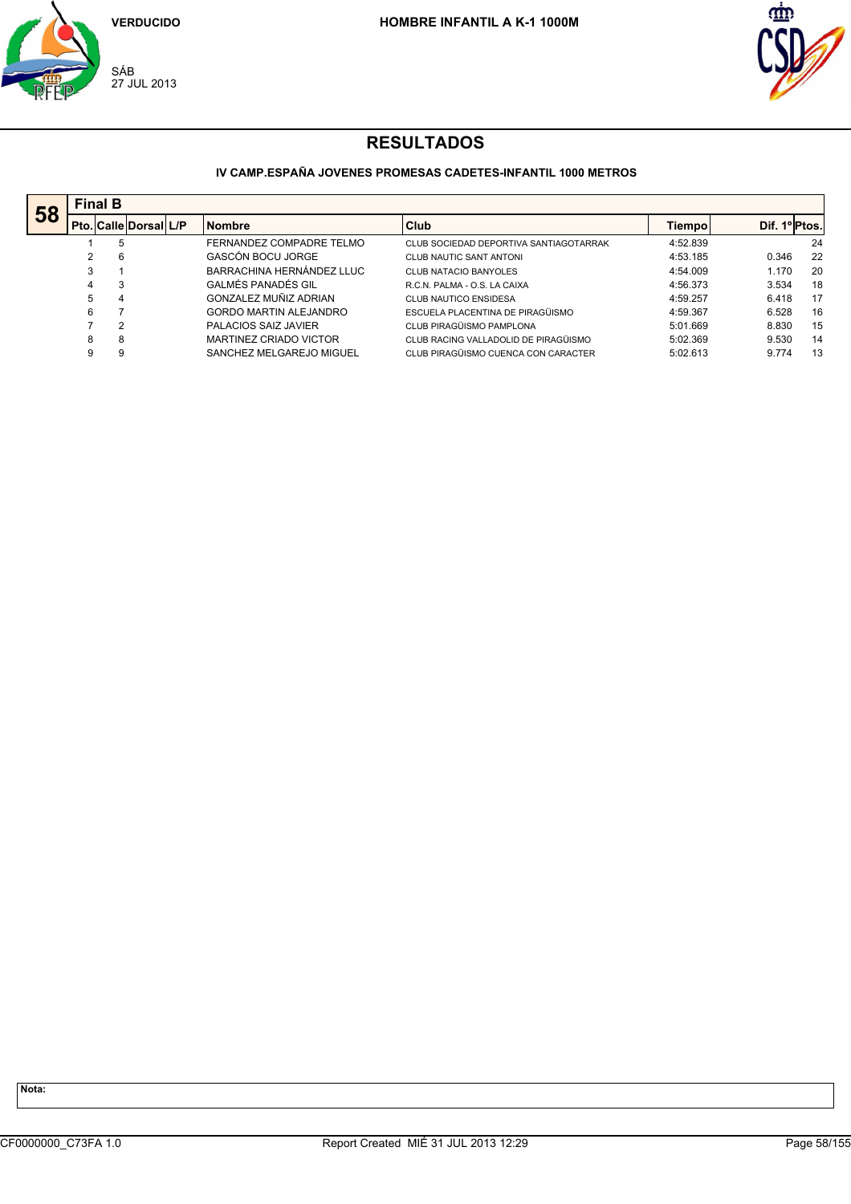VERDUCIDO

SÁB
27 JUL 2013

**HOMBRE INFANTIL A K-1 1000M**

# RESULTADOS

### IV CAMP.ESPAÑA JOVENES PROMESAS CADETES-INFANTIL 1000 METROS

**58** — **Final B**

| Pto. | Calle | Dorsal | L/P | Nombre | Club | Tiempo | Dif. 1º | Ptos. |
|---|---|---|---|---|---|---|---|---|
| 1 | 5 | | | FERNANDEZ COMPADRE TELMO | CLUB SOCIEDAD DEPORTIVA SANTIAGOTARRAK | 4:52.839 | | 24 |
| 2 | 6 | | | GASCÓN BOCU JORGE | CLUB NAUTIC SANT ANTONI | 4:53.185 | 0.346 | 22 |
| 3 | 1 | | | BARRACHINA HERNÁNDEZ LLUC | CLUB NATACIO BANYOLES | 4:54.009 | 1.170 | 20 |
| 4 | 3 | | | GALMÉS PANADÉS GIL | R.C.N. PALMA - O.S. LA CAIXA | 4:56.373 | 3.534 | 18 |
| 5 | 4 | | | GONZALEZ MUÑIZ ADRIAN | CLUB NAUTICO ENSIDESA | 4:59.257 | 6.418 | 17 |
| 6 | 7 | | | GORDO MARTIN ALEJANDRO | ESCUELA PLACENTINA DE PIRAGÜISMO | 4:59.367 | 6.528 | 16 |
| 7 | 2 | | | PALACIOS SAIZ JAVIER | CLUB PIRAGÜISMO PAMPLONA | 5:01.669 | 8.830 | 15 |
| 8 | 8 | | | MARTINEZ CRIADO VICTOR | CLUB RACING VALLADOLID DE PIRAGÜISMO | 5:02.369 | 9.530 | 14 |
| 9 | 9 | | | SANCHEZ MELGAREJO MIGUEL | CLUB PIRAGÜISMO CUENCA CON CARACTER | 5:02.613 | 9.774 | 13 |

**Nota:**

CF0000000_C73FA 1.0 — Report Created MIÉ 31 JUL 2013 12:29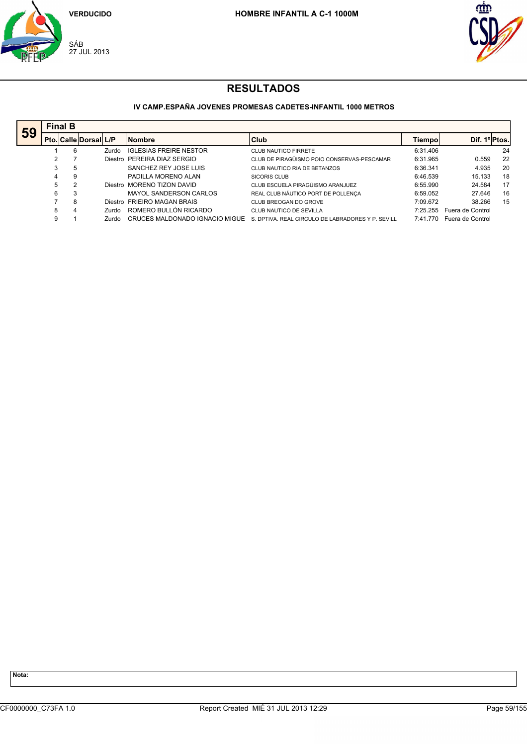VERDUCIDO

SÁB
27 JUL 2013

**HOMBRE INFANTIL A C-1 1000M**

# RESULTADOS

### IV CAMP.ESPAÑA JOVENES PROMESAS CADETES-INFANTIL 1000 METROS

**59** — **Final B**

| Pto. | Calle | Dorsal | L/P | Nombre | Club | Tiempo | Dif. 1º | Ptos. |
|---|---|---|---|---|---|---|---|---|
| 1 | 6 | | Zurdo | IGLESIAS FREIRE NESTOR | CLUB NAUTICO FIRRETE | 6:31.406 | | 24 |
| 2 | 7 | | Diestro | PEREIRA DIAZ SERGIO | CLUB DE PIRAGÜISMO POIO CONSERVAS-PESCAMAR | 6:31.965 | 0.559 | 22 |
| 3 | 5 | | | SANCHEZ REY JOSE LUIS | CLUB NAUTICO RIA DE BETANZOS | 6:36.341 | 4.935 | 20 |
| 4 | 9 | | | PADILLA MORENO ALAN | SICORIS CLUB | 6:46.539 | 15.133 | 18 |
| 5 | 2 | | Diestro | MORENO TIZON DAVID | CLUB ESCUELA PIRAGÜISMO ARANJUEZ | 6:55.990 | 24.584 | 17 |
| 6 | 3 | | | MAYOL SANDERSON CARLOS | REAL CLUB NÁUTICO PORT DE POLLENÇA | 6:59.052 | 27.646 | 16 |
| 7 | 8 | | Diestro | FRIEIRO MAGAN BRAIS | CLUB BREOGAN DO GROVE | 7:09.672 | 38.266 | 15 |
| 8 | 4 | | Zurdo | ROMERO BULLÓN RICARDO | CLUB NAUTICO DE SEVILLA | 7:25.255 | Fuera de Control | |
| 9 | 1 | | Zurdo | CRUCES MALDONADO IGNACIO MIGUE | S. DPTIVA. REAL CIRCULO DE LABRADORES Y P. SEVILL | 7:41.770 | Fuera de Control | |

**Nota:**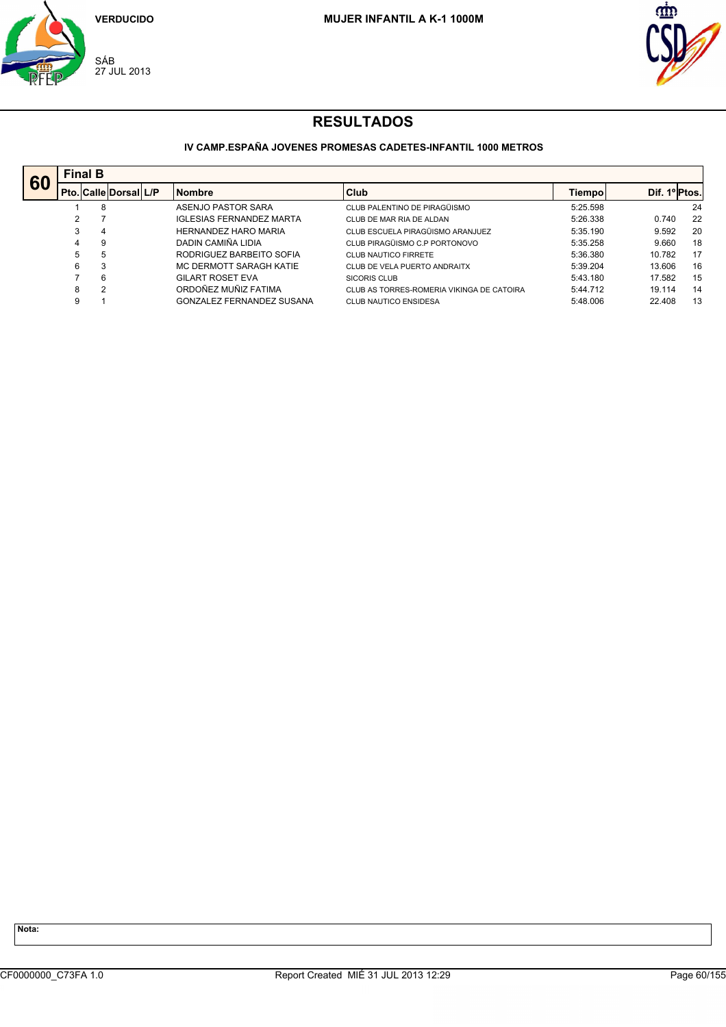VERDUCIDO

SÁB
27 JUL 2013

MUJER INFANTIL A K-1 1000M

# RESULTADOS

### IV CAMP.ESPAÑA JOVENES PROMESAS CADETES-INFANTIL 1000 METROS

**60** **Final B**

| Pto. | Calle | Dorsal | L/P | Nombre | Club | Tiempo | Dif. 1º | Ptos. |
|---|---|---|---|---|---|---|---|---|
| 1 | 8 | | | ASENJO PASTOR SARA | CLUB PALENTINO DE PIRAGÜISMO | 5:25.598 | | 24 |
| 2 | 7 | | | IGLESIAS FERNANDEZ MARTA | CLUB DE MAR RIA DE ALDAN | 5:26.338 | 0.740 | 22 |
| 3 | 4 | | | HERNANDEZ HARO MARIA | CLUB ESCUELA PIRAGÜISMO ARANJUEZ | 5:35.190 | 9.592 | 20 |
| 4 | 9 | | | DADIN CAMIÑA LIDIA | CLUB PIRAGÜISMO C.P PORTONOVO | 5:35.258 | 9.660 | 18 |
| 5 | 5 | | | RODRIGUEZ BARBEITO SOFIA | CLUB NAUTICO FIRRETE | 5:36.380 | 10.782 | 17 |
| 6 | 3 | | | MC DERMOTT SARAGH KATIE | CLUB DE VELA PUERTO ANDRAITX | 5:39.204 | 13.606 | 16 |
| 7 | 6 | | | GILART ROSET EVA | SICORIS CLUB | 5:43.180 | 17.582 | 15 |
| 8 | 2 | | | ORDOÑEZ MUÑIZ FATIMA | CLUB AS TORRES-ROMERIA VIKINGA DE CATOIRA | 5:44.712 | 19.114 | 14 |
| 9 | 1 | | | GONZALEZ FERNANDEZ SUSANA | CLUB NAUTICO ENSIDESA | 5:48.006 | 22.408 | 13 |

Nota:

CF0000000_C73FA 1.0 Report Created MIÉ 31 JUL 2013 12:29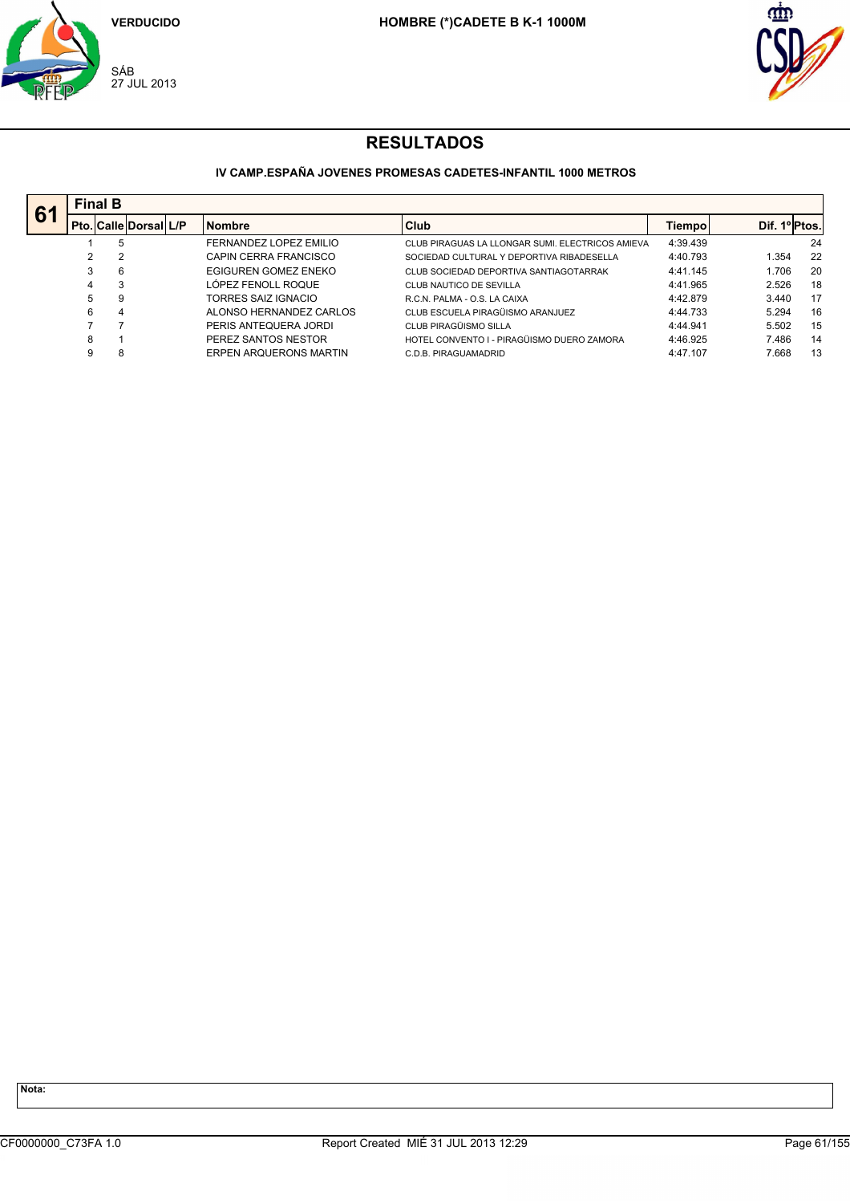VERDUCIDO

SÁB
27 JUL 2013

**HOMBRE (*)CADETE B K-1 1000M**

# RESULTADOS

**IV CAMP.ESPAÑA JOVENES PROMESAS CADETES-INFANTIL 1000 METROS**

## 61 Final B

| Pto. | Calle | Dorsal | L/P | Nombre | Club | Tiempo | Dif. 1º | Ptos. |
|---|---|---|---|---|---|---|---|---|
| 1 | 5 | | | FERNANDEZ LOPEZ EMILIO | CLUB PIRAGUAS LA LLONGAR SUMI. ELECTRICOS AMIEVA | 4:39.439 | | 24 |
| 2 | 2 | | | CAPIN CERRA FRANCISCO | SOCIEDAD CULTURAL Y DEPORTIVA RIBADESELLA | 4:40.793 | 1.354 | 22 |
| 3 | 6 | | | EGIGUREN GOMEZ ENEKO | CLUB SOCIEDAD DEPORTIVA SANTIAGOTARRAK | 4:41.145 | 1.706 | 20 |
| 4 | 3 | | | LÓPEZ FENOLL ROQUE | CLUB NAUTICO DE SEVILLA | 4:41.965 | 2.526 | 18 |
| 5 | 9 | | | TORRES SAIZ IGNACIO | R.C.N. PALMA - O.S. LA CAIXA | 4:42.879 | 3.440 | 17 |
| 6 | 4 | | | ALONSO HERNANDEZ CARLOS | CLUB ESCUELA PIRAGÜISMO ARANJUEZ | 4:44.733 | 5.294 | 16 |
| 7 | 7 | | | PERIS ANTEQUERA JORDI | CLUB PIRAGÜISMO SILLA | 4:44.941 | 5.502 | 15 |
| 8 | 1 | | | PEREZ SANTOS NESTOR | HOTEL CONVENTO I - PIRAGÜISMO DUERO ZAMORA | 4:46.925 | 7.486 | 14 |
| 9 | 8 | | | ERPEN ARQUERONS MARTIN | C.D.B. PIRAGUAMADRID | 4:47.107 | 7.668 | 13 |

**Nota:**

CF0000000_C73FA 1.0 Report Created MIÉ 31 JUL 2013 12:29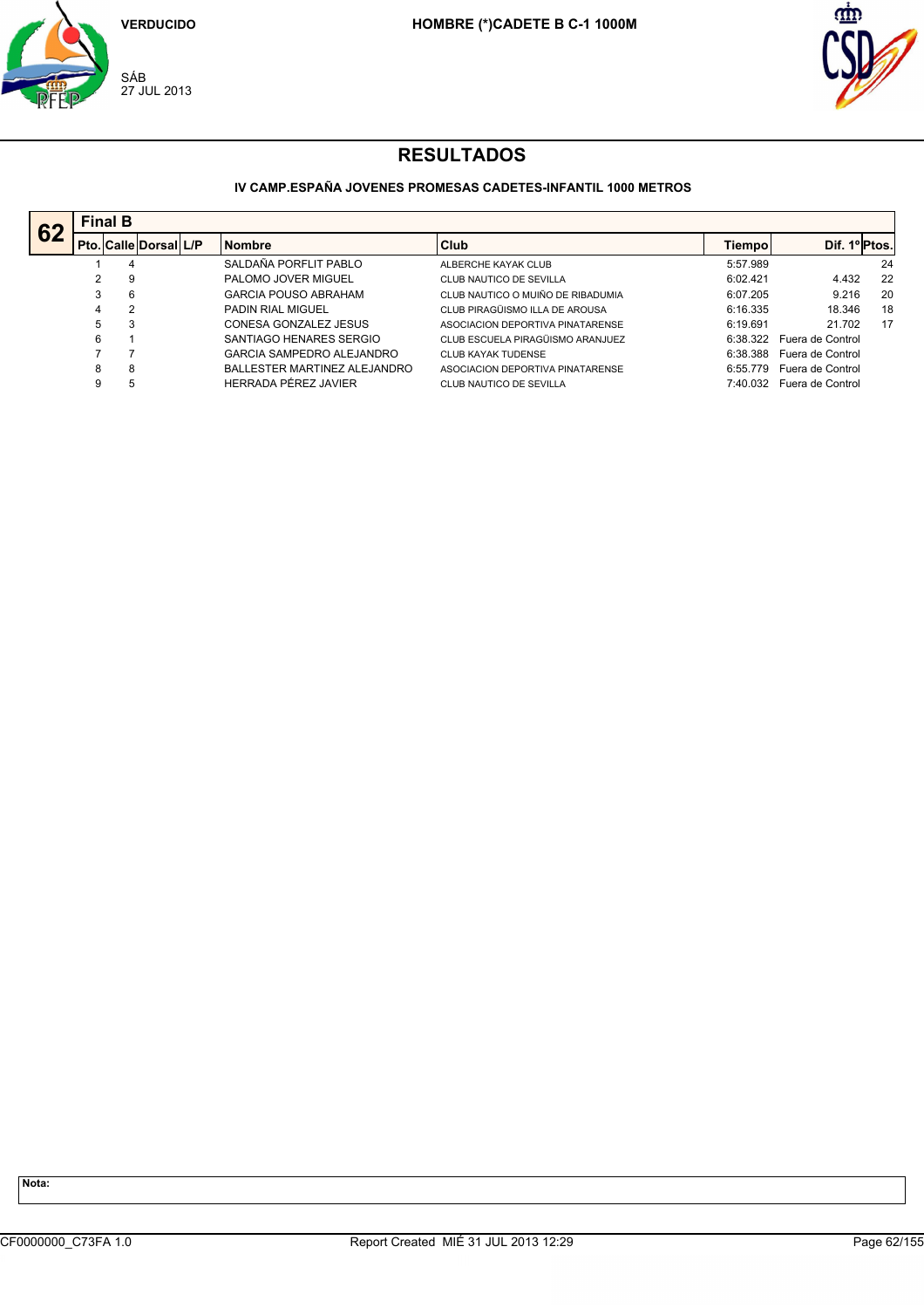VERDUCIDO

SÁB
27 JUL 2013

**HOMBRE (*)CADETE B C-1 1000M**

# RESULTADOS

### IV CAMP.ESPAÑA JOVENES PROMESAS CADETES-INFANTIL 1000 METROS

**62** — **Final B**

| Pto. | Calle | Dorsal | L/P | Nombre | Club | Tiempo | Dif. 1º | Ptos. |
|---|---|---|---|---|---|---|---|---|
| 1 | 4 | | | SALDAÑA PORFLIT PABLO | ALBERCHE KAYAK CLUB | 5:57.989 | | 24 |
| 2 | 9 | | | PALOMO JOVER MIGUEL | CLUB NAUTICO DE SEVILLA | 6:02.421 | 4.432 | 22 |
| 3 | 6 | | | GARCIA POUSO ABRAHAM | CLUB NAUTICO O MUIÑO DE RIBADUMIA | 6:07.205 | 9.216 | 20 |
| 4 | 2 | | | PADIN RIAL MIGUEL | CLUB PIRAGÜISMO ILLA DE AROUSA | 6:16.335 | 18.346 | 18 |
| 5 | 3 | | | CONESA GONZALEZ JESUS | ASOCIACION DEPORTIVA PINATARENSE | 6:19.691 | 21.702 | 17 |
| 6 | 1 | | | SANTIAGO HENARES SERGIO | CLUB ESCUELA PIRAGÜISMO ARANJUEZ | 6:38.322 | Fuera de Control | |
| 7 | 7 | | | GARCIA SAMPEDRO ALEJANDRO | CLUB KAYAK TUDENSE | 6:38.388 | Fuera de Control | |
| 8 | 8 | | | BALLESTER MARTINEZ ALEJANDRO | ASOCIACION DEPORTIVA PINATARENSE | 6:55.779 | Fuera de Control | |
| 9 | 5 | | | HERRADA PÉREZ JAVIER | CLUB NAUTICO DE SEVILLA | 7:40.032 | Fuera de Control | |

**Nota:**

CF0000000_C73FA 1.0 — Report Created MIÉ 31 JUL 2013 12:29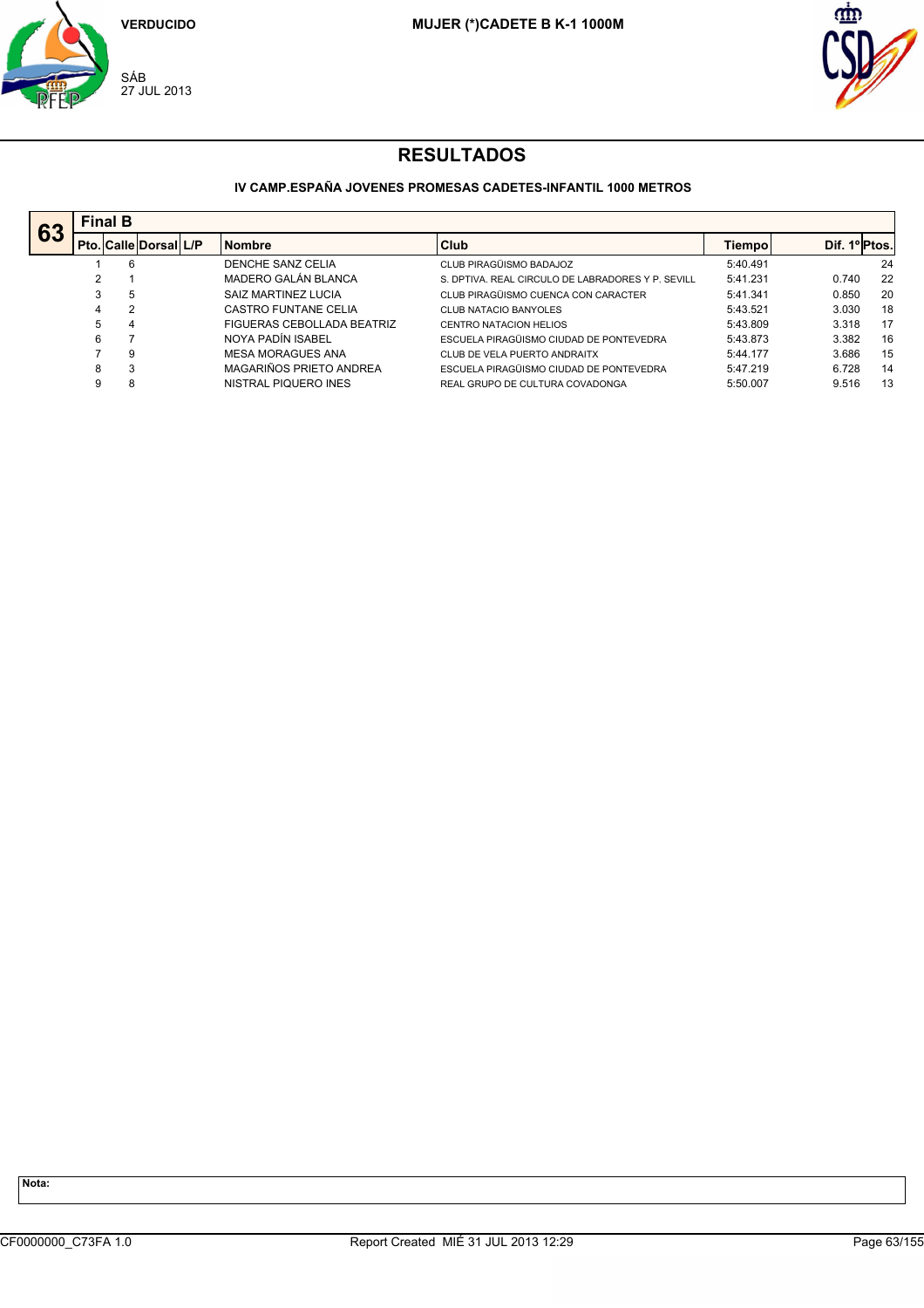VERDUCIDO

SÁB
27 JUL 2013

MUJER (*)CADETE B K-1 1000M

# RESULTADOS

### IV CAMP.ESPAÑA JOVENES PROMESAS CADETES-INFANTIL 1000 METROS

**63 — Final B**

| Pto. | Calle | Dorsal | L/P | Nombre | Club | Tiempo | Dif. 1º | Ptos. |
|---|---|---|---|---|---|---|---|---|
| 1 | 6 | | | DENCHE SANZ CELIA | CLUB PIRAGÜISMO BADAJOZ | 5:40.491 | | 24 |
| 2 | 1 | | | MADERO GALÁN BLANCA | S. DPTIVA. REAL CIRCULO DE LABRADORES Y P. SEVILL | 5:41.231 | 0.740 | 22 |
| 3 | 5 | | | SAIZ MARTINEZ LUCIA | CLUB PIRAGÜISMO CUENCA CON CARACTER | 5:41.341 | 0.850 | 20 |
| 4 | 2 | | | CASTRO FUNTANE CELIA | CLUB NATACIO BANYOLES | 5:43.521 | 3.030 | 18 |
| 5 | 4 | | | FIGUERAS CEBOLLADA BEATRIZ | CENTRO NATACION HELIOS | 5:43.809 | 3.318 | 17 |
| 6 | 7 | | | NOYA PADÍN ISABEL | ESCUELA PIRAGÜISMO CIUDAD DE PONTEVEDRA | 5:43.873 | 3.382 | 16 |
| 7 | 9 | | | MESA MORAGUES ANA | CLUB DE VELA PUERTO ANDRAITX | 5:44.177 | 3.686 | 15 |
| 8 | 3 | | | MAGARIÑOS PRIETO ANDREA | ESCUELA PIRAGÜISMO CIUDAD DE PONTEVEDRA | 5:47.219 | 6.728 | 14 |
| 9 | 8 | | | NISTRAL PIQUERO INES | REAL GRUPO DE CULTURA COVADONGA | 5:50.007 | 9.516 | 13 |

Nota:

CF0000000_C73FA 1.0 — Report Created MIÉ 31 JUL 2013 12:29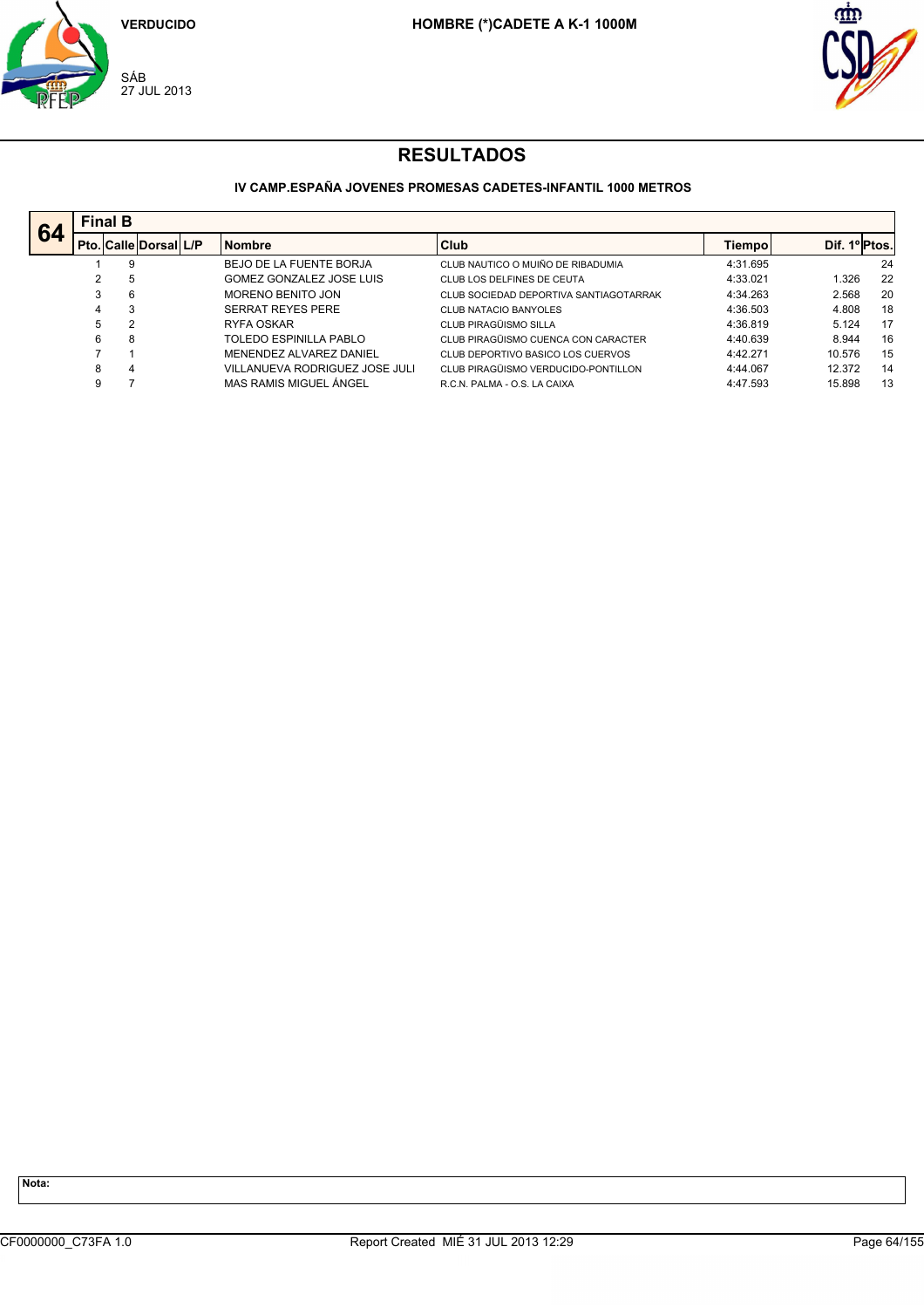VERDUCIDO

SÁB
27 JUL 2013

**HOMBRE (*)CADETE A K-1 1000M**

# RESULTADOS

### IV CAMP.ESPAÑA JOVENES PROMESAS CADETES-INFANTIL 1000 METROS

## 64 Final B

| Pto. | Calle | Dorsal | L/P | Nombre | Club | Tiempo | Dif. 1º | Ptos. |
|---|---|---|---|---|---|---|---|---|
| 1 | 9 | | | BEJO DE LA FUENTE BORJA | CLUB NAUTICO O MUIÑO DE RIBADUMIA | 4:31.695 | | 24 |
| 2 | 5 | | | GOMEZ GONZALEZ JOSE LUIS | CLUB LOS DELFINES DE CEUTA | 4:33.021 | 1.326 | 22 |
| 3 | 6 | | | MORENO BENITO JON | CLUB SOCIEDAD DEPORTIVA SANTIAGOTARRAK | 4:34.263 | 2.568 | 20 |
| 4 | 3 | | | SERRAT REYES PERE | CLUB NATACIO BANYOLES | 4:36.503 | 4.808 | 18 |
| 5 | 2 | | | RYFA OSKAR | CLUB PIRAGÜISMO SILLA | 4:36.819 | 5.124 | 17 |
| 6 | 8 | | | TOLEDO ESPINILLA PABLO | CLUB PIRAGÜISMO CUENCA CON CARACTER | 4:40.639 | 8.944 | 16 |
| 7 | 1 | | | MENENDEZ ALVAREZ DANIEL | CLUB DEPORTIVO BASICO LOS CUERVOS | 4:42.271 | 10.576 | 15 |
| 8 | 4 | | | VILLANUEVA RODRIGUEZ JOSE JULI | CLUB PIRAGÜISMO VERDUCIDO-PONTILLON | 4:44.067 | 12.372 | 14 |
| 9 | 7 | | | MAS RAMIS MIGUEL ÁNGEL | R.C.N. PALMA - O.S. LA CAIXA | 4:47.593 | 15.898 | 13 |

**Nota:**

CF0000000_C73FA 1.0 Report Created MIÉ 31 JUL 2013 12:29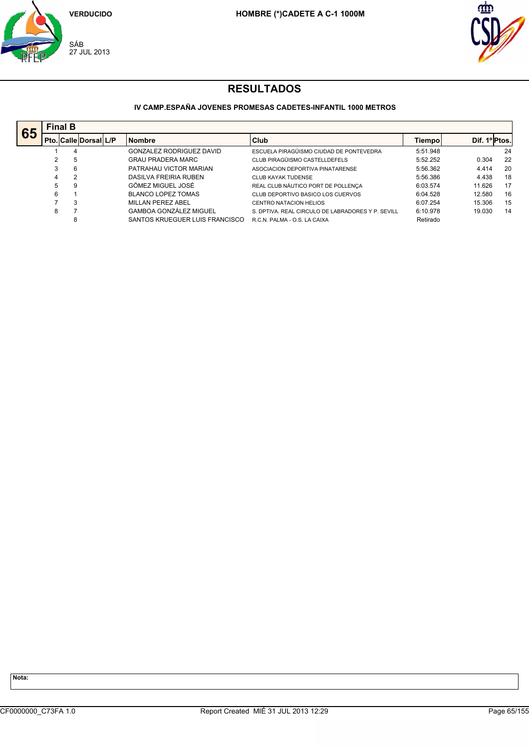VERDUCIDO

SÁB
27 JUL 2013

**HOMBRE (*)CADETE A C-1 1000M**

# RESULTADOS

**IV CAMP.ESPAÑA JOVENES PROMESAS CADETES-INFANTIL 1000 METROS**

## 65 Final B

| Pto. | Calle | Dorsal | L/P | Nombre | Club | Tiempo | Dif. 1º | Ptos. |
|---|---|---|---|---|---|---|---|---|
| 1 | 4 | | | GONZALEZ RODRIGUEZ DAVID | ESCUELA PIRAGÜISMO CIUDAD DE PONTEVEDRA | 5:51.948 | | 24 |
| 2 | 5 | | | GRAU PRADERA MARC | CLUB PIRAGÜISMO CASTELLDEFELS | 5:52.252 | 0.304 | 22 |
| 3 | 6 | | | PATRAHAU VICTOR MARIAN | ASOCIACION DEPORTIVA PINATARENSE | 5:56.362 | 4.414 | 20 |
| 4 | 2 | | | DASILVA FREIRIA RUBEN | CLUB KAYAK TUDENSE | 5:56.386 | 4.438 | 18 |
| 5 | 9 | | | GÓMEZ MIGUEL JOSÉ | REAL CLUB NÁUTICO PORT DE POLLENÇA | 6:03.574 | 11.626 | 17 |
| 6 | 1 | | | BLANCO LOPEZ TOMAS | CLUB DEPORTIVO BASICO LOS CUERVOS | 6:04.528 | 12.580 | 16 |
| 7 | 3 | | | MILLAN PEREZ ABEL | CENTRO NATACION HELIOS | 6:07.254 | 15.306 | 15 |
| 8 | 7 | | | GAMBOA GONZÁLEZ MIGUEL | S. DPTIVA. REAL CIRCULO DE LABRADORES Y P. SEVILL | 6:10.978 | 19.030 | 14 |
| | 8 | | | SANTOS KRUEGUER LUIS FRANCISCO | R.C.N. PALMA - O.S. LA CAIXA | Retirado | | |

**Nota:**

CF0000000_C73FA 1.0    Report Created MIÉ 31 JUL 2013 12:29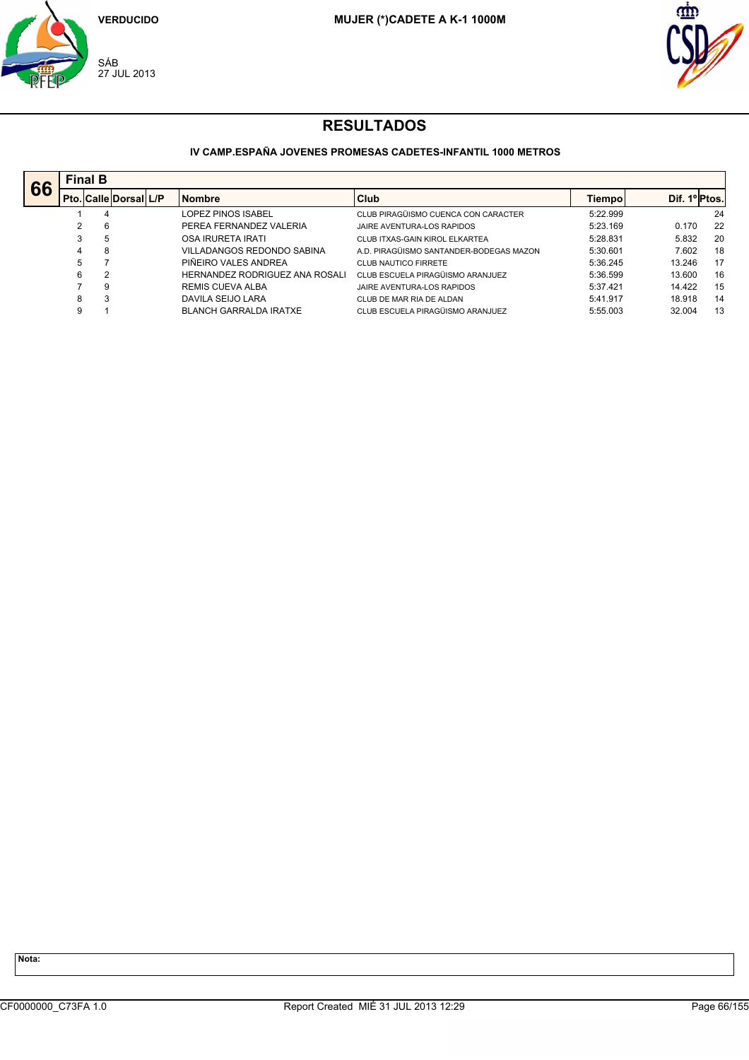VERDUCIDO

SÁB
27 JUL 2013

MUJER (*)CADETE A K-1 1000M

# RESULTADOS

### IV CAMP.ESPAÑA JOVENES PROMESAS CADETES-INFANTIL 1000 METROS

**66** — **Final B**

| Pto. | Calle | Dorsal | L/P | Nombre | Club | Tiempo | Dif. 1º | Ptos. |
|---|---|---|---|---|---|---|---|---|
| 1 | 4 | | | LOPEZ PINOS ISABEL | CLUB PIRAGÜISMO CUENCA CON CARACTER | 5:22.999 | | 24 |
| 2 | 6 | | | PEREA FERNANDEZ VALERIA | JAIRE AVENTURA-LOS RAPIDOS | 5:23.169 | 0.170 | 22 |
| 3 | 5 | | | OSA IRURETA IRATI | CLUB ITXAS-GAIN KIROL ELKARTEA | 5:28.831 | 5.832 | 20 |
| 4 | 8 | | | VILLADANGOS REDONDO SABINA | A.D. PIRAGÜISMO SANTANDER-BODEGAS MAZON | 5:30.601 | 7.602 | 18 |
| 5 | 7 | | | PIÑEIRO VALES ANDREA | CLUB NAUTICO FIRRETE | 5:36.245 | 13.246 | 17 |
| 6 | 2 | | | HERNANDEZ RODRIGUEZ ANA ROSALI | CLUB ESCUELA PIRAGÜISMO ARANJUEZ | 5:36.599 | 13.600 | 16 |
| 7 | 9 | | | REMIS CUEVA ALBA | JAIRE AVENTURA-LOS RAPIDOS | 5:37.421 | 14.422 | 15 |
| 8 | 3 | | | DAVILA SEIJO LARA | CLUB DE MAR RIA DE ALDAN | 5:41.917 | 18.918 | 14 |
| 9 | 1 | | | BLANCH GARRALDA IRATXE | CLUB ESCUELA PIRAGÜISMO ARANJUEZ | 5:55.003 | 32.004 | 13 |

Nota:

CF0000000_C73FA 1.0 — Report Created MIÉ 31 JUL 2013 12:29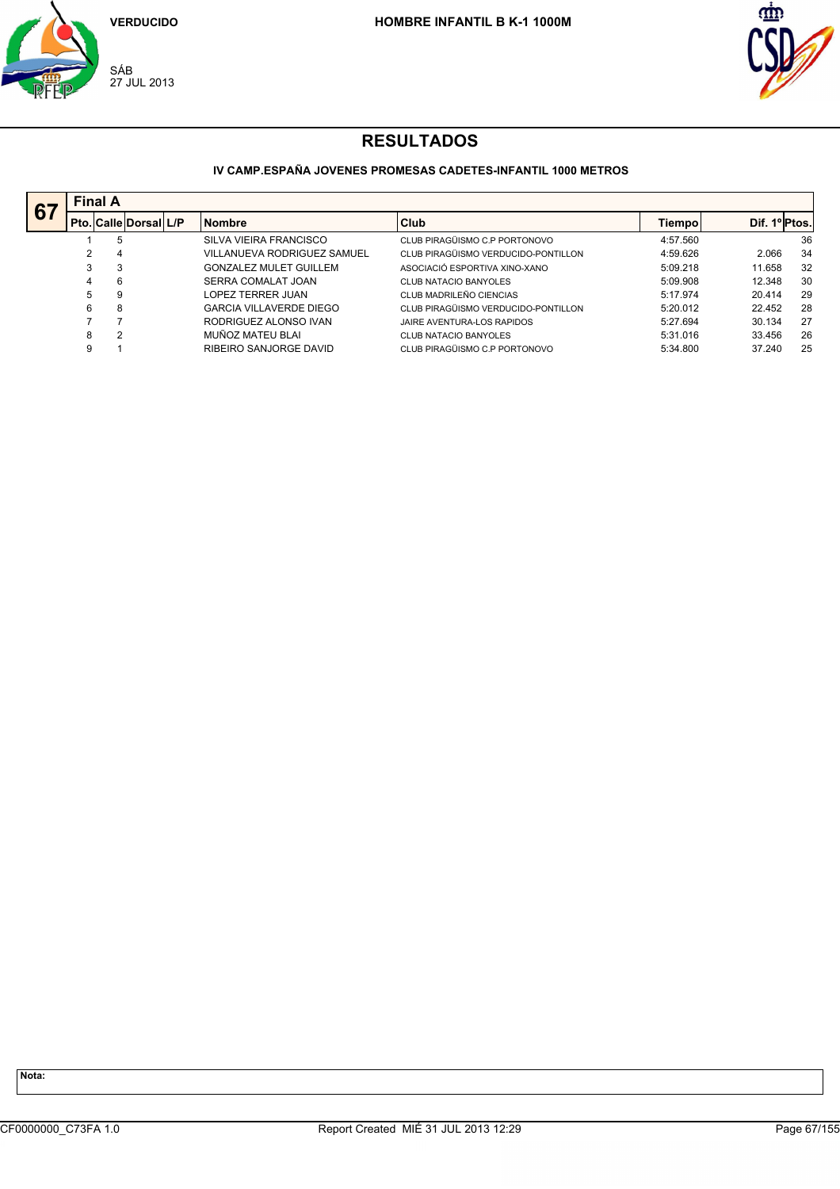VERDUCIDO

SÁB
27 JUL 2013

HOMBRE INFANTIL B K-1 1000M

# RESULTADOS

### IV CAMP.ESPAÑA JOVENES PROMESAS CADETES-INFANTIL 1000 METROS

**67** **Final A**

| Pto. | Calle | Dorsal | L/P | Nombre | Club | Tiempo | Dif. 1º | Ptos. |
|---|---|---|---|---|---|---|---|---|
| 1 | 5 | | | SILVA VIEIRA FRANCISCO | CLUB PIRAGÜISMO C.P PORTONOVO | 4:57.560 | | 36 |
| 2 | 4 | | | VILLANUEVA RODRIGUEZ SAMUEL | CLUB PIRAGÜISMO VERDUCIDO-PONTILLON | 4:59.626 | 2.066 | 34 |
| 3 | 3 | | | GONZALEZ MULET GUILLEM | ASOCIACIÓ ESPORTIVA XINO-XANO | 5:09.218 | 11.658 | 32 |
| 4 | 6 | | | SERRA COMALAT JOAN | CLUB NATACIO BANYOLES | 5:09.908 | 12.348 | 30 |
| 5 | 9 | | | LOPEZ TERRER JUAN | CLUB MADRILEÑO CIENCIAS | 5:17.974 | 20.414 | 29 |
| 6 | 8 | | | GARCIA VILLAVERDE DIEGO | CLUB PIRAGÜISMO VERDUCIDO-PONTILLON | 5:20.012 | 22.452 | 28 |
| 7 | 7 | | | RODRIGUEZ ALONSO IVAN | JAIRE AVENTURA-LOS RAPIDOS | 5:27.694 | 30.134 | 27 |
| 8 | 2 | | | MUÑOZ MATEU BLAI | CLUB NATACIO BANYOLES | 5:31.016 | 33.456 | 26 |
| 9 | 1 | | | RIBEIRO SANJORGE DAVID | CLUB PIRAGÜISMO C.P PORTONOVO | 5:34.800 | 37.240 | 25 |

**Nota:**

CF0000000_C73FA 1.0 Report Created MIÉ 31 JUL 2013 12:29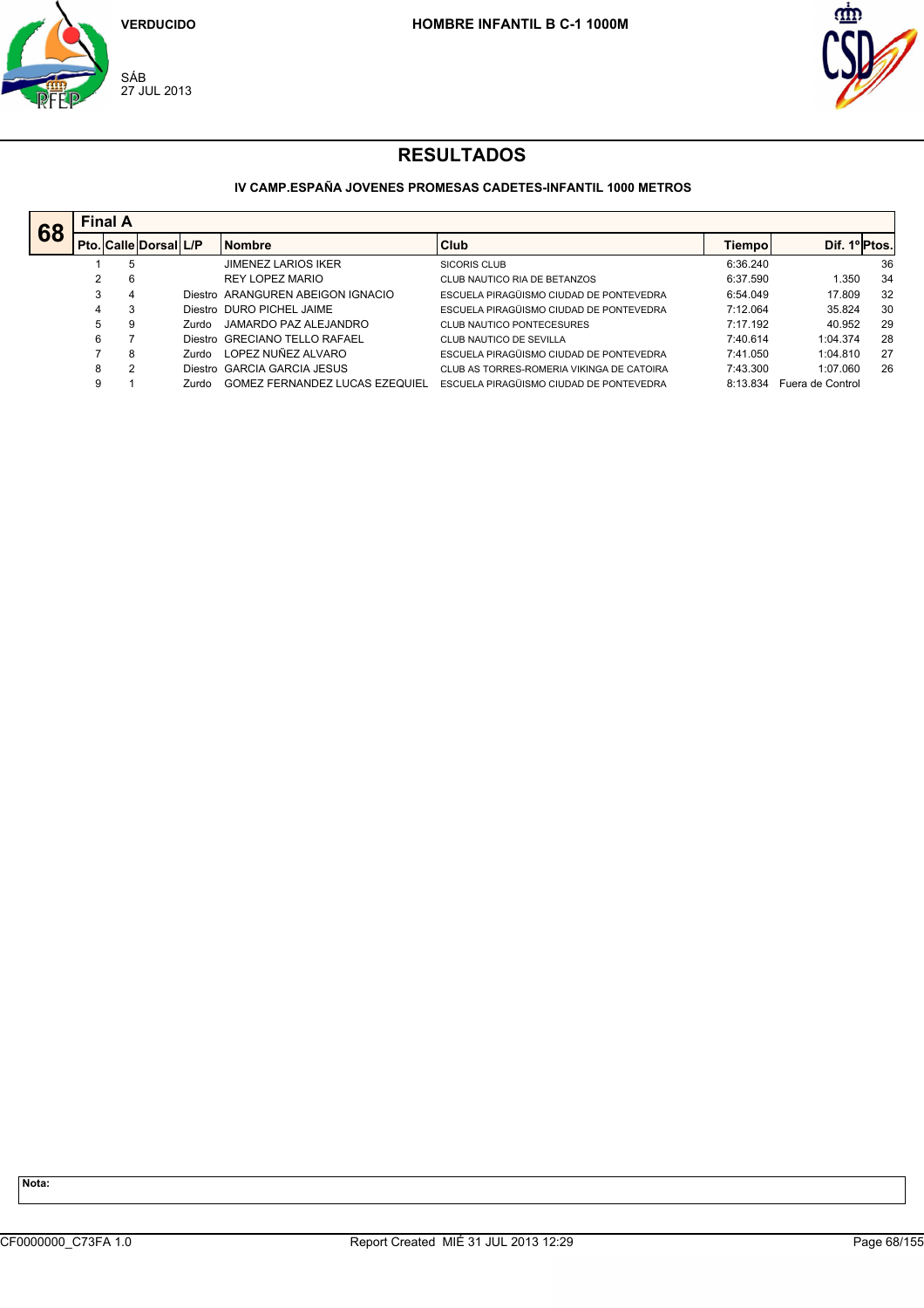VERDUCIDO

SÁB
27 JUL 2013

**HOMBRE INFANTIL B C-1 1000M**

# RESULTADOS

### IV CAMP.ESPAÑA JOVENES PROMESAS CADETES-INFANTIL 1000 METROS

**68** — **Final A**

| Pto. | Calle | Dorsal | L/P | Nombre | Club | Tiempo | Dif. 1º | Ptos. |
|---|---|---|---|---|---|---|---|---|
| 1 | 5 | | | JIMENEZ LARIOS IKER | SICORIS CLUB | 6:36.240 | | 36 |
| 2 | 6 | | | REY LOPEZ MARIO | CLUB NAUTICO RIA DE BETANZOS | 6:37.590 | 1.350 | 34 |
| 3 | 4 | | Diestro | ARANGUREN ABEIGON IGNACIO | ESCUELA PIRAGÜISMO CIUDAD DE PONTEVEDRA | 6:54.049 | 17.809 | 32 |
| 4 | 3 | | Diestro | DURO PICHEL JAIME | ESCUELA PIRAGÜISMO CIUDAD DE PONTEVEDRA | 7:12.064 | 35.824 | 30 |
| 5 | 9 | | Zurdo | JAMARDO PAZ ALEJANDRO | CLUB NAUTICO PONTECESURES | 7:17.192 | 40.952 | 29 |
| 6 | 7 | | Diestro | GRECIANO TELLO RAFAEL | CLUB NAUTICO DE SEVILLA | 7:40.614 | 1:04.374 | 28 |
| 7 | 8 | | Zurdo | LOPEZ NUÑEZ ALVARO | ESCUELA PIRAGÜISMO CIUDAD DE PONTEVEDRA | 7:41.050 | 1:04.810 | 27 |
| 8 | 2 | | Diestro | GARCIA GARCIA JESUS | CLUB AS TORRES-ROMERIA VIKINGA DE CATOIRA | 7:43.300 | 1:07.060 | 26 |
| 9 | 1 | | Zurdo | GOMEZ FERNANDEZ LUCAS EZEQUIEL | ESCUELA PIRAGÜISMO CIUDAD DE PONTEVEDRA | 8:13.834 | Fuera de Control | |

**Nota:**

CF0000000_C73FA 1.0 Report Created MIÉ 31 JUL 2013 12:29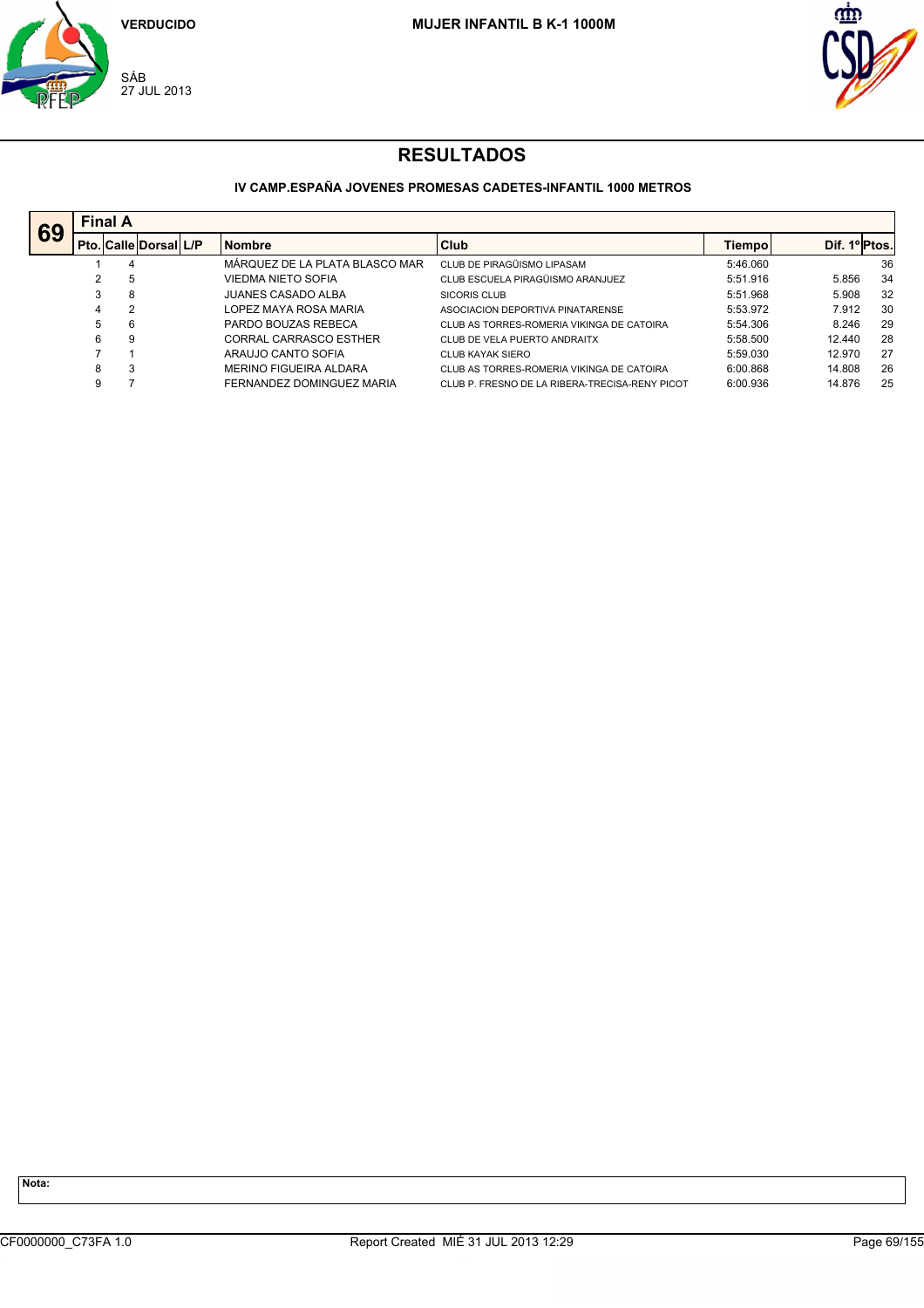VERDUCIDO

SÁB
27 JUL 2013

**MUJER INFANTIL B K-1 1000M**

# RESULTADOS

### IV CAMP.ESPAÑA JOVENES PROMESAS CADETES-INFANTIL 1000 METROS

**69** — **Final A**

| Pto. | Calle | Dorsal | L/P | Nombre | Club | Tiempo | Dif. 1º | Ptos. |
|---|---|---|---|---|---|---|---|---|
| 1 | 4 | | | MÁRQUEZ DE LA PLATA BLASCO MAR | CLUB DE PIRAGÜISMO LIPASAM | 5:46.060 | | 36 |
| 2 | 5 | | | VIEDMA NIETO SOFIA | CLUB ESCUELA PIRAGÜISMO ARANJUEZ | 5:51.916 | 5.856 | 34 |
| 3 | 8 | | | JUANES CASADO ALBA | SICORIS CLUB | 5:51.968 | 5.908 | 32 |
| 4 | 2 | | | LOPEZ MAYA ROSA MARIA | ASOCIACION DEPORTIVA PINATARENSE | 5:53.972 | 7.912 | 30 |
| 5 | 6 | | | PARDO BOUZAS REBECA | CLUB AS TORRES-ROMERIA VIKINGA DE CATOIRA | 5:54.306 | 8.246 | 29 |
| 6 | 9 | | | CORRAL CARRASCO ESTHER | CLUB DE VELA PUERTO ANDRAITX | 5:58.500 | 12.440 | 28 |
| 7 | 1 | | | ARAUJO CANTO SOFIA | CLUB KAYAK SIERO | 5:59.030 | 12.970 | 27 |
| 8 | 3 | | | MERINO FIGUEIRA ALDARA | CLUB AS TORRES-ROMERIA VIKINGA DE CATOIRA | 6:00.868 | 14.808 | 26 |
| 9 | 7 | | | FERNANDEZ DOMINGUEZ MARIA | CLUB P. FRESNO DE LA RIBERA-TRECISA-RENY PICOT | 6:00.936 | 14.876 | 25 |

**Nota:**

CF0000000_C73FA 1.0 — Report Created MIÉ 31 JUL 2013 12:29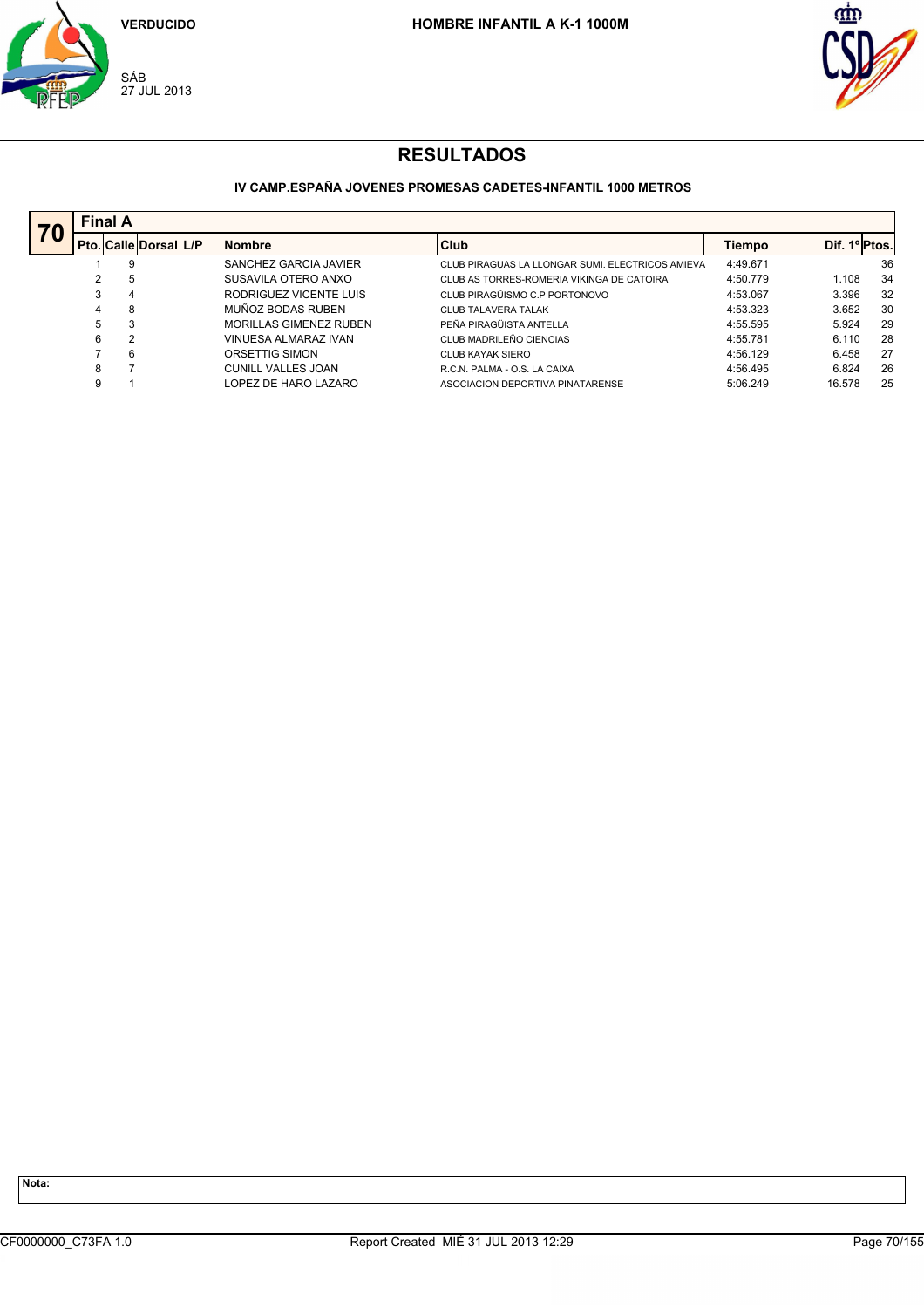VERDUCIDO

SÁB
27 JUL 2013

**HOMBRE INFANTIL A K-1 1000M**

# RESULTADOS

### IV CAMP.ESPAÑA JOVENES PROMESAS CADETES-INFANTIL 1000 METROS

**70** — **Final A**

| Pto. | Calle | Dorsal | L/P | Nombre | Club | Tiempo | Dif. 1º | Ptos. |
|---|---|---|---|---|---|---|---|---|
| 1 | 9 | | | SANCHEZ GARCIA JAVIER | CLUB PIRAGUAS LA LLONGAR SUMI. ELECTRICOS AMIEVA | 4:49.671 | | 36 |
| 2 | 5 | | | SUSAVILA OTERO ANXO | CLUB AS TORRES-ROMERIA VIKINGA DE CATOIRA | 4:50.779 | 1.108 | 34 |
| 3 | 4 | | | RODRIGUEZ VICENTE LUIS | CLUB PIRAGÜISMO C.P PORTONOVO | 4:53.067 | 3.396 | 32 |
| 4 | 8 | | | MUÑOZ BODAS RUBEN | CLUB TALAVERA TALAK | 4:53.323 | 3.652 | 30 |
| 5 | 3 | | | MORILLAS GIMENEZ RUBEN | PEÑA PIRAGÜISTA ANTELLA | 4:55.595 | 5.924 | 29 |
| 6 | 2 | | | VINUESA ALMARAZ IVAN | CLUB MADRILEÑO CIENCIAS | 4:55.781 | 6.110 | 28 |
| 7 | 6 | | | ORSETTIG SIMON | CLUB KAYAK SIERO | 4:56.129 | 6.458 | 27 |
| 8 | 7 | | | CUNILL VALLES JOAN | R.C.N. PALMA - O.S. LA CAIXA | 4:56.495 | 6.824 | 26 |
| 9 | 1 | | | LOPEZ DE HARO LAZARO | ASOCIACION DEPORTIVA PINATARENSE | 5:06.249 | 16.578 | 25 |

**Nota:**

CF0000000_C73FA 1.0 — Report Created MIÉ 31 JUL 2013 12:29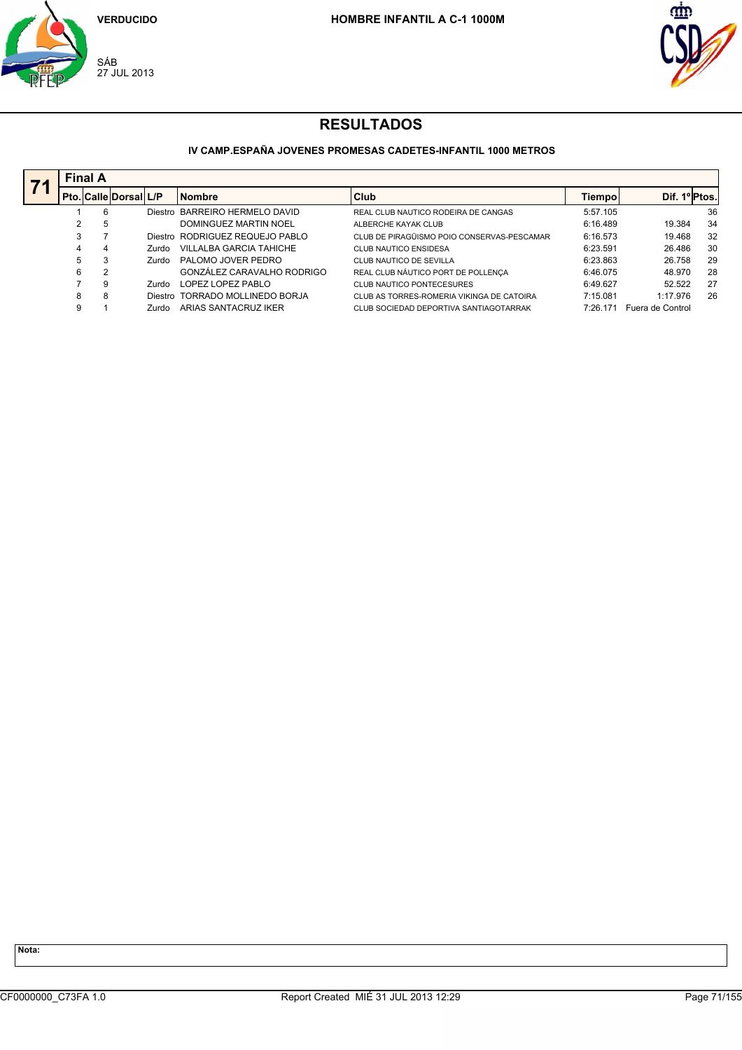VERDUCIDO

SÁB
27 JUL 2013

**HOMBRE INFANTIL A C-1 1000M**

# RESULTADOS

**IV CAMP.ESPAÑA JOVENES PROMESAS CADETES-INFANTIL 1000 METROS**

## 71 Final A

| Pto. | Calle | Dorsal | L/P | Nombre | Club | Tiempo | Dif. 1º | Ptos. |
|---|---|---|---|---|---|---|---|---|
| 1 | 6 | | Diestro | BARREIRO HERMELO DAVID | REAL CLUB NAUTICO RODEIRA DE CANGAS | 5:57.105 | | 36 |
| 2 | 5 | | | DOMINGUEZ MARTIN NOEL | ALBERCHE KAYAK CLUB | 6:16.489 | 19.384 | 34 |
| 3 | 7 | | Diestro | RODRIGUEZ REQUEJO PABLO | CLUB DE PIRAGÜISMO POIO CONSERVAS-PESCAMAR | 6:16.573 | 19.468 | 32 |
| 4 | 4 | | Zurdo | VILLALBA GARCIA TAHICHE | CLUB NAUTICO ENSIDESA | 6:23.591 | 26.486 | 30 |
| 5 | 3 | | Zurdo | PALOMO JOVER PEDRO | CLUB NAUTICO DE SEVILLA | 6:23.863 | 26.758 | 29 |
| 6 | 2 | | | GONZÁLEZ CARAVALHO RODRIGO | REAL CLUB NÁUTICO PORT DE POLLENÇA | 6:46.075 | 48.970 | 28 |
| 7 | 9 | | Zurdo | LOPEZ LOPEZ PABLO | CLUB NAUTICO PONTECESURES | 6:49.627 | 52.522 | 27 |
| 8 | 8 | | Diestro | TORRADO MOLLINEDO BORJA | CLUB AS TORRES-ROMERIA VIKINGA DE CATOIRA | 7:15.081 | 1:17.976 | 26 |
| 9 | 1 | | Zurdo | ARIAS SANTACRUZ IKER | CLUB SOCIEDAD DEPORTIVA SANTIAGOTARRAK | 7:26.171 | Fuera de Control | |

**Nota:**

CF0000000_C73FA 1.0 — Report Created MIÉ 31 JUL 2013 12:29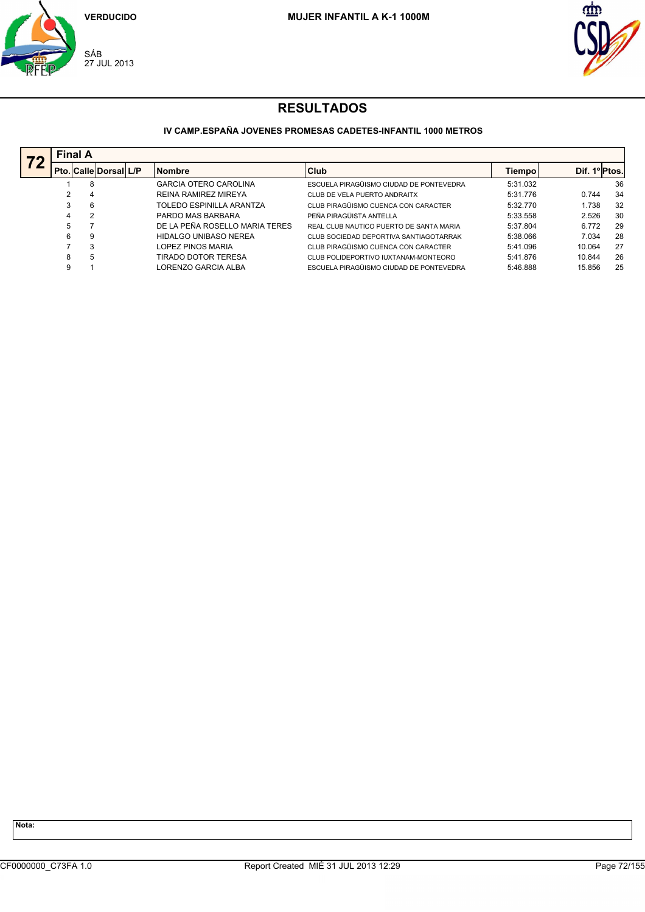VERDUCIDO

SÁB
27 JUL 2013

**MUJER INFANTIL A K-1 1000M**

# RESULTADOS

### IV CAMP.ESPAÑA JOVENES PROMESAS CADETES-INFANTIL 1000 METROS

**72 — Final A**

| Pto. | Calle | Dorsal | L/P | Nombre | Club | Tiempo | Dif. 1º | Ptos. |
|---|---|---|---|---|---|---|---|---|
| 1 | 8 | | | GARCIA OTERO CAROLINA | ESCUELA PIRAGÜISMO CIUDAD DE PONTEVEDRA | 5:31.032 | | 36 |
| 2 | 4 | | | REINA RAMIREZ MIREYA | CLUB DE VELA PUERTO ANDRAITX | 5:31.776 | 0.744 | 34 |
| 3 | 6 | | | TOLEDO ESPINILLA ARANTZA | CLUB PIRAGÜISMO CUENCA CON CARACTER | 5:32.770 | 1.738 | 32 |
| 4 | 2 | | | PARDO MAS BARBARA | PEÑA PIRAGÜISTA ANTELLA | 5:33.558 | 2.526 | 30 |
| 5 | 7 | | | DE LA PEÑA ROSELLO MARIA TERES | REAL CLUB NAUTICO PUERTO DE SANTA MARIA | 5:37.804 | 6.772 | 29 |
| 6 | 9 | | | HIDALGO UNIBASO NEREA | CLUB SOCIEDAD DEPORTIVA SANTIAGOTARRAK | 5:38.066 | 7.034 | 28 |
| 7 | 3 | | | LOPEZ PINOS MARIA | CLUB PIRAGÜISMO CUENCA CON CARACTER | 5:41.096 | 10.064 | 27 |
| 8 | 5 | | | TIRADO DOTOR TERESA | CLUB POLIDEPORTIVO IUXTANAM-MONTEORO | 5:41.876 | 10.844 | 26 |
| 9 | 1 | | | LORENZO GARCIA ALBA | ESCUELA PIRAGÜISMO CIUDAD DE PONTEVEDRA | 5:46.888 | 15.856 | 25 |

**Nota:**

CF0000000_C73FA 1.0 — Report Created MIÉ 31 JUL 2013 12:29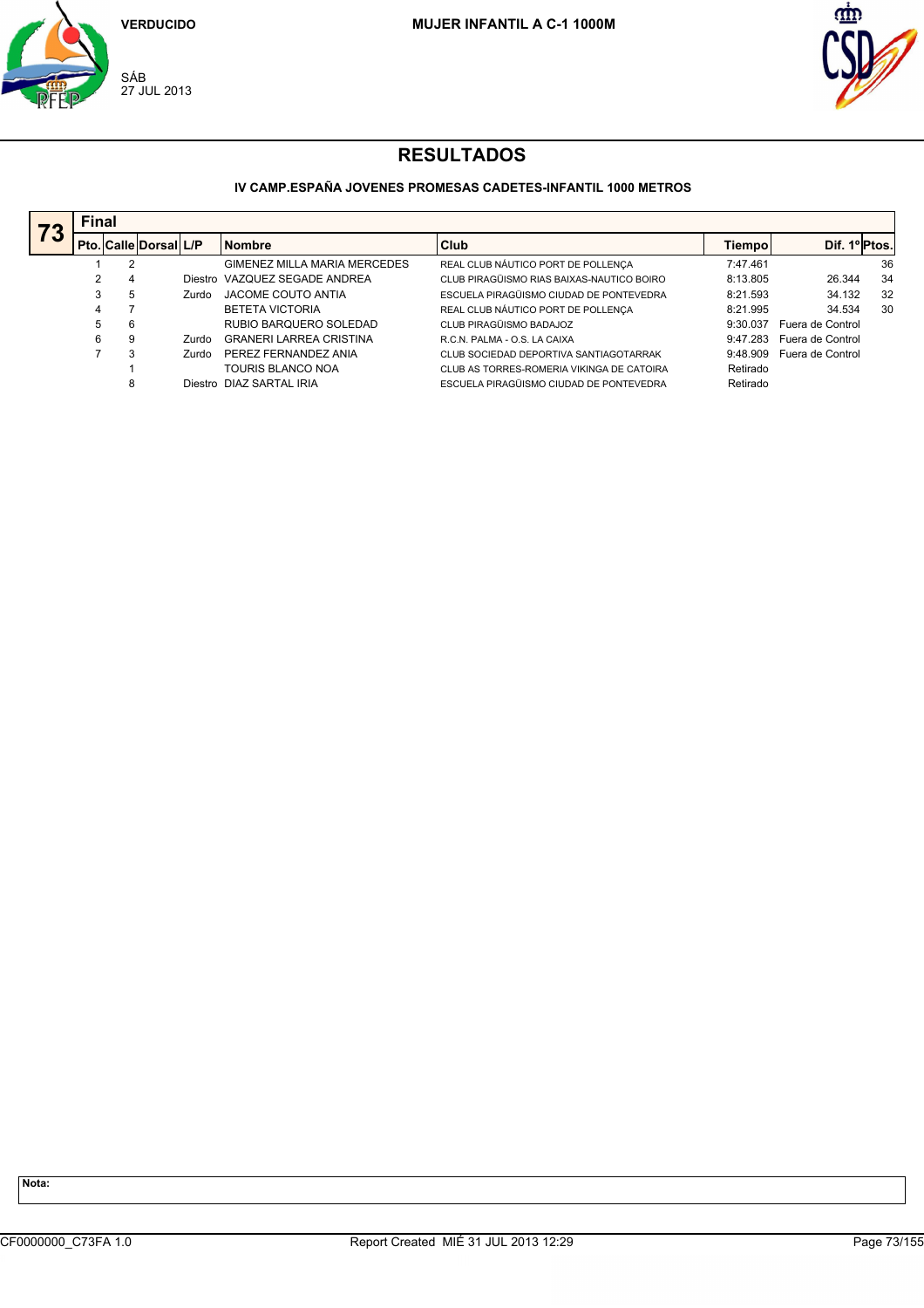VERDUCIDO

SÁB
27 JUL 2013

**MUJER INFANTIL A C-1 1000M**

# RESULTADOS

### IV CAMP.ESPAÑA JOVENES PROMESAS CADETES-INFANTIL 1000 METROS

**73** **Final**

| Pto. | Calle | Dorsal | L/P | Nombre | Club | Tiempo | Dif. 1º | Ptos. |
|---|---|---|---|---|---|---|---|---|
| 1 | 2 | | | GIMENEZ MILLA MARIA MERCEDES | REAL CLUB NÁUTICO PORT DE POLLENÇA | 7:47.461 | | 36 |
| 2 | 4 | | Diestro | VAZQUEZ SEGADE ANDREA | CLUB PIRAGÜISMO RIAS BAIXAS-NAUTICO BOIRO | 8:13.805 | 26.344 | 34 |
| 3 | 5 | | Zurdo | JACOME COUTO ANTIA | ESCUELA PIRAGÜISMO CIUDAD DE PONTEVEDRA | 8:21.593 | 34.132 | 32 |
| 4 | 7 | | | BETETA VICTORIA | REAL CLUB NÁUTICO PORT DE POLLENÇA | 8:21.995 | 34.534 | 30 |
| 5 | 6 | | | RUBIO BARQUERO SOLEDAD | CLUB PIRAGÜISMO BADAJOZ | 9:30.037 | Fuera de Control | |
| 6 | 9 | | Zurdo | GRANERI LARREA CRISTINA | R.C.N. PALMA - O.S. LA CAIXA | 9:47.283 | Fuera de Control | |
| 7 | 3 | | Zurdo | PEREZ FERNANDEZ ANIA | CLUB SOCIEDAD DEPORTIVA SANTIAGOTARRAK | 9:48.909 | Fuera de Control | |
| | 1 | | | TOURIS BLANCO NOA | CLUB AS TORRES-ROMERIA VIKINGA DE CATOIRA | Retirado | | |
| | 8 | | Diestro | DIAZ SARTAL IRIA | ESCUELA PIRAGÜISMO CIUDAD DE PONTEVEDRA | Retirado | | |

**Nota:**

CF0000000_C73FA 1.0 Report Created MIÉ 31 JUL 2013 12:29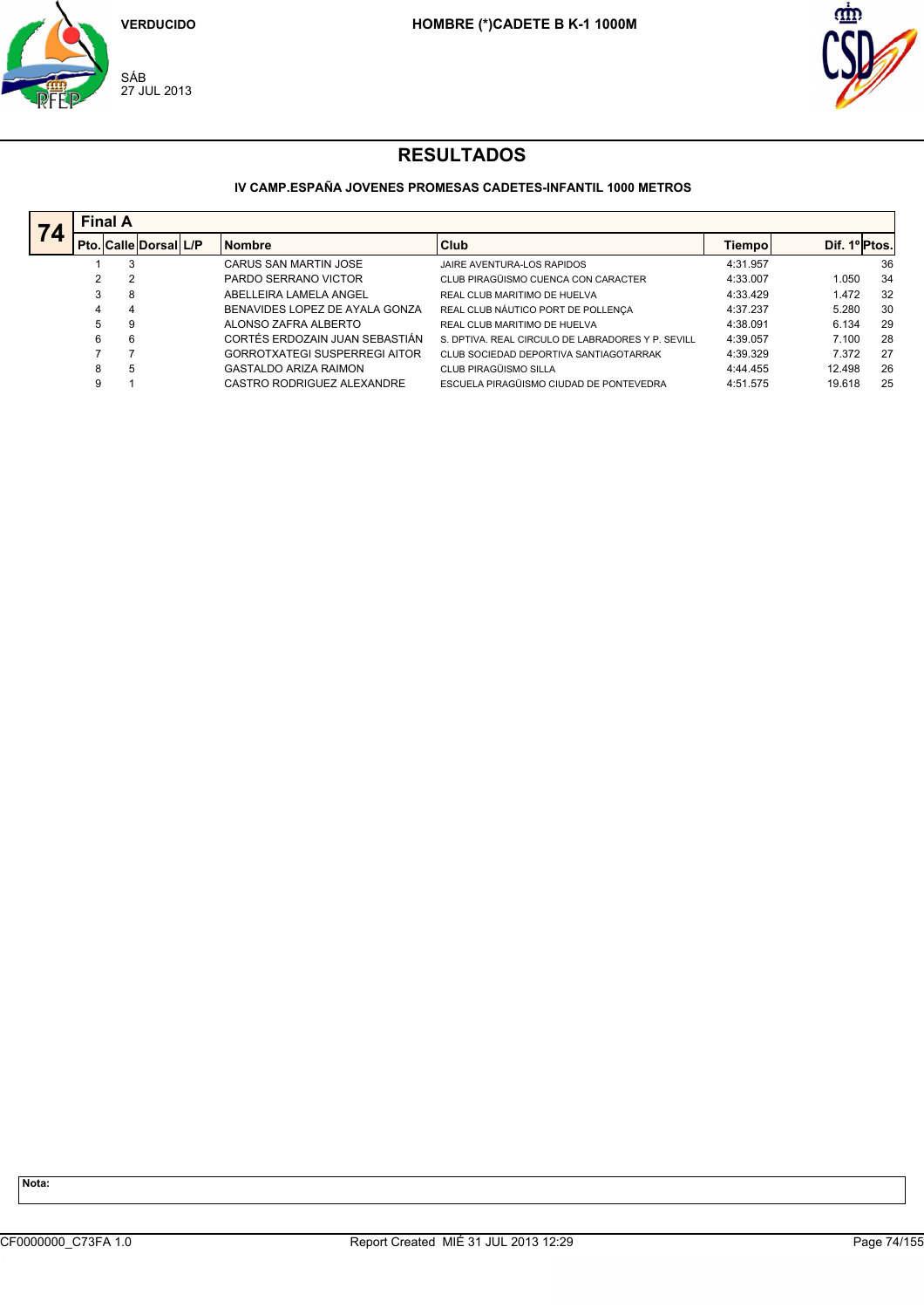VERDUCIDO

SÁB
27 JUL 2013

**HOMBRE (*)CADETE B K-1 1000M**

# RESULTADOS

### IV CAMP.ESPAÑA JOVENES PROMESAS CADETES-INFANTIL 1000 METROS

**74 — Final A**

| Pto. | Calle | Dorsal | L/P | Nombre | Club | Tiempo | Dif. 1º | Ptos. |
|---|---|---|---|---|---|---|---|---|
| 1 | 3 | | | CARUS SAN MARTIN JOSE | JAIRE AVENTURA-LOS RAPIDOS | 4:31.957 | | 36 |
| 2 | 2 | | | PARDO SERRANO VICTOR | CLUB PIRAGÜISMO CUENCA CON CARACTER | 4:33.007 | 1.050 | 34 |
| 3 | 8 | | | ABELLEIRA LAMELA ANGEL | REAL CLUB MARITIMO DE HUELVA | 4:33.429 | 1.472 | 32 |
| 4 | 4 | | | BENAVIDES LOPEZ DE AYALA GONZA | REAL CLUB NÁUTICO PORT DE POLLENÇA | 4:37.237 | 5.280 | 30 |
| 5 | 9 | | | ALONSO ZAFRA ALBERTO | REAL CLUB MARITIMO DE HUELVA | 4:38.091 | 6.134 | 29 |
| 6 | 6 | | | CORTÉS ERDOZAIN JUAN SEBASTIÁN | S. DPTIVA. REAL CIRCULO DE LABRADORES Y P. SEVILL | 4:39.057 | 7.100 | 28 |
| 7 | 7 | | | GORROTXATEGI SUSPERREGI AITOR | CLUB SOCIEDAD DEPORTIVA SANTIAGOTARRAK | 4:39.329 | 7.372 | 27 |
| 8 | 5 | | | GASTALDO ARIZA RAIMON | CLUB PIRAGÜISMO SILLA | 4:44.455 | 12.498 | 26 |
| 9 | 1 | | | CASTRO RODRIGUEZ ALEXANDRE | ESCUELA PIRAGÜISMO CIUDAD DE PONTEVEDRA | 4:51.575 | 19.618 | 25 |

**Nota:**

CF0000000_C73FA 1.0 — Report Created MIÉ 31 JUL 2013 12:29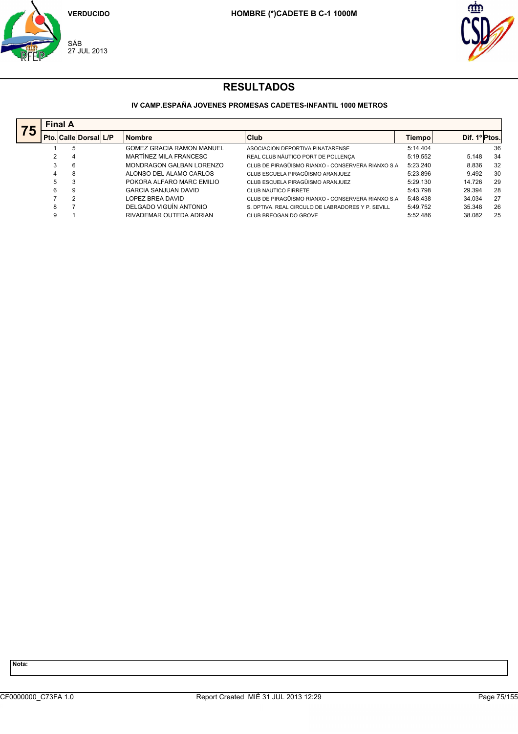VERDUCIDO

SÁB
27 JUL 2013

**HOMBRE (*)CADETE B C-1 1000M**

# RESULTADOS

### IV CAMP.ESPAÑA JOVENES PROMESAS CADETES-INFANTIL 1000 METROS

**75** — Final A

| Pto. | Calle | Dorsal | L/P | Nombre | Club | Tiempo | Dif. 1º | Ptos. |
|---|---|---|---|---|---|---|---|---|
| 1 | 5 | | | GOMEZ GRACIA RAMON MANUEL | ASOCIACION DEPORTIVA PINATARENSE | 5:14.404 | | 36 |
| 2 | 4 | | | MARTÍNEZ MILA FRANCESC | REAL CLUB NÁUTICO PORT DE POLLENÇA | 5:19.552 | 5.148 | 34 |
| 3 | 6 | | | MONDRAGON GALBAN LORENZO | CLUB DE PIRAGÜISMO RIANXO - CONSERVERA RIANXO S.A | 5:23.240 | 8.836 | 32 |
| 4 | 8 | | | ALONSO DEL ALAMO CARLOS | CLUB ESCUELA PIRAGÜISMO ARANJUEZ | 5:23.896 | 9.492 | 30 |
| 5 | 3 | | | POKORA ALFARO MARC EMILIO | CLUB ESCUELA PIRAGÜISMO ARANJUEZ | 5:29.130 | 14.726 | 29 |
| 6 | 9 | | | GARCIA SANJUAN DAVID | CLUB NAUTICO FIRRETE | 5:43.798 | 29.394 | 28 |
| 7 | 2 | | | LOPEZ BREA DAVID | CLUB DE PIRAGÜISMO RIANXO - CONSERVERA RIANXO S.A | 5:48.438 | 34.034 | 27 |
| 8 | 7 | | | DELGADO VIGUÍN ANTONIO | S. DPTIVA. REAL CIRCULO DE LABRADORES Y P. SEVILL | 5:49.752 | 35.348 | 26 |
| 9 | 1 | | | RIVADEMAR OUTEDA ADRIAN | CLUB BREOGAN DO GROVE | 5:52.486 | 38.082 | 25 |

**Nota:**

CF0000000_C73FA 1.0 — Report Created MIÉ 31 JUL 2013 12:29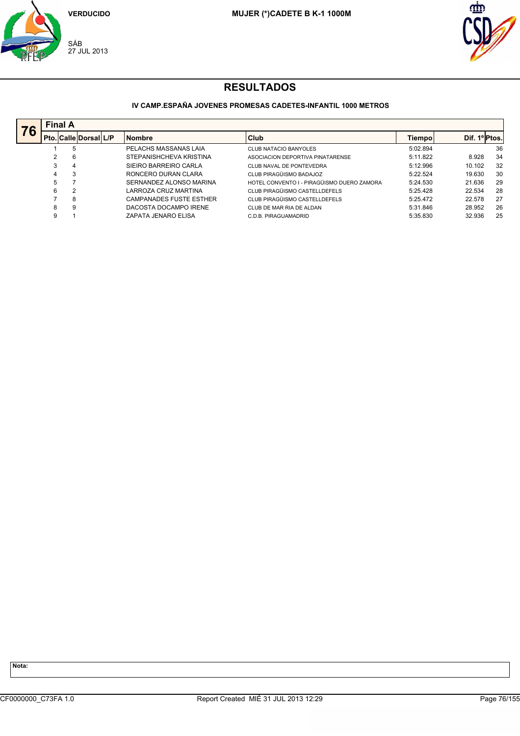VERDUCIDO

SÁB
27 JUL 2013

**MUJER (*)CADETE B K-1 1000M**

# RESULTADOS

### IV CAMP.ESPAÑA JOVENES PROMESAS CADETES-INFANTIL 1000 METROS

**76** — **Final A**

| Pto. | Calle | Dorsal | L/P | Nombre | Club | Tiempo | Dif. 1º | Ptos. |
|---|---|---|---|---|---|---|---|---|
| 1 | 5 | | | PELACHS MASSANAS LAIA | CLUB NATACIO BANYOLES | 5:02.894 | | 36 |
| 2 | 6 | | | STEPANISHCHEVA KRISTINA | ASOCIACION DEPORTIVA PINATARENSE | 5:11.822 | 8.928 | 34 |
| 3 | 4 | | | SIEIRO BARREIRO CARLA | CLUB NAVAL DE PONTEVEDRA | 5:12.996 | 10.102 | 32 |
| 4 | 3 | | | RONCERO DURAN CLARA | CLUB PIRAGÜISMO BADAJOZ | 5:22.524 | 19.630 | 30 |
| 5 | 7 | | | SERNANDEZ ALONSO MARINA | HOTEL CONVENTO I - PIRAGÜISMO DUERO ZAMORA | 5:24.530 | 21.636 | 29 |
| 6 | 2 | | | LARROZA CRUZ MARTINA | CLUB PIRAGÜISMO CASTELLDEFELS | 5:25.428 | 22.534 | 28 |
| 7 | 8 | | | CAMPANADES FUSTE ESTHER | CLUB PIRAGÜISMO CASTELLDEFELS | 5:25.472 | 22.578 | 27 |
| 8 | 9 | | | DACOSTA DOCAMPO IRENE | CLUB DE MAR RIA DE ALDAN | 5:31.846 | 28.952 | 26 |
| 9 | 1 | | | ZAPATA JENARO ELISA | C.D.B. PIRAGUAMADRID | 5:35.830 | 32.936 | 25 |

**Nota:**

CF0000000_C73FA 1.0 — Report Created MIÉ 31 JUL 2013 12:29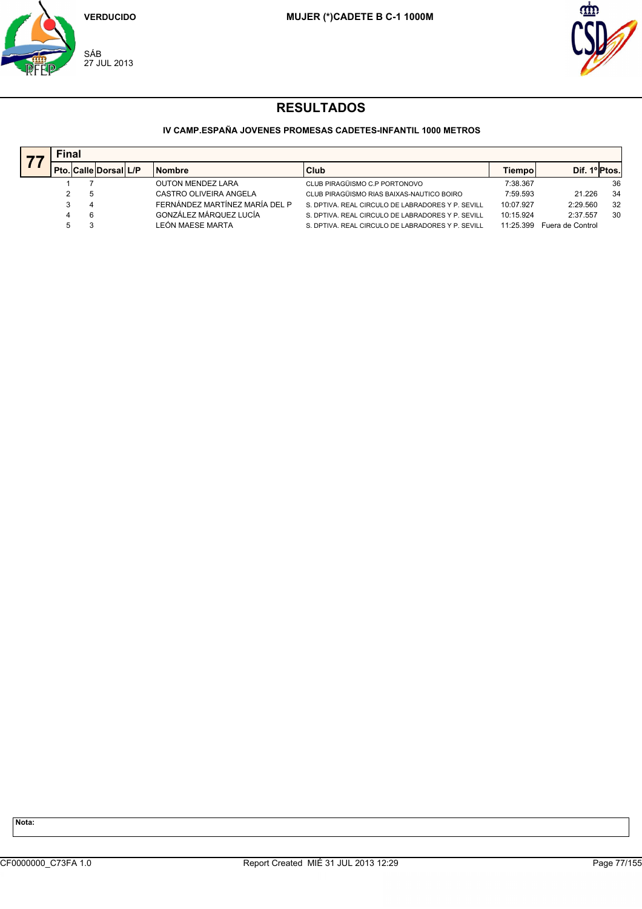VERDUCIDO

SÁB
27 JUL 2013

**MUJER (*)CADETE B C-1 1000M**

# RESULTADOS

### IV CAMP.ESPAÑA JOVENES PROMESAS CADETES-INFANTIL 1000 METROS

**77 Final**

| Pto. | Calle | Dorsal | L/P | Nombre | Club | Tiempo | Dif. 1º | Ptos. |
|---|---|---|---|---|---|---|---|---|
| 1 | 7 | | | OUTON MENDEZ LARA | CLUB PIRAGÜISMO C.P PORTONOVO | 7:38.367 | | 36 |
| 2 | 5 | | | CASTRO OLIVEIRA ANGELA | CLUB PIRAGÜISMO RIAS BAIXAS-NAUTICO BOIRO | 7:59.593 | 21.226 | 34 |
| 3 | 4 | | | FERNÁNDEZ MARTÍNEZ MARÍA DEL P | S. DPTIVA. REAL CIRCULO DE LABRADORES Y P. SEVILL | 10:07.927 | 2:29.560 | 32 |
| 4 | 6 | | | GONZÁLEZ MÁRQUEZ LUCÍA | S. DPTIVA. REAL CIRCULO DE LABRADORES Y P. SEVILL | 10:15.924 | 2:37.557 | 30 |
| 5 | 3 | | | LEÓN MAESE MARTA | S. DPTIVA. REAL CIRCULO DE LABRADORES Y P. SEVILL | 11:25.399 | Fuera de Control | |

**Nota:**

CF0000000_C73FA 1.0 Report Created MIÉ 31 JUL 2013 12:29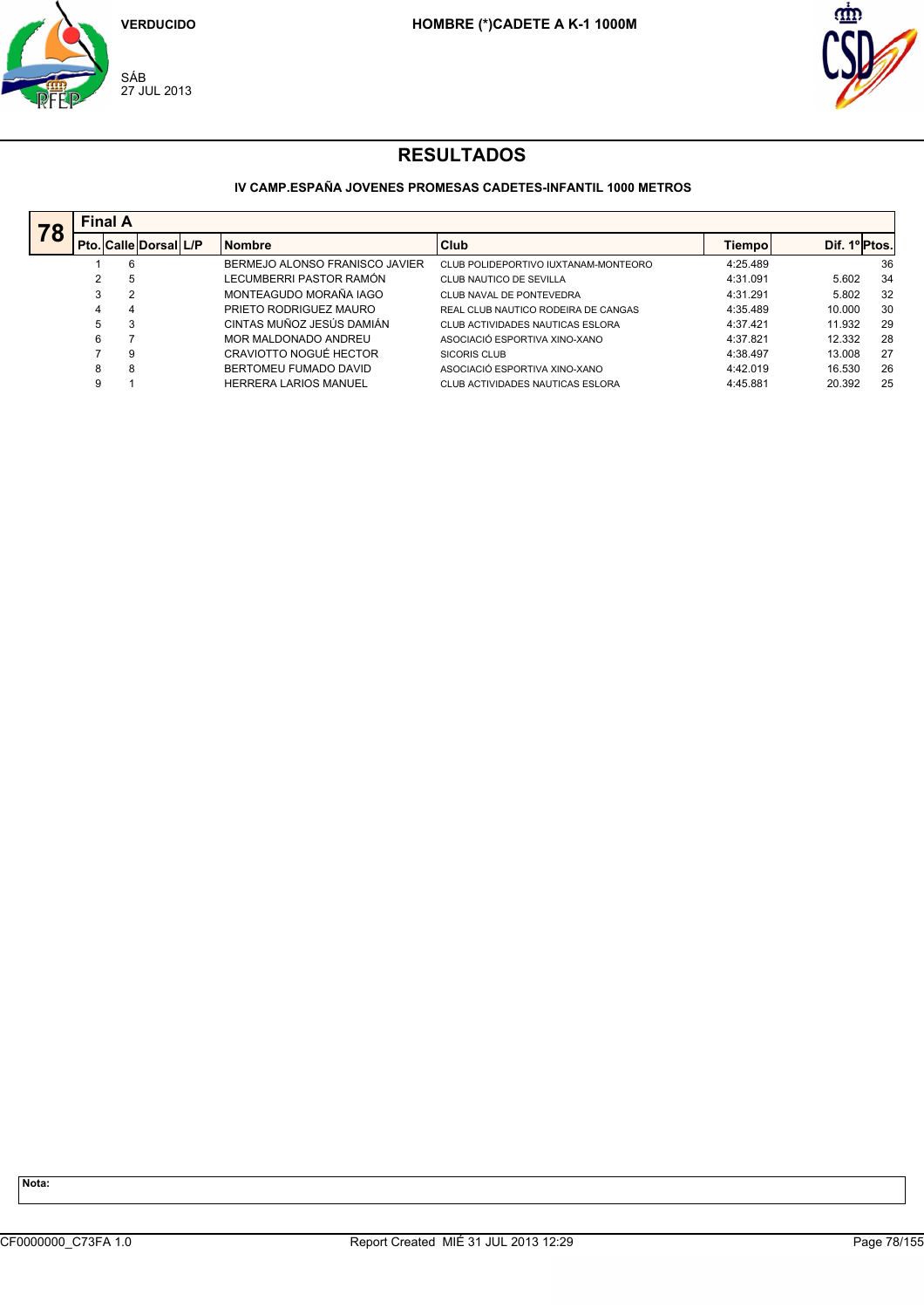VERDUCIDO

SÁB
27 JUL 2013

**HOMBRE (*)CADETE A K-1 1000M**

# RESULTADOS

### IV CAMP.ESPAÑA JOVENES PROMESAS CADETES-INFANTIL 1000 METROS

**78** — **Final A**

| Pto. | Calle | Dorsal | L/P | Nombre | Club | Tiempo | Dif. 1º | Ptos. |
|---|---|---|---|---|---|---|---|---|
| 1 | 6 | | | BERMEJO ALONSO FRANISCO JAVIER | CLUB POLIDEPORTIVO IUXTANAM-MONTEORO | 4:25.489 | | 36 |
| 2 | 5 | | | LECUMBERRI PASTOR RAMÓN | CLUB NAUTICO DE SEVILLA | 4:31.091 | 5.602 | 34 |
| 3 | 2 | | | MONTEAGUDO MORAÑA IAGO | CLUB NAVAL DE PONTEVEDRA | 4:31.291 | 5.802 | 32 |
| 4 | 4 | | | PRIETO RODRIGUEZ MAURO | REAL CLUB NAUTICO RODEIRA DE CANGAS | 4:35.489 | 10.000 | 30 |
| 5 | 3 | | | CINTAS MUÑOZ JESÚS DAMIÁN | CLUB ACTIVIDADES NAUTICAS ESLORA | 4:37.421 | 11.932 | 29 |
| 6 | 7 | | | MOR MALDONADO ANDREU | ASOCIACIÓ ESPORTIVA XINO-XANO | 4:37.821 | 12.332 | 28 |
| 7 | 9 | | | CRAVIOTTO NOGUÉ HECTOR | SICORIS CLUB | 4:38.497 | 13.008 | 27 |
| 8 | 8 | | | BERTOMEU FUMADO DAVID | ASOCIACIÓ ESPORTIVA XINO-XANO | 4:42.019 | 16.530 | 26 |
| 9 | 1 | | | HERRERA LARIOS MANUEL | CLUB ACTIVIDADES NAUTICAS ESLORA | 4:45.881 | 20.392 | 25 |

**Nota:**

CF0000000_C73FA 1.0 — Report Created MIÉ 31 JUL 2013 12:29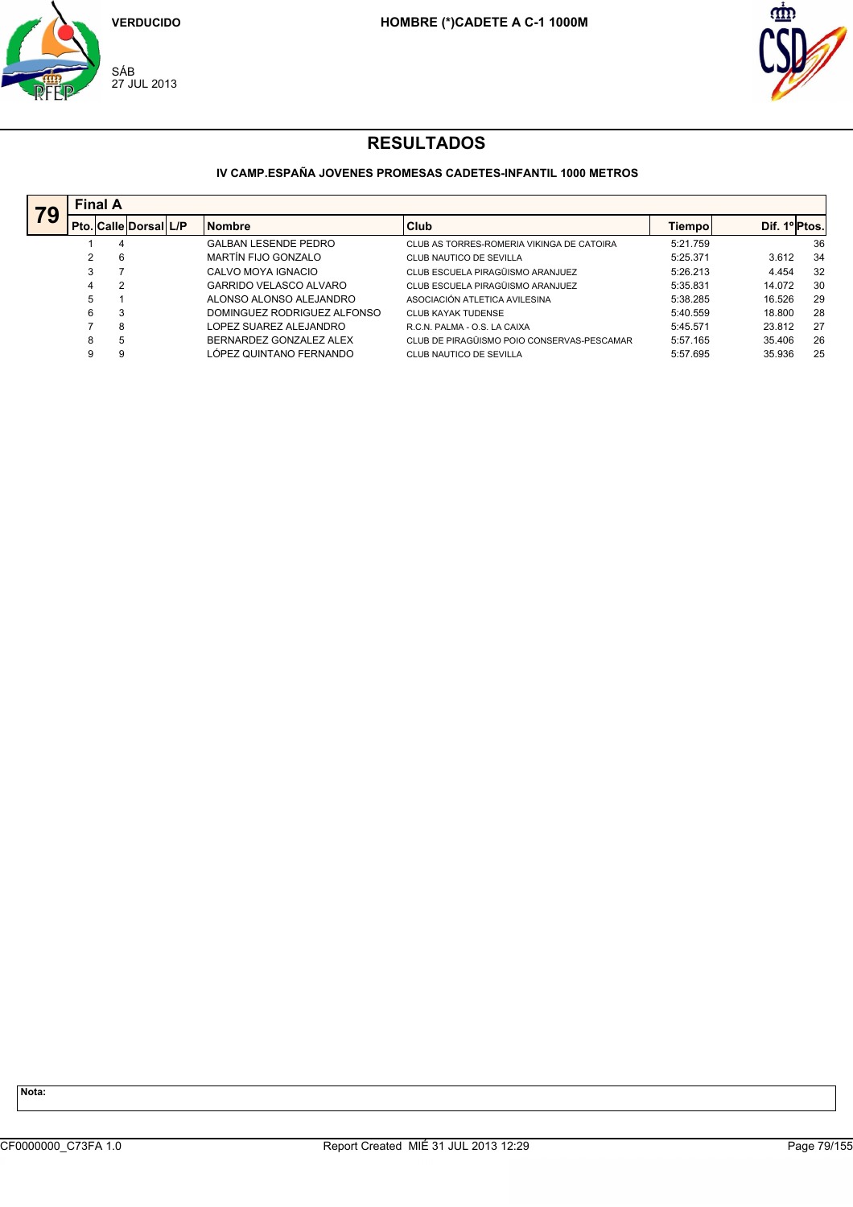VERDUCIDO

SÁB
27 JUL 2013

**HOMBRE (*)CADETE A C-1 1000M**

# RESULTADOS

### IV CAMP.ESPAÑA JOVENES PROMESAS CADETES-INFANTIL 1000 METROS

**79** — **Final A**

| Pto. | Calle | Dorsal | L/P | Nombre | Club | Tiempo | Dif. 1º | Ptos. |
|---|---|---|---|---|---|---|---|---|
| 1 | 4 | | | GALBAN LESENDE PEDRO | CLUB AS TORRES-ROMERIA VIKINGA DE CATOIRA | 5:21.759 | | 36 |
| 2 | 6 | | | MARTÍN FIJO GONZALO | CLUB NAUTICO DE SEVILLA | 5:25.371 | 3.612 | 34 |
| 3 | 7 | | | CALVO MOYA IGNACIO | CLUB ESCUELA PIRAGÜISMO ARANJUEZ | 5:26.213 | 4.454 | 32 |
| 4 | 2 | | | GARRIDO VELASCO ALVARO | CLUB ESCUELA PIRAGÜISMO ARANJUEZ | 5:35.831 | 14.072 | 30 |
| 5 | 1 | | | ALONSO ALONSO ALEJANDRO | ASOCIACIÓN ATLETICA AVILESINA | 5:38.285 | 16.526 | 29 |
| 6 | 3 | | | DOMINGUEZ RODRIGUEZ ALFONSO | CLUB KAYAK TUDENSE | 5:40.559 | 18.800 | 28 |
| 7 | 8 | | | LOPEZ SUAREZ ALEJANDRO | R.C.N. PALMA - O.S. LA CAIXA | 5:45.571 | 23.812 | 27 |
| 8 | 5 | | | BERNARDEZ GONZALEZ ALEX | CLUB DE PIRAGÜISMO POIO CONSERVAS-PESCAMAR | 5:57.165 | 35.406 | 26 |
| 9 | 9 | | | LÓPEZ QUINTANO FERNANDO | CLUB NAUTICO DE SEVILLA | 5:57.695 | 35.936 | 25 |

**Nota:**

CF0000000_C73FA 1.0 — Report Created MIÉ 31 JUL 2013 12:29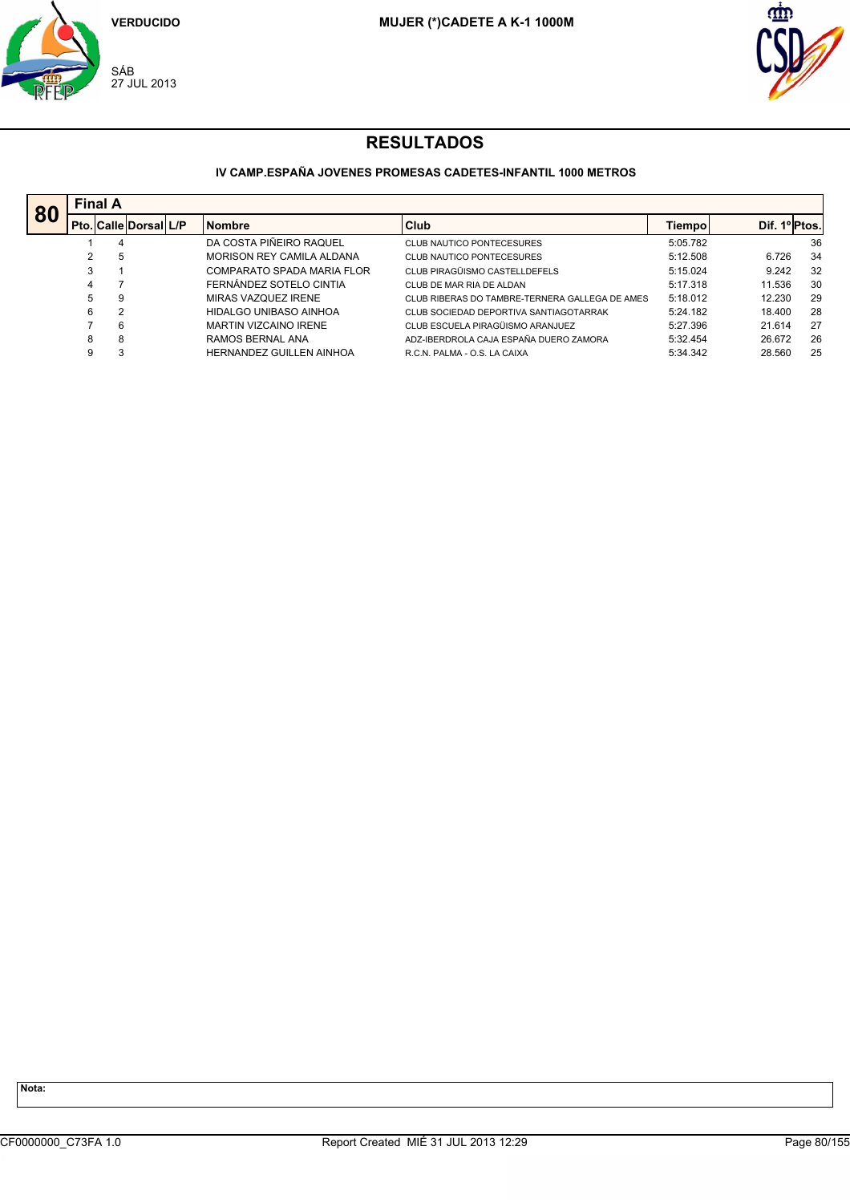VERDUCIDO

SÁB
27 JUL 2013

**MUJER (*)CADETE A K-1 1000M**

# RESULTADOS

### IV CAMP.ESPAÑA JOVENES PROMESAS CADETES-INFANTIL 1000 METROS

**80** — **Final A**

| Pto. | Calle | Dorsal | L/P | Nombre | Club | Tiempo | Dif. 1º | Ptos. |
|---|---|---|---|---|---|---|---|---|
| 1 | 4 | | | DA COSTA PIÑEIRO RAQUEL | CLUB NAUTICO PONTECESURES | 5:05.782 | | 36 |
| 2 | 5 | | | MORISON REY CAMILA ALDANA | CLUB NAUTICO PONTECESURES | 5:12.508 | 6.726 | 34 |
| 3 | 1 | | | COMPARATO SPADA MARIA FLOR | CLUB PIRAGÜISMO CASTELLDEFELS | 5:15.024 | 9.242 | 32 |
| 4 | 7 | | | FERNÁNDEZ SOTELO CINTIA | CLUB DE MAR RIA DE ALDAN | 5:17.318 | 11.536 | 30 |
| 5 | 9 | | | MIRAS VAZQUEZ IRENE | CLUB RIBERAS DO TAMBRE-TERNERA GALLEGA DE AMES | 5:18.012 | 12.230 | 29 |
| 6 | 2 | | | HIDALGO UNIBASO AINHOA | CLUB SOCIEDAD DEPORTIVA SANTIAGOTARRAK | 5:24.182 | 18.400 | 28 |
| 7 | 6 | | | MARTIN VIZCAINO IRENE | CLUB ESCUELA PIRAGÜISMO ARANJUEZ | 5:27.396 | 21.614 | 27 |
| 8 | 8 | | | RAMOS BERNAL ANA | ADZ-IBERDROLA CAJA ESPAÑA DUERO ZAMORA | 5:32.454 | 26.672 | 26 |
| 9 | 3 | | | HERNANDEZ GUILLEN AINHOA | R.C.N. PALMA - O.S. LA CAIXA | 5:34.342 | 28.560 | 25 |

**Nota:**

CF0000000_C73FA 1.0 Report Created MIÉ 31 JUL 2013 12:29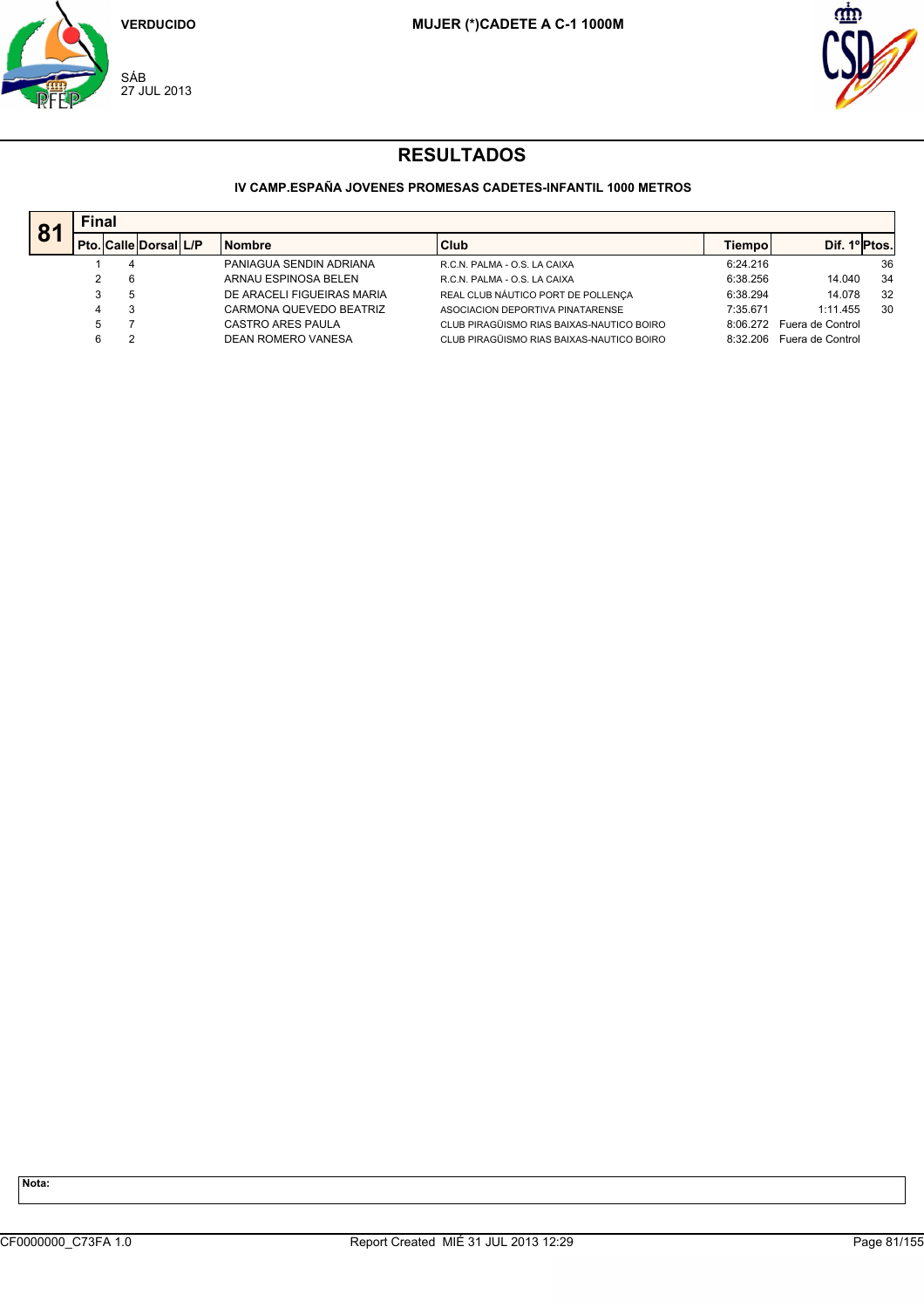VERDUCIDO

SÁB
27 JUL 2013

MUJER (*)CADETE A C-1 1000M

# RESULTADOS

### IV CAMP.ESPAÑA JOVENES PROMESAS CADETES-INFANTIL 1000 METROS

**81** **Final**

| Pto. | Calle | Dorsal | L/P | Nombre | Club | Tiempo | Dif. 1º | Ptos. |
|---|---|---|---|---|---|---|---|---|
| 1 | 4 | | | PANIAGUA SENDIN ADRIANA | R.C.N. PALMA - O.S. LA CAIXA | 6:24.216 | | 36 |
| 2 | 6 | | | ARNAU ESPINOSA BELEN | R.C.N. PALMA - O.S. LA CAIXA | 6:38.256 | 14.040 | 34 |
| 3 | 5 | | | DE ARACELI FIGUEIRAS MARIA | REAL CLUB NÁUTICO PORT DE POLLENÇA | 6:38.294 | 14.078 | 32 |
| 4 | 3 | | | CARMONA QUEVEDO BEATRIZ | ASOCIACION DEPORTIVA PINATARENSE | 7:35.671 | 1:11.455 | 30 |
| 5 | 7 | | | CASTRO ARES PAULA | CLUB PIRAGÜISMO RIAS BAIXAS-NAUTICO BOIRO | 8:06.272 | Fuera de Control | |
| 6 | 2 | | | DEAN ROMERO VANESA | CLUB PIRAGÜISMO RIAS BAIXAS-NAUTICO BOIRO | 8:32.206 | Fuera de Control | |

**Nota:**

CF0000000_C73FA 1.0 Report Created MIÉ 31 JUL 2013 12:29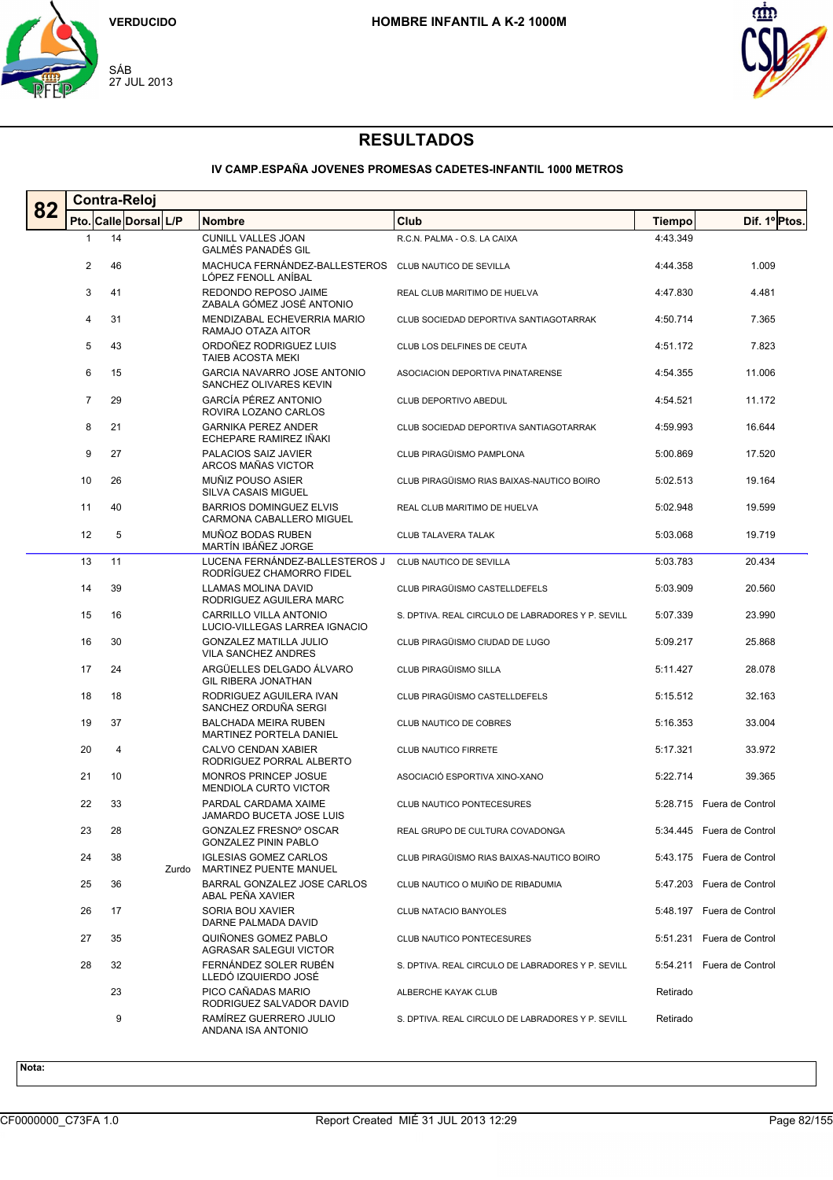VERDUCIDO

SÁB
27 JUL 2013

HOMBRE INFANTIL A K-2 1000M

# RESULTADOS

## IV CAMP.ESPAÑA JOVENES PROMESAS CADETES-INFANTIL 1000 METROS

**82 Contra-Reloj**

| Pto. | Calle | Dorsal | L/P | Nombre | Club | Tiempo | Dif. 1º | Ptos. |
|---|---|---|---|---|---|---|---|---|
| 1 | 14 | | | CUNILL VALLES JOAN<br>GALMÉS PANADÉS GIL | R.C.N. PALMA - O.S. LA CAIXA | 4:43.349 | | |
| 2 | 46 | | | MACHUCA FERNÁNDEZ-BALLESTEROS<br>LÓPEZ FENOLL ANÍBAL | CLUB NAUTICO DE SEVILLA | 4:44.358 | 1.009 | |
| 3 | 41 | | | REDONDO REPOSO JAIME<br>ZABALA GÓMEZ JOSÉ ANTONIO | REAL CLUB MARITIMO DE HUELVA | 4:47.830 | 4.481 | |
| 4 | 31 | | | MENDIZABAL ECHEVERRIA MARIO<br>RAMAJO OTAZA AITOR | CLUB SOCIEDAD DEPORTIVA SANTIAGOTARRAK | 4:50.714 | 7.365 | |
| 5 | 43 | | | ORDOÑEZ RODRIGUEZ LUIS<br>TAIEB ACOSTA MEKI | CLUB LOS DELFINES DE CEUTA | 4:51.172 | 7.823 | |
| 6 | 15 | | | GARCIA NAVARRO JOSE ANTONIO<br>SANCHEZ OLIVARES KEVIN | ASOCIACION DEPORTIVA PINATARENSE | 4:54.355 | 11.006 | |
| 7 | 29 | | | GARCÍA PÉREZ ANTONIO<br>ROVIRA LOZANO CARLOS | CLUB DEPORTIVO ABEDUL | 4:54.521 | 11.172 | |
| 8 | 21 | | | GARNIKA PEREZ ANDER<br>ECHEPARE RAMIREZ IÑAKI | CLUB SOCIEDAD DEPORTIVA SANTIAGOTARRAK | 4:59.993 | 16.644 | |
| 9 | 27 | | | PALACIOS SAIZ JAVIER<br>ARCOS MAÑAS VICTOR | CLUB PIRAGÜISMO PAMPLONA | 5:00.869 | 17.520 | |
| 10 | 26 | | | MUÑIZ POUSO ASIER<br>SILVA CASAIS MIGUEL | CLUB PIRAGÜISMO RIAS BAIXAS-NAUTICO BOIRO | 5:02.513 | 19.164 | |
| 11 | 40 | | | BARRIOS DOMINGUEZ ELVIS<br>CARMONA CABALLERO MIGUEL | REAL CLUB MARITIMO DE HUELVA | 5:02.948 | 19.599 | |
| 12 | 5 | | | MUÑOZ BODAS RUBEN<br>MARTÍN IBÁÑEZ JORGE | CLUB TALAVERA TALAK | 5:03.068 | 19.719 | |
| 13 | 11 | | | LUCENA FERNÁNDEZ-BALLESTEROS J<br>RODRÍGUEZ CHAMORRO FIDEL | CLUB NAUTICO DE SEVILLA | 5:03.783 | 20.434 | |
| 14 | 39 | | | LLAMAS MOLINA DAVID<br>RODRIGUEZ AGUILERA MARC | CLUB PIRAGÜISMO CASTELLDEFELS | 5:03.909 | 20.560 | |
| 15 | 16 | | | CARRILLO VILLA ANTONIO<br>LUCIO-VILLEGAS LARREA IGNACIO | S. DPTIVA. REAL CIRCULO DE LABRADORES Y P. SEVILL | 5:07.339 | 23.990 | |
| 16 | 30 | | | GONZALEZ MATILLA JULIO<br>VILA SANCHEZ ANDRES | CLUB PIRAGÜISMO CIUDAD DE LUGO | 5:09.217 | 25.868 | |
| 17 | 24 | | | ARGÜELLES DELGADO ÁLVARO<br>GIL RIBERA JONATHAN | CLUB PIRAGÜISMO SILLA | 5:11.427 | 28.078 | |
| 18 | 18 | | | RODRIGUEZ AGUILERA IVAN<br>SANCHEZ ORDUÑA SERGI | CLUB PIRAGÜISMO CASTELLDEFELS | 5:15.512 | 32.163 | |
| 19 | 37 | | | BALCHADA MEIRA RUBEN<br>MARTINEZ PORTELA DANIEL | CLUB NAUTICO DE COBRES | 5:16.353 | 33.004 | |
| 20 | 4 | | | CALVO CENDAN XABIER<br>RODRIGUEZ PORRAL ALBERTO | CLUB NAUTICO FIRRETE | 5:17.321 | 33.972 | |
| 21 | 10 | | | MONROS PRINCEP JOSUE<br>MENDIOLA CURTO VICTOR | ASOCIACIÓ ESPORTIVA XINO-XANO | 5:22.714 | 39.365 | |
| 22 | 33 | | | PARDAL CARDAMA XAIME<br>JAMARDO BUCETA JOSE LUIS | CLUB NAUTICO PONTECESURES | 5:28.715 | Fuera de Control | |
| 23 | 28 | | | GONZALEZ FRESNOº OSCAR<br>GONZALEZ PININ PABLO | REAL GRUPO DE CULTURA COVADONGA | 5:34.445 | Fuera de Control | |
| 24 | 38 | | Zurdo | IGLESIAS GOMEZ CARLOS<br>MARTINEZ PUENTE MANUEL | CLUB PIRAGÜISMO RIAS BAIXAS-NAUTICO BOIRO | 5:43.175 | Fuera de Control | |
| 25 | 36 | | | BARRAL GONZALEZ JOSE CARLOS<br>ABAL PEÑA XAVIER | CLUB NAUTICO O MUIÑO DE RIBADUMIA | 5:47.203 | Fuera de Control | |
| 26 | 17 | | | SORIA BOU XAVIER<br>DARNE PALMADA DAVID | CLUB NATACIO BANYOLES | 5:48.197 | Fuera de Control | |
| 27 | 35 | | | QUIÑONES GOMEZ PABLO<br>AGRASAR SALEGUI VICTOR | CLUB NAUTICO PONTECESURES | 5:51.231 | Fuera de Control | |
| 28 | 32 | | | FERNÁNDEZ SOLER RUBÉN<br>LLEDÓ IZQUIERDO JOSÉ | S. DPTIVA. REAL CIRCULO DE LABRADORES Y P. SEVILL | 5:54.211 | Fuera de Control | |
| | 23 | | | PICO CAÑADAS MARIO<br>RODRIGUEZ SALVADOR DAVID | ALBERCHE KAYAK CLUB | Retirado | | |
| | 9 | | | RAMÍREZ GUERRERO JULIO<br>ANDANA ISA ANTONIO | S. DPTIVA. REAL CIRCULO DE LABRADORES Y P. SEVILL | Retirado | | |

**Nota:**

CF0000000_C73FA 1.0 — Report Created MIÉ 31 JUL 2013 12:29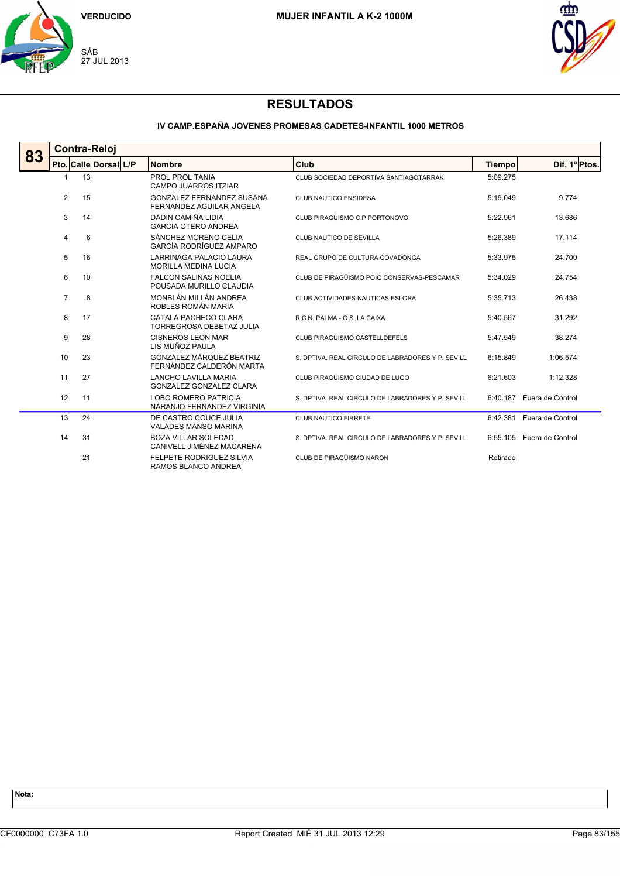VERDUCIDO

SÁB
27 JUL 2013

**MUJER INFANTIL A K-2 1000M**

# RESULTADOS

### IV CAMP.ESPAÑA JOVENES PROMESAS CADETES-INFANTIL 1000 METROS

**83 Contra-Reloj**

| Pto. | Calle | Dorsal | L/P | Nombre | Club | Tiempo | Dif. 1º | Ptos. |
|---|---|---|---|---|---|---|---|---|
| 1 | 13 | | | PROL PROL TANIA<br>CAMPO JUARROS ITZIAR | CLUB SOCIEDAD DEPORTIVA SANTIAGOTARRAK | 5:09.275 | | |
| 2 | 15 | | | GONZALEZ FERNANDEZ SUSANA<br>FERNANDEZ AGUILAR ANGELA | CLUB NAUTICO ENSIDESA | 5:19.049 | 9.774 | |
| 3 | 14 | | | DADIN CAMIÑA LIDIA<br>GARCIA OTERO ANDREA | CLUB PIRAGÜISMO C.P PORTONOVO | 5:22.961 | 13.686 | |
| 4 | 6 | | | SÁNCHEZ MORENO CELIA<br>GARCÍA RODRÍGUEZ AMPARO | CLUB NAUTICO DE SEVILLA | 5:26.389 | 17.114 | |
| 5 | 16 | | | LARRINAGA PALACIO LAURA<br>MORILLA MEDINA LUCIA | REAL GRUPO DE CULTURA COVADONGA | 5:33.975 | 24.700 | |
| 6 | 10 | | | FALCON SALINAS NOELIA<br>POUSADA MURILLO CLAUDIA | CLUB DE PIRAGÜISMO POIO CONSERVAS-PESCAMAR | 5:34.029 | 24.754 | |
| 7 | 8 | | | MONBLÁN MILLÁN ANDREA<br>ROBLES ROMÁN MARÍA | CLUB ACTIVIDADES NAUTICAS ESLORA | 5:35.713 | 26.438 | |
| 8 | 17 | | | CATALA PACHECO CLARA<br>TORREGROSA DEBETAZ JULIA | R.C.N. PALMA - O.S. LA CAIXA | 5:40.567 | 31.292 | |
| 9 | 28 | | | CISNEROS LEON MAR<br>LIS MUÑOZ PAULA | CLUB PIRAGÜISMO CASTELLDEFELS | 5:47.549 | 38.274 | |
| 10 | 23 | | | GONZÁLEZ MÁRQUEZ BEATRIZ<br>FERNÁNDEZ CALDERÓN MARTA | S. DPTIVA. REAL CIRCULO DE LABRADORES Y P. SEVILL | 6:15.849 | 1:06.574 | |
| 11 | 27 | | | LANCHO LAVILLA MARIA<br>GONZALEZ GONZALEZ CLARA | CLUB PIRAGÜISMO CIUDAD DE LUGO | 6:21.603 | 1:12.328 | |
| 12 | 11 | | | LOBO ROMERO PATRICIA<br>NARANJO FERNÁNDEZ VIRGINIA | S. DPTIVA. REAL CIRCULO DE LABRADORES Y P. SEVILL | 6:40.187 | Fuera de Control | |
| 13 | 24 | | | DE CASTRO COUCE JULIA<br>VALADES MANSO MARINA | CLUB NAUTICO FIRRETE | 6:42.381 | Fuera de Control | |
| 14 | 31 | | | BOZA VILLAR SOLEDAD<br>CANIVELL JIMÉNEZ MACARENA | S. DPTIVA. REAL CIRCULO DE LABRADORES Y P. SEVILL | 6:55.105 | Fuera de Control | |
| | 21 | | | FELPETE RODRIGUEZ SILVIA<br>RAMOS BLANCO ANDREA | CLUB DE PIRAGÜISMO NARON | Retirado | | |

**Nota:**

CF0000000_C73FA 1.0 Report Created MIÉ 31 JUL 2013 12:29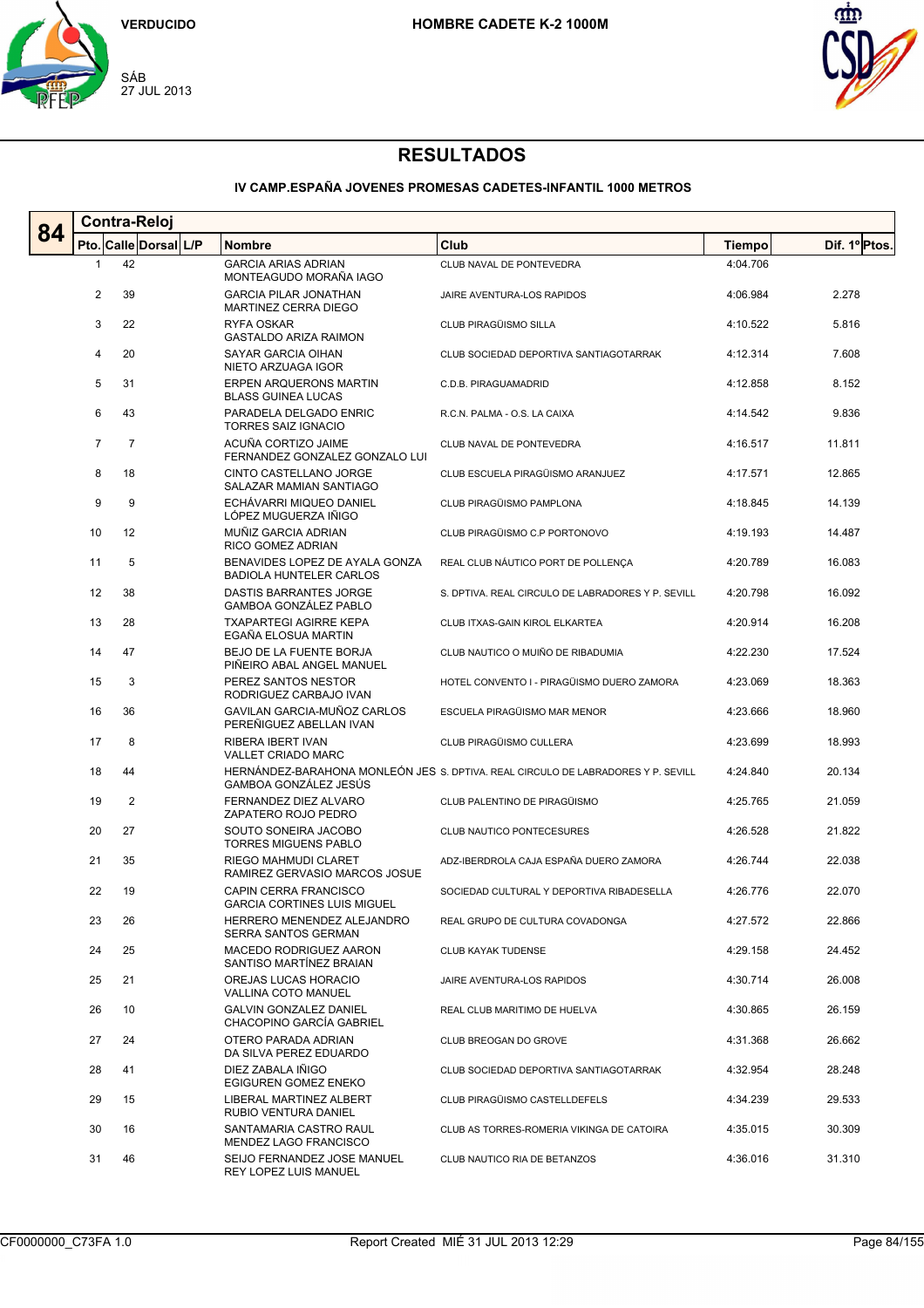VERDUCIDO

SÁB
27 JUL 2013

HOMBRE CADETE K-2 1000M

# RESULTADOS

## IV CAMP.ESPAÑA JOVENES PROMESAS CADETES-INFANTIL 1000 METROS

### 84 Contra-Reloj

| Pto. | Calle | Dorsal | L/P | Nombre | Club | Tiempo | Dif. 1º | Ptos. |
|---|---|---|---|---|---|---|---|---|
| 1 | 42 | | | GARCIA ARIAS ADRIAN<br>MONTEAGUDO MORAÑA IAGO | CLUB NAVAL DE PONTEVEDRA | 4:04.706 | | |
| 2 | 39 | | | GARCIA PILAR JONATHAN<br>MARTINEZ CERRA DIEGO | JAIRE AVENTURA-LOS RAPIDOS | 4:06.984 | 2.278 | |
| 3 | 22 | | | RYFA OSKAR<br>GASTALDO ARIZA RAIMON | CLUB PIRAGÜISMO SILLA | 4:10.522 | 5.816 | |
| 4 | 20 | | | SAYAR GARCIA OIHAN<br>NIETO ARZUAGA IGOR | CLUB SOCIEDAD DEPORTIVA SANTIAGOTARRAK | 4:12.314 | 7.608 | |
| 5 | 31 | | | ERPEN ARQUERONS MARTIN<br>BLASS GUINEA LUCAS | C.D.B. PIRAGUAMADRID | 4:12.858 | 8.152 | |
| 6 | 43 | | | PARADELA DELGADO ENRIC<br>TORRES SAIZ IGNACIO | R.C.N. PALMA - O.S. LA CAIXA | 4:14.542 | 9.836 | |
| 7 | 7 | | | ACUÑA CORTIZO JAIME<br>FERNANDEZ GONZALEZ GONZALO LUI | CLUB NAVAL DE PONTEVEDRA | 4:16.517 | 11.811 | |
| 8 | 18 | | | CINTO CASTELLANO JORGE<br>SALAZAR MAMIAN SANTIAGO | CLUB ESCUELA PIRAGÜISMO ARANJUEZ | 4:17.571 | 12.865 | |
| 9 | 9 | | | ECHÁVARRI MIQUEO DANIEL<br>LÓPEZ MUGUERZA IÑIGO | CLUB PIRAGÜISMO PAMPLONA | 4:18.845 | 14.139 | |
| 10 | 12 | | | MUÑIZ GARCIA ADRIAN<br>RICO GOMEZ ADRIAN | CLUB PIRAGÜISMO C.P PORTONOVO | 4:19.193 | 14.487 | |
| 11 | 5 | | | BENAVIDES LOPEZ DE AYALA GONZA<br>BADIOLA HUNTELER CARLOS | REAL CLUB NÁUTICO PORT DE POLLENÇA | 4:20.789 | 16.083 | |
| 12 | 38 | | | DASTIS BARRANTES JORGE<br>GAMBOA GONZÁLEZ PABLO | S. DPTIVA. REAL CIRCULO DE LABRADORES Y P. SEVILL | 4:20.798 | 16.092 | |
| 13 | 28 | | | TXAPARTEGI AGIRRE KEPA<br>EGAÑA ELOSUA MARTIN | CLUB ITXAS-GAIN KIROL ELKARTEA | 4:20.914 | 16.208 | |
| 14 | 47 | | | BEJO DE LA FUENTE BORJA<br>PIÑEIRO ABAL ANGEL MANUEL | CLUB NAUTICO O MUIÑO DE RIBADUMIA | 4:22.230 | 17.524 | |
| 15 | 3 | | | PEREZ SANTOS NESTOR<br>RODRIGUEZ CARBAJO IVAN | HOTEL CONVENTO I - PIRAGÜISMO DUERO ZAMORA | 4:23.069 | 18.363 | |
| 16 | 36 | | | GAVILAN GARCIA-MUÑOZ CARLOS<br>PEREÑIGUEZ ABELLAN IVAN | ESCUELA PIRAGÜISMO MAR MENOR | 4:23.666 | 18.960 | |
| 17 | 8 | | | RIBERA IBERT IVAN<br>VALLET CRIADO MARC | CLUB PIRAGÜISMO CULLERA | 4:23.699 | 18.993 | |
| 18 | 44 | | | HERNÁNDEZ-BARAHONA MONLEÓN JES<br>GAMBOA GONZÁLEZ JESÚS | S. DPTIVA. REAL CIRCULO DE LABRADORES Y P. SEVILL | 4:24.840 | 20.134 | |
| 19 | 2 | | | FERNANDEZ DIEZ ALVARO<br>ZAPATERO ROJO PEDRO | CLUB PALENTINO DE PIRAGÜISMO | 4:25.765 | 21.059 | |
| 20 | 27 | | | SOUTO SONEIRA JACOBO<br>TORRES MIGUENS PABLO | CLUB NAUTICO PONTECESURES | 4:26.528 | 21.822 | |
| 21 | 35 | | | RIEGO MAHMUDI CLARET<br>RAMIREZ GERVASIO MARCOS JOSUE | ADZ-IBERDROLA CAJA ESPAÑA DUERO ZAMORA | 4:26.744 | 22.038 | |
| 22 | 19 | | | CAPIN CERRA FRANCISCO<br>GARCIA CORTINES LUIS MIGUEL | SOCIEDAD CULTURAL Y DEPORTIVA RIBADESELLA | 4:26.776 | 22.070 | |
| 23 | 26 | | | HERRERO MENENDEZ ALEJANDRO<br>SERRA SANTOS GERMAN | REAL GRUPO DE CULTURA COVADONGA | 4:27.572 | 22.866 | |
| 24 | 25 | | | MACEDO RODRIGUEZ AARON<br>SANTISO MARTÍNEZ BRAIAN | CLUB KAYAK TUDENSE | 4:29.158 | 24.452 | |
| 25 | 21 | | | OREJAS LUCAS HORACIO<br>VALLINA COTO MANUEL | JAIRE AVENTURA-LOS RAPIDOS | 4:30.714 | 26.008 | |
| 26 | 10 | | | GALVIN GONZALEZ DANIEL<br>CHACOPINO GARCÍA GABRIEL | REAL CLUB MARITIMO DE HUELVA | 4:30.865 | 26.159 | |
| 27 | 24 | | | OTERO PARADA ADRIAN<br>DA SILVA PEREZ EDUARDO | CLUB BREOGAN DO GROVE | 4:31.368 | 26.662 | |
| 28 | 41 | | | DIEZ ZABALA IÑIGO<br>EGIGUREN GOMEZ ENEKO | CLUB SOCIEDAD DEPORTIVA SANTIAGOTARRAK | 4:32.954 | 28.248 | |
| 29 | 15 | | | LIBERAL MARTINEZ ALBERT<br>RUBIO VENTURA DANIEL | CLUB PIRAGÜISMO CASTELLDEFELS | 4:34.239 | 29.533 | |
| 30 | 16 | | | SANTAMARIA CASTRO RAUL<br>MENDEZ LAGO FRANCISCO | CLUB AS TORRES-ROMERIA VIKINGA DE CATOIRA | 4:35.015 | 30.309 | |
| 31 | 46 | | | SEIJO FERNANDEZ JOSE MANUEL<br>REY LOPEZ LUIS MANUEL | CLUB NAUTICO RIA DE BETANZOS | 4:36.016 | 31.310 | |

CF0000000_C73FA 1.0 Report Created MIÉ 31 JUL 2013 12:29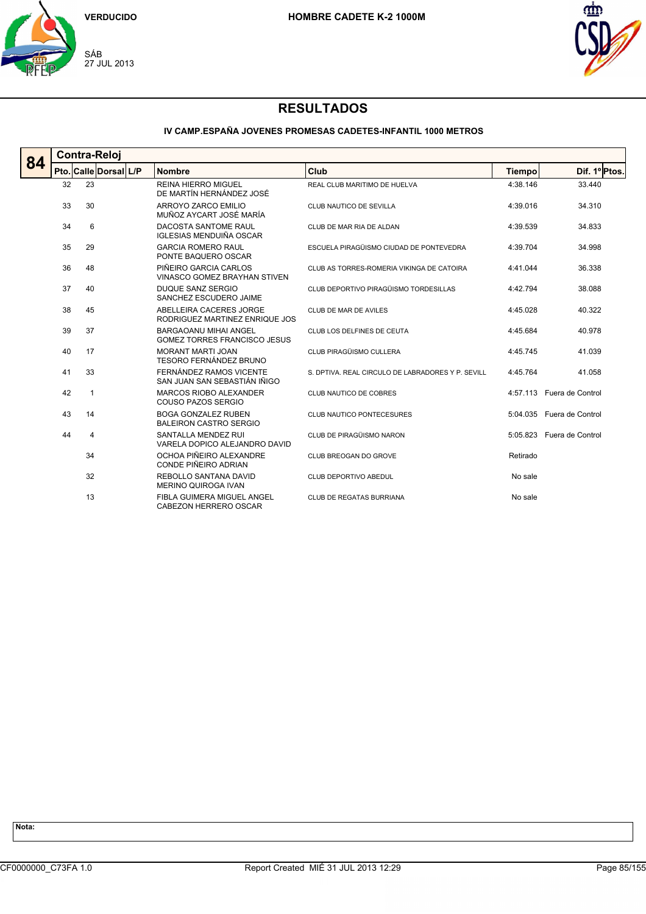VERDUCIDO

SÁB
27 JUL 2013

**HOMBRE CADETE K-2 1000M**

# RESULTADOS

### IV CAMP.ESPAÑA JOVENES PROMESAS CADETES-INFANTIL 1000 METROS

## 84 Contra-Reloj

| Pto. | Calle | Dorsal | L/P | Nombre | Club | Tiempo | Dif. 1º | Ptos. |
|---|---|---|---|---|---|---|---|---|
| 32 | 23 | | | REINA HIERRO MIGUEL<br>DE MARTÍN HERNÁNDEZ JOSÉ | REAL CLUB MARITIMO DE HUELVA | 4:38.146 | 33.440 | |
| 33 | 30 | | | ARROYO ZARCO EMILIO<br>MUÑOZ AYCART JOSÉ MARÍA | CLUB NAUTICO DE SEVILLA | 4:39.016 | 34.310 | |
| 34 | 6 | | | DACOSTA SANTOME RAUL<br>IGLESIAS MENDUIÑA OSCAR | CLUB DE MAR RIA DE ALDAN | 4:39.539 | 34.833 | |
| 35 | 29 | | | GARCIA ROMERO RAUL<br>PONTE BAQUERO OSCAR | ESCUELA PIRAGÜISMO CIUDAD DE PONTEVEDRA | 4:39.704 | 34.998 | |
| 36 | 48 | | | PIÑEIRO GARCIA CARLOS<br>VINASCO GOMEZ BRAYHAN STIVEN | CLUB AS TORRES-ROMERIA VIKINGA DE CATOIRA | 4:41.044 | 36.338 | |
| 37 | 40 | | | DUQUE SANZ SERGIO<br>SANCHEZ ESCUDERO JAIME | CLUB DEPORTIVO PIRAGÜISMO TORDESILLAS | 4:42.794 | 38.088 | |
| 38 | 45 | | | ABELLEIRA CACERES JORGE<br>RODRIGUEZ MARTINEZ ENRIQUE JOS | CLUB DE MAR DE AVILES | 4:45.028 | 40.322 | |
| 39 | 37 | | | BARGAOANU MIHAI ANGEL<br>GOMEZ TORRES FRANCISCO JESUS | CLUB LOS DELFINES DE CEUTA | 4:45.684 | 40.978 | |
| 40 | 17 | | | MORANT MARTI JOAN<br>TESORO FERNÁNDEZ BRUNO | CLUB PIRAGÜISMO CULLERA | 4:45.745 | 41.039 | |
| 41 | 33 | | | FERNÁNDEZ RAMOS VICENTE<br>SAN JUAN SAN SEBASTIÁN IÑIGO | S. DPTIVA. REAL CIRCULO DE LABRADORES Y P. SEVILL | 4:45.764 | 41.058 | |
| 42 | 1 | | | MARCOS RIOBO ALEXANDER<br>COUSO PAZOS SERGIO | CLUB NAUTICO DE COBRES | 4:57.113 | Fuera de Control | |
| 43 | 14 | | | BOGA GONZALEZ RUBEN<br>BALEIRON CASTRO SERGIO | CLUB NAUTICO PONTECESURES | 5:04.035 | Fuera de Control | |
| 44 | 4 | | | SANTALLA MENDEZ RUI<br>VARELA DOPICO ALEJANDRO DAVID | CLUB DE PIRAGÜISMO NARON | 5:05.823 | Fuera de Control | |
| | 34 | | | OCHOA PIÑEIRO ALEXANDRE<br>CONDE PIÑEIRO ADRIAN | CLUB BREOGAN DO GROVE | Retirado | | |
| | 32 | | | REBOLLO SANTANA DAVID<br>MERINO QUIROGA IVAN | CLUB DEPORTIVO ABEDUL | No sale | | |
| | 13 | | | FIBLA GUIMERA MIGUEL ANGEL<br>CABEZON HERRERO OSCAR | CLUB DE REGATAS BURRIANA | No sale | | |

**Nota:**

CF0000000_C73FA 1.0 Report Created MIÉ 31 JUL 2013 12:29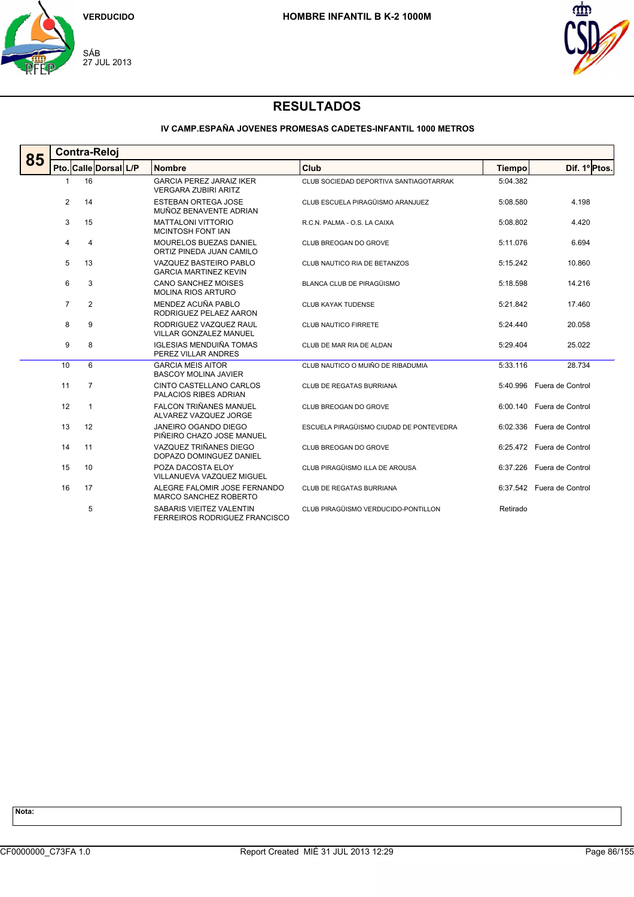VERDUCIDO

SÁB
27 JUL 2013

**HOMBRE INFANTIL B K-2 1000M**

# RESULTADOS

**IV CAMP.ESPAÑA JOVENES PROMESAS CADETES-INFANTIL 1000 METROS**

## 85 Contra-Reloj

| Pto. | Calle | Dorsal | L/P | Nombre | Club | Tiempo | Dif. 1º | Ptos. |
|---|---|---|---|---|---|---|---|---|
| 1 | 16 | | | GARCIA PEREZ JARAIZ IKER<br>VERGARA ZUBIRI ARITZ | CLUB SOCIEDAD DEPORTIVA SANTIAGOTARRAK | 5:04.382 | | |
| 2 | 14 | | | ESTEBAN ORTEGA JOSE<br>MUÑOZ BENAVENTE ADRIAN | CLUB ESCUELA PIRAGÜISMO ARANJUEZ | 5:08.580 | 4.198 | |
| 3 | 15 | | | MATTALONI VITTORIO<br>MCINTOSH FONT IAN | R.C.N. PALMA - O.S. LA CAIXA | 5:08.802 | 4.420 | |
| 4 | 4 | | | MOURELOS BUEZAS DANIEL<br>ORTIZ PINEDA JUAN CAMILO | CLUB BREOGAN DO GROVE | 5:11.076 | 6.694 | |
| 5 | 13 | | | VAZQUEZ BASTEIRO PABLO<br>GARCIA MARTINEZ KEVIN | CLUB NAUTICO RIA DE BETANZOS | 5:15.242 | 10.860 | |
| 6 | 3 | | | CANO SANCHEZ MOISES<br>MOLINA RIOS ARTURO | BLANCA CLUB DE PIRAGÜISMO | 5:18.598 | 14.216 | |
| 7 | 2 | | | MENDEZ ACUÑA PABLO<br>RODRIGUEZ PELAEZ AARON | CLUB KAYAK TUDENSE | 5:21.842 | 17.460 | |
| 8 | 9 | | | RODRIGUEZ VAZQUEZ RAUL<br>VILLAR GONZALEZ MANUEL | CLUB NAUTICO FIRRETE | 5:24.440 | 20.058 | |
| 9 | 8 | | | IGLESIAS MENDUIÑA TOMAS<br>PEREZ VILLAR ANDRES | CLUB DE MAR RIA DE ALDAN | 5:29.404 | 25.022 | |
| 10 | 6 | | | GARCIA MEIS AITOR<br>BASCOY MOLINA JAVIER | CLUB NAUTICO O MUIÑO DE RIBADUMIA | 5:33.116 | 28.734 | |
| 11 | 7 | | | CINTO CASTELLANO CARLOS<br>PALACIOS RIBES ADRIAN | CLUB DE REGATAS BURRIANA | 5:40.996 | Fuera de Control | |
| 12 | 1 | | | FALCON TRIÑANES MANUEL<br>ALVAREZ VAZQUEZ JORGE | CLUB BREOGAN DO GROVE | 6:00.140 | Fuera de Control | |
| 13 | 12 | | | JANEIRO OGANDO DIEGO<br>PIÑEIRO CHAZO JOSE MANUEL | ESCUELA PIRAGÜISMO CIUDAD DE PONTEVEDRA | 6:02.336 | Fuera de Control | |
| 14 | 11 | | | VAZQUEZ TRIÑANES DIEGO<br>DOPAZO DOMINGUEZ DANIEL | CLUB BREOGAN DO GROVE | 6:25.472 | Fuera de Control | |
| 15 | 10 | | | POZA DACOSTA ELOY<br>VILLANUEVA VAZQUEZ MIGUEL | CLUB PIRAGÜISMO ILLA DE AROUSA | 6:37.226 | Fuera de Control | |
| 16 | 17 | | | ALEGRE FALOMIR JOSE FERNANDO<br>MARCO SANCHEZ ROBERTO | CLUB DE REGATAS BURRIANA | 6:37.542 | Fuera de Control | |
| | 5 | | | SABARIS VIEITEZ VALENTIN<br>FERREIROS RODRIGUEZ FRANCISCO | CLUB PIRAGÜISMO VERDUCIDO-PONTILLON | Retirado | | |

**Nota:**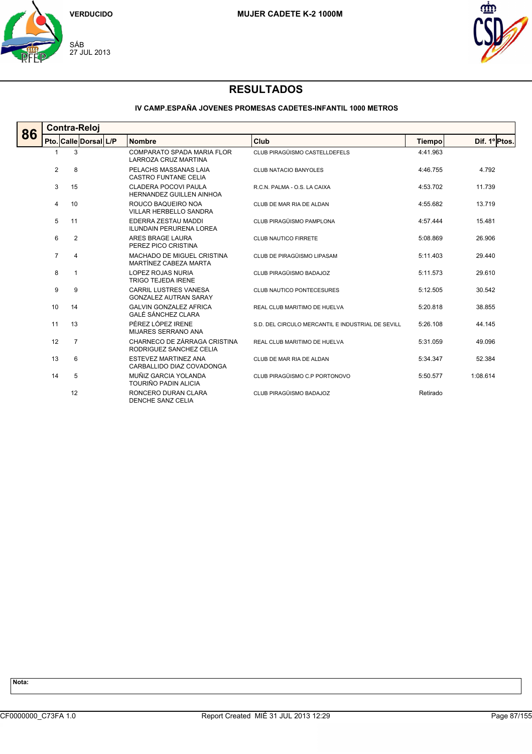VERDUCIDO

SÁB
27 JUL 2013

**MUJER CADETE K-2 1000M**

# RESULTADOS

### IV CAMP.ESPAÑA JOVENES PROMESAS CADETES-INFANTIL 1000 METROS

## 86 Contra-Reloj

| Pto. | Calle | Dorsal | L/P | Nombre | Club | Tiempo | Dif. 1º | Ptos. |
|---|---|---|---|---|---|---|---|---|
| 1 | 3 | | | COMPARATO SPADA MARIA FLOR<br>LARROZA CRUZ MARTINA | CLUB PIRAGÜISMO CASTELLDEFELS | 4:41.963 | | |
| 2 | 8 | | | PELACHS MASSANAS LAIA<br>CASTRO FUNTANE CELIA | CLUB NATACIO BANYOLES | 4:46.755 | 4.792 | |
| 3 | 15 | | | CLADERA POCOVI PAULA<br>HERNANDEZ GUILLEN AINHOA | R.C.N. PALMA - O.S. LA CAIXA | 4:53.702 | 11.739 | |
| 4 | 10 | | | ROUCO BAQUEIRO NOA<br>VILLAR HERBELLO SANDRA | CLUB DE MAR RIA DE ALDAN | 4:55.682 | 13.719 | |
| 5 | 11 | | | EDERRA ZESTAU MADDI<br>ILUNDAIN PERURENA LOREA | CLUB PIRAGÜISMO PAMPLONA | 4:57.444 | 15.481 | |
| 6 | 2 | | | ARES BRAGE LAURA<br>PEREZ PICO CRISTINA | CLUB NAUTICO FIRRETE | 5:08.869 | 26.906 | |
| 7 | 4 | | | MACHADO DE MIGUEL CRISTINA<br>MARTÍNEZ CABEZA MARTA | CLUB DE PIRAGÜISMO LIPASAM | 5:11.403 | 29.440 | |
| 8 | 1 | | | LOPEZ ROJAS NURIA<br>TRIGO TEJEDA IRENE | CLUB PIRAGÜISMO BADAJOZ | 5:11.573 | 29.610 | |
| 9 | 9 | | | CARRIL LUSTRES VANESA<br>GONZALEZ AUTRAN SARAY | CLUB NAUTICO PONTECESURES | 5:12.505 | 30.542 | |
| 10 | 14 | | | GALVIN GONZALEZ AFRICA<br>GALÉ SÁNCHEZ CLARA | REAL CLUB MARITIMO DE HUELVA | 5:20.818 | 38.855 | |
| 11 | 13 | | | PÉREZ LÓPEZ IRENE<br>MIJARES SERRANO ANA | S.D. DEL CIRCULO MERCANTIL E INDUSTRIAL DE SEVILL | 5:26.108 | 44.145 | |
| 12 | 7 | | | CHARNECO DE ZÁRRAGA CRISTINA<br>RODRIGUEZ SANCHEZ CELIA | REAL CLUB MARITIMO DE HUELVA | 5:31.059 | 49.096 | |
| 13 | 6 | | | ESTEVEZ MARTINEZ ANA<br>CARBALLIDO DIAZ COVADONGA | CLUB DE MAR RIA DE ALDAN | 5:34.347 | 52.384 | |
| 14 | 5 | | | MUÑIZ GARCIA YOLANDA<br>TOURIÑO PADIN ALICIA | CLUB PIRAGÜISMO C.P PORTONOVO | 5:50.577 | 1:08.614 | |
| | 12 | | | RONCERO DURAN CLARA<br>DENCHE SANZ CELIA | CLUB PIRAGÜISMO BADAJOZ | Retirado | | |

**Nota:**

CF0000000_C73FA 1.0 — Report Created MIÉ 31 JUL 2013 12:29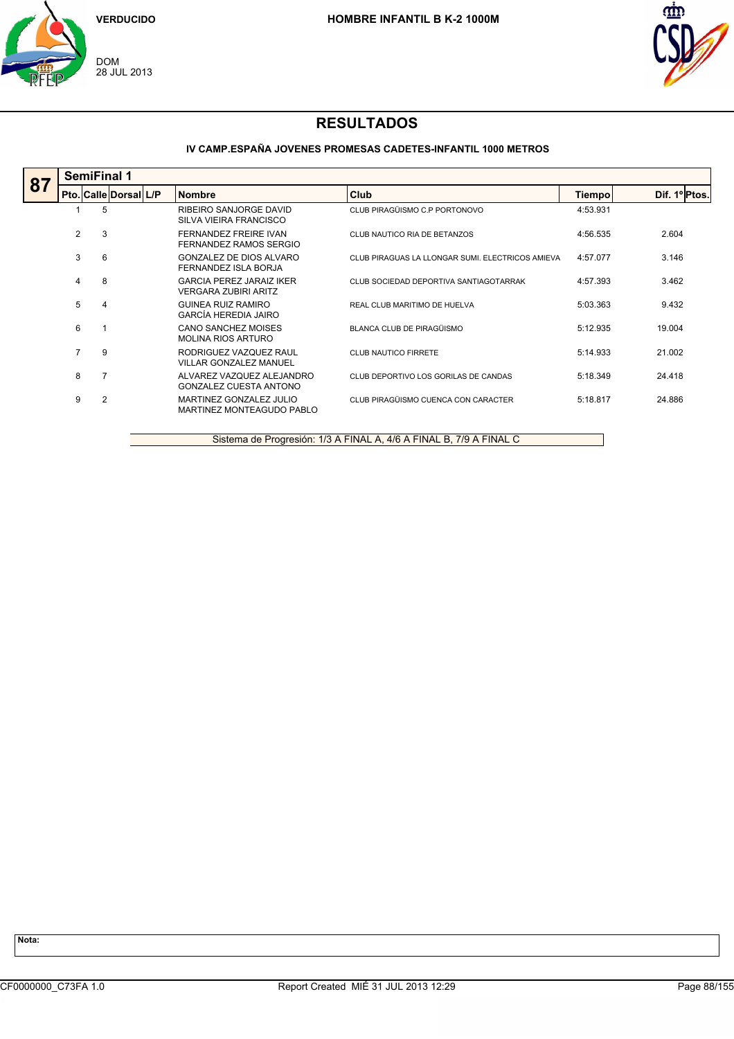VERDUCIDO

DOM
28 JUL 2013

**HOMBRE INFANTIL B K-2 1000M**

# RESULTADOS

**IV CAMP.ESPAÑA JOVENES PROMESAS CADETES-INFANTIL 1000 METROS**

**87** SemiFinal 1

| Pto. | Calle | Dorsal | L/P | Nombre | Club | Tiempo | Dif. 1º | Ptos. |
|---|---|---|---|---|---|---|---|---|
| 1 | 5 | | | RIBEIRO SANJORGE DAVID<br>SILVA VIEIRA FRANCISCO | CLUB PIRAGÜISMO C.P PORTONOVO | 4:53.931 | | |
| 2 | 3 | | | FERNANDEZ FREIRE IVAN<br>FERNANDEZ RAMOS SERGIO | CLUB NAUTICO RIA DE BETANZOS | 4:56.535 | 2.604 | |
| 3 | 6 | | | GONZALEZ DE DIOS ALVARO<br>FERNANDEZ ISLA BORJA | CLUB PIRAGUAS LA LLONGAR SUMI. ELECTRICOS AMIEVA | 4:57.077 | 3.146 | |
| 4 | 8 | | | GARCIA PEREZ JARAIZ IKER<br>VERGARA ZUBIRI ARITZ | CLUB SOCIEDAD DEPORTIVA SANTIAGOTARRAK | 4:57.393 | 3.462 | |
| 5 | 4 | | | GUINEA RUIZ RAMIRO<br>GARCÍA HEREDIA JAIRO | REAL CLUB MARITIMO DE HUELVA | 5:03.363 | 9.432 | |
| 6 | 1 | | | CANO SANCHEZ MOISES<br>MOLINA RIOS ARTURO | BLANCA CLUB DE PIRAGÜISMO | 5:12.935 | 19.004 | |
| 7 | 9 | | | RODRIGUEZ VAZQUEZ RAUL<br>VILLAR GONZALEZ MANUEL | CLUB NAUTICO FIRRETE | 5:14.933 | 21.002 | |
| 8 | 7 | | | ALVAREZ VAZQUEZ ALEJANDRO<br>GONZALEZ CUESTA ANTONO | CLUB DEPORTIVO LOS GORILAS DE CANDAS | 5:18.349 | 24.418 | |
| 9 | 2 | | | MARTINEZ GONZALEZ JULIO<br>MARTINEZ MONTEAGUDO PABLO | CLUB PIRAGÜISMO CUENCA CON CARACTER | 5:18.817 | 24.886 | |

Sistema de Progresión: 1/3 A FINAL A, 4/6 A FINAL B, 7/9 A FINAL C

**Nota:**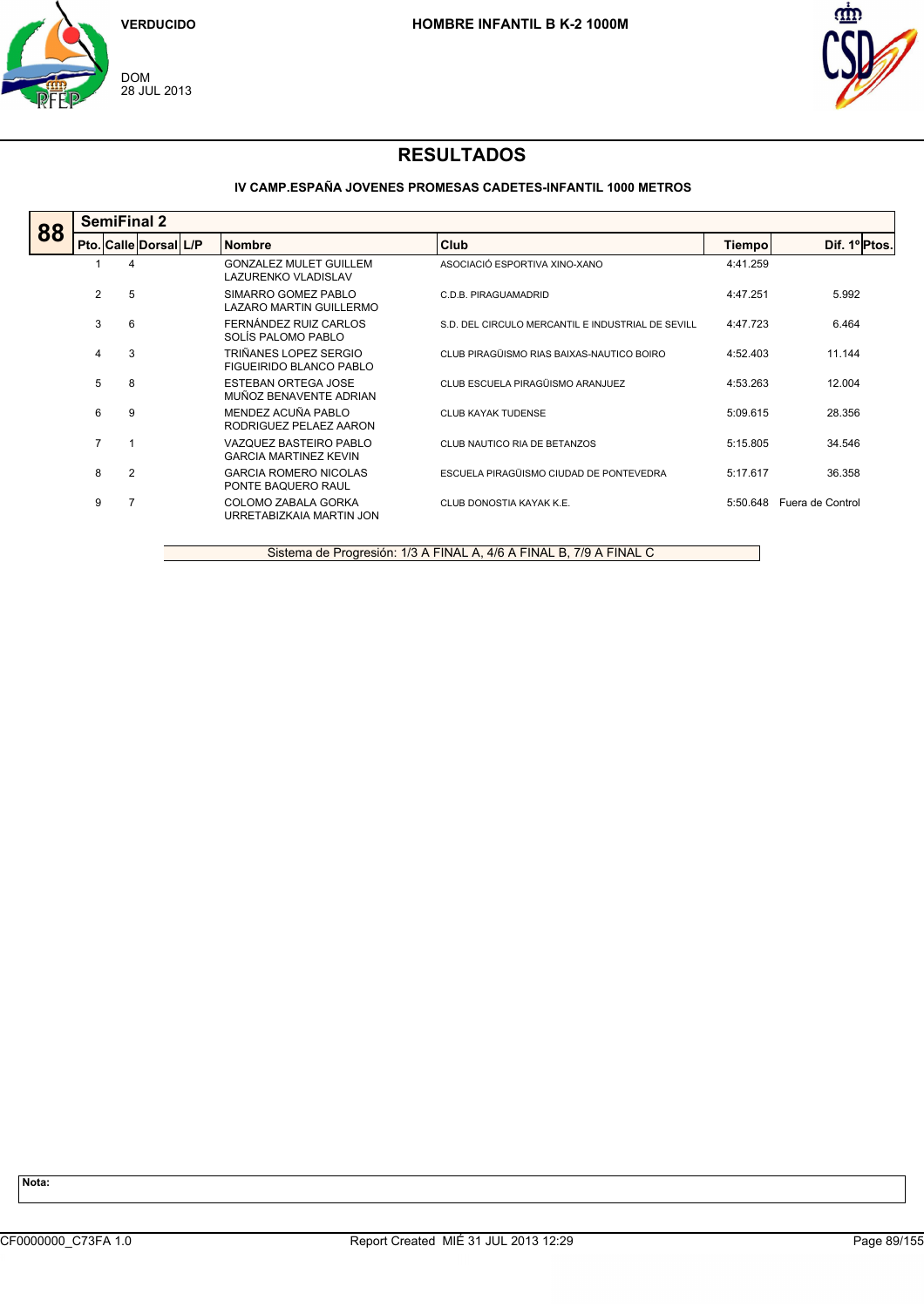VERDUCIDO

DOM
28 JUL 2013

**HOMBRE INFANTIL B K-2 1000M**

# RESULTADOS

### IV CAMP.ESPAÑA JOVENES PROMESAS CADETES-INFANTIL 1000 METROS

## 88 SemiFinal 2

| Pto. | Calle | Dorsal | L/P | Nombre | Club | Tiempo | Dif. 1º | Ptos. |
|---|---|---|---|---|---|---|---|---|
| 1 | 4 | | | GONZALEZ MULET GUILLEM<br>LAZURENKO VLADISLAV | ASOCIACIÓ ESPORTIVA XINO-XANO | 4:41.259 | | |
| 2 | 5 | | | SIMARRO GOMEZ PABLO<br>LAZARO MARTIN GUILLERMO | C.D.B. PIRAGUAMADRID | 4:47.251 | 5.992 | |
| 3 | 6 | | | FERNÁNDEZ RUIZ CARLOS<br>SOLÍS PALOMO PABLO | S.D. DEL CIRCULO MERCANTIL E INDUSTRIAL DE SEVILL | 4:47.723 | 6.464 | |
| 4 | 3 | | | TRIÑANES LOPEZ SERGIO<br>FIGUEIRIDO BLANCO PABLO | CLUB PIRAGÜISMO RIAS BAIXAS-NAUTICO BOIRO | 4:52.403 | 11.144 | |
| 5 | 8 | | | ESTEBAN ORTEGA JOSE<br>MUÑOZ BENAVENTE ADRIAN | CLUB ESCUELA PIRAGÜISMO ARANJUEZ | 4:53.263 | 12.004 | |
| 6 | 9 | | | MENDEZ ACUÑA PABLO<br>RODRIGUEZ PELAEZ AARON | CLUB KAYAK TUDENSE | 5:09.615 | 28.356 | |
| 7 | 1 | | | VAZQUEZ BASTEIRO PABLO<br>GARCIA MARTINEZ KEVIN | CLUB NAUTICO RIA DE BETANZOS | 5:15.805 | 34.546 | |
| 8 | 2 | | | GARCIA ROMERO NICOLAS<br>PONTE BAQUERO RAUL | ESCUELA PIRAGÜISMO CIUDAD DE PONTEVEDRA | 5:17.617 | 36.358 | |
| 9 | 7 | | | COLOMO ZABALA GORKA<br>URRETABIZKAIA MARTIN JON | CLUB DONOSTIA KAYAK K.E. | 5:50.648 | Fuera de Control | |

Sistema de Progresión: 1/3 A FINAL A, 4/6 A FINAL B, 7/9 A FINAL C

**Nota:**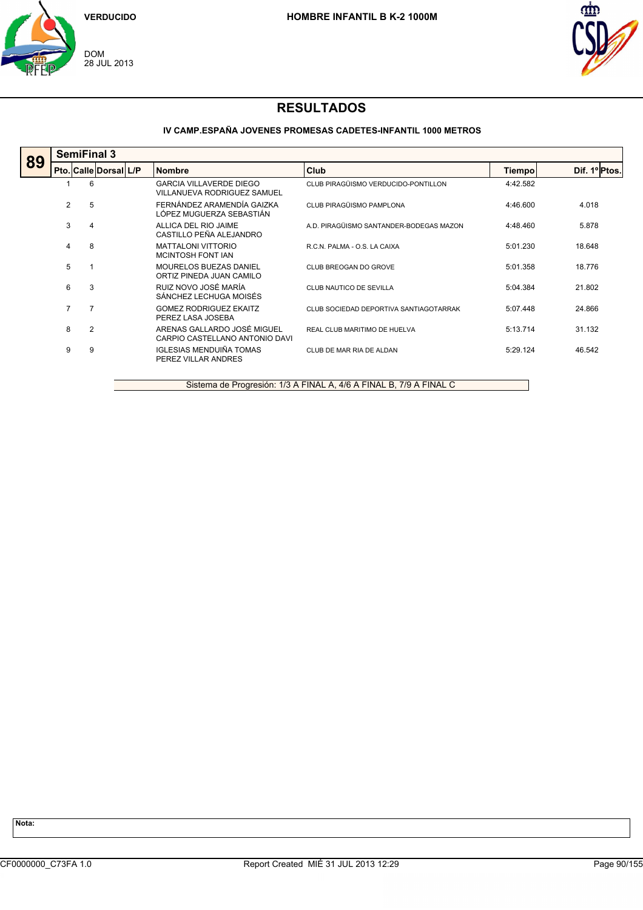VERDUCIDO

DOM
28 JUL 2013

**HOMBRE INFANTIL B K-2 1000M**

# RESULTADOS

### IV CAMP.ESPAÑA JOVENES PROMESAS CADETES-INFANTIL 1000 METROS

**89 SemiFinal 3**

| Pto. | Calle | Dorsal | L/P | Nombre | Club | Tiempo | Dif. 1º | Ptos. |
|---|---|---|---|---|---|---|---|---|
| 1 | 6 | | | GARCIA VILLAVERDE DIEGO<br>VILLANUEVA RODRIGUEZ SAMUEL | CLUB PIRAGÜISMO VERDUCIDO-PONTILLON | 4:42.582 | | |
| 2 | 5 | | | FERNÁNDEZ ARAMENDÍA GAIZKA<br>LÓPEZ MUGUERZA SEBASTIÁN | CLUB PIRAGÜISMO PAMPLONA | 4:46.600 | 4.018 | |
| 3 | 4 | | | ALLICA DEL RIO JAIME<br>CASTILLO PEÑA ALEJANDRO | A.D. PIRAGÜISMO SANTANDER-BODEGAS MAZON | 4:48.460 | 5.878 | |
| 4 | 8 | | | MATTALONI VITTORIO<br>MCINTOSH FONT IAN | R.C.N. PALMA - O.S. LA CAIXA | 5:01.230 | 18.648 | |
| 5 | 1 | | | MOURELOS BUEZAS DANIEL<br>ORTIZ PINEDA JUAN CAMILO | CLUB BREOGAN DO GROVE | 5:01.358 | 18.776 | |
| 6 | 3 | | | RUIZ NOVO JOSÉ MARÍA<br>SÁNCHEZ LECHUGA MOISÉS | CLUB NAUTICO DE SEVILLA | 5:04.384 | 21.802 | |
| 7 | 7 | | | GOMEZ RODRIGUEZ EKAITZ<br>PEREZ LASA JOSEBA | CLUB SOCIEDAD DEPORTIVA SANTIAGOTARRAK | 5:07.448 | 24.866 | |
| 8 | 2 | | | ARENAS GALLARDO JOSÉ MIGUEL<br>CARPIO CASTELLANO ANTONIO DAVI | REAL CLUB MARITIMO DE HUELVA | 5:13.714 | 31.132 | |
| 9 | 9 | | | IGLESIAS MENDUIÑA TOMAS<br>PEREZ VILLAR ANDRES | CLUB DE MAR RIA DE ALDAN | 5:29.124 | 46.542 | |

Sistema de Progresión: 1/3 A FINAL A, 4/6 A FINAL B, 7/9 A FINAL C

**Nota:**

CF0000000_C73FA 1.0 Report Created MIÉ 31 JUL 2013 12:29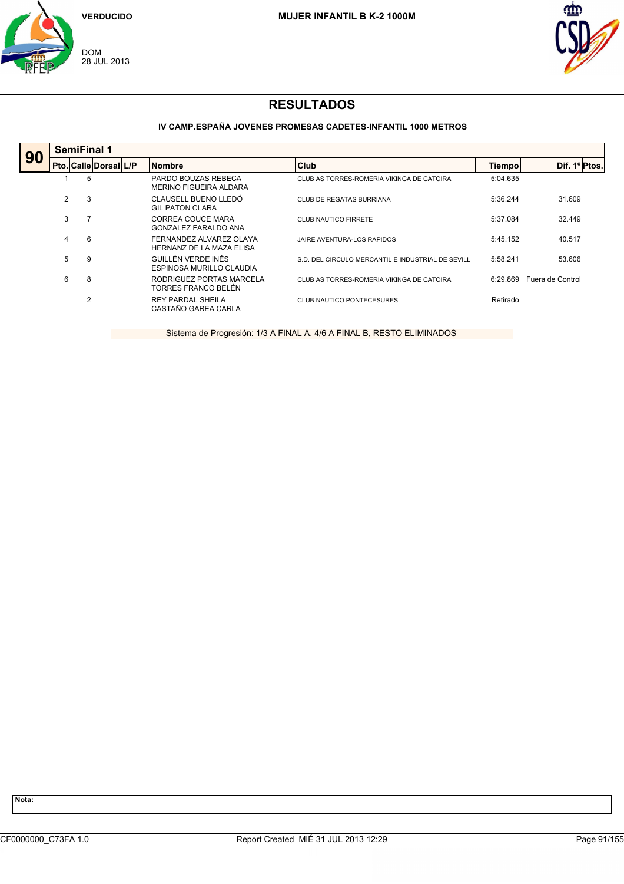VERDUCIDO

DOM
28 JUL 2013

**MUJER INFANTIL B K-2 1000M**

# RESULTADOS

**IV CAMP.ESPAÑA JOVENES PROMESAS CADETES-INFANTIL 1000 METROS**

**90** — **SemiFinal 1**

| Pto. | Calle | Dorsal | L/P | Nombre | Club | Tiempo | Dif. 1º | Ptos. |
|---|---|---|---|---|---|---|---|---|
| 1 | 5 | | | PARDO BOUZAS REBECA<br>MERINO FIGUEIRA ALDARA | CLUB AS TORRES-ROMERIA VIKINGA DE CATOIRA | 5:04.635 | | |
| 2 | 3 | | | CLAUSELL BUENO LLEDÓ<br>GIL PATON CLARA | CLUB DE REGATAS BURRIANA | 5:36.244 | 31.609 | |
| 3 | 7 | | | CORREA COUCE MARA<br>GONZALEZ FARALDO ANA | CLUB NAUTICO FIRRETE | 5:37.084 | 32.449 | |
| 4 | 6 | | | FERNANDEZ ALVAREZ OLAYA<br>HERNANZ DE LA MAZA ELISA | JAIRE AVENTURA-LOS RAPIDOS | 5:45.152 | 40.517 | |
| 5 | 9 | | | GUILLÉN VERDE INÉS<br>ESPINOSA MURILLO CLAUDIA | S.D. DEL CIRCULO MERCANTIL E INDUSTRIAL DE SEVILL | 5:58.241 | 53.606 | |
| 6 | 8 | | | RODRIGUEZ PORTAS MARCELA<br>TORRES FRANCO BELÉN | CLUB AS TORRES-ROMERIA VIKINGA DE CATOIRA | 6:29.869 | Fuera de Control | |
| | 2 | | | REY PARDAL SHEILA<br>CASTAÑO GAREA CARLA | CLUB NAUTICO PONTECESURES | Retirado | | |

Sistema de Progresión: 1/3 A FINAL A, 4/6 A FINAL B, RESTO ELIMINADOS

**Nota:**

CF0000000_C73FA 1.0 — Report Created MIÉ 31 JUL 2013 12:29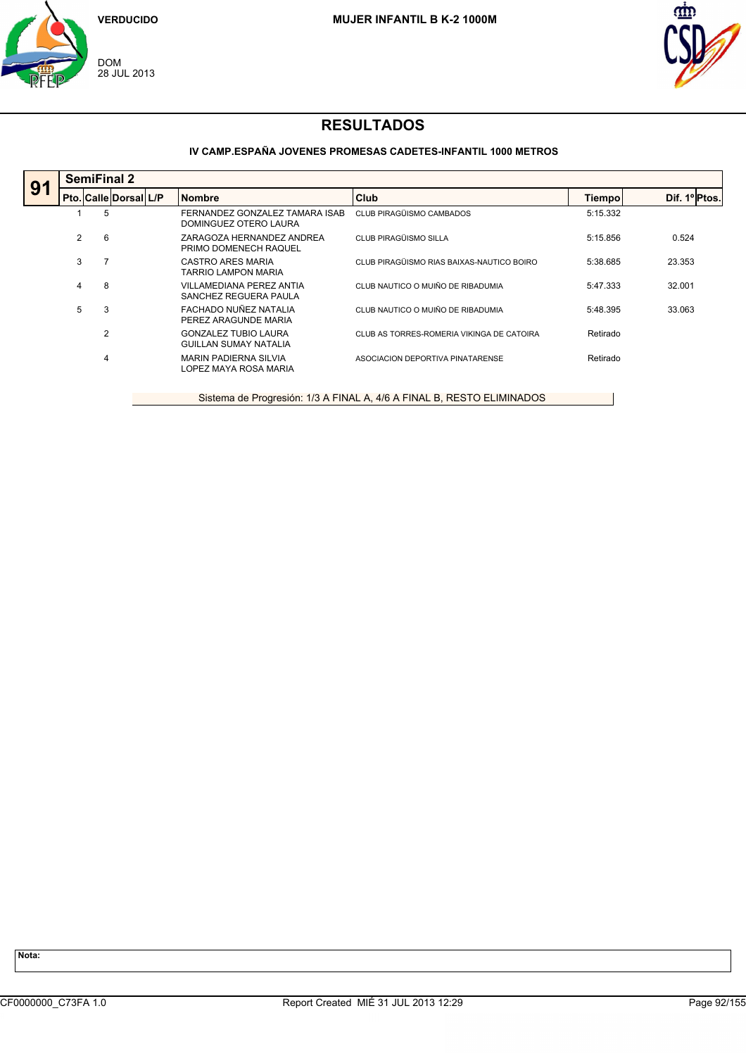VERDUCIDO

DOM
28 JUL 2013

**MUJER INFANTIL B K-2 1000M**

# RESULTADOS

**IV CAMP.ESPAÑA JOVENES PROMESAS CADETES-INFANTIL 1000 METROS**

## 91 SemiFinal 2

| Pto. | Calle | Dorsal | L/P | Nombre | Club | Tiempo | Dif. 1º | Ptos. |
|---|---|---|---|---|---|---|---|---|
| 1 | 5 | | | FERNANDEZ GONZALEZ TAMARA ISAB<br>DOMINGUEZ OTERO LAURA | CLUB PIRAGÜISMO CAMBADOS | 5:15.332 | | |
| 2 | 6 | | | ZARAGOZA HERNANDEZ ANDREA<br>PRIMO DOMENECH RAQUEL | CLUB PIRAGÜISMO SILLA | 5:15.856 | 0.524 | |
| 3 | 7 | | | CASTRO ARES MARIA<br>TARRIO LAMPON MARIA | CLUB PIRAGÜISMO RIAS BAIXAS-NAUTICO BOIRO | 5:38.685 | 23.353 | |
| 4 | 8 | | | VILLAMEDIANA PEREZ ANTIA<br>SANCHEZ REGUERA PAULA | CLUB NAUTICO O MUIÑO DE RIBADUMIA | 5:47.333 | 32.001 | |
| 5 | 3 | | | FACHADO NUÑEZ NATALIA<br>PEREZ ARAGUNDE MARIA | CLUB NAUTICO O MUIÑO DE RIBADUMIA | 5:48.395 | 33.063 | |
| | 2 | | | GONZALEZ TUBIO LAURA<br>GUILLAN SUMAY NATALIA | CLUB AS TORRES-ROMERIA VIKINGA DE CATOIRA | Retirado | | |
| | 4 | | | MARIN PADIERNA SILVIA<br>LOPEZ MAYA ROSA MARIA | ASOCIACION DEPORTIVA PINATARENSE | Retirado | | |

Sistema de Progresión: 1/3 A FINAL A, 4/6 A FINAL B, RESTO ELIMINADOS

**Nota:**

CF0000000_C73FA 1.0 — Report Created MIÉ 31 JUL 2013 12:29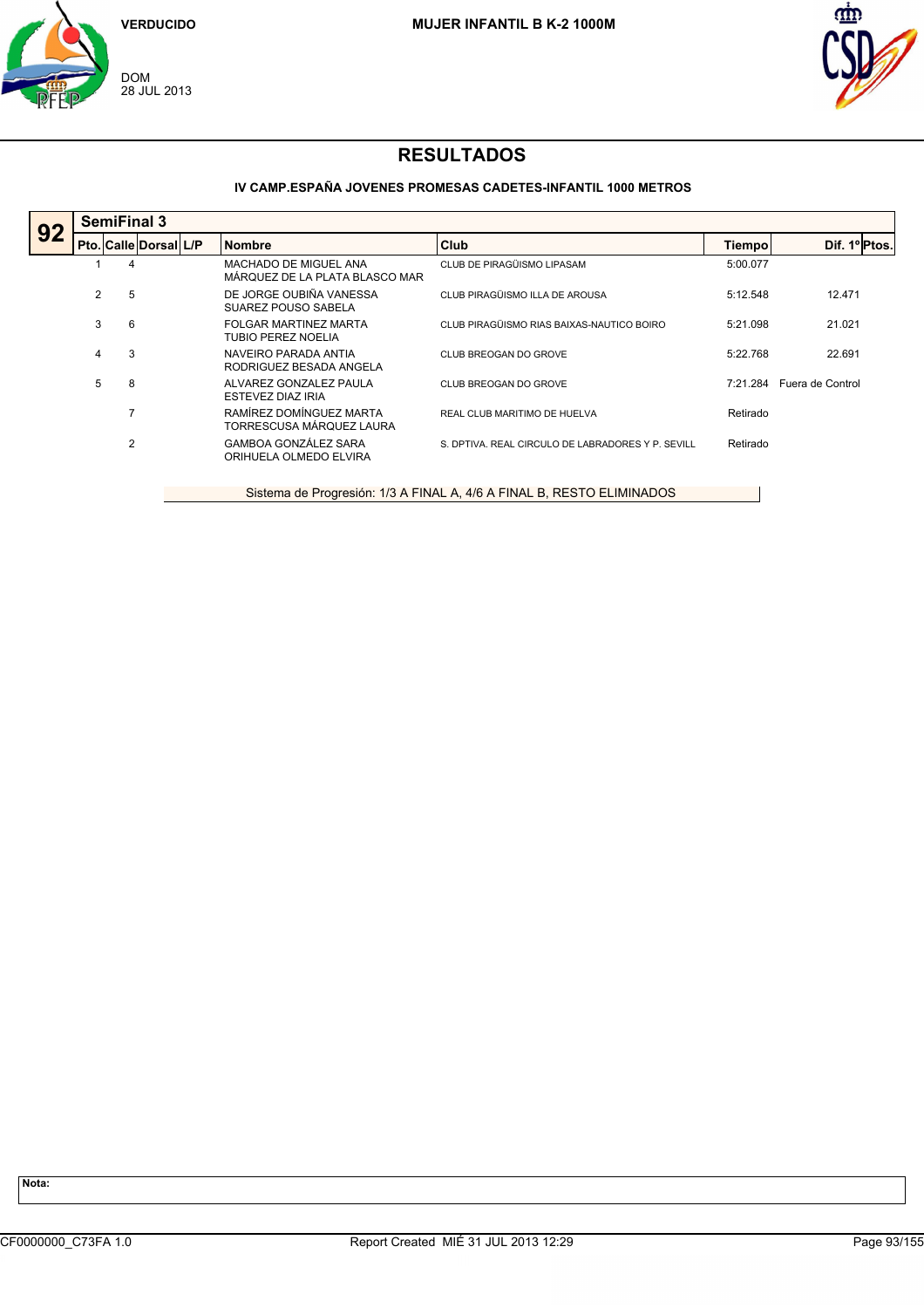VERDUCIDO

DOM
28 JUL 2013

**MUJER INFANTIL B K-2 1000M**

# RESULTADOS

### IV CAMP.ESPAÑA JOVENES PROMESAS CADETES-INFANTIL 1000 METROS

**92** — **SemiFinal 3**

| Pto. | Calle | Dorsal | L/P | Nombre | Club | Tiempo | Dif. 1º | Ptos. |
|---|---|---|---|---|---|---|---|---|
| 1 | 4 | | | MACHADO DE MIGUEL ANA<br>MÁRQUEZ DE LA PLATA BLASCO MAR | CLUB DE PIRAGÜISMO LIPASAM | 5:00.077 | | |
| 2 | 5 | | | DE JORGE OUBIÑA VANESSA<br>SUAREZ POUSO SABELA | CLUB PIRAGÜISMO ILLA DE AROUSA | 5:12.548 | 12.471 | |
| 3 | 6 | | | FOLGAR MARTINEZ MARTA<br>TUBIO PEREZ NOELIA | CLUB PIRAGÜISMO RIAS BAIXAS-NAUTICO BOIRO | 5:21.098 | 21.021 | |
| 4 | 3 | | | NAVEIRO PARADA ANTIA<br>RODRIGUEZ BESADA ANGELA | CLUB BREOGAN DO GROVE | 5:22.768 | 22.691 | |
| 5 | 8 | | | ALVAREZ GONZALEZ PAULA<br>ESTEVEZ DIAZ IRIA | CLUB BREOGAN DO GROVE | 7:21.284 | Fuera de Control | |
| | 7 | | | RAMÍREZ DOMÍNGUEZ MARTA<br>TORRESCUSA MÁRQUEZ LAURA | REAL CLUB MARITIMO DE HUELVA | Retirado | | |
| | 2 | | | GAMBOA GONZÁLEZ SARA<br>ORIHUELA OLMEDO ELVIRA | S. DPTIVA. REAL CIRCULO DE LABRADORES Y P. SEVILL | Retirado | | |

Sistema de Progresión: 1/3 A FINAL A, 4/6 A FINAL B, RESTO ELIMINADOS

**Nota:**

CF0000000_C73FA 1.0 — Report Created MIÉ 31 JUL 2013 12:29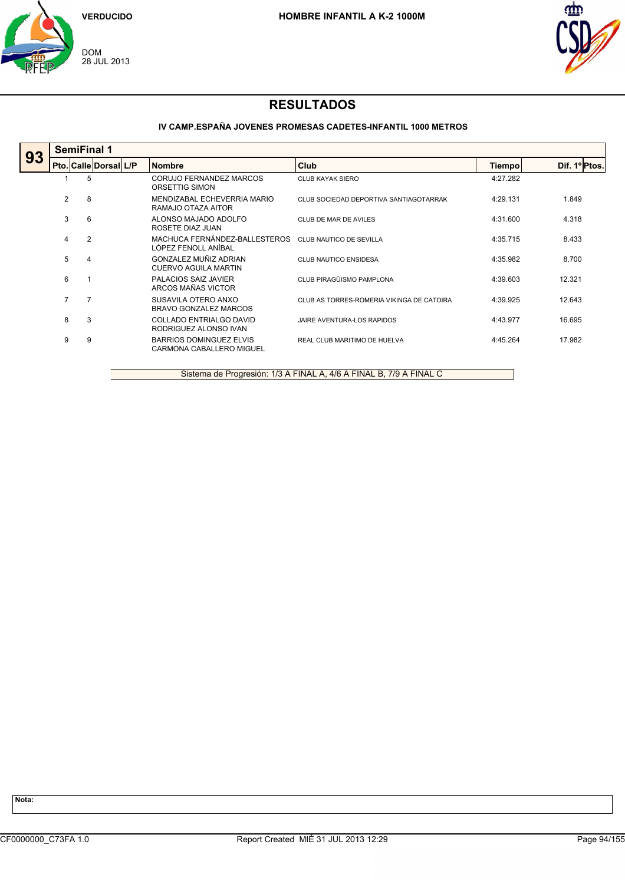VERDUCIDO

DOM
28 JUL 2013

**HOMBRE INFANTIL A K-2 1000M**

# RESULTADOS

### IV CAMP.ESPAÑA JOVENES PROMESAS CADETES-INFANTIL 1000 METROS

## 93 SemiFinal 1

| Pto. | Calle | Dorsal | L/P | Nombre | Club | Tiempo | Dif. 1º | Ptos. |
|---|---|---|---|---|---|---|---|---|
| 1 | 5 | | | CORUJO FERNANDEZ MARCOS<br>ORSETTIG SIMON | CLUB KAYAK SIERO | 4:27.282 | | |
| 2 | 8 | | | MENDIZABAL ECHEVERRIA MARIO<br>RAMAJO OTAZA AITOR | CLUB SOCIEDAD DEPORTIVA SANTIAGOTARRAK | 4:29.131 | 1.849 | |
| 3 | 6 | | | ALONSO MAJADO ADOLFO<br>ROSETE DIAZ JUAN | CLUB DE MAR DE AVILES | 4:31.600 | 4.318 | |
| 4 | 2 | | | MACHUCA FERNÁNDEZ-BALLESTEROS<br>LÓPEZ FENOLL ANÍBAL | CLUB NAUTICO DE SEVILLA | 4:35.715 | 8.433 | |
| 5 | 4 | | | GONZALEZ MUÑIZ ADRIAN<br>CUERVO AGUILA MARTIN | CLUB NAUTICO ENSIDESA | 4:35.982 | 8.700 | |
| 6 | 1 | | | PALACIOS SAIZ JAVIER<br>ARCOS MAÑAS VICTOR | CLUB PIRAGÜISMO PAMPLONA | 4:39.603 | 12.321 | |
| 7 | 7 | | | SUSAVILA OTERO ANXO<br>BRAVO GONZALEZ MARCOS | CLUB AS TORRES-ROMERIA VIKINGA DE CATOIRA | 4:39.925 | 12.643 | |
| 8 | 3 | | | COLLADO ENTRIALGO DAVID<br>RODRIGUEZ ALONSO IVAN | JAIRE AVENTURA-LOS RAPIDOS | 4:43.977 | 16.695 | |
| 9 | 9 | | | BARRIOS DOMINGUEZ ELVIS<br>CARMONA CABALLERO MIGUEL | REAL CLUB MARITIMO DE HUELVA | 4:45.264 | 17.982 | |

Sistema de Progresión: 1/3 A FINAL A, 4/6 A FINAL B, 7/9 A FINAL C

**Nota:**

CF0000000_C73FA 1.0 Report Created MIÉ 31 JUL 2013 12:29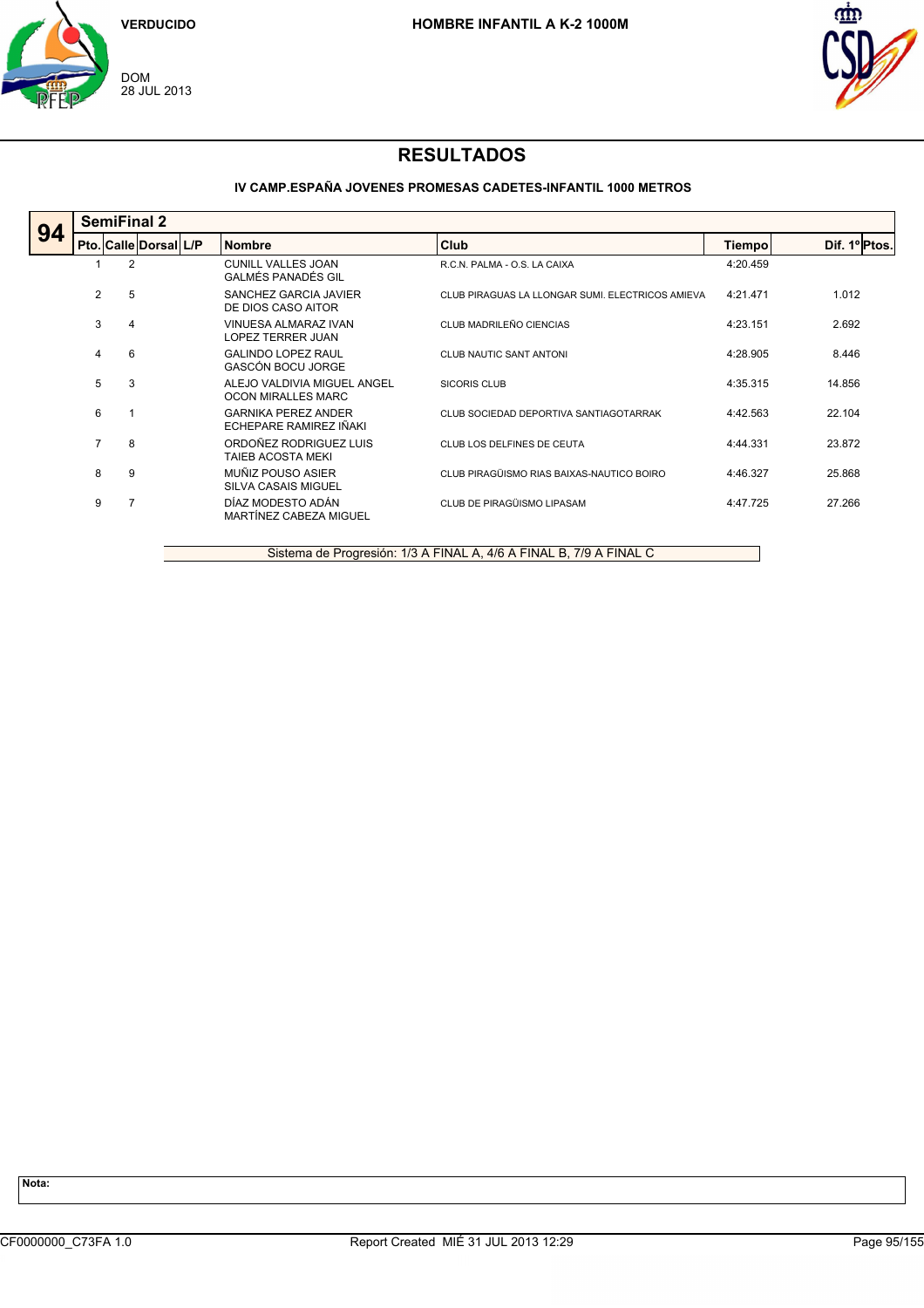VERDUCIDO

DOM
28 JUL 2013

**HOMBRE INFANTIL A K-2 1000M**

# RESULTADOS

**IV CAMP.ESPAÑA JOVENES PROMESAS CADETES-INFANTIL 1000 METROS**

## 94 SemiFinal 2

| Pto. | Calle | Dorsal | L/P | Nombre | Club | Tiempo | Dif. 1º | Ptos. |
|---|---|---|---|---|---|---|---|---|
| 1 | 2 | | | CUNILL VALLES JOAN<br>GALMÉS PANADÉS GIL | R.C.N. PALMA - O.S. LA CAIXA | 4:20.459 | | |
| 2 | 5 | | | SANCHEZ GARCIA JAVIER<br>DE DIOS CASO AITOR | CLUB PIRAGUAS LA LLONGAR SUMI. ELECTRICOS AMIEVA | 4:21.471 | 1.012 | |
| 3 | 4 | | | VINUESA ALMARAZ IVAN<br>LOPEZ TERRER JUAN | CLUB MADRILEÑO CIENCIAS | 4:23.151 | 2.692 | |
| 4 | 6 | | | GALINDO LOPEZ RAUL<br>GASCÓN BOCU JORGE | CLUB NAUTIC SANT ANTONI | 4:28.905 | 8.446 | |
| 5 | 3 | | | ALEJO VALDIVIA MIGUEL ANGEL<br>OCON MIRALLES MARC | SICORIS CLUB | 4:35.315 | 14.856 | |
| 6 | 1 | | | GARNIKA PEREZ ANDER<br>ECHEPARE RAMIREZ IÑAKI | CLUB SOCIEDAD DEPORTIVA SANTIAGOTARRAK | 4:42.563 | 22.104 | |
| 7 | 8 | | | ORDOÑEZ RODRIGUEZ LUIS<br>TAIEB ACOSTA MEKI | CLUB LOS DELFINES DE CEUTA | 4:44.331 | 23.872 | |
| 8 | 9 | | | MUÑIZ POUSO ASIER<br>SILVA CASAIS MIGUEL | CLUB PIRAGÜISMO RIAS BAIXAS-NAUTICO BOIRO | 4:46.327 | 25.868 | |
| 9 | 7 | | | DÍAZ MODESTO ADÁN<br>MARTÍNEZ CABEZA MIGUEL | CLUB DE PIRAGÜISMO LIPASAM | 4:47.725 | 27.266 | |

Sistema de Progresión: 1/3 A FINAL A, 4/6 A FINAL B, 7/9 A FINAL C

**Nota:**

CF0000000_C73FA 1.0 — Report Created MIÉ 31 JUL 2013 12:29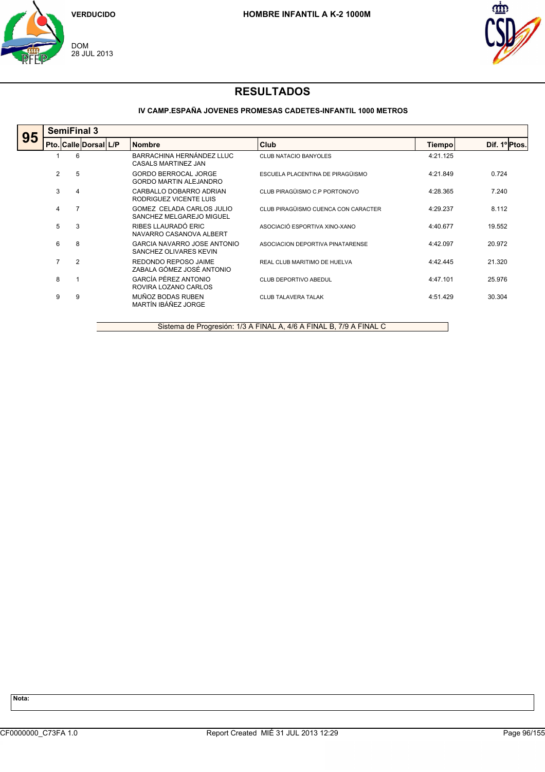VERDUCIDO

DOM
28 JUL 2013

**HOMBRE INFANTIL A K-2 1000M**

# RESULTADOS

### IV CAMP.ESPAÑA JOVENES PROMESAS CADETES-INFANTIL 1000 METROS

**95** — **SemiFinal 3**

| Pto. | Calle | Dorsal | L/P | Nombre | Club | Tiempo | Dif. 1º | Ptos. |
|---|---|---|---|---|---|---|---|---|
| 1 | 6 | | | BARRACHINA HERNÁNDEZ LLUC<br>CASALS MARTINEZ JAN | CLUB NATACIO BANYOLES | 4:21.125 | | |
| 2 | 5 | | | GORDO BERROCAL JORGE<br>GORDO MARTIN ALEJANDRO | ESCUELA PLACENTINA DE PIRAGÜISMO | 4:21.849 | 0.724 | |
| 3 | 4 | | | CARBALLO DOBARRO ADRIAN<br>RODRIGUEZ VICENTE LUIS | CLUB PIRAGÜISMO C.P PORTONOVO | 4:28.365 | 7.240 | |
| 4 | 7 | | | GOMEZ CELADA CARLOS JULIO<br>SANCHEZ MELGAREJO MIGUEL | CLUB PIRAGÜISMO CUENCA CON CARACTER | 4:29.237 | 8.112 | |
| 5 | 3 | | | RIBES LLAURADÓ ERIC<br>NAVARRO CASANOVA ALBERT | ASOCIACIÓ ESPORTIVA XINO-XANO | 4:40.677 | 19.552 | |
| 6 | 8 | | | GARCIA NAVARRO JOSE ANTONIO<br>SANCHEZ OLIVARES KEVIN | ASOCIACION DEPORTIVA PINATARENSE | 4:42.097 | 20.972 | |
| 7 | 2 | | | REDONDO REPOSO JAIME<br>ZABALA GÓMEZ JOSÉ ANTONIO | REAL CLUB MARITIMO DE HUELVA | 4:42.445 | 21.320 | |
| 8 | 1 | | | GARCÍA PÉREZ ANTONIO<br>ROVIRA LOZANO CARLOS | CLUB DEPORTIVO ABEDUL | 4:47.101 | 25.976 | |
| 9 | 9 | | | MUÑOZ BODAS RUBEN<br>MARTÍN IBÁÑEZ JORGE | CLUB TALAVERA TALAK | 4:51.429 | 30.304 | |

Sistema de Progresión: 1/3 A FINAL A, 4/6 A FINAL B, 7/9 A FINAL C

**Nota:**

CF0000000_C73FA 1.0 — Report Created MIÉ 31 JUL 2013 12:29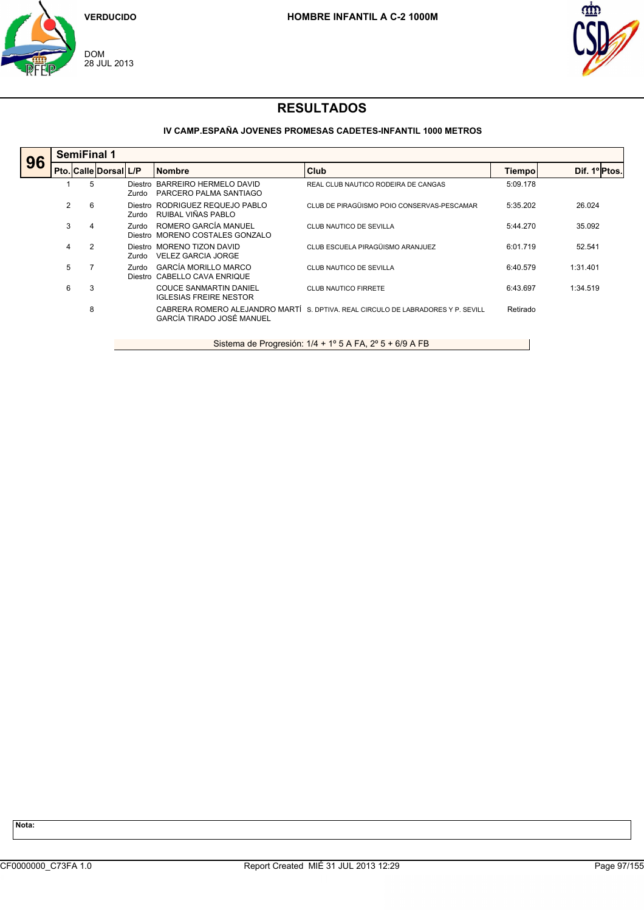VERDUCIDO

DOM
28 JUL 2013

**HOMBRE INFANTIL A C-2 1000M**

# RESULTADOS

**IV CAMP.ESPAÑA JOVENES PROMESAS CADETES-INFANTIL 1000 METROS**

## 96 SemiFinal 1

| Pto. | Calle | Dorsal | L/P | Nombre | Club | Tiempo | Dif. 1º | Ptos. |
|---|---|---|---|---|---|---|---|---|
| 1 | 5 | | Diestro<br>Zurdo | BARREIRO HERMELO DAVID<br>PARCERO PALMA SANTIAGO | REAL CLUB NAUTICO RODEIRA DE CANGAS | 5:09.178 | | |
| 2 | 6 | | Diestro<br>Zurdo | RODRIGUEZ REQUEJO PABLO<br>RUIBAL VIÑAS PABLO | CLUB DE PIRAGÜISMO POIO CONSERVAS-PESCAMAR | 5:35.202 | 26.024 | |
| 3 | 4 | | Zurdo<br>Diestro | ROMERO GARCÍA MANUEL<br>MORENO COSTALES GONZALO | CLUB NAUTICO DE SEVILLA | 5:44.270 | 35.092 | |
| 4 | 2 | | Diestro<br>Zurdo | MORENO TIZON DAVID<br>VELEZ GARCIA JORGE | CLUB ESCUELA PIRAGÜISMO ARANJUEZ | 6:01.719 | 52.541 | |
| 5 | 7 | | Zurdo<br>Diestro | GARCÍA MORILLO MARCO<br>CABELLO CAVA ENRIQUE | CLUB NAUTICO DE SEVILLA | 6:40.579 | 1:31.401 | |
| 6 | 3 | | | COUCE SANMARTIN DANIEL<br>IGLESIAS FREIRE NESTOR | CLUB NAUTICO FIRRETE | 6:43.697 | 1:34.519 | |
| | 8 | | | CABRERA ROMERO ALEJANDRO MARTÍ<br>GARCÍA TIRADO JOSÉ MANUEL | S. DPTIVA. REAL CIRCULO DE LABRADORES Y P. SEVILL | Retirado | | |

Sistema de Progresión: 1/4 + 1º 5 A FA, 2º 5 + 6/9 A FB

**Nota:**

CF0000000_C73FA 1.0 Report Created MIÉ 31 JUL 2013 12:29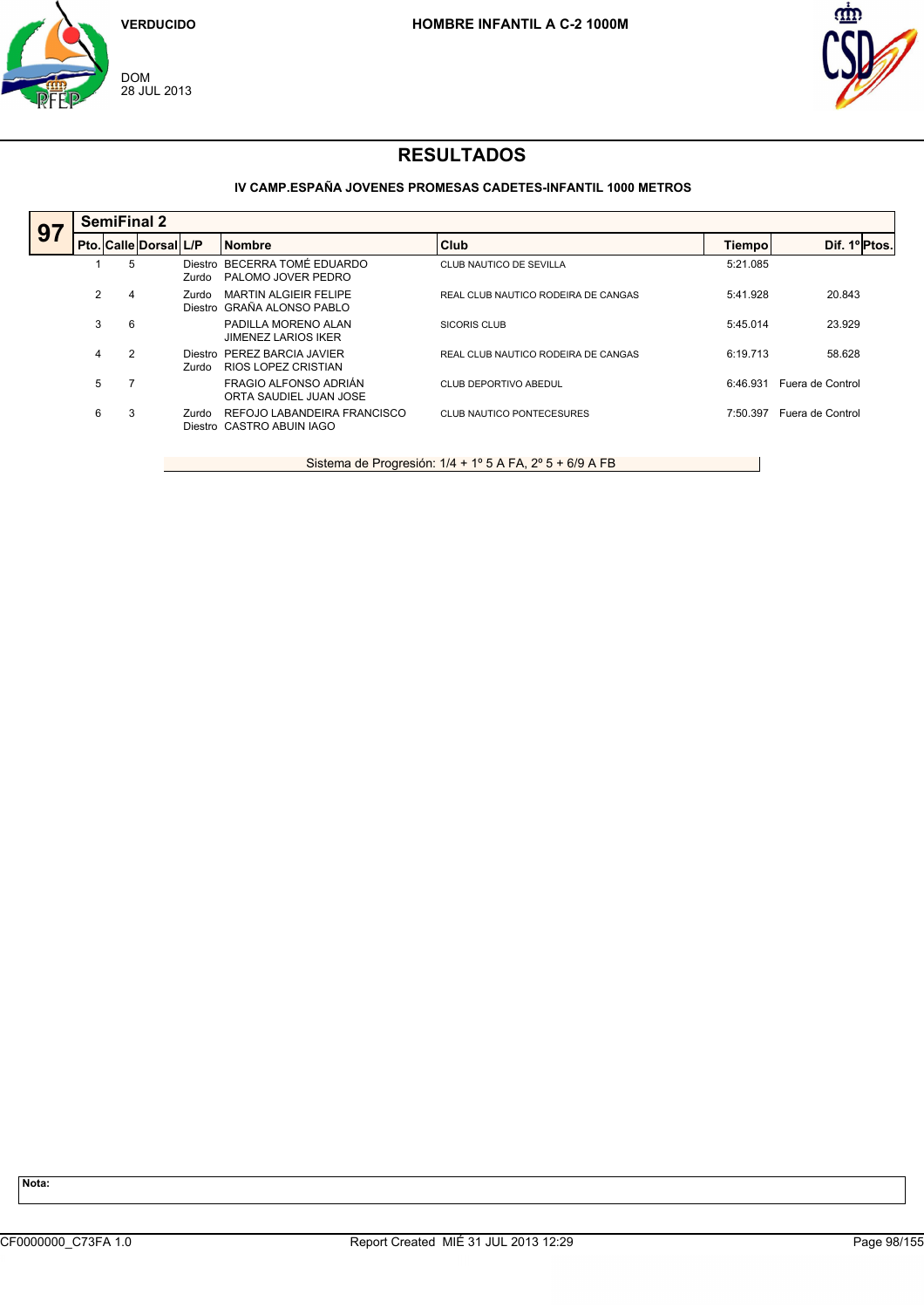VERDUCIDO

DOM
28 JUL 2013

**HOMBRE INFANTIL A C-2 1000M**

# RESULTADOS

### IV CAMP.ESPAÑA JOVENES PROMESAS CADETES-INFANTIL 1000 METROS

**97** — **SemiFinal 2**

| Pto. | Calle | Dorsal | L/P | Nombre | Club | Tiempo | Dif. 1º | Ptos. |
|---|---|---|---|---|---|---|---|---|
| 1 | 5 | | Diestro<br>Zurdo | BECERRA TOMÉ EDUARDO<br>PALOMO JOVER PEDRO | CLUB NAUTICO DE SEVILLA | 5:21.085 | | |
| 2 | 4 | | Zurdo<br>Diestro | MARTIN ALGIEIR FELIPE<br>GRAÑA ALONSO PABLO | REAL CLUB NAUTICO RODEIRA DE CANGAS | 5:41.928 | 20.843 | |
| 3 | 6 | | | PADILLA MORENO ALAN<br>JIMENEZ LARIOS IKER | SICORIS CLUB | 5:45.014 | 23.929 | |
| 4 | 2 | | Diestro<br>Zurdo | PEREZ BARCIA JAVIER<br>RIOS LOPEZ CRISTIAN | REAL CLUB NAUTICO RODEIRA DE CANGAS | 6:19.713 | 58.628 | |
| 5 | 7 | | | FRAGIO ALFONSO ADRIÁN<br>ORTA SAUDIEL JUAN JOSE | CLUB DEPORTIVO ABEDUL | 6:46.931 | Fuera de Control | |
| 6 | 3 | | Zurdo<br>Diestro | REFOJO LABANDEIRA FRANCISCO<br>CASTRO ABUIN IAGO | CLUB NAUTICO PONTECESURES | 7:50.397 | Fuera de Control | |

Sistema de Progresión: 1/4 + 1º 5 A FA, 2º 5 + 6/9 A FB

**Nota:**

CF0000000_C73FA 1.0 Report Created MIÉ 31 JUL 2013 12:29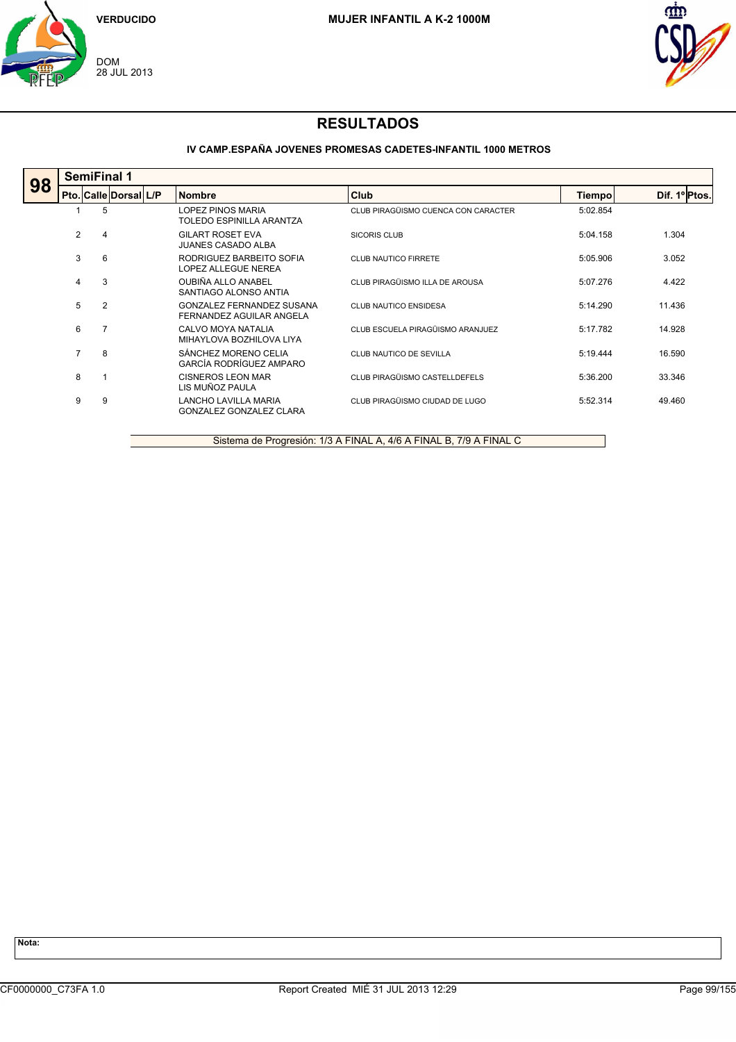VERDUCIDO

DOM
28 JUL 2013

**MUJER INFANTIL A K-2 1000M**

# RESULTADOS

### IV CAMP.ESPAÑA JOVENES PROMESAS CADETES-INFANTIL 1000 METROS

## 98 SemiFinal 1

| Pto. | Calle | Dorsal | L/P | Nombre | Club | Tiempo | Dif. 1º | Ptos. |
|---|---|---|---|---|---|---|---|---|
| 1 | 5 | | | LOPEZ PINOS MARIA<br>TOLEDO ESPINILLA ARANTZA | CLUB PIRAGÜISMO CUENCA CON CARACTER | 5:02.854 | | |
| 2 | 4 | | | GILART ROSET EVA<br>JUANES CASADO ALBA | SICORIS CLUB | 5:04.158 | 1.304 | |
| 3 | 6 | | | RODRIGUEZ BARBEITO SOFIA<br>LOPEZ ALLEGUE NEREA | CLUB NAUTICO FIRRETE | 5:05.906 | 3.052 | |
| 4 | 3 | | | OUBIÑA ALLO ANABEL<br>SANTIAGO ALONSO ANTIA | CLUB PIRAGÜISMO ILLA DE AROUSA | 5:07.276 | 4.422 | |
| 5 | 2 | | | GONZALEZ FERNANDEZ SUSANA<br>FERNANDEZ AGUILAR ANGELA | CLUB NAUTICO ENSIDESA | 5:14.290 | 11.436 | |
| 6 | 7 | | | CALVO MOYA NATALIA<br>MIHAYLOVA BOZHILOVA LIYA | CLUB ESCUELA PIRAGÜISMO ARANJUEZ | 5:17.782 | 14.928 | |
| 7 | 8 | | | SÁNCHEZ MORENO CELIA<br>GARCÍA RODRÍGUEZ AMPARO | CLUB NAUTICO DE SEVILLA | 5:19.444 | 16.590 | |
| 8 | 1 | | | CISNEROS LEON MAR<br>LIS MUÑOZ PAULA | CLUB PIRAGÜISMO CASTELLDEFELS | 5:36.200 | 33.346 | |
| 9 | 9 | | | LANCHO LAVILLA MARIA<br>GONZALEZ GONZALEZ CLARA | CLUB PIRAGÜISMO CIUDAD DE LUGO | 5:52.314 | 49.460 | |

Sistema de Progresión: 1/3 A FINAL A, 4/6 A FINAL B, 7/9 A FINAL C

**Nota:**

CF0000000_C73FA 1.0 Report Created MIÉ 31 JUL 2013 12:29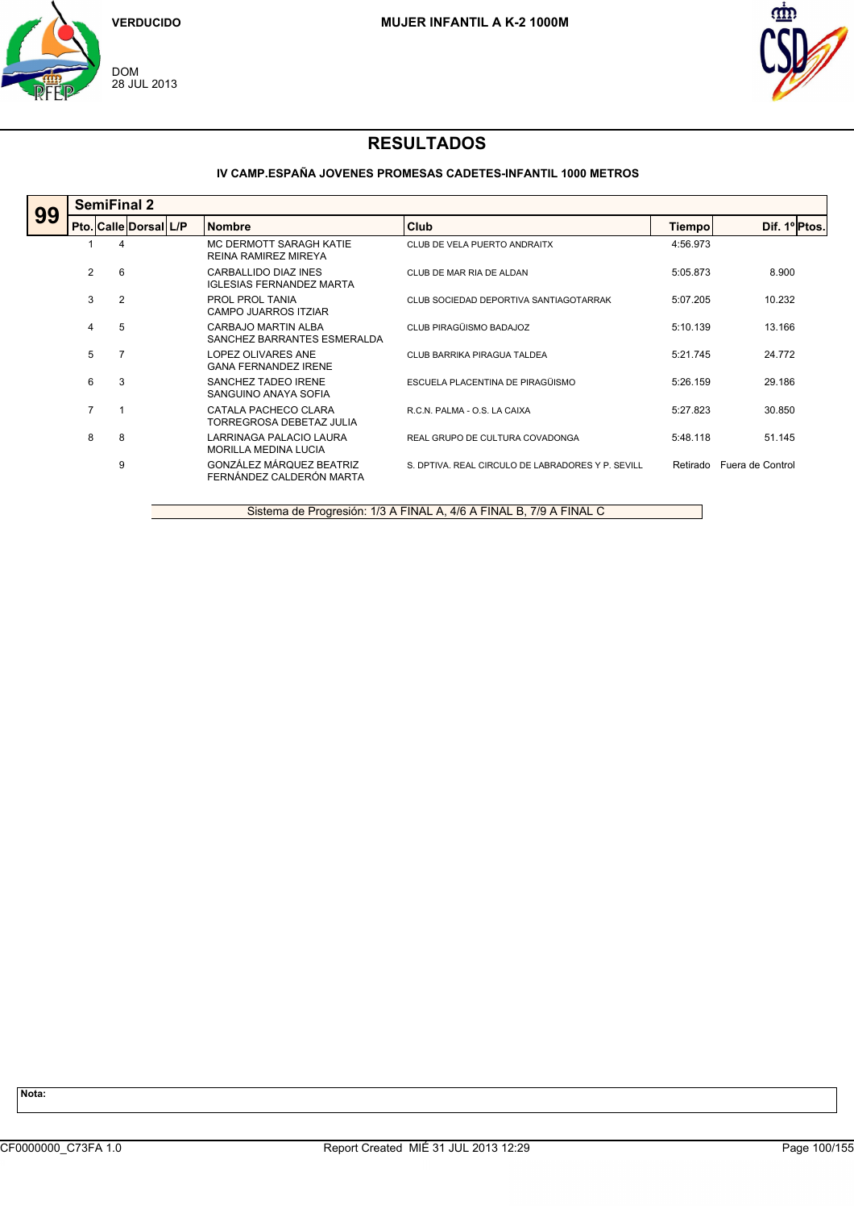VERDUCIDO

DOM
28 JUL 2013

MUJER INFANTIL A K-2 1000M

# RESULTADOS

### IV CAMP.ESPAÑA JOVENES PROMESAS CADETES-INFANTIL 1000 METROS

**99** **SemiFinal 2**

| Pto. | Calle | Dorsal | L/P | Nombre | Club | Tiempo | Dif. 1º | Ptos. |
|---|---|---|---|---|---|---|---|---|
| 1 | 4 | | | MC DERMOTT SARAGH KATIE<br>REINA RAMIREZ MIREYA | CLUB DE VELA PUERTO ANDRAITX | 4:56.973 | | |
| 2 | 6 | | | CARBALLIDO DIAZ INES<br>IGLESIAS FERNANDEZ MARTA | CLUB DE MAR RIA DE ALDAN | 5:05.873 | 8.900 | |
| 3 | 2 | | | PROL PROL TANIA<br>CAMPO JUARROS ITZIAR | CLUB SOCIEDAD DEPORTIVA SANTIAGOTARRAK | 5:07.205 | 10.232 | |
| 4 | 5 | | | CARBAJO MARTIN ALBA<br>SANCHEZ BARRANTES ESMERALDA | CLUB PIRAGÜISMO BADAJOZ | 5:10.139 | 13.166 | |
| 5 | 7 | | | LOPEZ OLIVARES ANE<br>GANA FERNANDEZ IRENE | CLUB BARRIKA PIRAGUA TALDEA | 5:21.745 | 24.772 | |
| 6 | 3 | | | SANCHEZ TADEO IRENE<br>SANGUINO ANAYA SOFIA | ESCUELA PLACENTINA DE PIRAGÜISMO | 5:26.159 | 29.186 | |
| 7 | 1 | | | CATALA PACHECO CLARA<br>TORREGROSA DEBETAZ JULIA | R.C.N. PALMA - O.S. LA CAIXA | 5:27.823 | 30.850 | |
| 8 | 8 | | | LARRINAGA PALACIO LAURA<br>MORILLA MEDINA LUCIA | REAL GRUPO DE CULTURA COVADONGA | 5:48.118 | 51.145 | |
| | 9 | | | GONZÁLEZ MÁRQUEZ BEATRIZ<br>FERNÁNDEZ CALDERÓN MARTA | S. DPTIVA. REAL CIRCULO DE LABRADORES Y P. SEVILL | Retirado | Fuera de Control | |

Sistema de Progresión: 1/3 A FINAL A, 4/6 A FINAL B, 7/9 A FINAL C

**Nota:**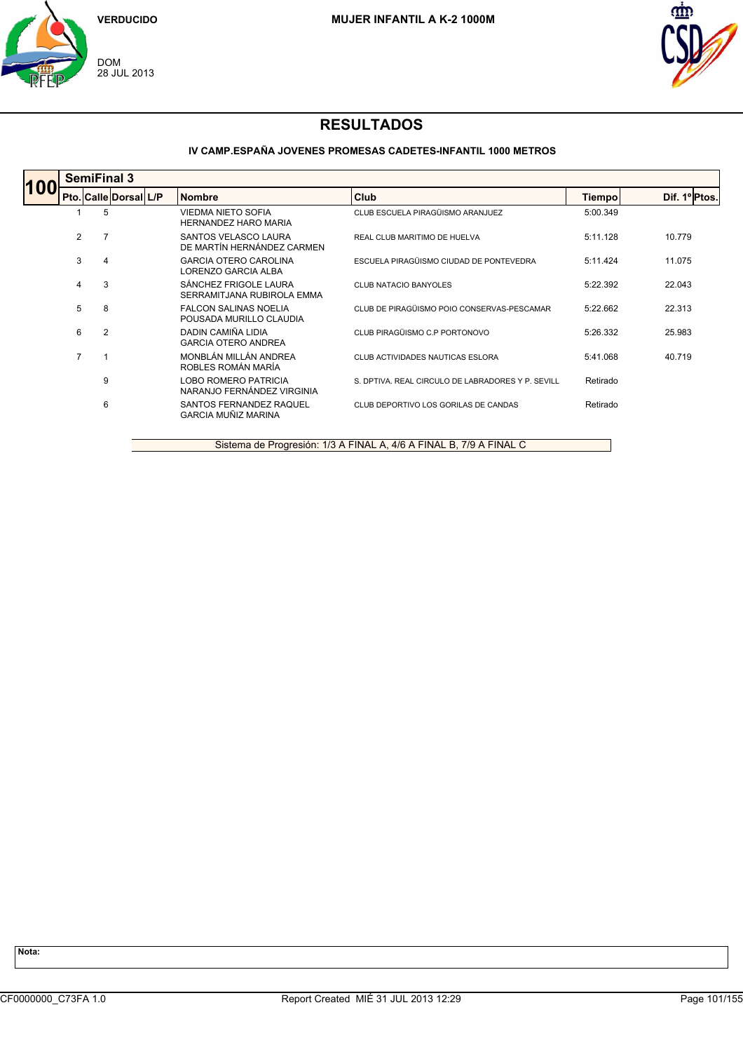VERDUCIDO

DOM
28 JUL 2013

**MUJER INFANTIL A K-2 1000M**

# RESULTADOS

**IV CAMP.ESPAÑA JOVENES PROMESAS CADETES-INFANTIL 1000 METROS**

**100 SemiFinal 3**

| Pto. | Calle | Dorsal | L/P | Nombre | Club | Tiempo | Dif. 1º | Ptos. |
|---|---|---|---|---|---|---|---|---|
| 1 | 5 | | | VIEDMA NIETO SOFIA<br>HERNANDEZ HARO MARIA | CLUB ESCUELA PIRAGÜISMO ARANJUEZ | 5:00.349 | | |
| 2 | 7 | | | SANTOS VELASCO LAURA<br>DE MARTÍN HERNÁNDEZ CARMEN | REAL CLUB MARITIMO DE HUELVA | 5:11.128 | 10.779 | |
| 3 | 4 | | | GARCIA OTERO CAROLINA<br>LORENZO GARCIA ALBA | ESCUELA PIRAGÜISMO CIUDAD DE PONTEVEDRA | 5:11.424 | 11.075 | |
| 4 | 3 | | | SÁNCHEZ FRIGOLE LAURA<br>SERRAMITJANA RUBIROLA EMMA | CLUB NATACIO BANYOLES | 5:22.392 | 22.043 | |
| 5 | 8 | | | FALCON SALINAS NOELIA<br>POUSADA MURILLO CLAUDIA | CLUB DE PIRAGÜISMO POIO CONSERVAS-PESCAMAR | 5:22.662 | 22.313 | |
| 6 | 2 | | | DADIN CAMIÑA LIDIA<br>GARCIA OTERO ANDREA | CLUB PIRAGÜISMO C.P PORTONOVO | 5:26.332 | 25.983 | |
| 7 | 1 | | | MONBLÁN MILLÁN ANDREA<br>ROBLES ROMÁN MARÍA | CLUB ACTIVIDADES NAUTICAS ESLORA | 5:41.068 | 40.719 | |
| | 9 | | | LOBO ROMERO PATRICIA<br>NARANJO FERNÁNDEZ VIRGINIA | S. DPTIVA. REAL CIRCULO DE LABRADORES Y P. SEVILL | Retirado | | |
| | 6 | | | SANTOS FERNANDEZ RAQUEL<br>GARCIA MUÑIZ MARINA | CLUB DEPORTIVO LOS GORILAS DE CANDAS | Retirado | | |

Sistema de Progresión: 1/3 A FINAL A, 4/6 A FINAL B, 7/9 A FINAL C

**Nota:**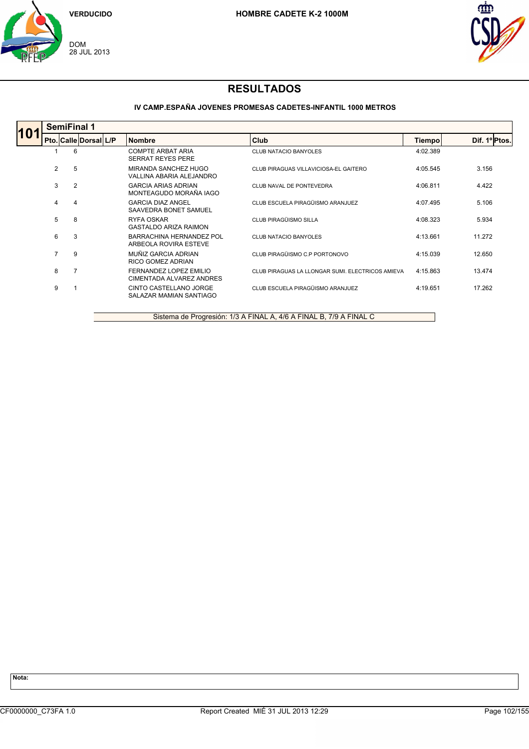VERDUCIDO

DOM
28 JUL 2013

HOMBRE CADETE K-2 1000M

# RESULTADOS

### IV CAMP.ESPAÑA JOVENES PROMESAS CADETES-INFANTIL 1000 METROS

**101 SemiFinal 1**

| Pto. | Calle | Dorsal | L/P | Nombre | Club | Tiempo | Dif. 1º | Ptos. |
|---|---|---|---|---|---|---|---|---|
| 1 | 6 | | | COMPTE ARBAT ARIA<br>SERRAT REYES PERE | CLUB NATACIO BANYOLES | 4:02.389 | | |
| 2 | 5 | | | MIRANDA SANCHEZ HUGO<br>VALLINA ABARIA ALEJANDRO | CLUB PIRAGUAS VILLAVICIOSA-EL GAITERO | 4:05.545 | 3.156 | |
| 3 | 2 | | | GARCIA ARIAS ADRIAN<br>MONTEAGUDO MORAÑA IAGO | CLUB NAVAL DE PONTEVEDRA | 4:06.811 | 4.422 | |
| 4 | 4 | | | GARCIA DIAZ ANGEL<br>SAAVEDRA BONET SAMUEL | CLUB ESCUELA PIRAGÜISMO ARANJUEZ | 4:07.495 | 5.106 | |
| 5 | 8 | | | RYFA OSKAR<br>GASTALDO ARIZA RAIMON | CLUB PIRAGÜISMO SILLA | 4:08.323 | 5.934 | |
| 6 | 3 | | | BARRACHINA HERNANDEZ POL<br>ARBEOLA ROVIRA ESTEVE | CLUB NATACIO BANYOLES | 4:13.661 | 11.272 | |
| 7 | 9 | | | MUÑIZ GARCIA ADRIAN<br>RICO GOMEZ ADRIAN | CLUB PIRAGÜISMO C.P PORTONOVO | 4:15.039 | 12.650 | |
| 8 | 7 | | | FERNANDEZ LOPEZ EMILIO<br>CIMENTADA ALVAREZ ANDRES | CLUB PIRAGUAS LA LLONGAR SUMI. ELECTRICOS AMIEVA | 4:15.863 | 13.474 | |
| 9 | 1 | | | CINTO CASTELLANO JORGE<br>SALAZAR MAMIAN SANTIAGO | CLUB ESCUELA PIRAGÜISMO ARANJUEZ | 4:19.651 | 17.262 | |

Sistema de Progresión: 1/3 A FINAL A, 4/6 A FINAL B, 7/9 A FINAL C

**Nota:**

CF0000000_C73FA 1.0 | Report Created MIÉ 31 JUL 2013 12:29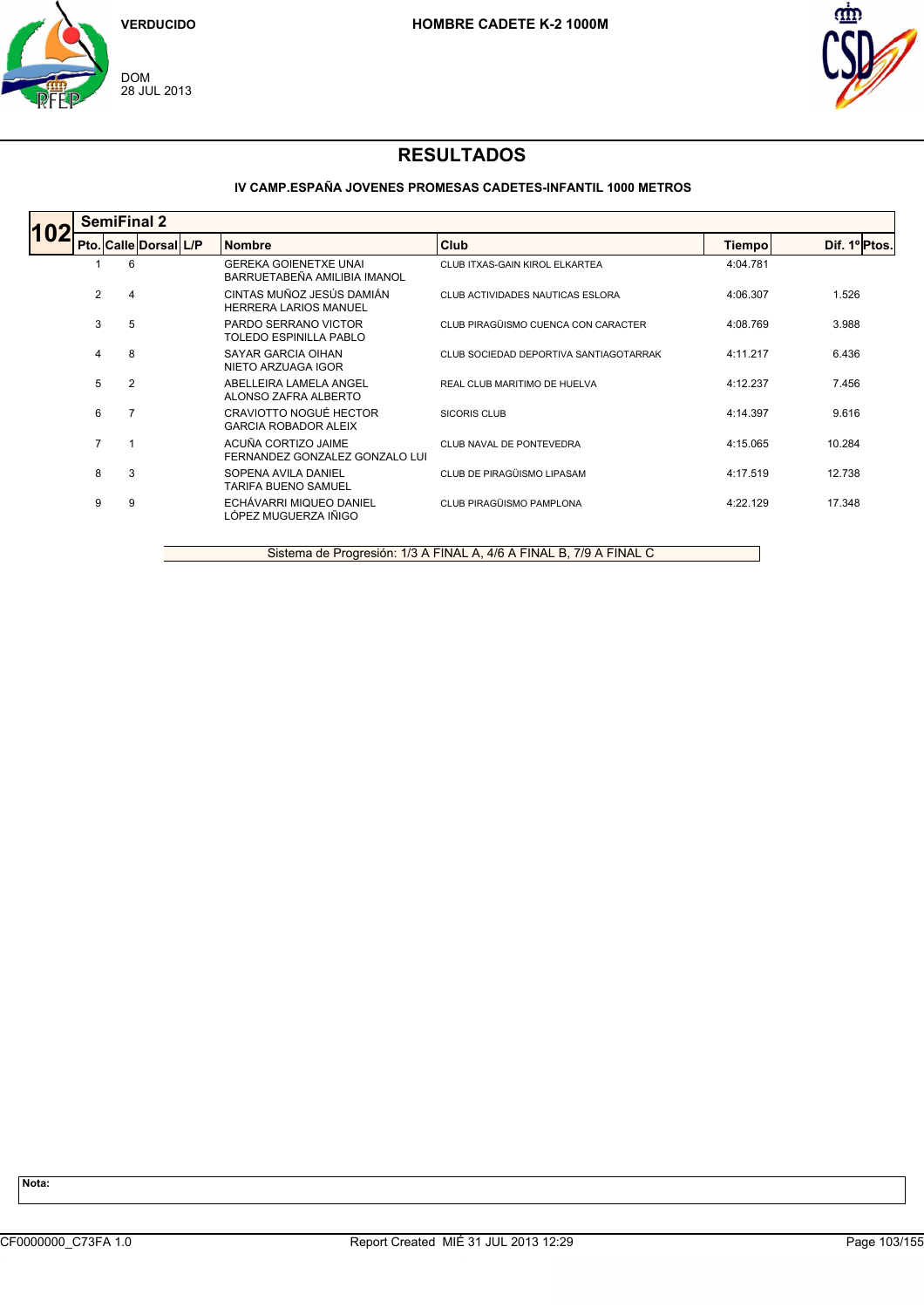VERDUCIDO

DOM
28 JUL 2013

**HOMBRE CADETE K-2 1000M**

# RESULTADOS

**IV CAMP.ESPAÑA JOVENES PROMESAS CADETES-INFANTIL 1000 METROS**

## 102 SemiFinal 2

| Pto. | Calle | Dorsal | L/P | Nombre | Club | Tiempo | Dif. 1º | Ptos. |
|---|---|---|---|---|---|---|---|---|
| 1 | 6 | | | GEREKA GOIENETXE UNAI<br>BARRUETABEÑA AMILIBIA IMANOL | CLUB ITXAS-GAIN KIROL ELKARTEA | 4:04.781 | | |
| 2 | 4 | | | CINTAS MUÑOZ JESÚS DAMIÁN<br>HERRERA LARIOS MANUEL | CLUB ACTIVIDADES NAUTICAS ESLORA | 4:06.307 | 1.526 | |
| 3 | 5 | | | PARDO SERRANO VICTOR<br>TOLEDO ESPINILLA PABLO | CLUB PIRAGÜISMO CUENCA CON CARACTER | 4:08.769 | 3.988 | |
| 4 | 8 | | | SAYAR GARCIA OIHAN<br>NIETO ARZUAGA IGOR | CLUB SOCIEDAD DEPORTIVA SANTIAGOTARRAK | 4:11.217 | 6.436 | |
| 5 | 2 | | | ABELLEIRA LAMELA ANGEL<br>ALONSO ZAFRA ALBERTO | REAL CLUB MARITIMO DE HUELVA | 4:12.237 | 7.456 | |
| 6 | 7 | | | CRAVIOTTO NOGUÉ HECTOR<br>GARCIA ROBADOR ALEIX | SICORIS CLUB | 4:14.397 | 9.616 | |
| 7 | 1 | | | ACUÑA CORTIZO JAIME<br>FERNANDEZ GONZALEZ GONZALO LUI | CLUB NAVAL DE PONTEVEDRA | 4:15.065 | 10.284 | |
| 8 | 3 | | | SOPENA AVILA DANIEL<br>TARIFA BUENO SAMUEL | CLUB DE PIRAGÜISMO LIPASAM | 4:17.519 | 12.738 | |
| 9 | 9 | | | ECHÁVARRI MIQUEO DANIEL<br>LÓPEZ MUGUERZA IÑIGO | CLUB PIRAGÜISMO PAMPLONA | 4:22.129 | 17.348 | |

Sistema de Progresión: 1/3 A FINAL A, 4/6 A FINAL B, 7/9 A FINAL C

**Nota:**

CF0000000_C73FA 1.0 Report Created MIÉ 31 JUL 2013 12:29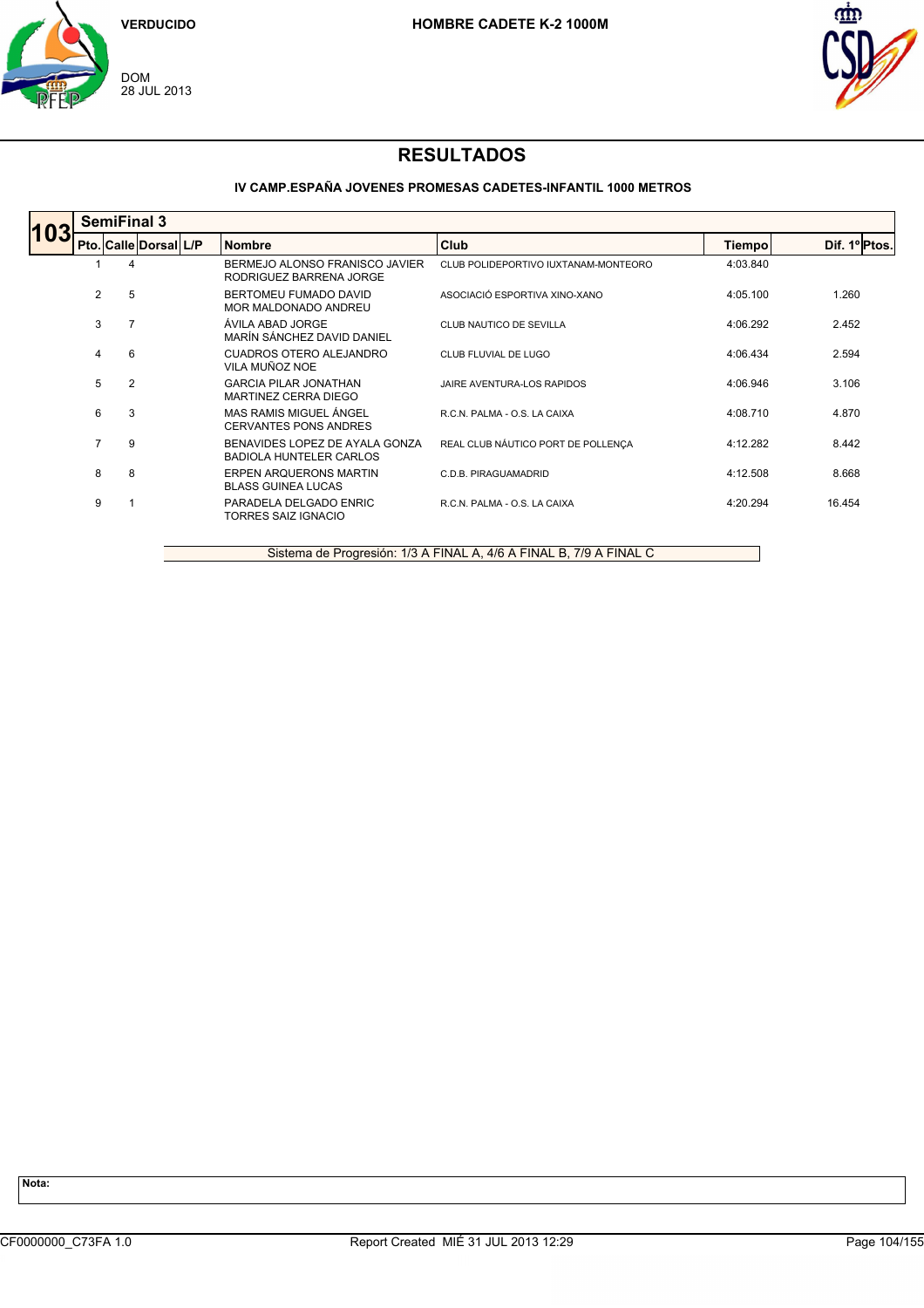VERDUCIDO

DOM
28 JUL 2013

**HOMBRE CADETE K-2 1000M**

# RESULTADOS

### IV CAMP.ESPAÑA JOVENES PROMESAS CADETES-INFANTIL 1000 METROS

## 103 SemiFinal 3

| Pto. | Calle | Dorsal | L/P | Nombre | Club | Tiempo | Dif. 1º | Ptos. |
|---|---|---|---|---|---|---|---|---|
| 1 | 4 | | | BERMEJO ALONSO FRANISCO JAVIER<br>RODRIGUEZ BARRENA JORGE | CLUB POLIDEPORTIVO IUXTANAM-MONTEORO | 4:03.840 | | |
| 2 | 5 | | | BERTOMEU FUMADO DAVID<br>MOR MALDONADO ANDREU | ASOCIACIÓ ESPORTIVA XINO-XANO | 4:05.100 | 1.260 | |
| 3 | 7 | | | ÁVILA ABAD JORGE<br>MARÍN SÁNCHEZ DAVID DANIEL | CLUB NAUTICO DE SEVILLA | 4:06.292 | 2.452 | |
| 4 | 6 | | | CUADROS OTERO ALEJANDRO<br>VILA MUÑOZ NOE | CLUB FLUVIAL DE LUGO | 4:06.434 | 2.594 | |
| 5 | 2 | | | GARCIA PILAR JONATHAN<br>MARTINEZ CERRA DIEGO | JAIRE AVENTURA-LOS RAPIDOS | 4:06.946 | 3.106 | |
| 6 | 3 | | | MAS RAMIS MIGUEL ÁNGEL<br>CERVANTES PONS ANDRES | R.C.N. PALMA - O.S. LA CAIXA | 4:08.710 | 4.870 | |
| 7 | 9 | | | BENAVIDES LOPEZ DE AYALA GONZA<br>BADIOLA HUNTELER CARLOS | REAL CLUB NÁUTICO PORT DE POLLENÇA | 4:12.282 | 8.442 | |
| 8 | 8 | | | ERPEN ARQUERONS MARTIN<br>BLASS GUINEA LUCAS | C.D.B. PIRAGUAMADRID | 4:12.508 | 8.668 | |
| 9 | 1 | | | PARADELA DELGADO ENRIC<br>TORRES SAIZ IGNACIO | R.C.N. PALMA - O.S. LA CAIXA | 4:20.294 | 16.454 | |

Sistema de Progresión: 1/3 A FINAL A, 4/6 A FINAL B, 7/9 A FINAL C

**Nota:**

CF0000000_C73FA 1.0 Report Created MIÉ 31 JUL 2013 12:29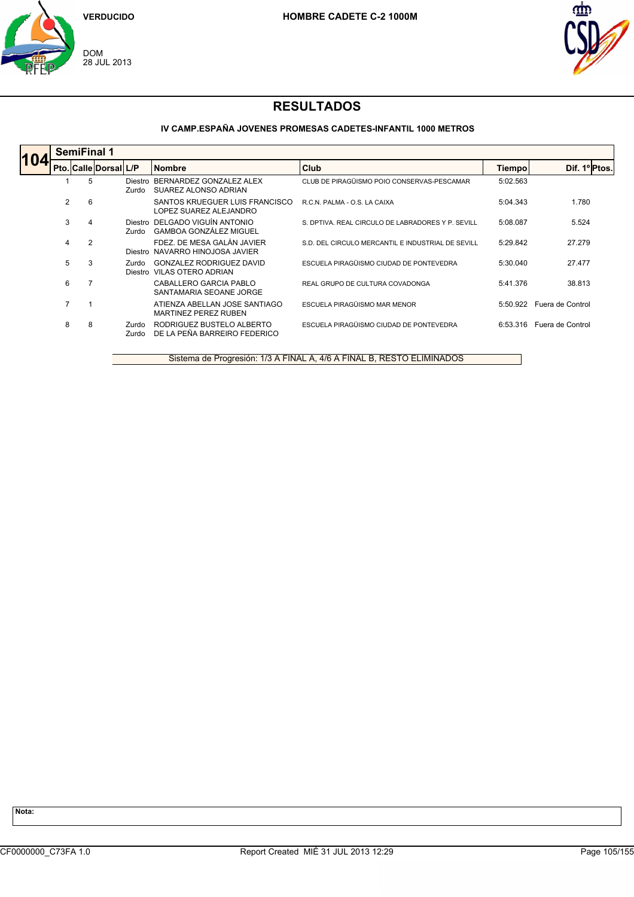VERDUCIDO

DOM
28 JUL 2013

**HOMBRE CADETE C-2 1000M**

# RESULTADOS

### IV CAMP.ESPAÑA JOVENES PROMESAS CADETES-INFANTIL 1000 METROS

**104 SemiFinal 1**

| Pto. | Calle | Dorsal | L/P | Nombre | Club | Tiempo | Dif. 1º | Ptos. |
|---|---|---|---|---|---|---|---|---|
| 1 | 5 | | Diestro<br>Zurdo | BERNARDEZ GONZALEZ ALEX<br>SUAREZ ALONSO ADRIAN | CLUB DE PIRAGÜISMO POIO CONSERVAS-PESCAMAR | 5:02.563 | | |
| 2 | 6 | | | SANTOS KRUEGUER LUIS FRANCISCO<br>LOPEZ SUAREZ ALEJANDRO | R.C.N. PALMA - O.S. LA CAIXA | 5:04.343 | 1.780 | |
| 3 | 4 | | Diestro<br>Zurdo | DELGADO VIGUÍN ANTONIO<br>GAMBOA GONZÁLEZ MIGUEL | S. DPTIVA. REAL CIRCULO DE LABRADORES Y P. SEVILL | 5:08.087 | 5.524 | |
| 4 | 2 | | <br>Diestro | FDEZ. DE MESA GALÁN JAVIER<br>NAVARRO HINOJOSA JAVIER | S.D. DEL CIRCULO MERCANTIL E INDUSTRIAL DE SEVILL | 5:29.842 | 27.279 | |
| 5 | 3 | | Zurdo<br>Diestro | GONZALEZ RODRIGUEZ DAVID<br>VILAS OTERO ADRIAN | ESCUELA PIRAGÜISMO CIUDAD DE PONTEVEDRA | 5:30.040 | 27.477 | |
| 6 | 7 | | | CABALLERO GARCIA PABLO<br>SANTAMARIA SEOANE JORGE | REAL GRUPO DE CULTURA COVADONGA | 5:41.376 | 38.813 | |
| 7 | 1 | | | ATIENZA ABELLAN JOSE SANTIAGO<br>MARTINEZ PEREZ RUBEN | ESCUELA PIRAGÜISMO MAR MENOR | 5:50.922 | Fuera de Control | |
| 8 | 8 | | Zurdo<br>Zurdo | RODRIGUEZ BUSTELO ALBERTO<br>DE LA PEÑA BARREIRO FEDERICO | ESCUELA PIRAGÜISMO CIUDAD DE PONTEVEDRA | 6:53.316 | Fuera de Control | |

Sistema de Progresión: 1/3 A FINAL A, 4/6 A FINAL B, RESTO ELIMINADOS

**Nota:**

CF0000000_C73FA 1.0 Report Created MIÉ 31 JUL 2013 12:29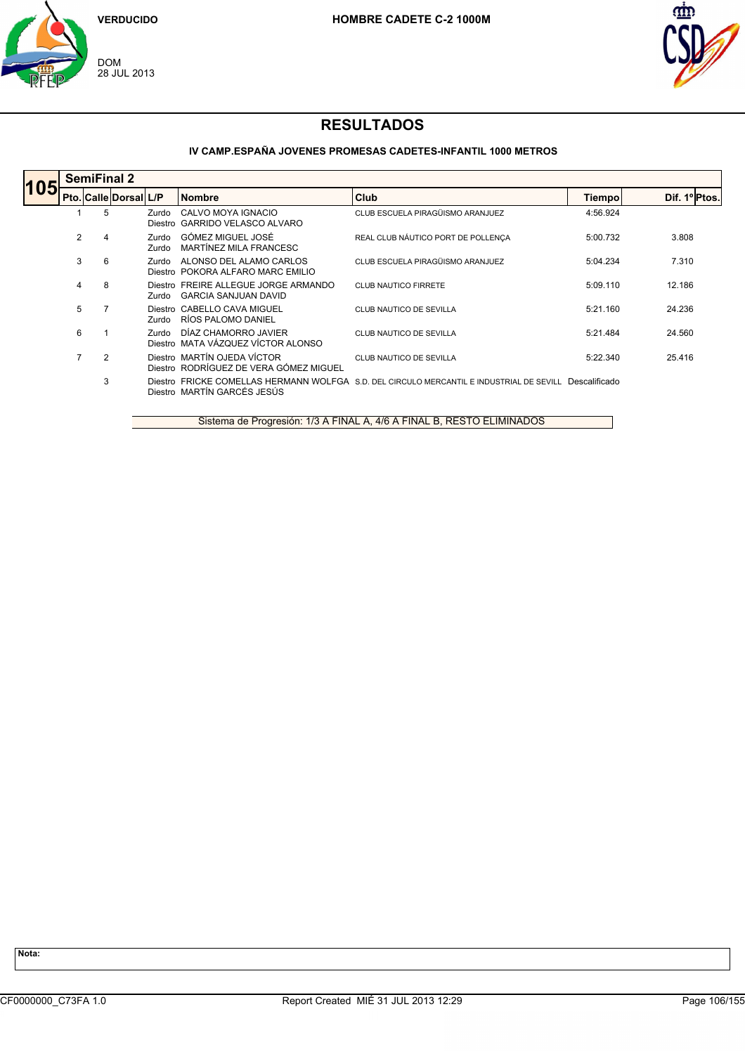VERDUCIDO

DOM
28 JUL 2013

**HOMBRE CADETE C-2 1000M**

# RESULTADOS

### IV CAMP.ESPAÑA JOVENES PROMESAS CADETES-INFANTIL 1000 METROS

**105 SemiFinal 2**

| Pto. | Calle | Dorsal | L/P | Nombre | Club | Tiempo | Dif. 1º | Ptos. |
|---|---|---|---|---|---|---|---|---|
| 1 | 5 | | Zurdo<br>Diestro | CALVO MOYA IGNACIO<br>GARRIDO VELASCO ALVARO | CLUB ESCUELA PIRAGÜISMO ARANJUEZ | 4:56.924 | | |
| 2 | 4 | | Zurdo<br>Zurdo | GÓMEZ MIGUEL JOSÉ<br>MARTÍNEZ MILA FRANCESC | REAL CLUB NÁUTICO PORT DE POLLENÇA | 5:00.732 | 3.808 | |
| 3 | 6 | | Zurdo<br>Diestro | ALONSO DEL ALAMO CARLOS<br>POKORA ALFARO MARC EMILIO | CLUB ESCUELA PIRAGÜISMO ARANJUEZ | 5:04.234 | 7.310 | |
| 4 | 8 | | Diestro<br>Zurdo | FREIRE ALLEGUE JORGE ARMANDO<br>GARCIA SANJUAN DAVID | CLUB NAUTICO FIRRETE | 5:09.110 | 12.186 | |
| 5 | 7 | | Diestro<br>Zurdo | CABELLO CAVA MIGUEL<br>RÍOS PALOMO DANIEL | CLUB NAUTICO DE SEVILLA | 5:21.160 | 24.236 | |
| 6 | 1 | | Zurdo<br>Diestro | DÍAZ CHAMORRO JAVIER<br>MATA VÁZQUEZ VÍCTOR ALONSO | CLUB NAUTICO DE SEVILLA | 5:21.484 | 24.560 | |
| 7 | 2 | | Diestro<br>Diestro | MARTÍN OJEDA VÍCTOR<br>RODRÍGUEZ DE VERA GÓMEZ MIGUEL | CLUB NAUTICO DE SEVILLA | 5:22.340 | 25.416 | |
| | 3 | | Diestro<br>Diestro | FRICKE COMELLAS HERMANN WOLFGA<br>MARTÍN GARCÉS JESÚS | S.D. DEL CIRCULO MERCANTIL E INDUSTRIAL DE SEVILL | Descalificado | | |

Sistema de Progresión: 1/3 A FINAL A, 4/6 A FINAL B, RESTO ELIMINADOS

**Nota:**

CF0000000_C73FA 1.0 Report Created MIÉ 31 JUL 2013 12:29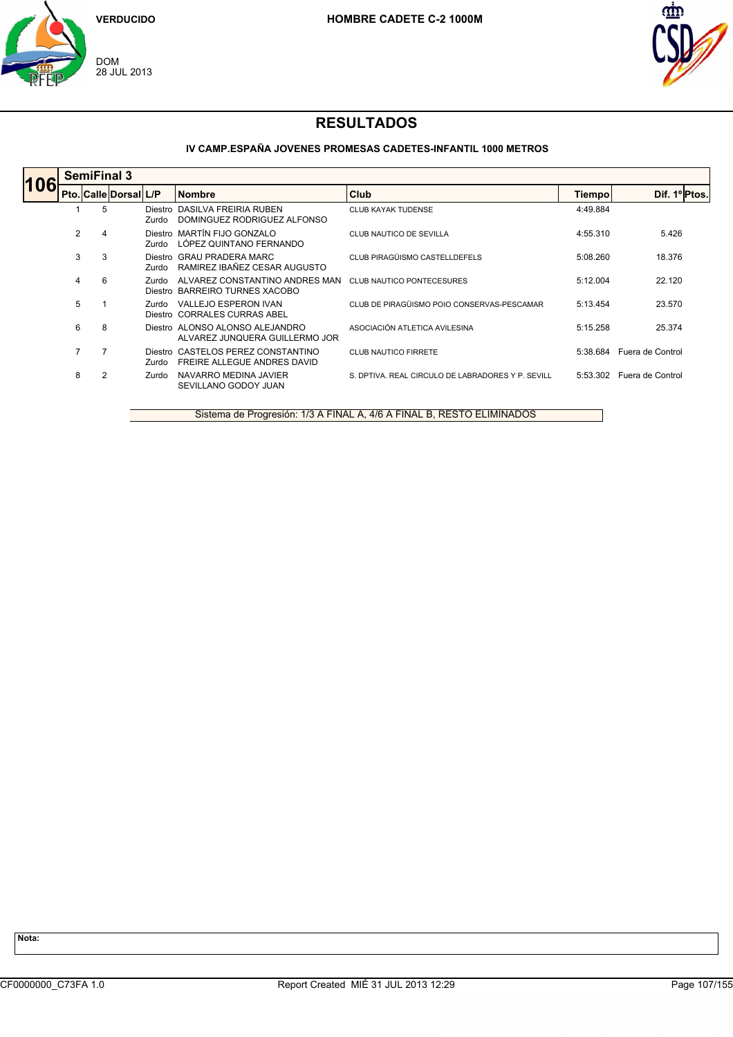VERDUCIDO

DOM
28 JUL 2013

**HOMBRE CADETE C-2 1000M**

## RESULTADOS

### IV CAMP.ESPAÑA JOVENES PROMESAS CADETES-INFANTIL 1000 METROS

**106 SemiFinal 3**

| Pto. | Calle | Dorsal | L/P | Nombre | Club | Tiempo | Dif. 1º | Ptos. |
|---|---|---|---|---|---|---|---|---|
| 1 | 5 | | Diestro<br>Zurdo | DASILVA FREIRIA RUBEN<br>DOMINGUEZ RODRIGUEZ ALFONSO | CLUB KAYAK TUDENSE | 4:49.884 | | |
| 2 | 4 | | Diestro<br>Zurdo | MARTÍN FIJO GONZALO<br>LÓPEZ QUINTANO FERNANDO | CLUB NAUTICO DE SEVILLA | 4:55.310 | 5.426 | |
| 3 | 3 | | Diestro<br>Zurdo | GRAU PRADERA MARC<br>RAMIREZ IBAÑEZ CESAR AUGUSTO | CLUB PIRAGÜISMO CASTELLDEFELS | 5:08.260 | 18.376 | |
| 4 | 6 | | Zurdo<br>Diestro | ALVAREZ CONSTANTINO ANDRES MAN<br>BARREIRO TURNES XACOBO | CLUB NAUTICO PONTECESURES | 5:12.004 | 22.120 | |
| 5 | 1 | | Zurdo<br>Diestro | VALLEJO ESPERON IVAN<br>CORRALES CURRAS ABEL | CLUB DE PIRAGÜISMO POIO CONSERVAS-PESCAMAR | 5:13.454 | 23.570 | |
| 6 | 8 | | Diestro | ALONSO ALONSO ALEJANDRO<br>ALVAREZ JUNQUERA GUILLERMO JOR | ASOCIACIÓN ATLETICA AVILESINA | 5:15.258 | 25.374 | |
| 7 | 7 | | Diestro<br>Zurdo | CASTELOS PEREZ CONSTANTINO<br>FREIRE ALLEGUE ANDRES DAVID | CLUB NAUTICO FIRRETE | 5:38.684 | Fuera de Control | |
| 8 | 2 | | Zurdo | NAVARRO MEDINA JAVIER<br>SEVILLANO GODOY JUAN | S. DPTIVA. REAL CIRCULO DE LABRADORES Y P. SEVILL | 5:53.302 | Fuera de Control | |

Sistema de Progresión: 1/3 A FINAL A, 4/6 A FINAL B, RESTO ELIMINADOS

**Nota:**

CF0000000_C73FA 1.0 — Report Created MIÉ 31 JUL 2013 12:29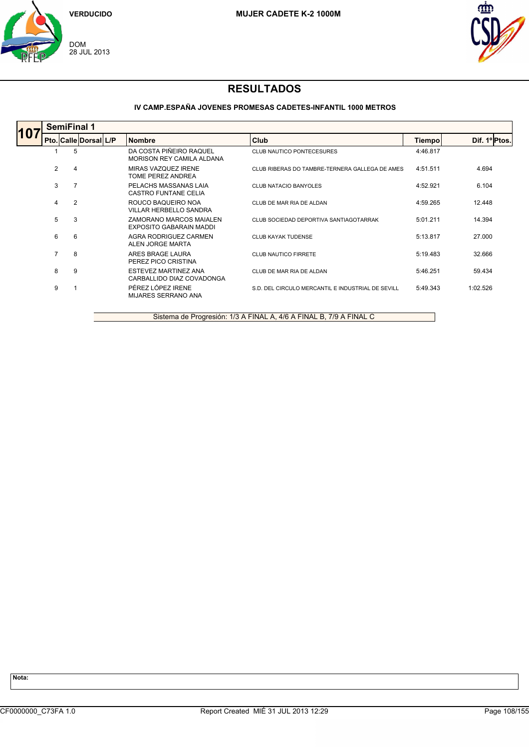VERDUCIDO

DOM
28 JUL 2013

**MUJER CADETE K-2 1000M**

# RESULTADOS

**IV CAMP.ESPAÑA JOVENES PROMESAS CADETES-INFANTIL 1000 METROS**

**107 SemiFinal 1**

| Pto. | Calle | Dorsal | L/P | Nombre | Club | Tiempo | Dif. 1º | Ptos. |
|---|---|---|---|---|---|---|---|---|
| 1 | 5 | | | DA COSTA PIÑEIRO RAQUEL<br>MORISON REY CAMILA ALDANA | CLUB NAUTICO PONTECESURES | 4:46.817 | | |
| 2 | 4 | | | MIRAS VAZQUEZ IRENE<br>TOME PEREZ ANDREA | CLUB RIBERAS DO TAMBRE-TERNERA GALLEGA DE AMES | 4:51.511 | 4.694 | |
| 3 | 7 | | | PELACHS MASSANAS LAIA<br>CASTRO FUNTANE CELIA | CLUB NATACIO BANYOLES | 4:52.921 | 6.104 | |
| 4 | 2 | | | ROUCO BAQUEIRO NOA<br>VILLAR HERBELLO SANDRA | CLUB DE MAR RIA DE ALDAN | 4:59.265 | 12.448 | |
| 5 | 3 | | | ZAMORANO MARCOS MAIALEN<br>EXPOSITO GABARAIN MADDI | CLUB SOCIEDAD DEPORTIVA SANTIAGOTARRAK | 5:01.211 | 14.394 | |
| 6 | 6 | | | AGRA RODRIGUEZ CARMEN<br>ALEN JORGE MARTA | CLUB KAYAK TUDENSE | 5:13.817 | 27.000 | |
| 7 | 8 | | | ARES BRAGE LAURA<br>PEREZ PICO CRISTINA | CLUB NAUTICO FIRRETE | 5:19.483 | 32.666 | |
| 8 | 9 | | | ESTEVEZ MARTINEZ ANA<br>CARBALLIDO DIAZ COVADONGA | CLUB DE MAR RIA DE ALDAN | 5:46.251 | 59.434 | |
| 9 | 1 | | | PÉREZ LÓPEZ IRENE<br>MIJARES SERRANO ANA | S.D. DEL CIRCULO MERCANTIL E INDUSTRIAL DE SEVILL | 5:49.343 | 1:02.526 | |

Sistema de Progresión: 1/3 A FINAL A, 4/6 A FINAL B, 7/9 A FINAL C

**Nota:**

CF0000000_C73FA 1.0 — Report Created MIÉ 31 JUL 2013 12:29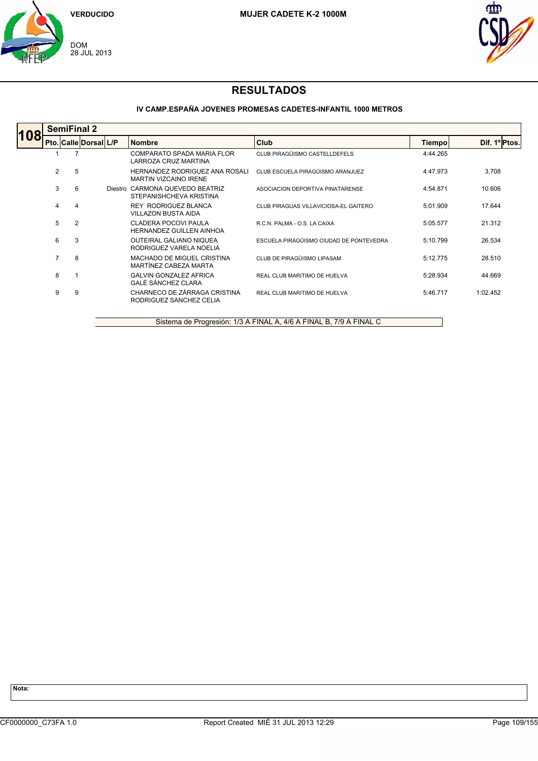VERDUCIDO

DOM
28 JUL 2013

**MUJER CADETE K-2 1000M**

# RESULTADOS

### IV CAMP.ESPAÑA JOVENES PROMESAS CADETES-INFANTIL 1000 METROS

**108 SemiFinal 2**

| Pto. | Calle | Dorsal | L/P | Nombre | Club | Tiempo | Dif. 1º | Ptos. |
|---|---|---|---|---|---|---|---|---|
| 1 | 7 | | | COMPARATO SPADA MARIA FLOR<br>LARROZA CRUZ MARTINA | CLUB PIRAGÜISMO CASTELLDEFELS | 4:44.265 | | |
| 2 | 5 | | | HERNANDEZ RODRIGUEZ ANA ROSALI<br>MARTIN VIZCAINO IRENE | CLUB ESCUELA PIRAGÜISMO ARANJUEZ | 4:47.973 | 3.708 | |
| 3 | 6 | | Diestro | CARMONA QUEVEDO BEATRIZ<br>STEPANISHCHEVA KRISTINA | ASOCIACION DEPORTIVA PINATARENSE | 4:54.871 | 10.606 | |
| 4 | 4 | | | REY RODRIGUEZ BLANCA<br>VILLAZON BUSTA AIDA | CLUB PIRAGUAS VILLAVICIOSA-EL GAITERO | 5:01.909 | 17.644 | |
| 5 | 2 | | | CLADERA POCOVI PAULA<br>HERNANDEZ GUILLEN AINHOA | R.C.N. PALMA - O.S. LA CAIXA | 5:05.577 | 21.312 | |
| 6 | 3 | | | OUTEIRAL GALIANO NIQUEA<br>RODRIGUEZ VARELA NOELIA | ESCUELA PIRAGÜISMO CIUDAD DE PONTEVEDRA | 5:10.799 | 26.534 | |
| 7 | 8 | | | MACHADO DE MIGUEL CRISTINA<br>MARTÍNEZ CABEZA MARTA | CLUB DE PIRAGÜISMO LIPASAM | 5:12.775 | 28.510 | |
| 8 | 1 | | | GALVIN GONZALEZ AFRICA<br>GALÉ SÁNCHEZ CLARA | REAL CLUB MARITIMO DE HUELVA | 5:28.934 | 44.669 | |
| 9 | 9 | | | CHARNECO DE ZÁRRAGA CRISTINA<br>RODRIGUEZ SANCHEZ CELIA | REAL CLUB MARITIMO DE HUELVA | 5:46.717 | 1:02.452 | |

Sistema de Progresión: 1/3 A FINAL A, 4/6 A FINAL B, 7/9 A FINAL C

**Nota:**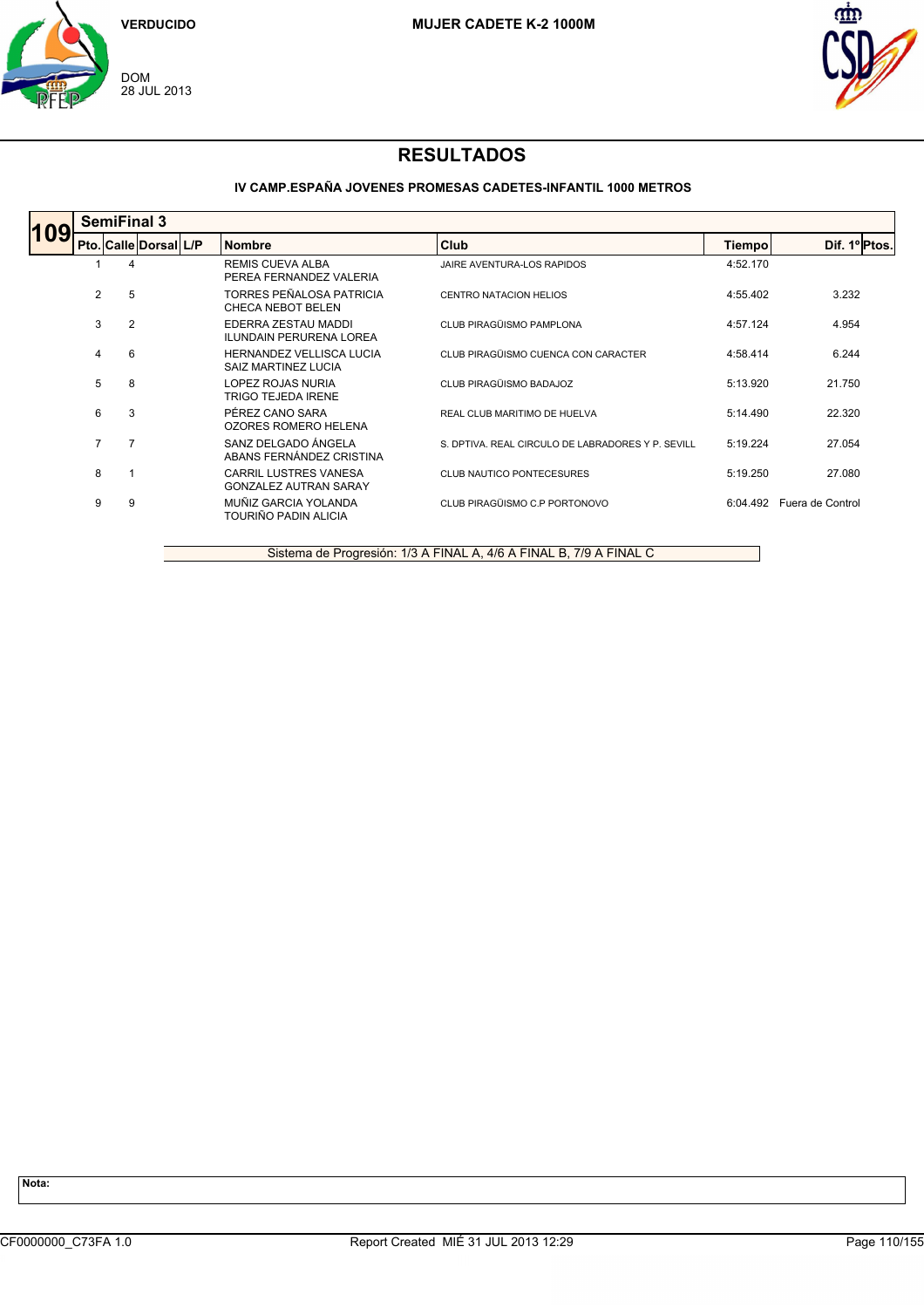VERDUCIDO

DOM
28 JUL 2013

MUJER CADETE K-2 1000M

# RESULTADOS

## IV CAMP.ESPAÑA JOVENES PROMESAS CADETES-INFANTIL 1000 METROS

### 109 SemiFinal 3

| Pto. | Calle | Dorsal | L/P | Nombre | Club | Tiempo | Dif. 1º | Ptos. |
|---|---|---|---|---|---|---|---|---|
| 1 | 4 | | | REMIS CUEVA ALBA<br>PEREA FERNANDEZ VALERIA | JAIRE AVENTURA-LOS RAPIDOS | 4:52.170 | | |
| 2 | 5 | | | TORRES PEÑALOSA PATRICIA<br>CHECA NEBOT BELEN | CENTRO NATACION HELIOS | 4:55.402 | 3.232 | |
| 3 | 2 | | | EDERRA ZESTAU MADDI<br>ILUNDAIN PERURENA LOREA | CLUB PIRAGÜISMO PAMPLONA | 4:57.124 | 4.954 | |
| 4 | 6 | | | HERNANDEZ VELLISCA LUCIA<br>SAIZ MARTINEZ LUCIA | CLUB PIRAGÜISMO CUENCA CON CARACTER | 4:58.414 | 6.244 | |
| 5 | 8 | | | LOPEZ ROJAS NURIA<br>TRIGO TEJEDA IRENE | CLUB PIRAGÜISMO BADAJOZ | 5:13.920 | 21.750 | |
| 6 | 3 | | | PÉREZ CANO SARA<br>OZORES ROMERO HELENA | REAL CLUB MARITIMO DE HUELVA | 5:14.490 | 22.320 | |
| 7 | 7 | | | SANZ DELGADO ÁNGELA<br>ABANS FERNÁNDEZ CRISTINA | S. DPTIVA. REAL CIRCULO DE LABRADORES Y P. SEVILL | 5:19.224 | 27.054 | |
| 8 | 1 | | | CARRIL LUSTRES VANESA<br>GONZALEZ AUTRAN SARAY | CLUB NAUTICO PONTECESURES | 5:19.250 | 27.080 | |
| 9 | 9 | | | MUÑIZ GARCIA YOLANDA<br>TOURIÑO PADIN ALICIA | CLUB PIRAGÜISMO C.P PORTONOVO | 6:04.492 | Fuera de Control | |

Sistema de Progresión: 1/3 A FINAL A, 4/6 A FINAL B, 7/9 A FINAL C

**Nota:**

CF0000000_C73FA 1.0 Report Created MIÉ 31 JUL 2013 12:29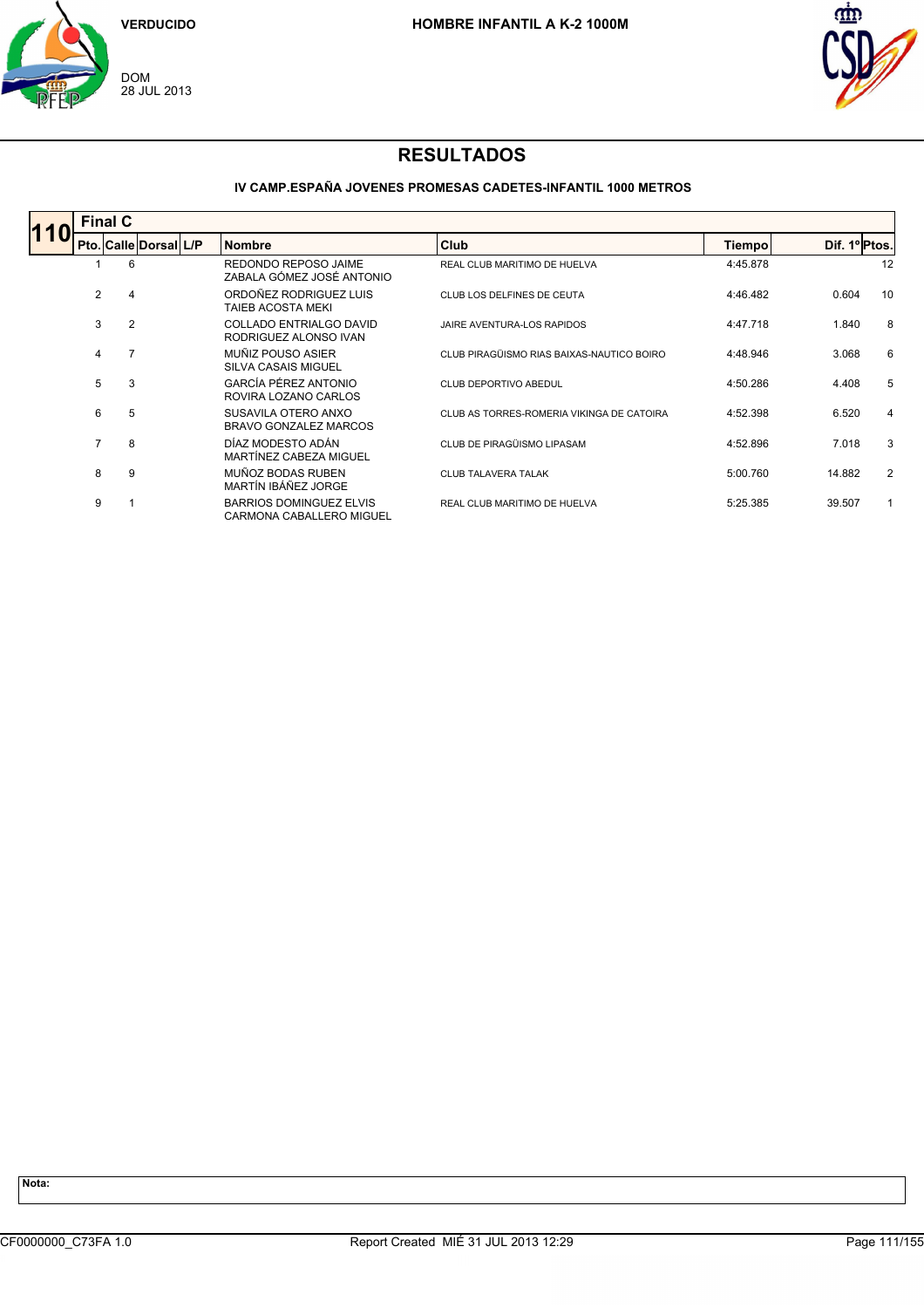VERDUCIDO

DOM
28 JUL 2013

**HOMBRE INFANTIL A K-2 1000M**

# RESULTADOS

### IV CAMP.ESPAÑA JOVENES PROMESAS CADETES-INFANTIL 1000 METROS

**110 — Final C**

| Pto. | Calle | Dorsal | L/P | Nombre | Club | Tiempo | Dif. 1º | Ptos. |
|---|---|---|---|---|---|---|---|---|
| 1 | 6 | | | REDONDO REPOSO JAIME<br>ZABALA GÓMEZ JOSÉ ANTONIO | REAL CLUB MARITIMO DE HUELVA | 4:45.878 | | 12 |
| 2 | 4 | | | ORDOÑEZ RODRIGUEZ LUIS<br>TAIEB ACOSTA MEKI | CLUB LOS DELFINES DE CEUTA | 4:46.482 | 0.604 | 10 |
| 3 | 2 | | | COLLADO ENTRIALGO DAVID<br>RODRIGUEZ ALONSO IVAN | JAIRE AVENTURA-LOS RAPIDOS | 4:47.718 | 1.840 | 8 |
| 4 | 7 | | | MUÑIZ POUSO ASIER<br>SILVA CASAIS MIGUEL | CLUB PIRAGÜISMO RIAS BAIXAS-NAUTICO BOIRO | 4:48.946 | 3.068 | 6 |
| 5 | 3 | | | GARCÍA PÉREZ ANTONIO<br>ROVIRA LOZANO CARLOS | CLUB DEPORTIVO ABEDUL | 4:50.286 | 4.408 | 5 |
| 6 | 5 | | | SUSAVILA OTERO ANXO<br>BRAVO GONZALEZ MARCOS | CLUB AS TORRES-ROMERIA VIKINGA DE CATOIRA | 4:52.398 | 6.520 | 4 |
| 7 | 8 | | | DÍAZ MODESTO ADÁN<br>MARTÍNEZ CABEZA MIGUEL | CLUB DE PIRAGÜISMO LIPASAM | 4:52.896 | 7.018 | 3 |
| 8 | 9 | | | MUÑOZ BODAS RUBEN<br>MARTÍN IBÁÑEZ JORGE | CLUB TALAVERA TALAK | 5:00.760 | 14.882 | 2 |
| 9 | 1 | | | BARRIOS DOMINGUEZ ELVIS<br>CARMONA CABALLERO MIGUEL | REAL CLUB MARITIMO DE HUELVA | 5:25.385 | 39.507 | 1 |

**Nota:**

CF0000000_C73FA 1.0 — Report Created MIÉ 31 JUL 2013 12:29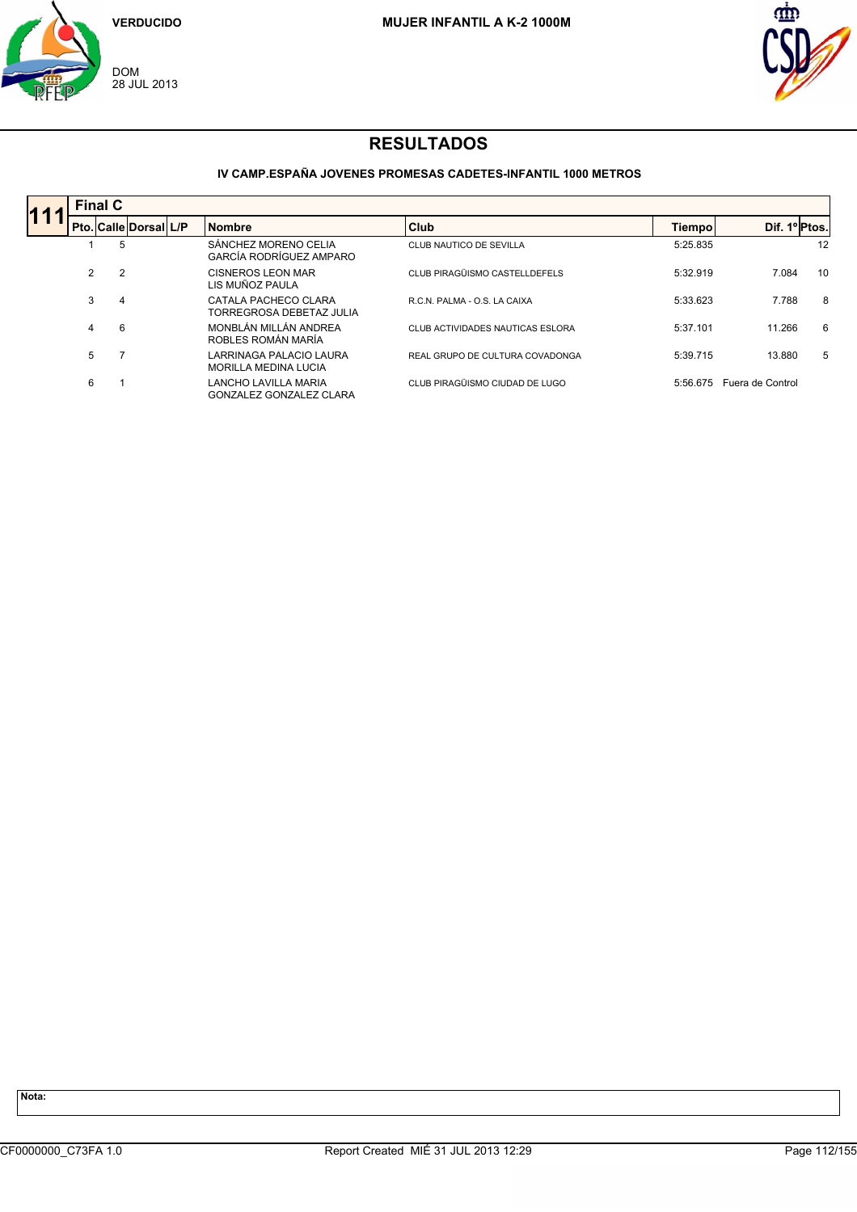VERDUCIDO

DOM
28 JUL 2013

**MUJER INFANTIL A K-2 1000M**

# RESULTADOS

### IV CAMP.ESPAÑA JOVENES PROMESAS CADETES-INFANTIL 1000 METROS

**111 — Final C**

| Pto. | Calle | Dorsal | L/P | Nombre | Club | Tiempo | Dif. 1º | Ptos. |
|---|---|---|---|---|---|---|---|---|
| 1 | 5 | | | SÁNCHEZ MORENO CELIA<br>GARCÍA RODRÍGUEZ AMPARO | CLUB NAUTICO DE SEVILLA | 5:25.835 | | 12 |
| 2 | 2 | | | CISNEROS LEON MAR<br>LIS MUÑOZ PAULA | CLUB PIRAGÜISMO CASTELLDEFELS | 5:32.919 | 7.084 | 10 |
| 3 | 4 | | | CATALA PACHECO CLARA<br>TORREGROSA DEBETAZ JULIA | R.C.N. PALMA - O.S. LA CAIXA | 5:33.623 | 7.788 | 8 |
| 4 | 6 | | | MONBLÁN MILLÁN ANDREA<br>ROBLES ROMÁN MARÍA | CLUB ACTIVIDADES NAUTICAS ESLORA | 5:37.101 | 11.266 | 6 |
| 5 | 7 | | | LARRINAGA PALACIO LAURA<br>MORILLA MEDINA LUCIA | REAL GRUPO DE CULTURA COVADONGA | 5:39.715 | 13.880 | 5 |
| 6 | 1 | | | LANCHO LAVILLA MARIA<br>GONZALEZ GONZALEZ CLARA | CLUB PIRAGÜISMO CIUDAD DE LUGO | 5:56.675 | Fuera de Control | |

**Nota:**

CF0000000_C73FA 1.0 — Report Created MIÉ 31 JUL 2013 12:29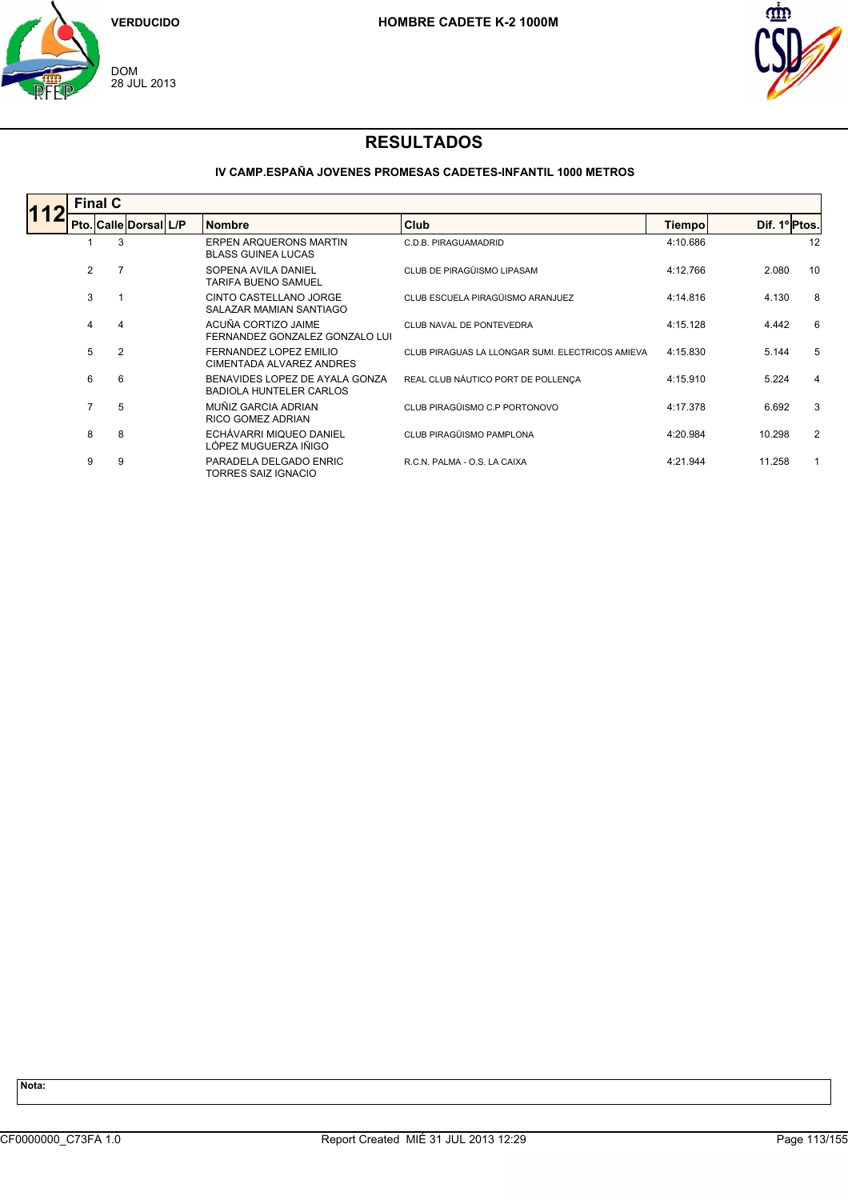VERDUCIDO

DOM
28 JUL 2013

**HOMBRE CADETE K-2 1000M**

# RESULTADOS

### IV CAMP.ESPAÑA JOVENES PROMESAS CADETES-INFANTIL 1000 METROS

**112 Final C**

| Pto. | Calle | Dorsal | L/P | Nombre | Club | Tiempo | Dif. 1º | Ptos. |
|---|---|---|---|---|---|---|---|---|
| 1 | 3 | | | ERPEN ARQUERONS MARTIN<br>BLASS GUINEA LUCAS | C.D.B. PIRAGUAMADRID | 4:10.686 | | 12 |
| 2 | 7 | | | SOPENA AVILA DANIEL<br>TARIFA BUENO SAMUEL | CLUB DE PIRAGÜISMO LIPASAM | 4:12.766 | 2.080 | 10 |
| 3 | 1 | | | CINTO CASTELLANO JORGE<br>SALAZAR MAMIAN SANTIAGO | CLUB ESCUELA PIRAGÜISMO ARANJUEZ | 4:14.816 | 4.130 | 8 |
| 4 | 4 | | | ACUÑA CORTIZO JAIME<br>FERNANDEZ GONZALEZ GONZALO LUI | CLUB NAVAL DE PONTEVEDRA | 4:15.128 | 4.442 | 6 |
| 5 | 2 | | | FERNANDEZ LOPEZ EMILIO<br>CIMENTADA ALVAREZ ANDRES | CLUB PIRAGUAS LA LLONGAR SUMI. ELECTRICOS AMIEVA | 4:15.830 | 5.144 | 5 |
| 6 | 6 | | | BENAVIDES LOPEZ DE AYALA GONZA<br>BADIOLA HUNTELER CARLOS | REAL CLUB NÁUTICO PORT DE POLLENÇA | 4:15.910 | 5.224 | 4 |
| 7 | 5 | | | MUÑIZ GARCIA ADRIAN<br>RICO GOMEZ ADRIAN | CLUB PIRAGÜISMO C.P PORTONOVO | 4:17.378 | 6.692 | 3 |
| 8 | 8 | | | ECHÁVARRI MIQUEO DANIEL<br>LÓPEZ MUGUERZA IÑIGO | CLUB PIRAGÜISMO PAMPLONA | 4:20.984 | 10.298 | 2 |
| 9 | 9 | | | PARADELA DELGADO ENRIC<br>TORRES SAIZ IGNACIO | R.C.N. PALMA - O.S. LA CAIXA | 4:21.944 | 11.258 | 1 |

**Nota:**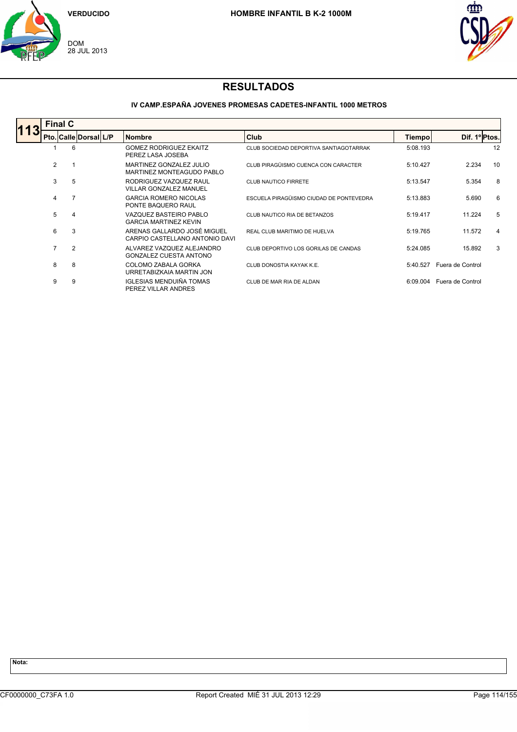VERDUCIDO

DOM
28 JUL 2013

**HOMBRE INFANTIL B K-2 1000M**

# RESULTADOS

### IV CAMP.ESPAÑA JOVENES PROMESAS CADETES-INFANTIL 1000 METROS

**113 Final C**

| Pto. | Calle | Dorsal | L/P | Nombre | Club | Tiempo | Dif. 1º | Ptos. |
|---|---|---|---|---|---|---|---|---|
| 1 | 6 | | | GOMEZ RODRIGUEZ EKAITZ<br>PEREZ LASA JOSEBA | CLUB SOCIEDAD DEPORTIVA SANTIAGOTARRAK | 5:08.193 | | 12 |
| 2 | 1 | | | MARTINEZ GONZALEZ JULIO<br>MARTINEZ MONTEAGUDO PABLO | CLUB PIRAGÜISMO CUENCA CON CARACTER | 5:10.427 | 2.234 | 10 |
| 3 | 5 | | | RODRIGUEZ VAZQUEZ RAUL<br>VILLAR GONZALEZ MANUEL | CLUB NAUTICO FIRRETE | 5:13.547 | 5.354 | 8 |
| 4 | 7 | | | GARCIA ROMERO NICOLAS<br>PONTE BAQUERO RAUL | ESCUELA PIRAGÜISMO CIUDAD DE PONTEVEDRA | 5:13.883 | 5.690 | 6 |
| 5 | 4 | | | VAZQUEZ BASTEIRO PABLO<br>GARCIA MARTINEZ KEVIN | CLUB NAUTICO RIA DE BETANZOS | 5:19.417 | 11.224 | 5 |
| 6 | 3 | | | ARENAS GALLARDO JOSÉ MIGUEL<br>CARPIO CASTELLANO ANTONIO DAVI | REAL CLUB MARITIMO DE HUELVA | 5:19.765 | 11.572 | 4 |
| 7 | 2 | | | ALVAREZ VAZQUEZ ALEJANDRO<br>GONZALEZ CUESTA ANTONO | CLUB DEPORTIVO LOS GORILAS DE CANDAS | 5:24.085 | 15.892 | 3 |
| 8 | 8 | | | COLOMO ZABALA GORKA<br>URRETABIZKAIA MARTIN JON | CLUB DONOSTIA KAYAK K.E. | 5:40.527 | Fuera de Control | |
| 9 | 9 | | | IGLESIAS MENDUIÑA TOMAS<br>PEREZ VILLAR ANDRES | CLUB DE MAR RIA DE ALDAN | 6:09.004 | Fuera de Control | |

**Nota:**

CF0000000_C73FA 1.0 Report Created MIÉ 31 JUL 2013 12:29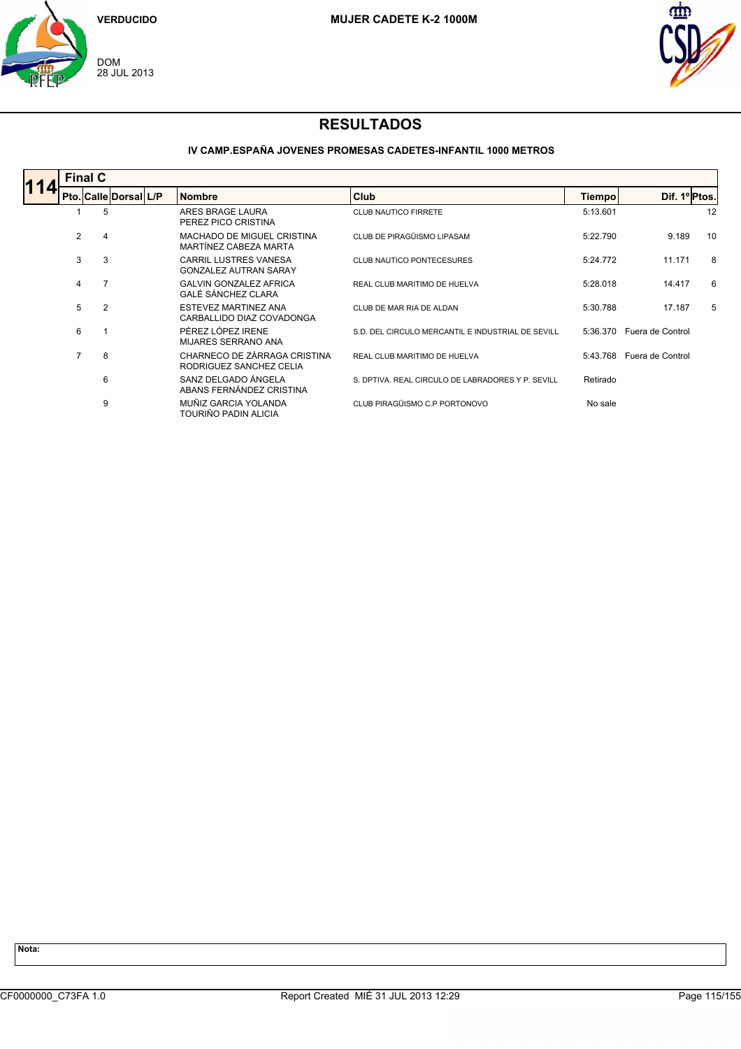VERDUCIDO

DOM
28 JUL 2013

**MUJER CADETE K-2 1000M**

# RESULTADOS

### IV CAMP.ESPAÑA JOVENES PROMESAS CADETES-INFANTIL 1000 METROS

## 114 Final C

| Pto. | Calle | Dorsal | L/P | Nombre | Club | Tiempo | Dif. 1º | Ptos. |
|---|---|---|---|---|---|---|---|---|
| 1 | 5 | | | ARES BRAGE LAURA<br>PEREZ PICO CRISTINA | CLUB NAUTICO FIRRETE | 5:13.601 | | 12 |
| 2 | 4 | | | MACHADO DE MIGUEL CRISTINA<br>MARTÍNEZ CABEZA MARTA | CLUB DE PIRAGÜISMO LIPASAM | 5:22.790 | 9.189 | 10 |
| 3 | 3 | | | CARRIL LUSTRES VANESA<br>GONZALEZ AUTRAN SARAY | CLUB NAUTICO PONTECESURES | 5:24.772 | 11.171 | 8 |
| 4 | 7 | | | GALVIN GONZALEZ AFRICA<br>GALÉ SÁNCHEZ CLARA | REAL CLUB MARITIMO DE HUELVA | 5:28.018 | 14.417 | 6 |
| 5 | 2 | | | ESTEVEZ MARTINEZ ANA<br>CARBALLIDO DIAZ COVADONGA | CLUB DE MAR RIA DE ALDAN | 5:30.788 | 17.187 | 5 |
| 6 | 1 | | | PÉREZ LÓPEZ IRENE<br>MIJARES SERRANO ANA | S.D. DEL CIRCULO MERCANTIL E INDUSTRIAL DE SEVILL | 5:36.370 | Fuera de Control | |
| 7 | 8 | | | CHARNECO DE ZÁRRAGA CRISTINA<br>RODRIGUEZ SANCHEZ CELIA | REAL CLUB MARITIMO DE HUELVA | 5:43.768 | Fuera de Control | |
| | 6 | | | SANZ DELGADO ÁNGELA<br>ABANS FERNÁNDEZ CRISTINA | S. DPTIVA. REAL CIRCULO DE LABRADORES Y P. SEVILL | Retirado | | |
| | 9 | | | MUÑIZ GARCIA YOLANDA<br>TOURIÑO PADIN ALICIA | CLUB PIRAGÜISMO C.P PORTONOVO | No sale | | |

**Nota:**

CF0000000_C73FA 1.0 Report Created MIÉ 31 JUL 2013 12:29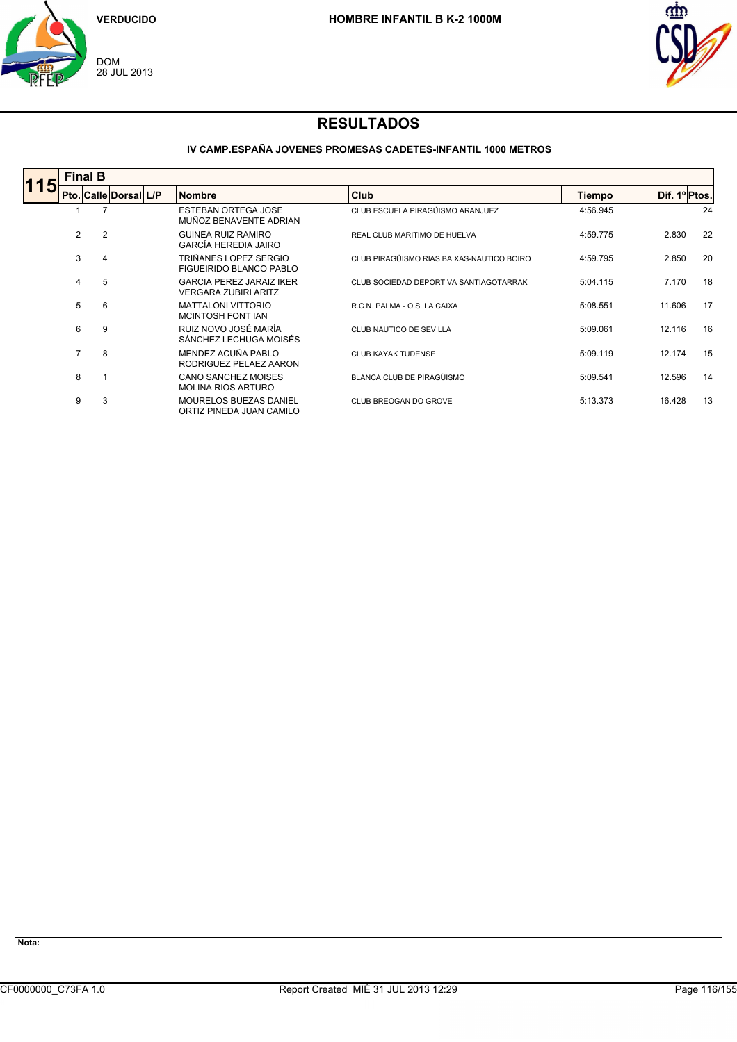VERDUCIDO

DOM
28 JUL 2013

**HOMBRE INFANTIL B K-2 1000M**

# RESULTADOS

### IV CAMP.ESPAÑA JOVENES PROMESAS CADETES-INFANTIL 1000 METROS

**115 Final B**

| Pto. | Calle | Dorsal | L/P | Nombre | Club | Tiempo | Dif. 1º | Ptos. |
|---|---|---|---|---|---|---|---|---|
| 1 | 7 | | | ESTEBAN ORTEGA JOSE<br>MUÑOZ BENAVENTE ADRIAN | CLUB ESCUELA PIRAGÜISMO ARANJUEZ | 4:56.945 | | 24 |
| 2 | 2 | | | GUINEA RUIZ RAMIRO<br>GARCÍA HEREDIA JAIRO | REAL CLUB MARITIMO DE HUELVA | 4:59.775 | 2.830 | 22 |
| 3 | 4 | | | TRIÑANES LOPEZ SERGIO<br>FIGUEIRIDO BLANCO PABLO | CLUB PIRAGÜISMO RIAS BAIXAS-NAUTICO BOIRO | 4:59.795 | 2.850 | 20 |
| 4 | 5 | | | GARCIA PEREZ JARAIZ IKER<br>VERGARA ZUBIRI ARITZ | CLUB SOCIEDAD DEPORTIVA SANTIAGOTARRAK | 5:04.115 | 7.170 | 18 |
| 5 | 6 | | | MATTALONI VITTORIO<br>MCINTOSH FONT IAN | R.C.N. PALMA - O.S. LA CAIXA | 5:08.551 | 11.606 | 17 |
| 6 | 9 | | | RUIZ NOVO JOSÉ MARÍA<br>SÁNCHEZ LECHUGA MOISÉS | CLUB NAUTICO DE SEVILLA | 5:09.061 | 12.116 | 16 |
| 7 | 8 | | | MENDEZ ACUÑA PABLO<br>RODRIGUEZ PELAEZ AARON | CLUB KAYAK TUDENSE | 5:09.119 | 12.174 | 15 |
| 8 | 1 | | | CANO SANCHEZ MOISES<br>MOLINA RIOS ARTURO | BLANCA CLUB DE PIRAGÜISMO | 5:09.541 | 12.596 | 14 |
| 9 | 3 | | | MOURELOS BUEZAS DANIEL<br>ORTIZ PINEDA JUAN CAMILO | CLUB BREOGAN DO GROVE | 5:13.373 | 16.428 | 13 |

**Nota:**

CF0000000_C73FA 1.0 Report Created MIÉ 31 JUL 2013 12:29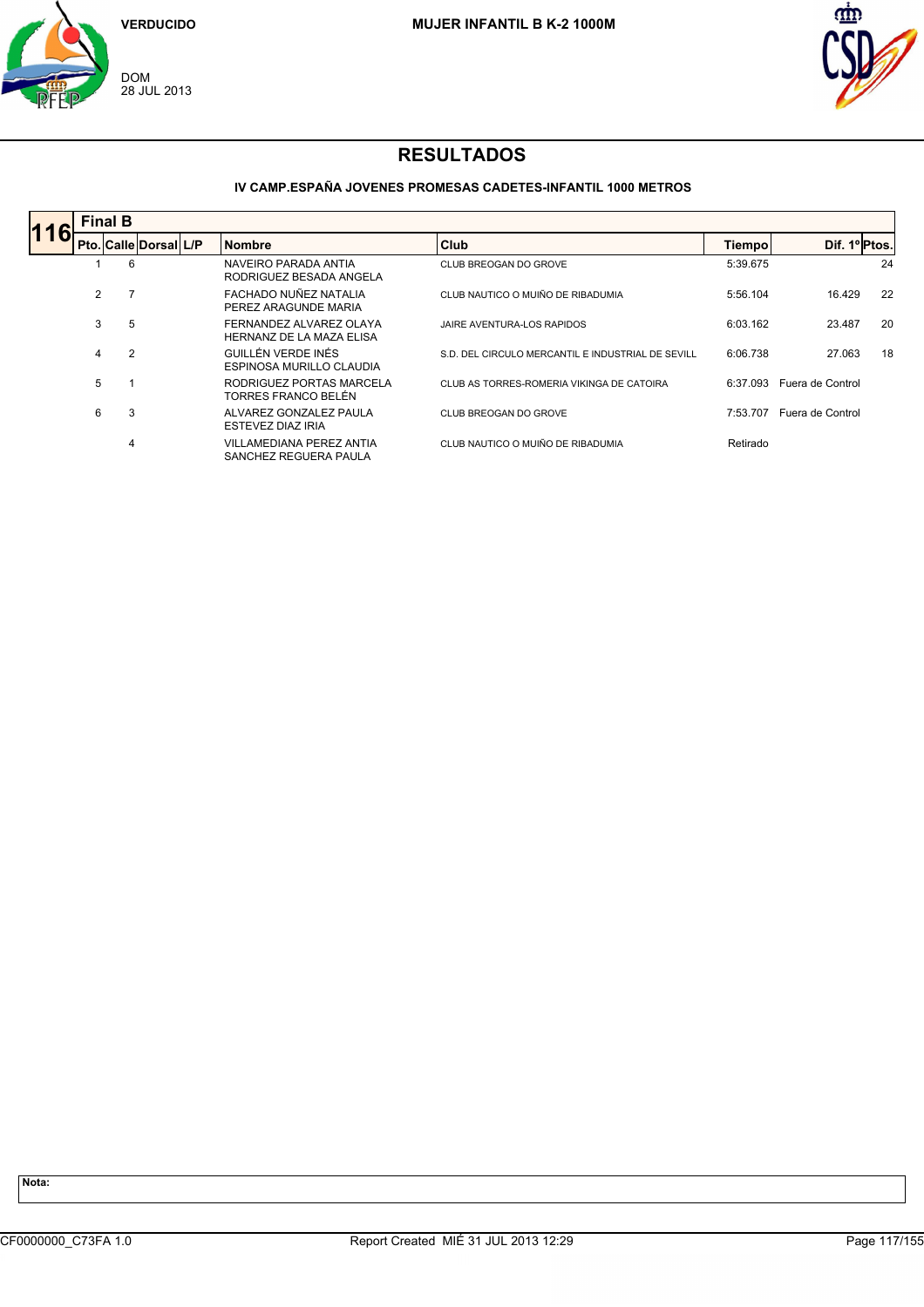VERDUCIDO

DOM
28 JUL 2013

**MUJER INFANTIL B K-2 1000M**

# RESULTADOS

### IV CAMP.ESPAÑA JOVENES PROMESAS CADETES-INFANTIL 1000 METROS

**116** **Final B**

| Pto. | Calle | Dorsal | L/P | Nombre | Club | Tiempo | Dif. 1º | Ptos. |
|---|---|---|---|---|---|---|---|---|
| 1 | 6 | | | NAVEIRO PARADA ANTIA<br>RODRIGUEZ BESADA ANGELA | CLUB BREOGAN DO GROVE | 5:39.675 | | 24 |
| 2 | 7 | | | FACHADO NUÑEZ NATALIA<br>PEREZ ARAGUNDE MARIA | CLUB NAUTICO O MUIÑO DE RIBADUMIA | 5:56.104 | 16.429 | 22 |
| 3 | 5 | | | FERNANDEZ ALVAREZ OLAYA<br>HERNANZ DE LA MAZA ELISA | JAIRE AVENTURA-LOS RAPIDOS | 6:03.162 | 23.487 | 20 |
| 4 | 2 | | | GUILLÉN VERDE INÉS<br>ESPINOSA MURILLO CLAUDIA | S.D. DEL CIRCULO MERCANTIL E INDUSTRIAL DE SEVILL | 6:06.738 | 27.063 | 18 |
| 5 | 1 | | | RODRIGUEZ PORTAS MARCELA<br>TORRES FRANCO BELÉN | CLUB AS TORRES-ROMERIA VIKINGA DE CATOIRA | 6:37.093 | Fuera de Control | |
| 6 | 3 | | | ALVAREZ GONZALEZ PAULA<br>ESTEVEZ DIAZ IRIA | CLUB BREOGAN DO GROVE | 7:53.707 | Fuera de Control | |
| | 4 | | | VILLAMEDIANA PEREZ ANTIA<br>SANCHEZ REGUERA PAULA | CLUB NAUTICO O MUIÑO DE RIBADUMIA | Retirado | | |

**Nota:**

CF0000000_C73FA 1.0 Report Created MIÉ 31 JUL 2013 12:29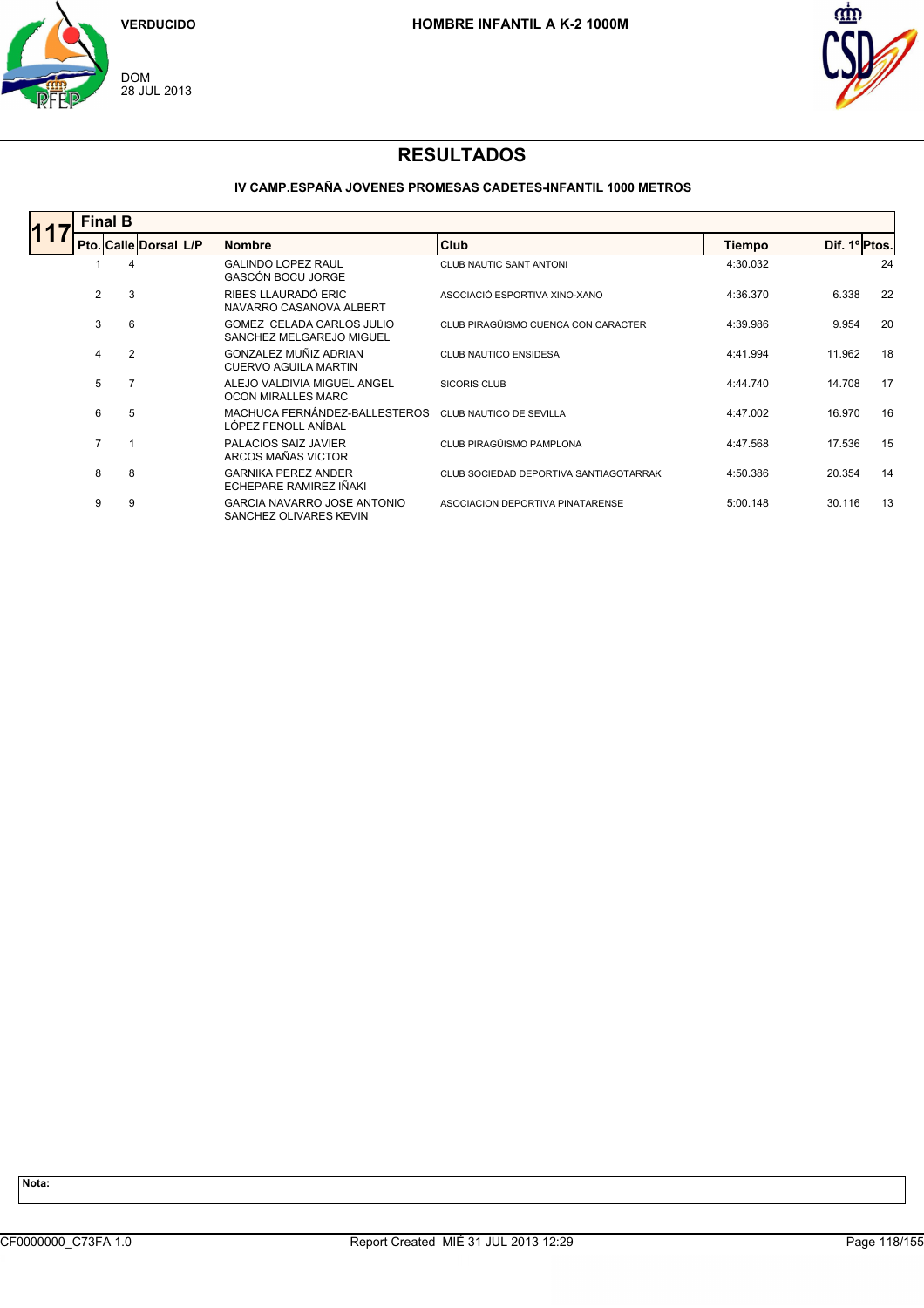VERDUCIDO

DOM
28 JUL 2013

**HOMBRE INFANTIL A K-2 1000M**

# RESULTADOS

### IV CAMP.ESPAÑA JOVENES PROMESAS CADETES-INFANTIL 1000 METROS

**117** **Final B**

| Pto. | Calle | Dorsal | L/P | Nombre | Club | Tiempo | Dif. 1º | Ptos. |
|---|---|---|---|---|---|---|---|---|
| 1 | 4 | | | GALINDO LOPEZ RAUL<br>GASCÓN BOCU JORGE | CLUB NAUTIC SANT ANTONI | 4:30.032 | | 24 |
| 2 | 3 | | | RIBES LLAURADÓ ERIC<br>NAVARRO CASANOVA ALBERT | ASOCIACIÓ ESPORTIVA XINO-XANO | 4:36.370 | 6.338 | 22 |
| 3 | 6 | | | GOMEZ CELADA CARLOS JULIO<br>SANCHEZ MELGAREJO MIGUEL | CLUB PIRAGÜISMO CUENCA CON CARACTER | 4:39.986 | 9.954 | 20 |
| 4 | 2 | | | GONZALEZ MUÑIZ ADRIAN<br>CUERVO AGUILA MARTIN | CLUB NAUTICO ENSIDESA | 4:41.994 | 11.962 | 18 |
| 5 | 7 | | | ALEJO VALDIVIA MIGUEL ANGEL<br>OCON MIRALLES MARC | SICORIS CLUB | 4:44.740 | 14.708 | 17 |
| 6 | 5 | | | MACHUCA FERNÁNDEZ-BALLESTEROS<br>LÓPEZ FENOLL ANÍBAL | CLUB NAUTICO DE SEVILLA | 4:47.002 | 16.970 | 16 |
| 7 | 1 | | | PALACIOS SAIZ JAVIER<br>ARCOS MAÑAS VICTOR | CLUB PIRAGÜISMO PAMPLONA | 4:47.568 | 17.536 | 15 |
| 8 | 8 | | | GARNIKA PEREZ ANDER<br>ECHEPARE RAMIREZ IÑAKI | CLUB SOCIEDAD DEPORTIVA SANTIAGOTARRAK | 4:50.386 | 20.354 | 14 |
| 9 | 9 | | | GARCIA NAVARRO JOSE ANTONIO<br>SANCHEZ OLIVARES KEVIN | ASOCIACION DEPORTIVA PINATARENSE | 5:00.148 | 30.116 | 13 |

**Nota:**

CF0000000_C73FA 1.0 Report Created MIÉ 31 JUL 2013 12:29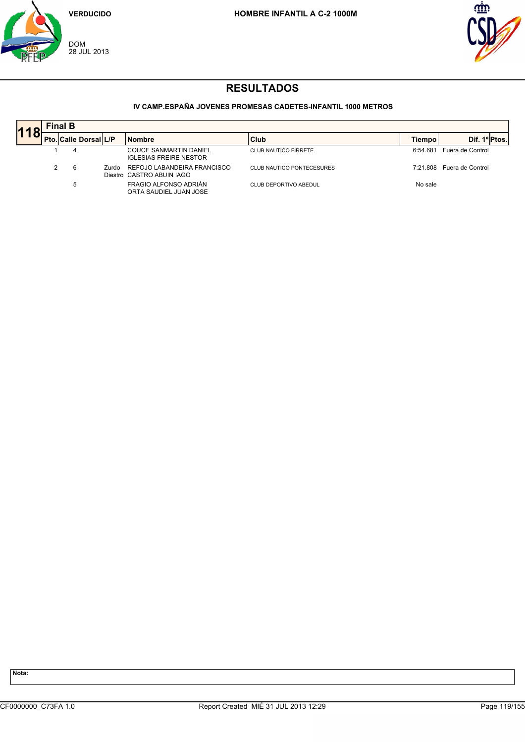VERDUCIDO

DOM
28 JUL 2013

**HOMBRE INFANTIL A C-2 1000M**

# RESULTADOS

**IV CAMP.ESPAÑA JOVENES PROMESAS CADETES-INFANTIL 1000 METROS**

## 118 Final B

| Pto. | Calle | Dorsal | L/P | Nombre | Club | Tiempo | Dif. 1º | Ptos. |
|---|---|---|---|---|---|---|---|---|
| 1 | 4 | | | COUCE SANMARTIN DANIEL<br>IGLESIAS FREIRE NESTOR | CLUB NAUTICO FIRRETE | 6:54.681 | Fuera de Control | |
| 2 | 6 | | Zurdo<br>Diestro | REFOJO LABANDEIRA FRANCISCO<br>CASTRO ABUIN IAGO | CLUB NAUTICO PONTECESURES | 7:21.808 | Fuera de Control | |
| | 5 | | | FRAGIO ALFONSO ADRIÁN<br>ORTA SAUDIEL JUAN JOSE | CLUB DEPORTIVO ABEDUL | No sale | | |

**Nota:**

CF0000000_C73FA 1.0 Report Created MIÉ 31 JUL 2013 12:29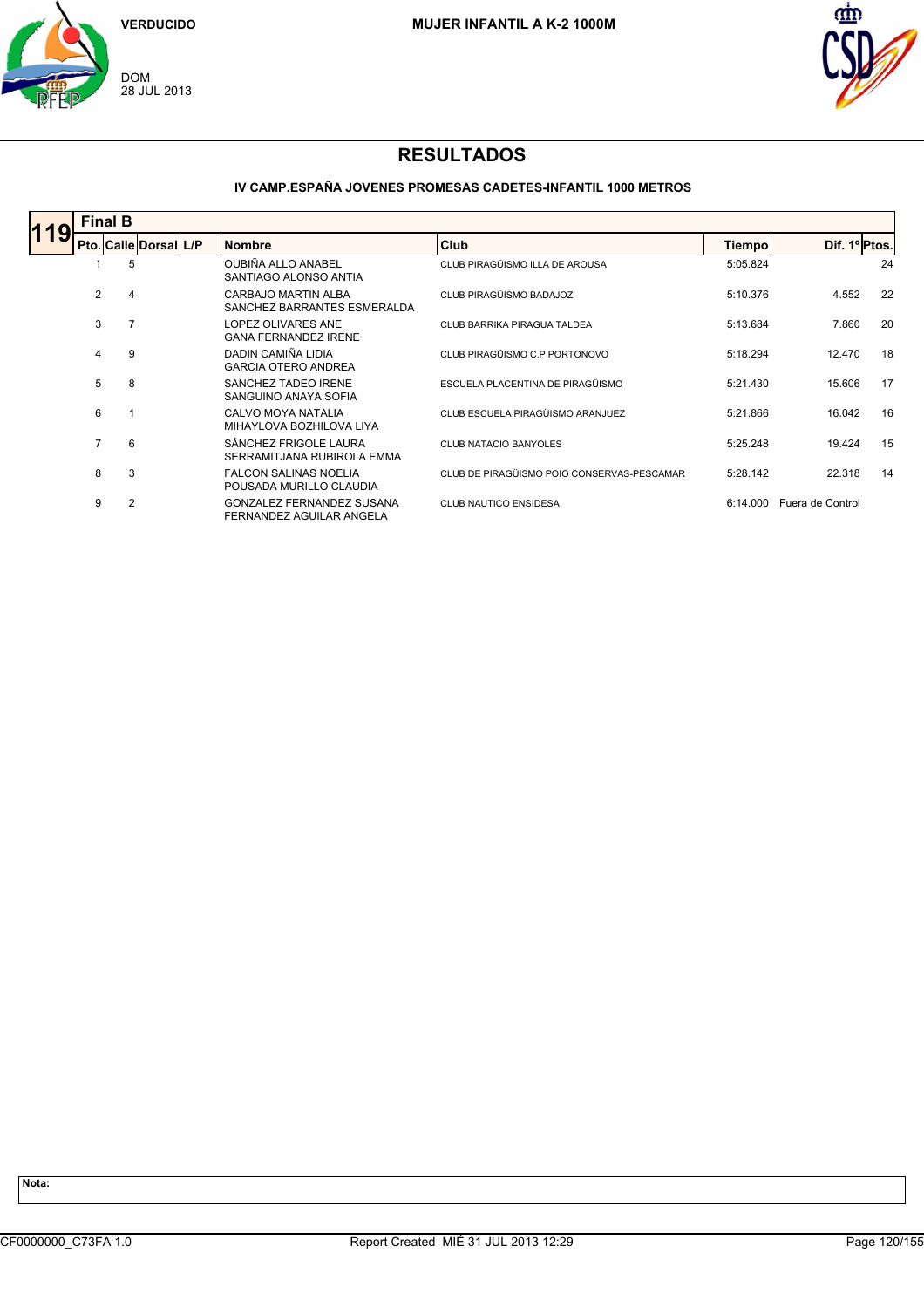VERDUCIDO

MUJER INFANTIL A K-2 1000M

DOM
28 JUL 2013

# RESULTADOS

### IV CAMP.ESPAÑA JOVENES PROMESAS CADETES-INFANTIL 1000 METROS

**119** **Final B**

| Pto. | Calle | Dorsal | L/P | Nombre | Club | Tiempo | Dif. 1º | Ptos. |
|---|---|---|---|---|---|---|---|---|
| 1 | 5 | | | OUBIÑA ALLO ANABEL<br>SANTIAGO ALONSO ANTIA | CLUB PIRAGÜISMO ILLA DE AROUSA | 5:05.824 | | 24 |
| 2 | 4 | | | CARBAJO MARTIN ALBA<br>SANCHEZ BARRANTES ESMERALDA | CLUB PIRAGÜISMO BADAJOZ | 5:10.376 | 4.552 | 22 |
| 3 | 7 | | | LOPEZ OLIVARES ANE<br>GANA FERNANDEZ IRENE | CLUB BARRIKA PIRAGUA TALDEA | 5:13.684 | 7.860 | 20 |
| 4 | 9 | | | DADIN CAMIÑA LIDIA<br>GARCIA OTERO ANDREA | CLUB PIRAGÜISMO C.P PORTONOVO | 5:18.294 | 12.470 | 18 |
| 5 | 8 | | | SANCHEZ TADEO IRENE<br>SANGUINO ANAYA SOFIA | ESCUELA PLACENTINA DE PIRAGÜISMO | 5:21.430 | 15.606 | 17 |
| 6 | 1 | | | CALVO MOYA NATALIA<br>MIHAYLOVA BOZHILOVA LIYA | CLUB ESCUELA PIRAGÜISMO ARANJUEZ | 5:21.866 | 16.042 | 16 |
| 7 | 6 | | | SÁNCHEZ FRIGOLE LAURA<br>SERRAMITJANA RUBIROLA EMMA | CLUB NATACIO BANYOLES | 5:25.248 | 19.424 | 15 |
| 8 | 3 | | | FALCON SALINAS NOELIA<br>POUSADA MURILLO CLAUDIA | CLUB DE PIRAGÜISMO POIO CONSERVAS-PESCAMAR | 5:28.142 | 22.318 | 14 |
| 9 | 2 | | | GONZALEZ FERNANDEZ SUSANA<br>FERNANDEZ AGUILAR ANGELA | CLUB NAUTICO ENSIDESA | 6:14.000 | Fuera de Control | |

**Nota:**

CF0000000_C73FA 1.0 Report Created MIÉ 31 JUL 2013 12:29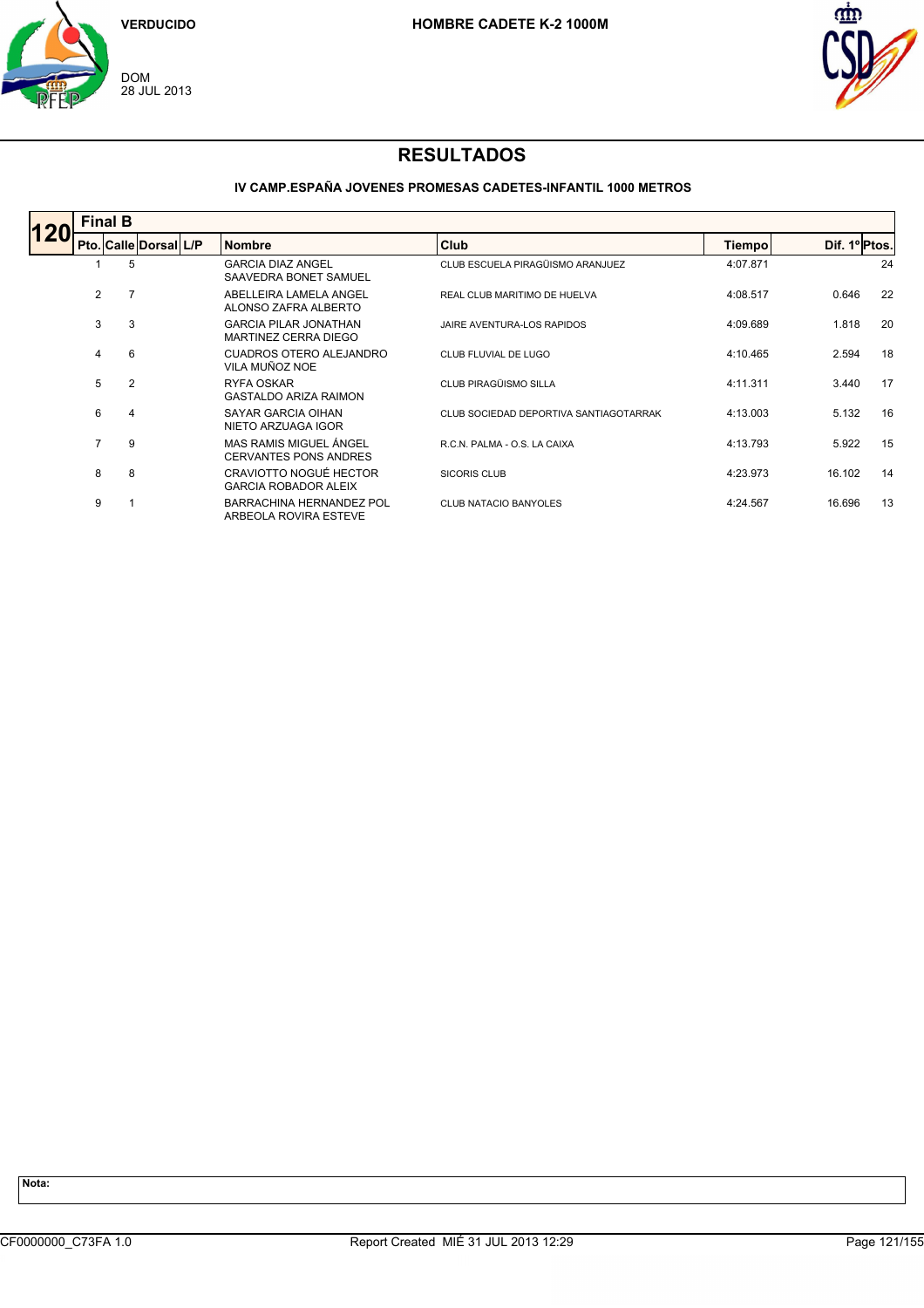VERDUCIDO

DOM
28 JUL 2013

**HOMBRE CADETE K-2 1000M**

# RESULTADOS

**IV CAMP.ESPAÑA JOVENES PROMESAS CADETES-INFANTIL 1000 METROS**

## 120 Final B

| Pto. | Calle | Dorsal | L/P | Nombre | Club | Tiempo | Dif. 1º | Ptos. |
|---|---|---|---|---|---|---|---|---|
| 1 | 5 | | | GARCIA DIAZ ANGEL<br>SAAVEDRA BONET SAMUEL | CLUB ESCUELA PIRAGÜISMO ARANJUEZ | 4:07.871 | | 24 |
| 2 | 7 | | | ABELLEIRA LAMELA ANGEL<br>ALONSO ZAFRA ALBERTO | REAL CLUB MARITIMO DE HUELVA | 4:08.517 | 0.646 | 22 |
| 3 | 3 | | | GARCIA PILAR JONATHAN<br>MARTINEZ CERRA DIEGO | JAIRE AVENTURA-LOS RAPIDOS | 4:09.689 | 1.818 | 20 |
| 4 | 6 | | | CUADROS OTERO ALEJANDRO<br>VILA MUÑOZ NOE | CLUB FLUVIAL DE LUGO | 4:10.465 | 2.594 | 18 |
| 5 | 2 | | | RYFA OSKAR<br>GASTALDO ARIZA RAIMON | CLUB PIRAGÜISMO SILLA | 4:11.311 | 3.440 | 17 |
| 6 | 4 | | | SAYAR GARCIA OIHAN<br>NIETO ARZUAGA IGOR | CLUB SOCIEDAD DEPORTIVA SANTIAGOTARRAK | 4:13.003 | 5.132 | 16 |
| 7 | 9 | | | MAS RAMIS MIGUEL ÁNGEL<br>CERVANTES PONS ANDRES | R.C.N. PALMA - O.S. LA CAIXA | 4:13.793 | 5.922 | 15 |
| 8 | 8 | | | CRAVIOTTO NOGUÉ HECTOR<br>GARCIA ROBADOR ALEIX | SICORIS CLUB | 4:23.973 | 16.102 | 14 |
| 9 | 1 | | | BARRACHINA HERNANDEZ POL<br>ARBEOLA ROVIRA ESTEVE | CLUB NATACIO BANYOLES | 4:24.567 | 16.696 | 13 |

**Nota:**

CF0000000_C73FA 1.0 Report Created MIÉ 31 JUL 2013 12:29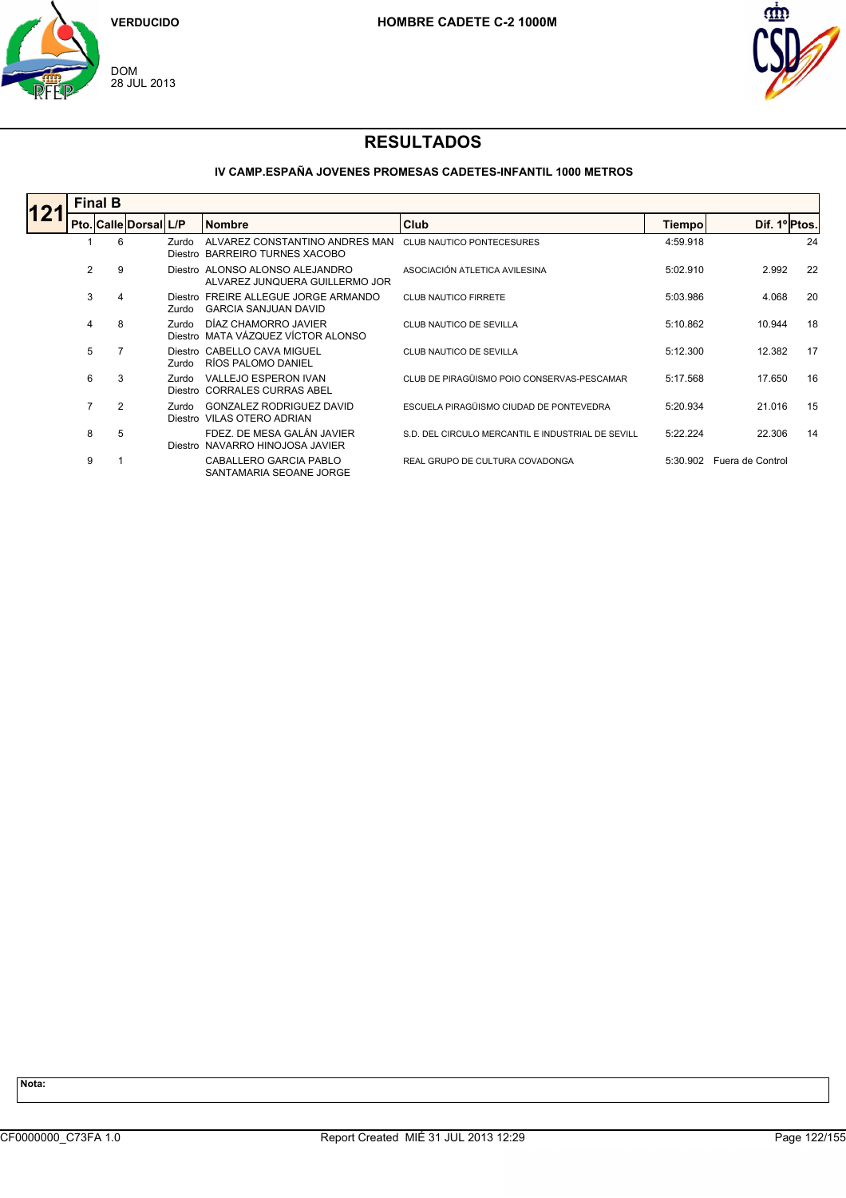VERDUCIDO

DOM
28 JUL 2013

**HOMBRE CADETE C-2 1000M**

# RESULTADOS

### IV CAMP.ESPAÑA JOVENES PROMESAS CADETES-INFANTIL 1000 METROS

**121** — **Final B**

| Pto. | Calle | Dorsal | L/P | Nombre | Club | Tiempo | Dif. 1º | Ptos. |
|---|---|---|---|---|---|---|---|---|
| 1 | 6 | | Zurdo<br>Diestro | ALVAREZ CONSTANTINO ANDRES MAN<br>BARREIRO TURNES XACOBO | CLUB NAUTICO PONTECESURES | 4:59.918 | | 24 |
| 2 | 9 | | Diestro | ALONSO ALONSO ALEJANDRO<br>ALVAREZ JUNQUERA GUILLERMO JOR | ASOCIACIÓN ATLETICA AVILESINA | 5:02.910 | 2.992 | 22 |
| 3 | 4 | | Diestro<br>Zurdo | FREIRE ALLEGUE JORGE ARMANDO<br>GARCIA SANJUAN DAVID | CLUB NAUTICO FIRRETE | 5:03.986 | 4.068 | 20 |
| 4 | 8 | | Zurdo<br>Diestro | DÍAZ CHAMORRO JAVIER<br>MATA VÁZQUEZ VÍCTOR ALONSO | CLUB NAUTICO DE SEVILLA | 5:10.862 | 10.944 | 18 |
| 5 | 7 | | Diestro<br>Zurdo | CABELLO CAVA MIGUEL<br>RÍOS PALOMO DANIEL | CLUB NAUTICO DE SEVILLA | 5:12.300 | 12.382 | 17 |
| 6 | 3 | | Zurdo<br>Diestro | VALLEJO ESPERON IVAN<br>CORRALES CURRAS ABEL | CLUB DE PIRAGÜISMO POIO CONSERVAS-PESCAMAR | 5:17.568 | 17.650 | 16 |
| 7 | 2 | | Zurdo<br>Diestro | GONZALEZ RODRIGUEZ DAVID<br>VILAS OTERO ADRIAN | ESCUELA PIRAGÜISMO CIUDAD DE PONTEVEDRA | 5:20.934 | 21.016 | 15 |
| 8 | 5 | | Diestro | FDEZ. DE MESA GALÁN JAVIER<br>NAVARRO HINOJOSA JAVIER | S.D. DEL CIRCULO MERCANTIL E INDUSTRIAL DE SEVILL | 5:22.224 | 22.306 | 14 |
| 9 | 1 | | | CABALLERO GARCIA PABLO<br>SANTAMARIA SEOANE JORGE | REAL GRUPO DE CULTURA COVADONGA | 5:30.902 | Fuera de Control | |

**Nota:**

CF0000000_C73FA 1.0 — Report Created MIÉ 31 JUL 2013 12:29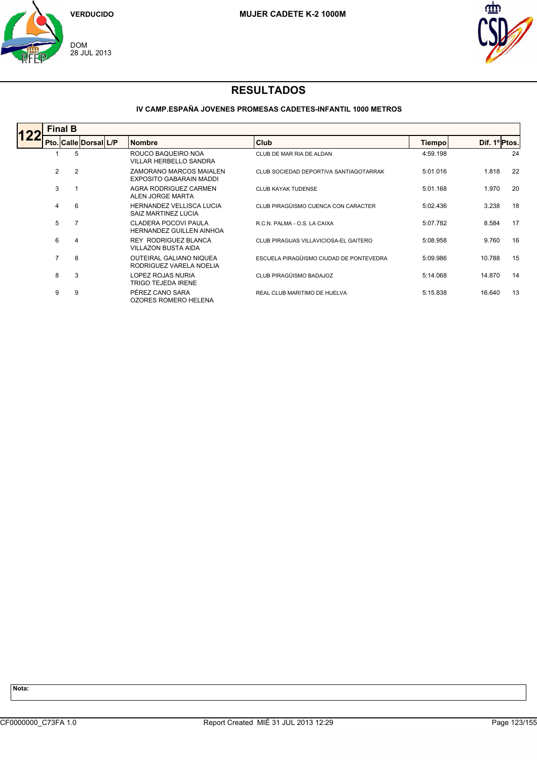VERDUCIDO

DOM
28 JUL 2013

**MUJER CADETE K-2 1000M**

# RESULTADOS

### IV CAMP.ESPAÑA JOVENES PROMESAS CADETES-INFANTIL 1000 METROS

**122 Final B**

| Pto. | Calle | Dorsal | L/P | Nombre | Club | Tiempo | Dif. 1º | Ptos. |
|---|---|---|---|---|---|---|---|---|
| 1 | 5 | | | ROUCO BAQUEIRO NOA<br>VILLAR HERBELLO SANDRA | CLUB DE MAR RIA DE ALDAN | 4:59.198 | | 24 |
| 2 | 2 | | | ZAMORANO MARCOS MAIALEN<br>EXPOSITO GABARAIN MADDI | CLUB SOCIEDAD DEPORTIVA SANTIAGOTARRAK | 5:01.016 | 1.818 | 22 |
| 3 | 1 | | | AGRA RODRIGUEZ CARMEN<br>ALEN JORGE MARTA | CLUB KAYAK TUDENSE | 5:01.168 | 1.970 | 20 |
| 4 | 6 | | | HERNANDEZ VELLISCA LUCIA<br>SAIZ MARTINEZ LUCIA | CLUB PIRAGÜISMO CUENCA CON CARACTER | 5:02.436 | 3.238 | 18 |
| 5 | 7 | | | CLADERA POCOVI PAULA<br>HERNANDEZ GUILLEN AINHOA | R.C.N. PALMA - O.S. LA CAIXA | 5:07.782 | 8.584 | 17 |
| 6 | 4 | | | REY RODRIGUEZ BLANCA<br>VILLAZON BUSTA AIDA | CLUB PIRAGUAS VILLAVICIOSA-EL GAITERO | 5:08.958 | 9.760 | 16 |
| 7 | 8 | | | OUTEIRAL GALIANO NIQUEA<br>RODRIGUEZ VARELA NOELIA | ESCUELA PIRAGÜISMO CIUDAD DE PONTEVEDRA | 5:09.986 | 10.788 | 15 |
| 8 | 3 | | | LOPEZ ROJAS NURIA<br>TRIGO TEJEDA IRENE | CLUB PIRAGÜISMO BADAJOZ | 5:14.068 | 14.870 | 14 |
| 9 | 9 | | | PÉREZ CANO SARA<br>OZORES ROMERO HELENA | REAL CLUB MARITIMO DE HUELVA | 5:15.838 | 16.640 | 13 |

**Nota:**

CF0000000_C73FA 1.0 Report Created MIÉ 31 JUL 2013 12:29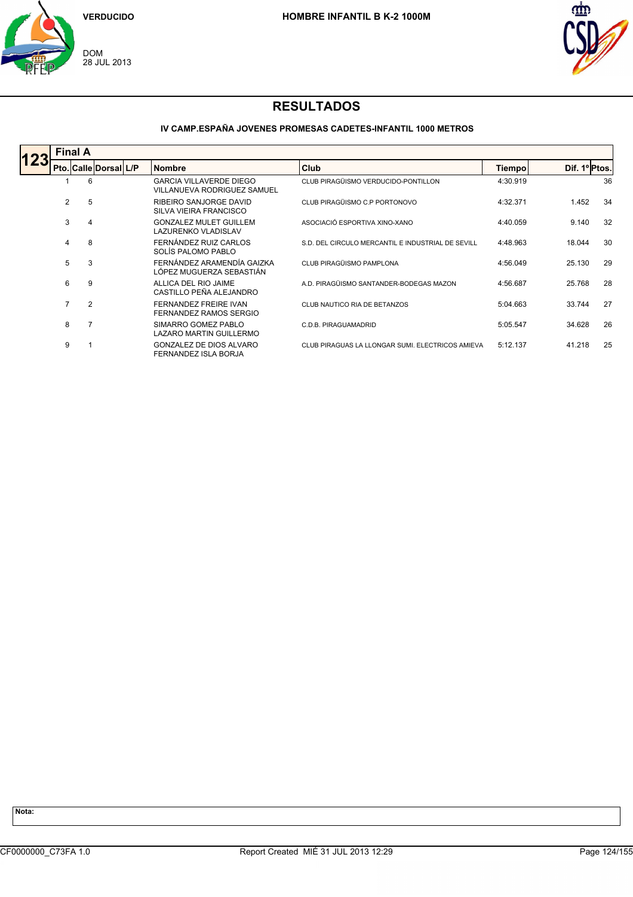VERDUCIDO

DOM
28 JUL 2013

**HOMBRE INFANTIL B K-2 1000M**

# RESULTADOS

### IV CAMP.ESPAÑA JOVENES PROMESAS CADETES-INFANTIL 1000 METROS

**123** — **Final A**

| Pto. | Calle | Dorsal | L/P | Nombre | Club | Tiempo | Dif. 1º | Ptos. |
|---|---|---|---|---|---|---|---|---|
| 1 | 6 | | | GARCIA VILLAVERDE DIEGO<br>VILLANUEVA RODRIGUEZ SAMUEL | CLUB PIRAGÜISMO VERDUCIDO-PONTILLON | 4:30.919 | | 36 |
| 2 | 5 | | | RIBEIRO SANJORGE DAVID<br>SILVA VIEIRA FRANCISCO | CLUB PIRAGÜISMO C.P PORTONOVO | 4:32.371 | 1.452 | 34 |
| 3 | 4 | | | GONZALEZ MULET GUILLEM<br>LAZURENKO VLADISLAV | ASOCIACIÓ ESPORTIVA XINO-XANO | 4:40.059 | 9.140 | 32 |
| 4 | 8 | | | FERNÁNDEZ RUIZ CARLOS<br>SOLÍS PALOMO PABLO | S.D. DEL CIRCULO MERCANTIL E INDUSTRIAL DE SEVILL | 4:48.963 | 18.044 | 30 |
| 5 | 3 | | | FERNÁNDEZ ARAMENDÍA GAIZKA<br>LÓPEZ MUGUERZA SEBASTIÁN | CLUB PIRAGÜISMO PAMPLONA | 4:56.049 | 25.130 | 29 |
| 6 | 9 | | | ALLICA DEL RIO JAIME<br>CASTILLO PEÑA ALEJANDRO | A.D. PIRAGÜISMO SANTANDER-BODEGAS MAZON | 4:56.687 | 25.768 | 28 |
| 7 | 2 | | | FERNANDEZ FREIRE IVAN<br>FERNANDEZ RAMOS SERGIO | CLUB NAUTICO RIA DE BETANZOS | 5:04.663 | 33.744 | 27 |
| 8 | 7 | | | SIMARRO GOMEZ PABLO<br>LAZARO MARTIN GUILLERMO | C.D.B. PIRAGUAMADRID | 5:05.547 | 34.628 | 26 |
| 9 | 1 | | | GONZALEZ DE DIOS ALVARO<br>FERNANDEZ ISLA BORJA | CLUB PIRAGUAS LA LLONGAR SUMI. ELECTRICOS AMIEVA | 5:12.137 | 41.218 | 25 |

**Nota:**

CF0000000_C73FA 1.0 — Report Created MIÉ 31 JUL 2013 12:29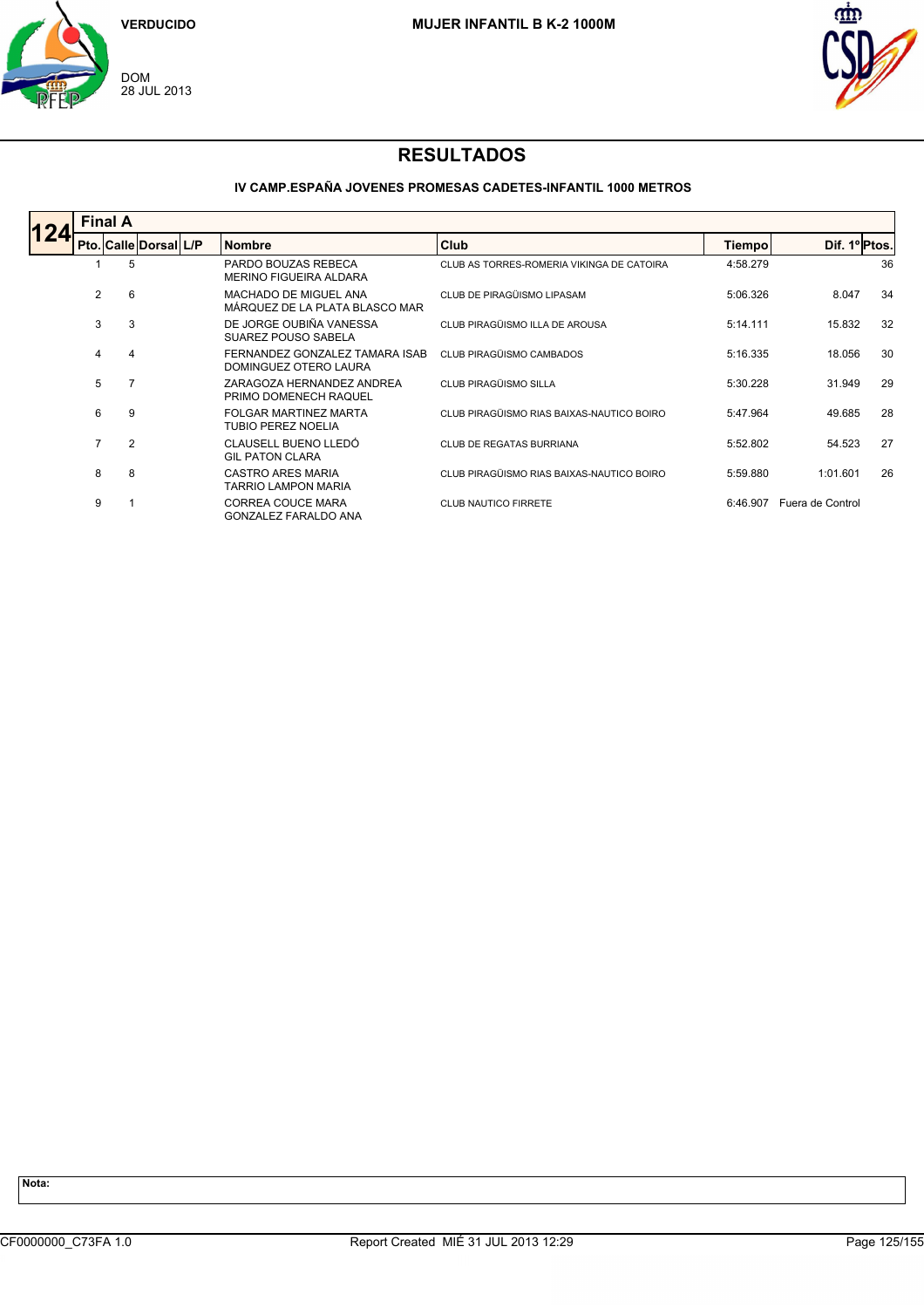VERDUCIDO

DOM
28 JUL 2013

MUJER INFANTIL B K-2 1000M

# RESULTADOS

### IV CAMP.ESPAÑA JOVENES PROMESAS CADETES-INFANTIL 1000 METROS

**124** Final A

| Pto. | Calle | Dorsal | L/P | Nombre | Club | Tiempo | Dif. 1º | Ptos. |
|---|---|---|---|---|---|---|---|---|
| 1 | 5 | | | PARDO BOUZAS REBECA<br>MERINO FIGUEIRA ALDARA | CLUB AS TORRES-ROMERIA VIKINGA DE CATOIRA | 4:58.279 | | 36 |
| 2 | 6 | | | MACHADO DE MIGUEL ANA<br>MÁRQUEZ DE LA PLATA BLASCO MAR | CLUB DE PIRAGÜISMO LIPASAM | 5:06.326 | 8.047 | 34 |
| 3 | 3 | | | DE JORGE OUBIÑA VANESSA<br>SUAREZ POUSO SABELA | CLUB PIRAGÜISMO ILLA DE AROUSA | 5:14.111 | 15.832 | 32 |
| 4 | 4 | | | FERNANDEZ GONZALEZ TAMARA ISAB<br>DOMINGUEZ OTERO LAURA | CLUB PIRAGÜISMO CAMBADOS | 5:16.335 | 18.056 | 30 |
| 5 | 7 | | | ZARAGOZA HERNANDEZ ANDREA<br>PRIMO DOMENECH RAQUEL | CLUB PIRAGÜISMO SILLA | 5:30.228 | 31.949 | 29 |
| 6 | 9 | | | FOLGAR MARTINEZ MARTA<br>TUBIO PEREZ NOELIA | CLUB PIRAGÜISMO RIAS BAIXAS-NAUTICO BOIRO | 5:47.964 | 49.685 | 28 |
| 7 | 2 | | | CLAUSELL BUENO LLEDÓ<br>GIL PATON CLARA | CLUB DE REGATAS BURRIANA | 5:52.802 | 54.523 | 27 |
| 8 | 8 | | | CASTRO ARES MARIA<br>TARRIO LAMPON MARIA | CLUB PIRAGÜISMO RIAS BAIXAS-NAUTICO BOIRO | 5:59.880 | 1:01.601 | 26 |
| 9 | 1 | | | CORREA COUCE MARA<br>GONZALEZ FARALDO ANA | CLUB NAUTICO FIRRETE | 6:46.907 | Fuera de Control | |

**Nota:**

CF0000000_C73FA 1.0 Report Created MIÉ 31 JUL 2013 12:29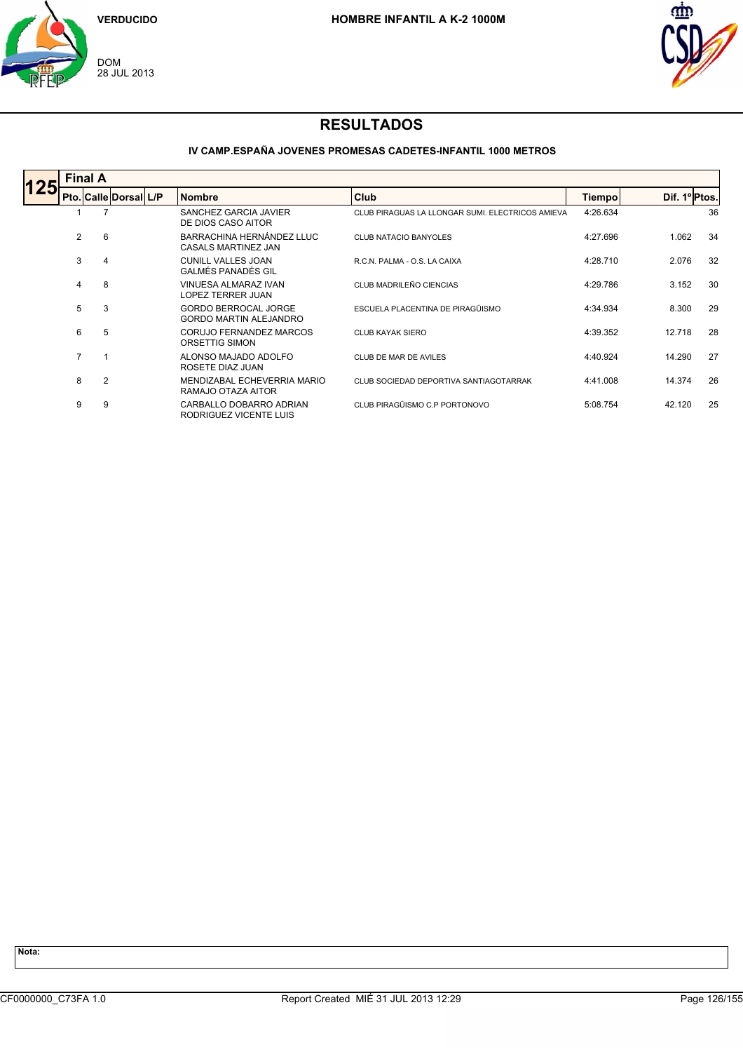VERDUCIDO

DOM
28 JUL 2013

**HOMBRE INFANTIL A K-2 1000M**

# RESULTADOS

### IV CAMP.ESPAÑA JOVENES PROMESAS CADETES-INFANTIL 1000 METROS

**125** **Final A**

| Pto. | Calle | Dorsal | L/P | Nombre | Club | Tiempo | Dif. 1º | Ptos. |
|---|---|---|---|---|---|---|---|---|
| 1 | 7 | | | SANCHEZ GARCIA JAVIER<br>DE DIOS CASO AITOR | CLUB PIRAGUAS LA LLONGAR SUMI. ELECTRICOS AMIEVA | 4:26.634 | | 36 |
| 2 | 6 | | | BARRACHINA HERNÁNDEZ LLUC<br>CASALS MARTINEZ JAN | CLUB NATACIO BANYOLES | 4:27.696 | 1.062 | 34 |
| 3 | 4 | | | CUNILL VALLES JOAN<br>GALMÉS PANADÉS GIL | R.C.N. PALMA - O.S. LA CAIXA | 4:28.710 | 2.076 | 32 |
| 4 | 8 | | | VINUESA ALMARAZ IVAN<br>LOPEZ TERRER JUAN | CLUB MADRILEÑO CIENCIAS | 4:29.786 | 3.152 | 30 |
| 5 | 3 | | | GORDO BERROCAL JORGE<br>GORDO MARTIN ALEJANDRO | ESCUELA PLACENTINA DE PIRAGÜISMO | 4:34.934 | 8.300 | 29 |
| 6 | 5 | | | CORUJO FERNANDEZ MARCOS<br>ORSETTIG SIMON | CLUB KAYAK SIERO | 4:39.352 | 12.718 | 28 |
| 7 | 1 | | | ALONSO MAJADO ADOLFO<br>ROSETE DIAZ JUAN | CLUB DE MAR DE AVILES | 4:40.924 | 14.290 | 27 |
| 8 | 2 | | | MENDIZABAL ECHEVERRIA MARIO<br>RAMAJO OTAZA AITOR | CLUB SOCIEDAD DEPORTIVA SANTIAGOTARRAK | 4:41.008 | 14.374 | 26 |
| 9 | 9 | | | CARBALLO DOBARRO ADRIAN<br>RODRIGUEZ VICENTE LUIS | CLUB PIRAGÜISMO C.P PORTONOVO | 5:08.754 | 42.120 | 25 |

**Nota:**

CF0000000_C73FA 1.0 Report Created MIÉ 31 JUL 2013 12:29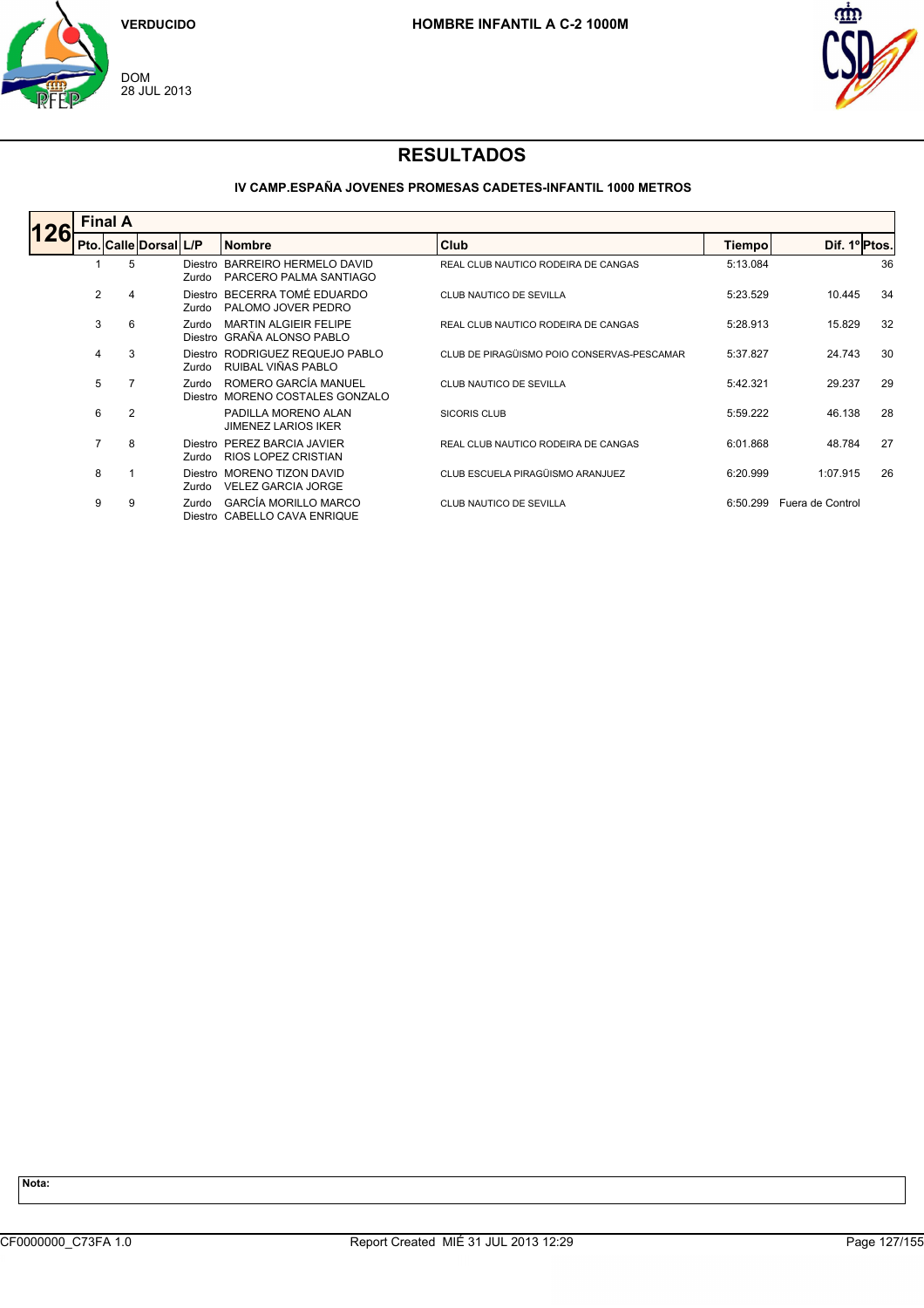VERDUCIDO

DOM
28 JUL 2013

**HOMBRE INFANTIL A C-2 1000M**

# RESULTADOS

### IV CAMP.ESPAÑA JOVENES PROMESAS CADETES-INFANTIL 1000 METROS

**126** — **Final A**

| Pto. | Calle | Dorsal | L/P | Nombre | Club | Tiempo | Dif. 1º | Ptos. |
|---|---|---|---|---|---|---|---|---|
| 1 | 5 | | Diestro<br>Zurdo | BARREIRO HERMELO DAVID<br>PARCERO PALMA SANTIAGO | REAL CLUB NAUTICO RODEIRA DE CANGAS | 5:13.084 | | 36 |
| 2 | 4 | | Diestro<br>Zurdo | BECERRA TOMÉ EDUARDO<br>PALOMO JOVER PEDRO | CLUB NAUTICO DE SEVILLA | 5:23.529 | 10.445 | 34 |
| 3 | 6 | | Zurdo<br>Diestro | MARTIN ALGIEIR FELIPE<br>GRAÑA ALONSO PABLO | REAL CLUB NAUTICO RODEIRA DE CANGAS | 5:28.913 | 15.829 | 32 |
| 4 | 3 | | Diestro<br>Zurdo | RODRIGUEZ REQUEJO PABLO<br>RUIBAL VIÑAS PABLO | CLUB DE PIRAGÜISMO POIO CONSERVAS-PESCAMAR | 5:37.827 | 24.743 | 30 |
| 5 | 7 | | Zurdo<br>Diestro | ROMERO GARCÍA MANUEL<br>MORENO COSTALES GONZALO | CLUB NAUTICO DE SEVILLA | 5:42.321 | 29.237 | 29 |
| 6 | 2 | | | PADILLA MORENO ALAN<br>JIMENEZ LARIOS IKER | SICORIS CLUB | 5:59.222 | 46.138 | 28 |
| 7 | 8 | | Diestro<br>Zurdo | PEREZ BARCIA JAVIER<br>RIOS LOPEZ CRISTIAN | REAL CLUB NAUTICO RODEIRA DE CANGAS | 6:01.868 | 48.784 | 27 |
| 8 | 1 | | Diestro<br>Zurdo | MORENO TIZON DAVID<br>VELEZ GARCIA JORGE | CLUB ESCUELA PIRAGÜISMO ARANJUEZ | 6:20.999 | 1:07.915 | 26 |
| 9 | 9 | | Zurdo<br>Diestro | GARCÍA MORILLO MARCO<br>CABELLO CAVA ENRIQUE | CLUB NAUTICO DE SEVILLA | 6:50.299 | Fuera de Control | |

**Nota:**

CF0000000_C73FA 1.0 — Report Created MIÉ 31 JUL 2013 12:29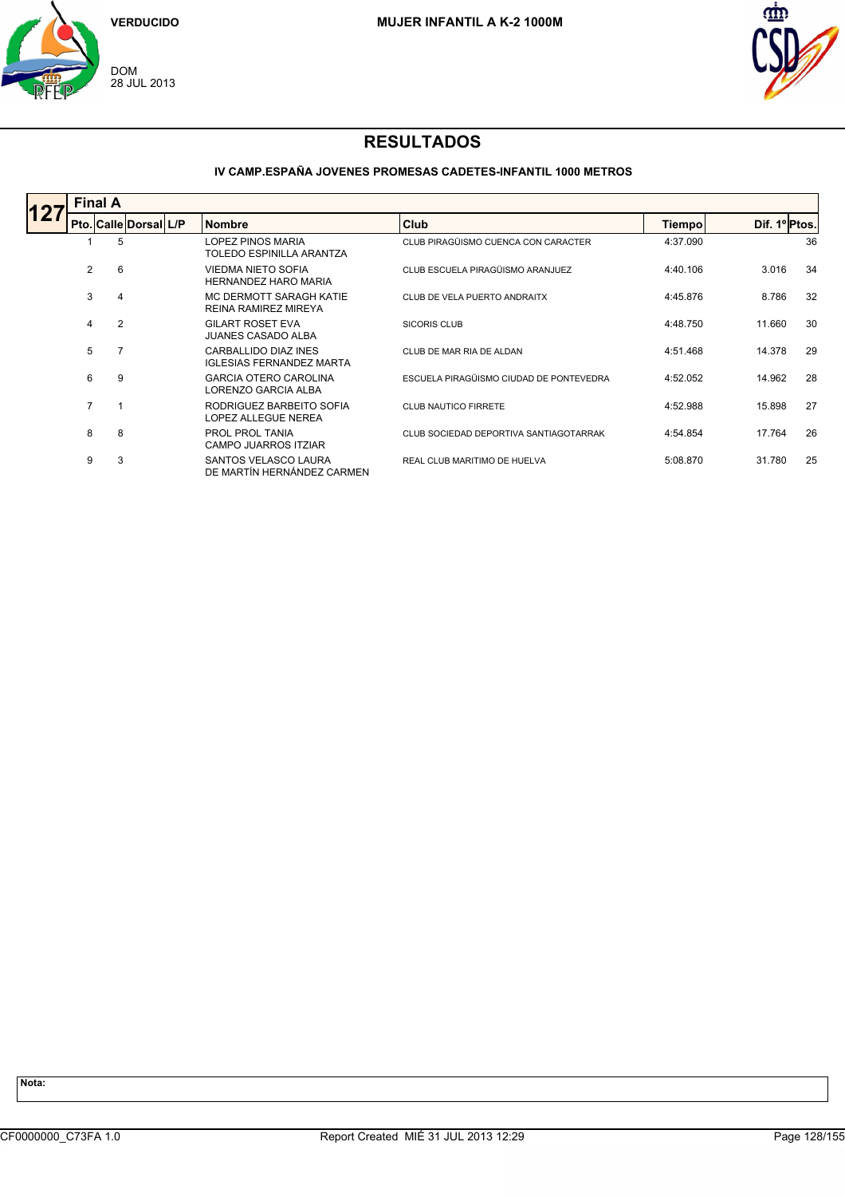VERDUCIDO

DOM
28 JUL 2013

**MUJER INFANTIL A K-2 1000M**

# RESULTADOS

### IV CAMP.ESPAÑA JOVENES PROMESAS CADETES-INFANTIL 1000 METROS

**127** **Final A**

| Pto. | Calle | Dorsal | L/P | Nombre | Club | Tiempo | Dif. 1º | Ptos. |
|---|---|---|---|---|---|---|---|---|
| 1 | 5 | | | LOPEZ PINOS MARIA<br>TOLEDO ESPINILLA ARANTZA | CLUB PIRAGÜISMO CUENCA CON CARACTER | 4:37.090 | | 36 |
| 2 | 6 | | | VIEDMA NIETO SOFIA<br>HERNANDEZ HARO MARIA | CLUB ESCUELA PIRAGÜISMO ARANJUEZ | 4:40.106 | 3.016 | 34 |
| 3 | 4 | | | MC DERMOTT SARAGH KATIE<br>REINA RAMIREZ MIREYA | CLUB DE VELA PUERTO ANDRAITX | 4:45.876 | 8.786 | 32 |
| 4 | 2 | | | GILART ROSET EVA<br>JUANES CASADO ALBA | SICORIS CLUB | 4:48.750 | 11.660 | 30 |
| 5 | 7 | | | CARBALLIDO DIAZ INES<br>IGLESIAS FERNANDEZ MARTA | CLUB DE MAR RIA DE ALDAN | 4:51.468 | 14.378 | 29 |
| 6 | 9 | | | GARCIA OTERO CAROLINA<br>LORENZO GARCIA ALBA | ESCUELA PIRAGÜISMO CIUDAD DE PONTEVEDRA | 4:52.052 | 14.962 | 28 |
| 7 | 1 | | | RODRIGUEZ BARBEITO SOFIA<br>LOPEZ ALLEGUE NEREA | CLUB NAUTICO FIRRETE | 4:52.988 | 15.898 | 27 |
| 8 | 8 | | | PROL PROL TANIA<br>CAMPO JUARROS ITZIAR | CLUB SOCIEDAD DEPORTIVA SANTIAGOTARRAK | 4:54.854 | 17.764 | 26 |
| 9 | 3 | | | SANTOS VELASCO LAURA<br>DE MARTÍN HERNÁNDEZ CARMEN | REAL CLUB MARITIMO DE HUELVA | 5:08.870 | 31.780 | 25 |

**Nota:**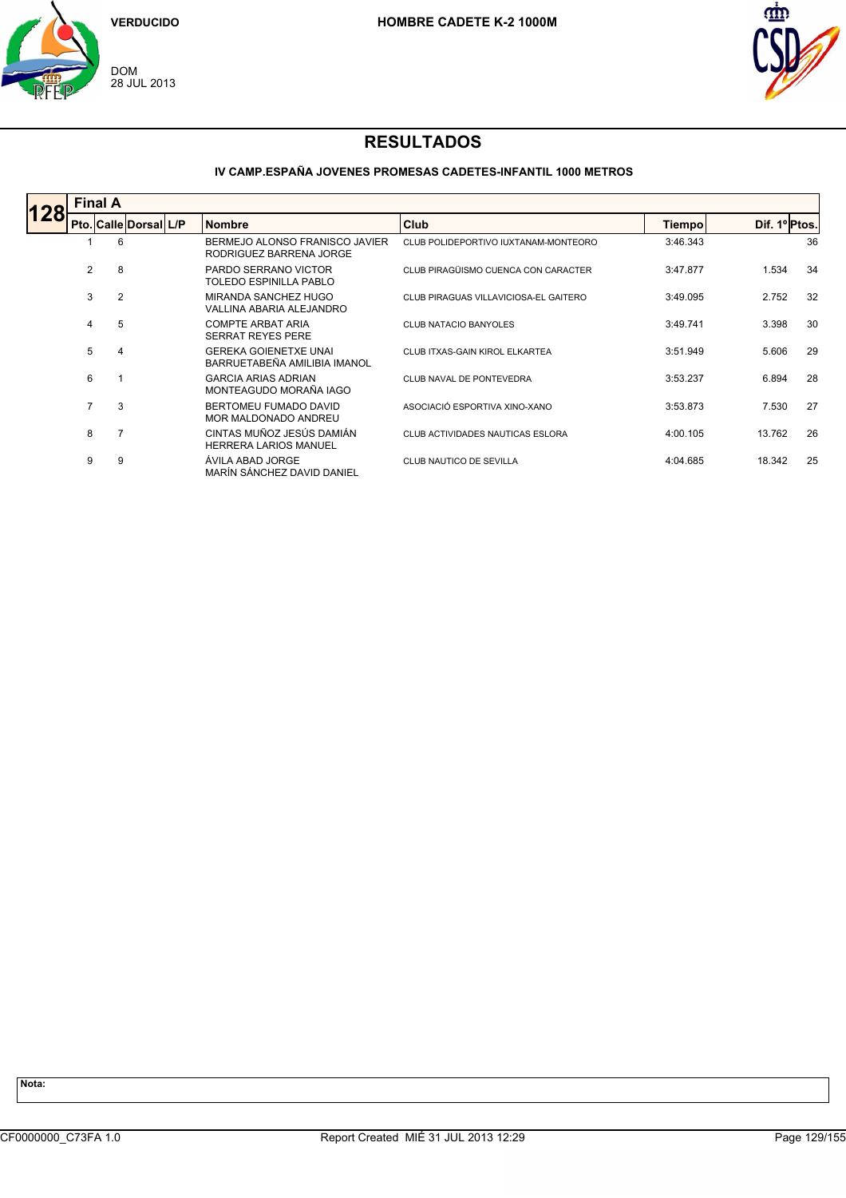VERDUCIDO

DOM
28 JUL 2013

HOMBRE CADETE K-2 1000M

# RESULTADOS

### IV CAMP.ESPAÑA JOVENES PROMESAS CADETES-INFANTIL 1000 METROS

**128** Final A

| Pto. | Calle | Dorsal | L/P | Nombre | Club | Tiempo | Dif. 1º | Ptos. |
|---|---|---|---|---|---|---|---|---|
| 1 | 6 | | | BERMEJO ALONSO FRANISCO JAVIER<br>RODRIGUEZ BARRENA JORGE | CLUB POLIDEPORTIVO IUXTANAM-MONTEORO | 3:46.343 | | 36 |
| 2 | 8 | | | PARDO SERRANO VICTOR<br>TOLEDO ESPINILLA PABLO | CLUB PIRAGÜISMO CUENCA CON CARACTER | 3:47.877 | 1.534 | 34 |
| 3 | 2 | | | MIRANDA SANCHEZ HUGO<br>VALLINA ABARIA ALEJANDRO | CLUB PIRAGUAS VILLAVICIOSA-EL GAITERO | 3:49.095 | 2.752 | 32 |
| 4 | 5 | | | COMPTE ARBAT ARIA<br>SERRAT REYES PERE | CLUB NATACIO BANYOLES | 3:49.741 | 3.398 | 30 |
| 5 | 4 | | | GEREKA GOIENETXE UNAI<br>BARRUETABEÑA AMILIBIA IMANOL | CLUB ITXAS-GAIN KIROL ELKARTEA | 3:51.949 | 5.606 | 29 |
| 6 | 1 | | | GARCIA ARIAS ADRIAN<br>MONTEAGUDO MORAÑA IAGO | CLUB NAVAL DE PONTEVEDRA | 3:53.237 | 6.894 | 28 |
| 7 | 3 | | | BERTOMEU FUMADO DAVID<br>MOR MALDONADO ANDREU | ASOCIACIÓ ESPORTIVA XINO-XANO | 3:53.873 | 7.530 | 27 |
| 8 | 7 | | | CINTAS MUÑOZ JESÚS DAMIÁN<br>HERRERA LARIOS MANUEL | CLUB ACTIVIDADES NAUTICAS ESLORA | 4:00.105 | 13.762 | 26 |
| 9 | 9 | | | ÁVILA ABAD JORGE<br>MARÍN SÁNCHEZ DAVID DANIEL | CLUB NAUTICO DE SEVILLA | 4:04.685 | 18.342 | 25 |

**Nota:**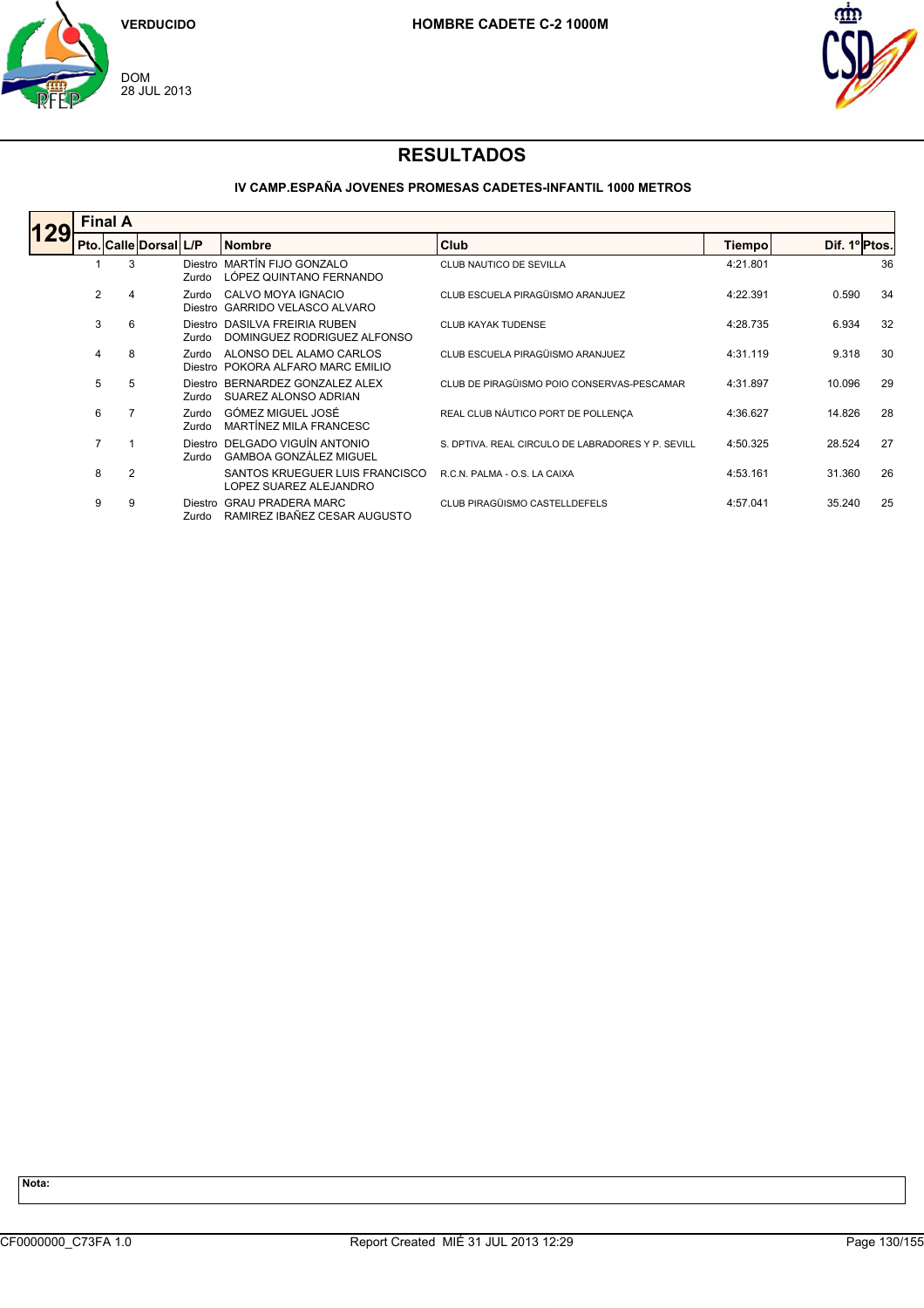VERDUCIDO

DOM
28 JUL 2013

**HOMBRE CADETE C-2 1000M**

# RESULTADOS

### IV CAMP.ESPAÑA JOVENES PROMESAS CADETES-INFANTIL 1000 METROS

**129** Final A

| Pto. | Calle | Dorsal | L/P | Nombre | Club | Tiempo | Dif. 1º | Ptos. |
|---|---|---|---|---|---|---|---|---|
| 1 | 3 | | Diestro<br>Zurdo | MARTÍN FIJO GONZALO<br>LÓPEZ QUINTANO FERNANDO | CLUB NAUTICO DE SEVILLA | 4:21.801 | | 36 |
| 2 | 4 | | Zurdo<br>Diestro | CALVO MOYA IGNACIO<br>GARRIDO VELASCO ALVARO | CLUB ESCUELA PIRAGÜISMO ARANJUEZ | 4:22.391 | 0.590 | 34 |
| 3 | 6 | | Diestro<br>Zurdo | DASILVA FREIRIA RUBEN<br>DOMINGUEZ RODRIGUEZ ALFONSO | CLUB KAYAK TUDENSE | 4:28.735 | 6.934 | 32 |
| 4 | 8 | | Zurdo<br>Diestro | ALONSO DEL ALAMO CARLOS<br>POKORA ALFARO MARC EMILIO | CLUB ESCUELA PIRAGÜISMO ARANJUEZ | 4:31.119 | 9.318 | 30 |
| 5 | 5 | | Diestro<br>Zurdo | BERNARDEZ GONZALEZ ALEX<br>SUAREZ ALONSO ADRIAN | CLUB DE PIRAGÜISMO POIO CONSERVAS-PESCAMAR | 4:31.897 | 10.096 | 29 |
| 6 | 7 | | Zurdo<br>Zurdo | GÓMEZ MIGUEL JOSÉ<br>MARTÍNEZ MILA FRANCESC | REAL CLUB NÁUTICO PORT DE POLLENÇA | 4:36.627 | 14.826 | 28 |
| 7 | 1 | | Diestro<br>Zurdo | DELGADO VIGUÍN ANTONIO<br>GAMBOA GONZÁLEZ MIGUEL | S. DPTIVA. REAL CIRCULO DE LABRADORES Y P. SEVILL | 4:50.325 | 28.524 | 27 |
| 8 | 2 | | | SANTOS KRUEGUER LUIS FRANCISCO<br>LOPEZ SUAREZ ALEJANDRO | R.C.N. PALMA - O.S. LA CAIXA | 4:53.161 | 31.360 | 26 |
| 9 | 9 | | Diestro<br>Zurdo | GRAU PRADERA MARC<br>RAMIREZ IBAÑEZ CESAR AUGUSTO | CLUB PIRAGÜISMO CASTELLDEFELS | 4:57.041 | 35.240 | 25 |

**Nota:**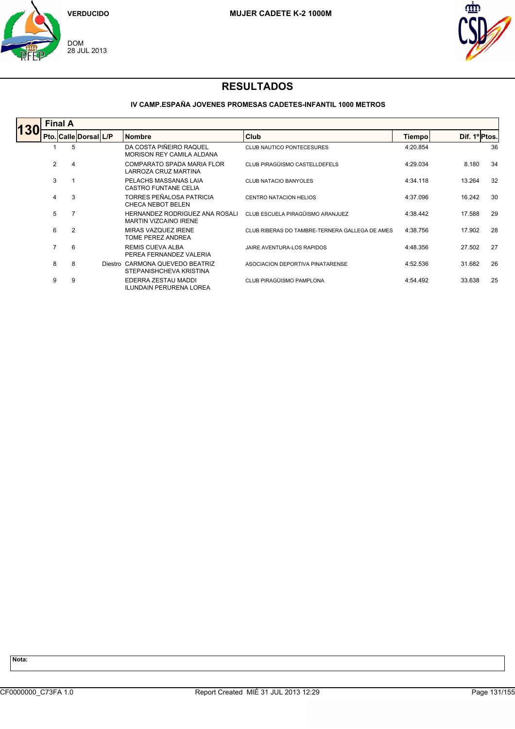VERDUCIDO

DOM
28 JUL 2013

**MUJER CADETE K-2 1000M**

# RESULTADOS

### IV CAMP.ESPAÑA JOVENES PROMESAS CADETES-INFANTIL 1000 METROS

**130** Final A

| Pto. | Calle | Dorsal | L/P | Nombre | Club | Tiempo | Dif. 1º | Ptos. |
|---|---|---|---|---|---|---|---|---|
| 1 | 5 | | | DA COSTA PIÑEIRO RAQUEL<br>MORISON REY CAMILA ALDANA | CLUB NAUTICO PONTECESURES | 4:20.854 | | 36 |
| 2 | 4 | | | COMPARATO SPADA MARIA FLOR<br>LARROZA CRUZ MARTINA | CLUB PIRAGÜISMO CASTELLDEFELS | 4:29.034 | 8.180 | 34 |
| 3 | 1 | | | PELACHS MASSANAS LAIA<br>CASTRO FUNTANE CELIA | CLUB NATACIO BANYOLES | 4:34.118 | 13.264 | 32 |
| 4 | 3 | | | TORRES PEÑALOSA PATRICIA<br>CHECA NEBOT BELEN | CENTRO NATACION HELIOS | 4:37.096 | 16.242 | 30 |
| 5 | 7 | | | HERNANDEZ RODRIGUEZ ANA ROSALI<br>MARTIN VIZCAINO IRENE | CLUB ESCUELA PIRAGÜISMO ARANJUEZ | 4:38.442 | 17.588 | 29 |
| 6 | 2 | | | MIRAS VAZQUEZ IRENE<br>TOME PEREZ ANDREA | CLUB RIBERAS DO TAMBRE-TERNERA GALLEGA DE AMES | 4:38.756 | 17.902 | 28 |
| 7 | 6 | | | REMIS CUEVA ALBA<br>PEREA FERNANDEZ VALERIA | JAIRE AVENTURA-LOS RAPIDOS | 4:48.356 | 27.502 | 27 |
| 8 | 8 | | Diestro | CARMONA QUEVEDO BEATRIZ<br>STEPANISHCHEVA KRISTINA | ASOCIACION DEPORTIVA PINATARENSE | 4:52.536 | 31.682 | 26 |
| 9 | 9 | | | EDERRA ZESTAU MADDI<br>ILUNDAIN PERURENA LOREA | CLUB PIRAGÜISMO PAMPLONA | 4:54.492 | 33.638 | 25 |

**Nota:**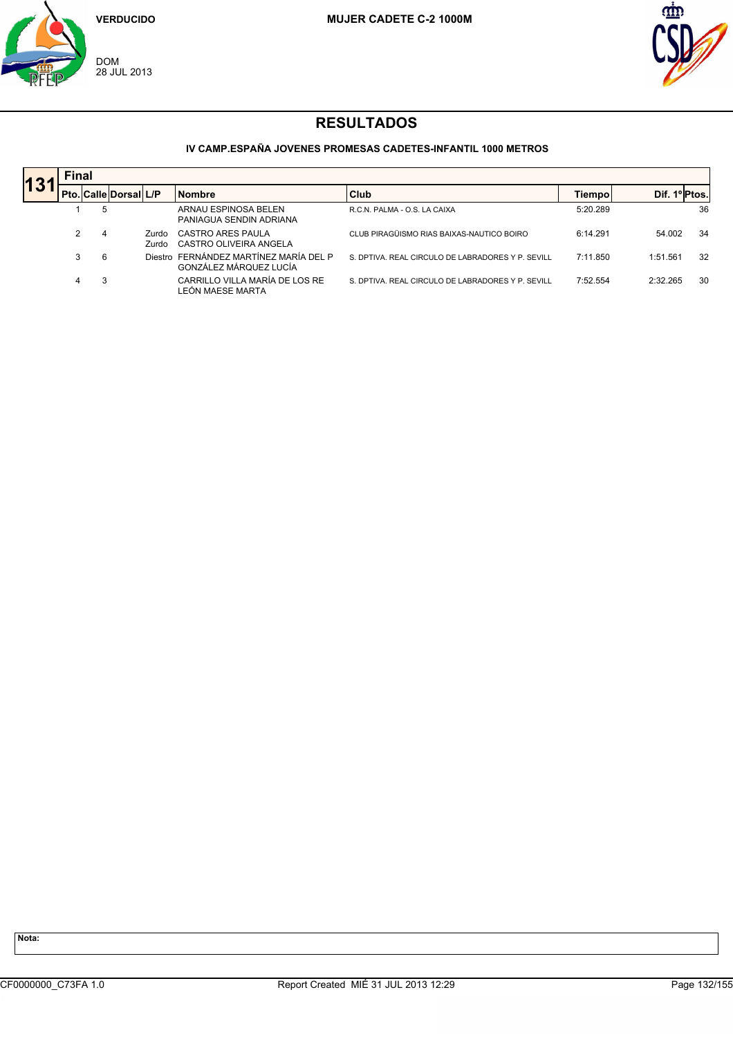VERDUCIDO

DOM
28 JUL 2013

**MUJER CADETE C-2 1000M**

# RESULTADOS

**IV CAMP.ESPAÑA JOVENES PROMESAS CADETES-INFANTIL 1000 METROS**

**131** Final

| Pto. | Calle | Dorsal | L/P | Nombre | Club | Tiempo | Dif. 1º | Ptos. |
|---|---|---|---|---|---|---|---|---|
| 1 | 5 | | | ARNAU ESPINOSA BELEN<br>PANIAGUA SENDIN ADRIANA | R.C.N. PALMA - O.S. LA CAIXA | 5:20.289 | | 36 |
| 2 | 4 | | Zurdo<br>Zurdo | CASTRO ARES PAULA<br>CASTRO OLIVEIRA ANGELA | CLUB PIRAGÜISMO RIAS BAIXAS-NAUTICO BOIRO | 6:14.291 | 54.002 | 34 |
| 3 | 6 | | Diestro | FERNÁNDEZ MARTÍNEZ MARÍA DEL P<br>GONZÁLEZ MÁRQUEZ LUCÍA | S. DPTIVA. REAL CIRCULO DE LABRADORES Y P. SEVILL | 7:11.850 | 1:51.561 | 32 |
| 4 | 3 | | | CARRILLO VILLA MARÍA DE LOS RE<br>LEÓN MAESE MARTA | S. DPTIVA. REAL CIRCULO DE LABRADORES Y P. SEVILL | 7:52.554 | 2:32.265 | 30 |

**Nota:**

CF0000000_C73FA 1.0 Report Created MIÉ 31 JUL 2013 12:29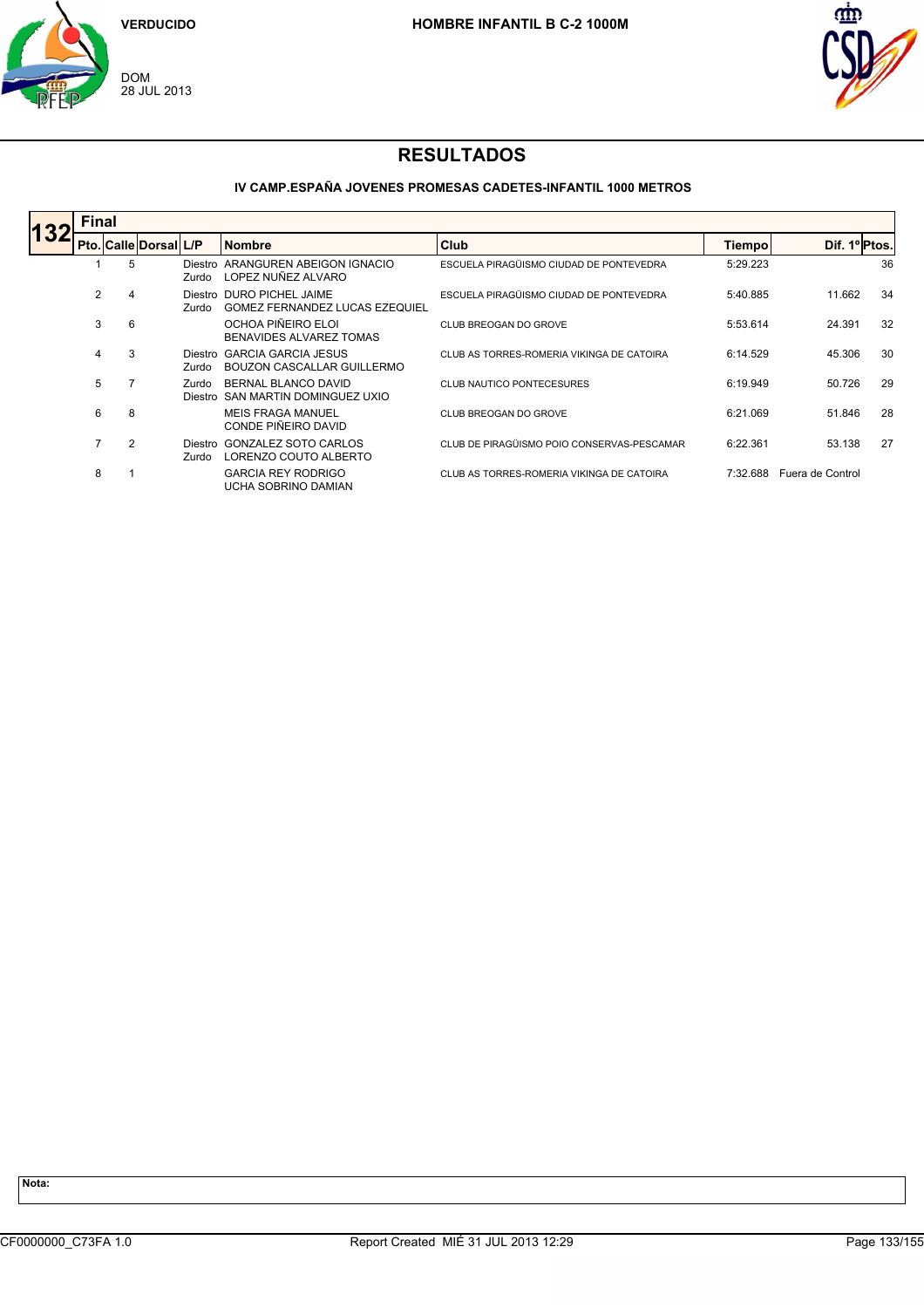VERDUCIDO

DOM
28 JUL 2013

**HOMBRE INFANTIL B C-2 1000M**

# RESULTADOS

### IV CAMP.ESPAÑA JOVENES PROMESAS CADETES-INFANTIL 1000 METROS

**132** **Final**

| Pto. | Calle | Dorsal | L/P | Nombre | Club | Tiempo | Dif. 1º | Ptos. |
|---|---|---|---|---|---|---|---|---|
| 1 | 5 | | Diestro<br>Zurdo | ARANGUREN ABEIGON IGNACIO<br>LOPEZ NUÑEZ ALVARO | ESCUELA PIRAGÜISMO CIUDAD DE PONTEVEDRA | 5:29.223 | | 36 |
| 2 | 4 | | Diestro<br>Zurdo | DURO PICHEL JAIME<br>GOMEZ FERNANDEZ LUCAS EZEQUIEL | ESCUELA PIRAGÜISMO CIUDAD DE PONTEVEDRA | 5:40.885 | 11.662 | 34 |
| 3 | 6 | | | OCHOA PIÑEIRO ELOI<br>BENAVIDES ALVAREZ TOMAS | CLUB BREOGAN DO GROVE | 5:53.614 | 24.391 | 32 |
| 4 | 3 | | Diestro<br>Zurdo | GARCIA GARCIA JESUS<br>BOUZON CASCALLAR GUILLERMO | CLUB AS TORRES-ROMERIA VIKINGA DE CATOIRA | 6:14.529 | 45.306 | 30 |
| 5 | 7 | | Zurdo<br>Diestro | BERNAL BLANCO DAVID<br>SAN MARTIN DOMINGUEZ UXIO | CLUB NAUTICO PONTECESURES | 6:19.949 | 50.726 | 29 |
| 6 | 8 | | | MEIS FRAGA MANUEL<br>CONDE PIÑEIRO DAVID | CLUB BREOGAN DO GROVE | 6:21.069 | 51.846 | 28 |
| 7 | 2 | | Diestro<br>Zurdo | GONZALEZ SOTO CARLOS<br>LORENZO COUTO ALBERTO | CLUB DE PIRAGÜISMO POIO CONSERVAS-PESCAMAR | 6:22.361 | 53.138 | 27 |
| 8 | 1 | | | GARCIA REY RODRIGO<br>UCHA SOBRINO DAMIAN | CLUB AS TORRES-ROMERIA VIKINGA DE CATOIRA | 7:32.688 | Fuera de Control | |

**Nota:**

CF0000000_C73FA 1.0 Report Created MIÉ 31 JUL 2013 12:29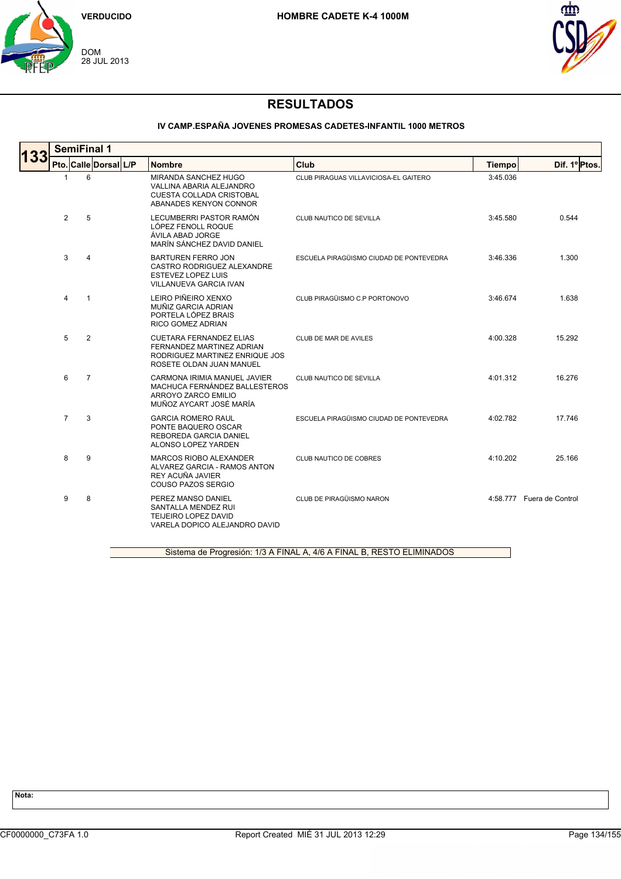VERDUCIDO

DOM
28 JUL 2013

**HOMBRE CADETE K-4 1000M**

# RESULTADOS

### IV CAMP.ESPAÑA JOVENES PROMESAS CADETES-INFANTIL 1000 METROS

**133** SemiFinal 1

| Pto. | Calle | Dorsal | L/P | Nombre | Club | Tiempo | Dif. 1º | Ptos. |
|---|---|---|---|---|---|---|---|---|
| 1 | 6 | | | MIRANDA SANCHEZ HUGO<br>VALLINA ABARIA ALEJANDRO<br>CUESTA COLLADA CRISTOBAL<br>ABANADES KENYON CONNOR | CLUB PIRAGUAS VILLAVICIOSA-EL GAITERO | 3:45.036 | | |
| 2 | 5 | | | LECUMBERRI PASTOR RAMÓN<br>LÓPEZ FENOLL ROQUE<br>ÁVILA ABAD JORGE<br>MARÍN SÁNCHEZ DAVID DANIEL | CLUB NAUTICO DE SEVILLA | 3:45.580 | 0.544 | |
| 3 | 4 | | | BARTUREN FERRO JON<br>CASTRO RODRIGUEZ ALEXANDRE<br>ESTEVEZ LOPEZ LUIS<br>VILLANUEVA GARCIA IVAN | ESCUELA PIRAGÜISMO CIUDAD DE PONTEVEDRA | 3:46.336 | 1.300 | |
| 4 | 1 | | | LEIRO PIÑEIRO XENXO<br>MUÑIZ GARCIA ADRIAN<br>PORTELA LÓPEZ BRAIS<br>RICO GOMEZ ADRIAN | CLUB PIRAGÜISMO C.P PORTONOVO | 3:46.674 | 1.638 | |
| 5 | 2 | | | CUETARA FERNANDEZ ELIAS<br>FERNANDEZ MARTINEZ ADRIAN<br>RODRIGUEZ MARTINEZ ENRIQUE JOS<br>ROSETE OLDAN JUAN MANUEL | CLUB DE MAR DE AVILES | 4:00.328 | 15.292 | |
| 6 | 7 | | | CARMONA IRIMIA MANUEL JAVIER<br>MACHUCA FERNÁNDEZ BALLESTEROS<br>ARROYO ZARCO EMILIO<br>MUÑOZ AYCART JOSÉ MARÍA | CLUB NAUTICO DE SEVILLA | 4:01.312 | 16.276 | |
| 7 | 3 | | | GARCIA ROMERO RAUL<br>PONTE BAQUERO OSCAR<br>REBOREDA GARCIA DANIEL<br>ALONSO LOPEZ YARDEN | ESCUELA PIRAGÜISMO CIUDAD DE PONTEVEDRA | 4:02.782 | 17.746 | |
| 8 | 9 | | | MARCOS RIOBO ALEXANDER<br>ALVAREZ GARCIA - RAMOS ANTON<br>REY ACUÑA JAVIER<br>COUSO PAZOS SERGIO | CLUB NAUTICO DE COBRES | 4:10.202 | 25.166 | |
| 9 | 8 | | | PEREZ MANSO DANIEL<br>SANTALLA MENDEZ RUI<br>TEIJEIRO LOPEZ DAVID<br>VARELA DOPICO ALEJANDRO DAVID | CLUB DE PIRAGÜISMO NARON | 4:58.777 | Fuera de Control | |

Sistema de Progresión: 1/3 A FINAL A, 4/6 A FINAL B, RESTO ELIMINADOS

**Nota:**

CF0000000_C73FA 1.0 Report Created MIÉ 31 JUL 2013 12:29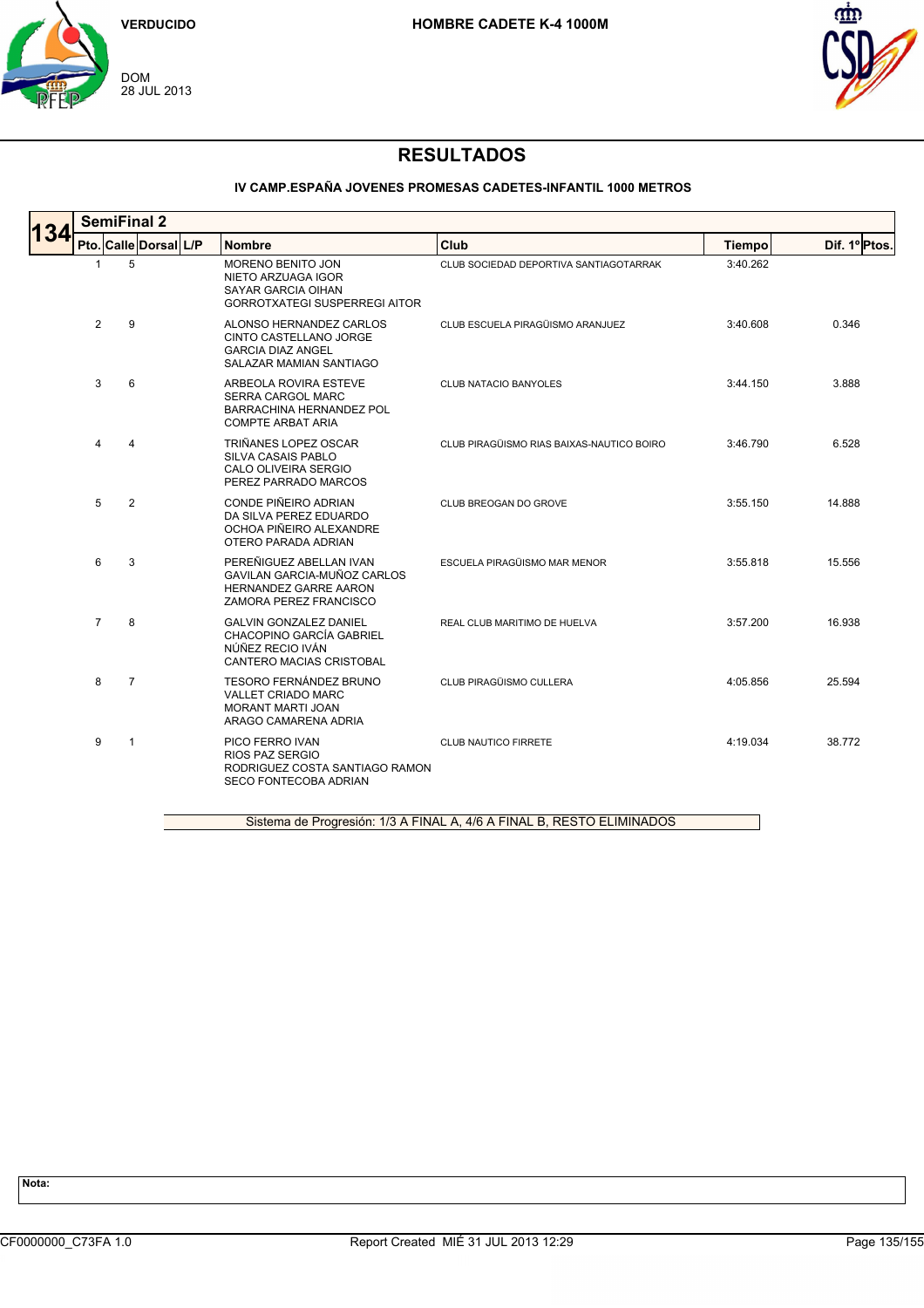VERDUCIDO

DOM
28 JUL 2013

**HOMBRE CADETE K-4 1000M**

# RESULTADOS

### IV CAMP.ESPAÑA JOVENES PROMESAS CADETES-INFANTIL 1000 METROS

**134 SemiFinal 2**

| Pto. | Calle | Dorsal | L/P | Nombre | Club | Tiempo | Dif. 1º | Ptos. |
|---|---|---|---|---|---|---|---|---|
| 1 | 5 | | | MORENO BENITO JON<br>NIETO ARZUAGA IGOR<br>SAYAR GARCIA OIHAN<br>GORROTXATEGI SUSPERREGI AITOR | CLUB SOCIEDAD DEPORTIVA SANTIAGOTARRAK | 3:40.262 | | |
| 2 | 9 | | | ALONSO HERNANDEZ CARLOS<br>CINTO CASTELLANO JORGE<br>GARCIA DIAZ ANGEL<br>SALAZAR MAMIAN SANTIAGO | CLUB ESCUELA PIRAGÜISMO ARANJUEZ | 3:40.608 | 0.346 | |
| 3 | 6 | | | ARBEOLA ROVIRA ESTEVE<br>SERRA CARGOL MARC<br>BARRACHINA HERNANDEZ POL<br>COMPTE ARBAT ARIA | CLUB NATACIO BANYOLES | 3:44.150 | 3.888 | |
| 4 | 4 | | | TRIÑANES LOPEZ OSCAR<br>SILVA CASAIS PABLO<br>CALO OLIVEIRA SERGIO<br>PEREZ PARRADO MARCOS | CLUB PIRAGÜISMO RIAS BAIXAS-NAUTICO BOIRO | 3:46.790 | 6.528 | |
| 5 | 2 | | | CONDE PIÑEIRO ADRIAN<br>DA SILVA PEREZ EDUARDO<br>OCHOA PIÑEIRO ALEXANDRE<br>OTERO PARADA ADRIAN | CLUB BREOGAN DO GROVE | 3:55.150 | 14.888 | |
| 6 | 3 | | | PEREÑIGUEZ ABELLAN IVAN<br>GAVILAN GARCIA-MUÑOZ CARLOS<br>HERNANDEZ GARRE AARON<br>ZAMORA PEREZ FRANCISCO | ESCUELA PIRAGÜISMO MAR MENOR | 3:55.818 | 15.556 | |
| 7 | 8 | | | GALVIN GONZALEZ DANIEL<br>CHACOPINO GARCÍA GABRIEL<br>NÚÑEZ RECIO IVÁN<br>CANTERO MACIAS CRISTOBAL | REAL CLUB MARITIMO DE HUELVA | 3:57.200 | 16.938 | |
| 8 | 7 | | | TESORO FERNÁNDEZ BRUNO<br>VALLET CRIADO MARC<br>MORANT MARTI JOAN<br>ARAGO CAMARENA ADRIA | CLUB PIRAGÜISMO CULLERA | 4:05.856 | 25.594 | |
| 9 | 1 | | | PICO FERRO IVAN<br>RIOS PAZ SERGIO<br>RODRIGUEZ COSTA SANTIAGO RAMON<br>SECO FONTECOBA ADRIAN | CLUB NAUTICO FIRRETE | 4:19.034 | 38.772 | |

Sistema de Progresión: 1/3 A FINAL A, 4/6 A FINAL B, RESTO ELIMINADOS

**Nota:**

CF0000000_C73FA 1.0 Report Created MIÉ 31 JUL 2013 12:29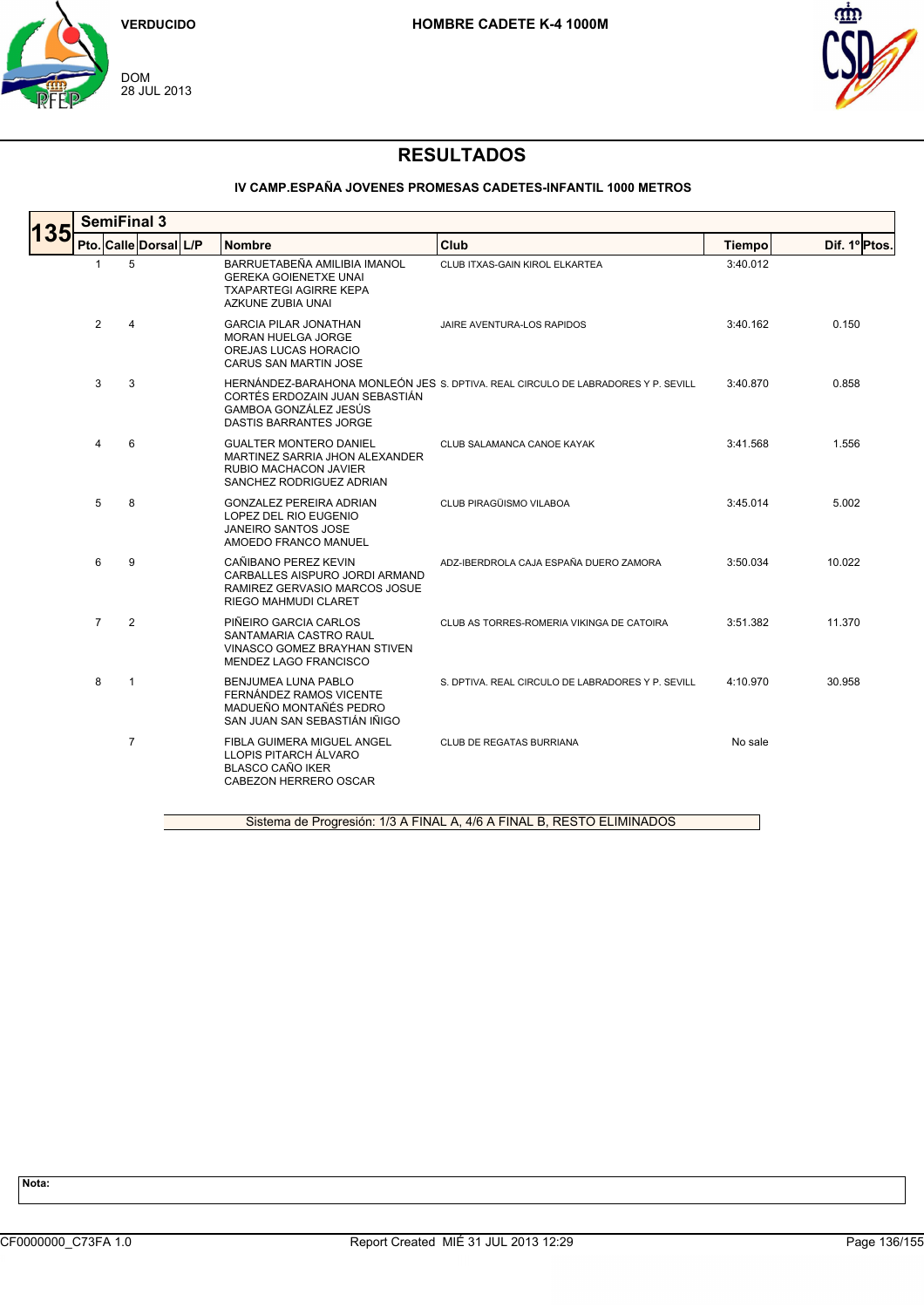VERDUCIDO

DOM
28 JUL 2013

HOMBRE CADETE K-4 1000M

# RESULTADOS

### IV CAMP.ESPAÑA JOVENES PROMESAS CADETES-INFANTIL 1000 METROS

**135 SemiFinal 3**

| Pto. | Calle | Dorsal | L/P | Nombre | Club | Tiempo | Dif. 1º | Ptos. |
|---|---|---|---|---|---|---|---|---|
| 1 | 5 | | | BARRUETABEÑA AMILIBIA IMANOL<br>GEREKA GOIENETXE UNAI<br>TXAPARTEGI AGIRRE KEPA<br>AZKUNE ZUBIA UNAI | CLUB ITXAS-GAIN KIROL ELKARTEA | 3:40.012 | | |
| 2 | 4 | | | GARCIA PILAR JONATHAN<br>MORAN HUELGA JORGE<br>OREJAS LUCAS HORACIO<br>CARUS SAN MARTIN JOSE | JAIRE AVENTURA-LOS RAPIDOS | 3:40.162 | 0.150 | |
| 3 | 3 | | | HERNÁNDEZ-BARAHONA MONLEÓN JES<br>CORTÉS ERDOZAIN JUAN SEBASTIÁN<br>GAMBOA GONZÁLEZ JESÚS<br>DASTIS BARRANTES JORGE | S. DPTIVA. REAL CIRCULO DE LABRADORES Y P. SEVILL | 3:40.870 | 0.858 | |
| 4 | 6 | | | GUALTER MONTERO DANIEL<br>MARTINEZ SARRIA JHON ALEXANDER<br>RUBIO MACHACON JAVIER<br>SANCHEZ RODRIGUEZ ADRIAN | CLUB SALAMANCA CANOE KAYAK | 3:41.568 | 1.556 | |
| 5 | 8 | | | GONZALEZ PEREIRA ADRIAN<br>LOPEZ DEL RIO EUGENIO<br>JANEIRO SANTOS JOSE<br>AMOEDO FRANCO MANUEL | CLUB PIRAGÜISMO VILABOA | 3:45.014 | 5.002 | |
| 6 | 9 | | | CAÑIBANO PEREZ KEVIN<br>CARBALLES AISPURO JORDI ARMAND<br>RAMIREZ GERVASIO MARCOS JOSUE<br>RIEGO MAHMUDI CLARET | ADZ-IBERDROLA CAJA ESPAÑA DUERO ZAMORA | 3:50.034 | 10.022 | |
| 7 | 2 | | | PIÑEIRO GARCIA CARLOS<br>SANTAMARIA CASTRO RAUL<br>VINASCO GOMEZ BRAYHAN STIVEN<br>MENDEZ LAGO FRANCISCO | CLUB AS TORRES-ROMERIA VIKINGA DE CATOIRA | 3:51.382 | 11.370 | |
| 8 | 1 | | | BENJUMEA LUNA PABLO<br>FERNÁNDEZ RAMOS VICENTE<br>MADUEÑO MONTAÑÉS PEDRO<br>SAN JUAN SAN SEBASTIÁN IÑIGO | S. DPTIVA. REAL CIRCULO DE LABRADORES Y P. SEVILL | 4:10.970 | 30.958 | |
| | 7 | | | FIBLA GUIMERA MIGUEL ANGEL<br>LLOPIS PITARCH ÁLVARO<br>BLASCO CAÑO IKER<br>CABEZON HERRERO OSCAR | CLUB DE REGATAS BURRIANA | No sale | | |

Sistema de Progresión: 1/3 A FINAL A, 4/6 A FINAL B, RESTO ELIMINADOS

**Nota:**

CF0000000_C73FA 1.0 Report Created MIÉ 31 JUL 2013 12:29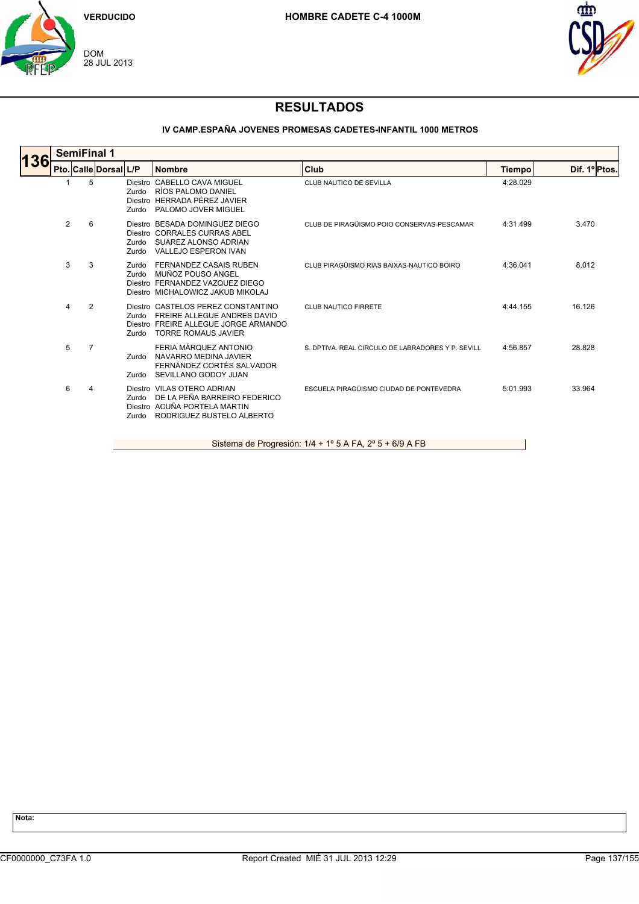VERDUCIDO

DOM
28 JUL 2013

**HOMBRE CADETE C-4 1000M**

# RESULTADOS

### IV CAMP.ESPAÑA JOVENES PROMESAS CADETES-INFANTIL 1000 METROS

**136** **SemiFinal 1**

| Pto. | Calle | Dorsal | L/P | Nombre | Club | Tiempo | Dif. 1º | Ptos. |
|---|---|---|---|---|---|---|---|---|
| 1 | 5 | | Diestro | CABELLO CAVA MIGUEL | CLUB NAUTICO DE SEVILLA | 4:28.029 | | |
| | | | Zurdo | RÍOS PALOMO DANIEL | | | | |
| | | | Diestro | HERRADA PÉREZ JAVIER | | | | |
| | | | Zurdo | PALOMO JOVER MIGUEL | | | | |
| 2 | 6 | | Diestro | BESADA DOMINGUEZ DIEGO | CLUB DE PIRAGÜISMO POIO CONSERVAS-PESCAMAR | 4:31.499 | 3.470 | |
| | | | Diestro | CORRALES CURRAS ABEL | | | | |
| | | | Zurdo | SUAREZ ALONSO ADRIAN | | | | |
| | | | Zurdo | VALLEJO ESPERON IVAN | | | | |
| 3 | 3 | | Zurdo | FERNANDEZ CASAIS RUBEN | CLUB PIRAGÜISMO RIAS BAIXAS-NAUTICO BOIRO | 4:36.041 | 8.012 | |
| | | | Zurdo | MUÑOZ POUSO ANGEL | | | | |
| | | | Diestro | FERNANDEZ VAZQUEZ DIEGO | | | | |
| | | | Diestro | MICHALOWICZ JAKUB MIKOLAJ | | | | |
| 4 | 2 | | Diestro | CASTELOS PEREZ CONSTANTINO | CLUB NAUTICO FIRRETE | 4:44.155 | 16.126 | |
| | | | Zurdo | FREIRE ALLEGUE ANDRES DAVID | | | | |
| | | | Diestro | FREIRE ALLEGUE JORGE ARMANDO | | | | |
| | | | Zurdo | TORRE ROMAUS JAVIER | | | | |
| 5 | 7 | | | FERIA MÁRQUEZ ANTONIO | S. DPTIVA. REAL CIRCULO DE LABRADORES Y P. SEVILL | 4:56.857 | 28.828 | |
| | | | Zurdo | NAVARRO MEDINA JAVIER | | | | |
| | | | | FERNÁNDEZ CORTÉS SALVADOR | | | | |
| | | | Zurdo | SEVILLANO GODOY JUAN | | | | |
| 6 | 4 | | Diestro | VILAS OTERO ADRIAN | ESCUELA PIRAGÜISMO CIUDAD DE PONTEVEDRA | 5:01.993 | 33.964 | |
| | | | Zurdo | DE LA PEÑA BARREIRO FEDERICO | | | | |
| | | | Diestro | ACUÑA PORTELA MARTIN | | | | |
| | | | Zurdo | RODRIGUEZ BUSTELO ALBERTO | | | | |

Sistema de Progresión: 1/4 + 1º 5 A FA, 2º 5 + 6/9 A FB

**Nota:**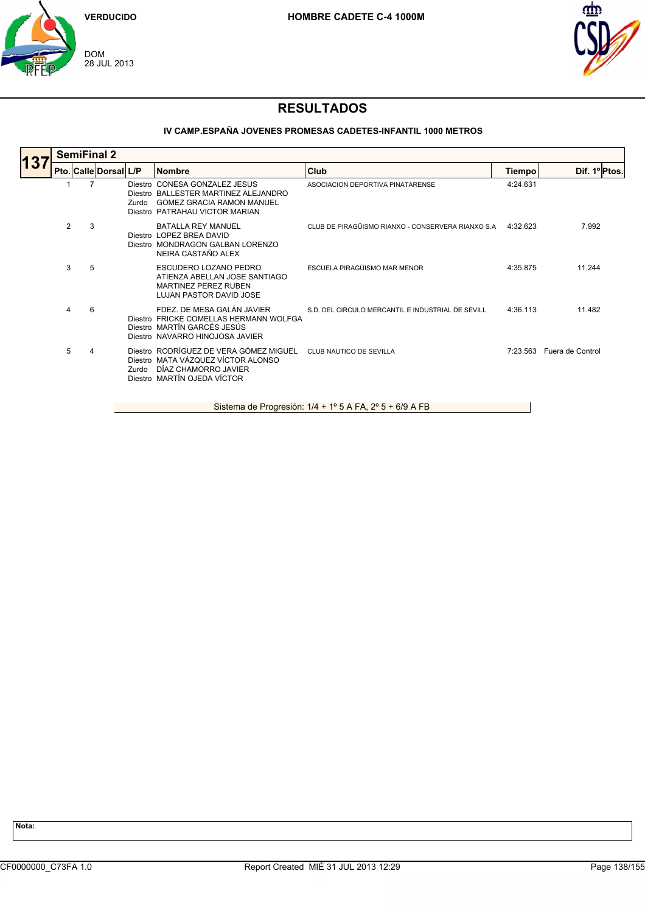VERDUCIDO

DOM
28 JUL 2013

**HOMBRE CADETE C-4 1000M**

# RESULTADOS

### IV CAMP.ESPAÑA JOVENES PROMESAS CADETES-INFANTIL 1000 METROS

**137 SemiFinal 2**

| Pto. | Calle | Dorsal | L/P | Nombre | Club | Tiempo | Dif. 1º | Ptos. |
|---|---|---|---|---|---|---|---|---|
| 1 | 7 | | Diestro | CONESA GONZALEZ JESUS | ASOCIACION DEPORTIVA PINATARENSE | 4:24.631 | | |
| | | | Diestro | BALLESTER MARTINEZ ALEJANDRO | | | | |
| | | | Zurdo | GOMEZ GRACIA RAMON MANUEL | | | | |
| | | | Diestro | PATRAHAU VICTOR MARIAN | | | | |
| 2 | 3 | | | BATALLA REY MANUEL | CLUB DE PIRAGÜISMO RIANXO - CONSERVERA RIANXO S.A | 4:32.623 | 7.992 | |
| | | | Diestro | LOPEZ BREA DAVID | | | | |
| | | | Diestro | MONDRAGON GALBAN LORENZO | | | | |
| | | | | NEIRA CASTAÑO ALEX | | | | |
| 3 | 5 | | | ESCUDERO LOZANO PEDRO | ESCUELA PIRAGÜISMO MAR MENOR | 4:35.875 | 11.244 | |
| | | | | ATIENZA ABELLAN JOSE SANTIAGO | | | | |
| | | | | MARTINEZ PEREZ RUBEN | | | | |
| | | | | LUJAN PASTOR DAVID JOSE | | | | |
| 4 | 6 | | | FDEZ. DE MESA GALÁN JAVIER | S.D. DEL CIRCULO MERCANTIL E INDUSTRIAL DE SEVILL | 4:36.113 | 11.482 | |
| | | | Diestro | FRICKE COMELLAS HERMANN WOLFGA | | | | |
| | | | Diestro | MARTÍN GARCÉS JESÚS | | | | |
| | | | Diestro | NAVARRO HINOJOSA JAVIER | | | | |
| 5 | 4 | | Diestro | RODRÍGUEZ DE VERA GÓMEZ MIGUEL | CLUB NAUTICO DE SEVILLA | 7:23.563 | Fuera de Control | |
| | | | Diestro | MATA VÁZQUEZ VÍCTOR ALONSO | | | | |
| | | | Zurdo | DÍAZ CHAMORRO JAVIER | | | | |
| | | | Diestro | MARTÍN OJEDA VÍCTOR | | | | |

Sistema de Progresión: 1/4 + 1º 5 A FA, 2º 5 + 6/9 A FB

**Nota:**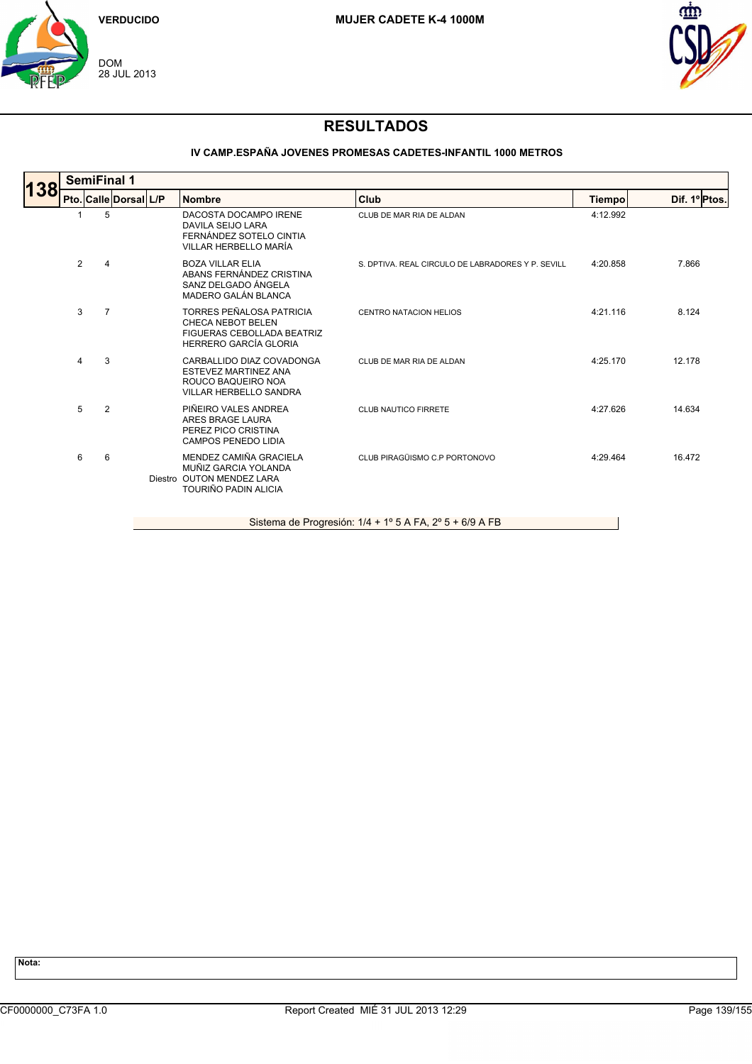VERDUCIDO

DOM
28 JUL 2013

MUJER CADETE K-4 1000M

# RESULTADOS

### IV CAMP.ESPAÑA JOVENES PROMESAS CADETES-INFANTIL 1000 METROS

**138 SemiFinal 1**

| Pto. | Calle | Dorsal | L/P | Nombre | Club | Tiempo | Dif. 1º | Ptos. |
|---|---|---|---|---|---|---|---|---|
| 1 | 5 | | | DACOSTA DOCAMPO IRENE<br>DAVILA SEIJO LARA<br>FERNÁNDEZ SOTELO CINTIA<br>VILLAR HERBELLO MARÍA | CLUB DE MAR RIA DE ALDAN | 4:12.992 | | |
| 2 | 4 | | | BOZA VILLAR ELIA<br>ABANS FERNÁNDEZ CRISTINA<br>SANZ DELGADO ÁNGELA<br>MADERO GALÁN BLANCA | S. DPTIVA. REAL CIRCULO DE LABRADORES Y P. SEVILL | 4:20.858 | 7.866 | |
| 3 | 7 | | | TORRES PEÑALOSA PATRICIA<br>CHECA NEBOT BELEN<br>FIGUERAS CEBOLLADA BEATRIZ<br>HERRERO GARCÍA GLORIA | CENTRO NATACION HELIOS | 4:21.116 | 8.124 | |
| 4 | 3 | | | CARBALLIDO DIAZ COVADONGA<br>ESTEVEZ MARTINEZ ANA<br>ROUCO BAQUEIRO NOA<br>VILLAR HERBELLO SANDRA | CLUB DE MAR RIA DE ALDAN | 4:25.170 | 12.178 | |
| 5 | 2 | | | PIÑEIRO VALES ANDREA<br>ARES BRAGE LAURA<br>PEREZ PICO CRISTINA<br>CAMPOS PENEDO LIDIA | CLUB NAUTICO FIRRETE | 4:27.626 | 14.634 | |
| 6 | 6 | | Diestro | MENDEZ CAMIÑA GRACIELA<br>MUÑIZ GARCIA YOLANDA<br>OUTON MENDEZ LARA<br>TOURIÑO PADIN ALICIA | CLUB PIRAGÜISMO C.P PORTONOVO | 4:29.464 | 16.472 | |

Sistema de Progresión: 1/4 + 1º 5 A FA, 2º 5 + 6/9 A FB

**Nota:**

CF0000000_C73FA 1.0 | Report Created MIÉ 31 JUL 2013 12:29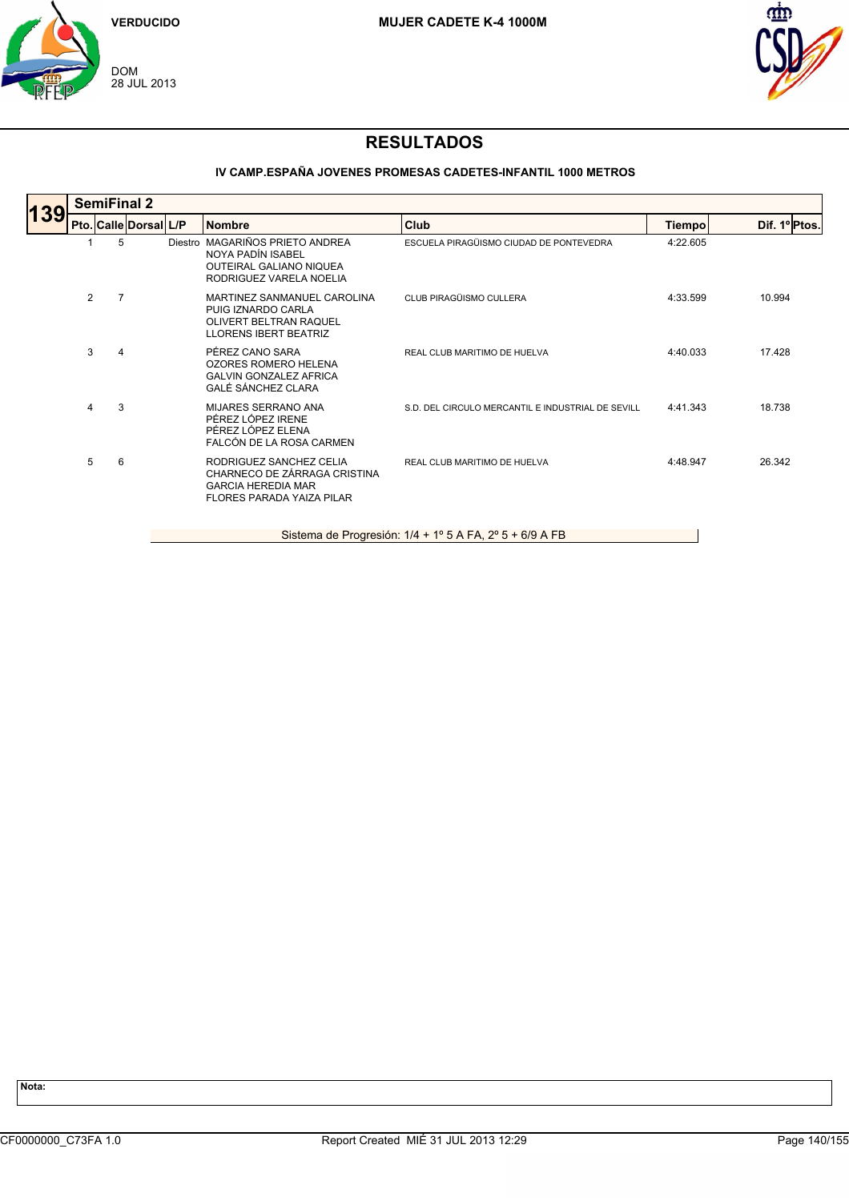VERDUCIDO

DOM
28 JUL 2013

MUJER CADETE K-4 1000M

# RESULTADOS

## IV CAMP.ESPAÑA JOVENES PROMESAS CADETES-INFANTIL 1000 METROS

**139 SemiFinal 2**

| Pto. | Calle | Dorsal | L/P | Nombre | Club | Tiempo | Dif. 1º | Ptos. |
|---|---|---|---|---|---|---|---|---|
| 1 | 5 | | Diestro | MAGARIÑOS PRIETO ANDREA<br>NOYA PADÍN ISABEL<br>OUTEIRAL GALIANO NIQUEA<br>RODRIGUEZ VARELA NOELIA | ESCUELA PIRAGÜISMO CIUDAD DE PONTEVEDRA | 4:22.605 | | |
| 2 | 7 | | | MARTINEZ SANMANUEL CAROLINA<br>PUIG IZNARDO CARLA<br>OLIVERT BELTRAN RAQUEL<br>LLORENS IBERT BEATRIZ | CLUB PIRAGÜISMO CULLERA | 4:33.599 | 10.994 | |
| 3 | 4 | | | PÉREZ CANO SARA<br>OZORES ROMERO HELENA<br>GALVIN GONZALEZ AFRICA<br>GALÉ SÁNCHEZ CLARA | REAL CLUB MARITIMO DE HUELVA | 4:40.033 | 17.428 | |
| 4 | 3 | | | MIJARES SERRANO ANA<br>PÉREZ LÓPEZ IRENE<br>PÉREZ LÓPEZ ELENA<br>FALCÓN DE LA ROSA CARMEN | S.D. DEL CIRCULO MERCANTIL E INDUSTRIAL DE SEVILL | 4:41.343 | 18.738 | |
| 5 | 6 | | | RODRIGUEZ SANCHEZ CELIA<br>CHARNECO DE ZÁRRAGA CRISTINA<br>GARCIA HEREDIA MAR<br>FLORES PARADA YAIZA PILAR | REAL CLUB MARITIMO DE HUELVA | 4:48.947 | 26.342 | |

Sistema de Progresión: 1/4 + 1º 5 A FA, 2º 5 + 6/9 A FB

**Nota:**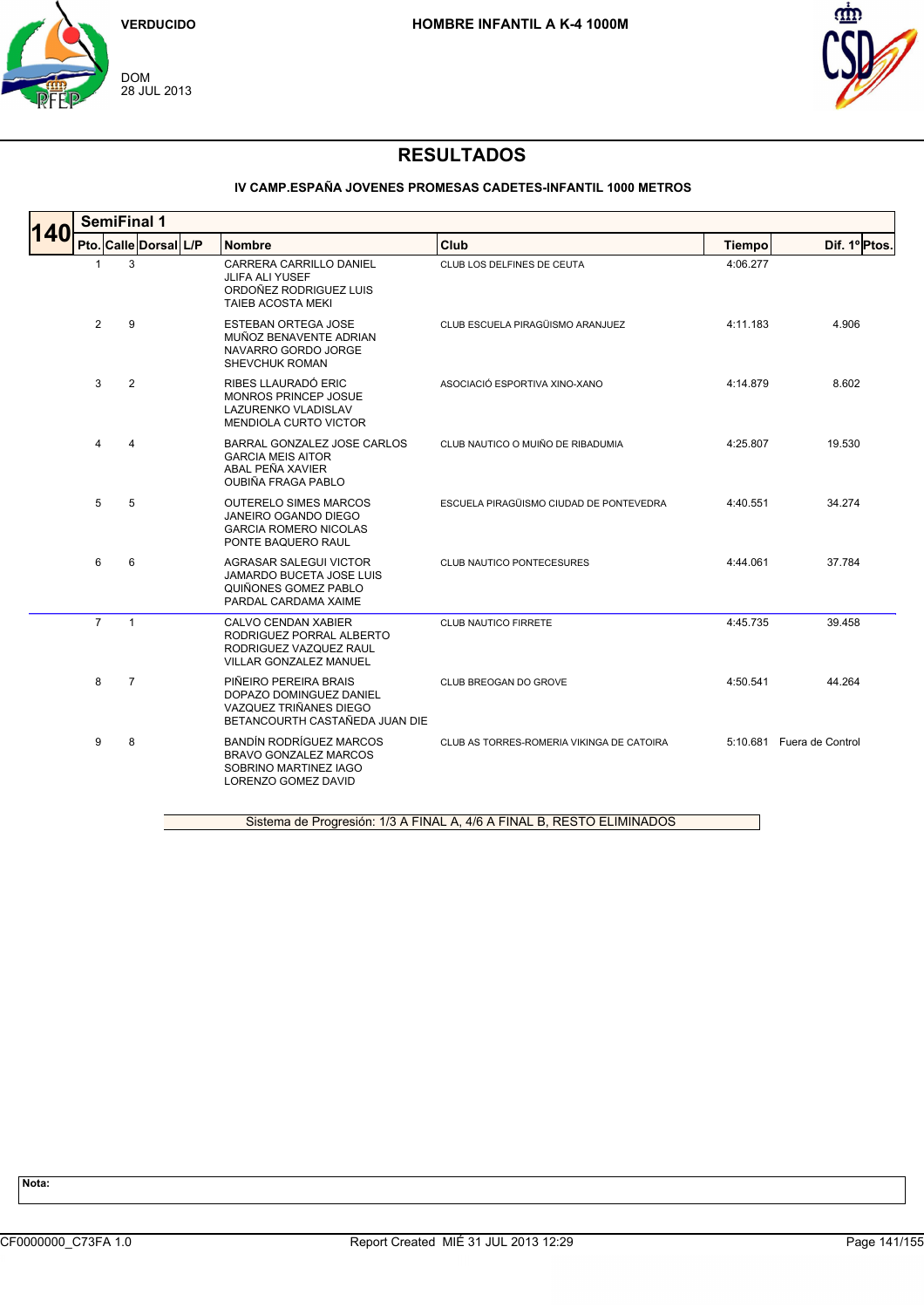VERDUCIDO

DOM
28 JUL 2013

HOMBRE INFANTIL A K-4 1000M

# RESULTADOS

### IV CAMP.ESPAÑA JOVENES PROMESAS CADETES-INFANTIL 1000 METROS

**140** SemiFinal 1

| Pto. | Calle | Dorsal | L/P | Nombre | Club | Tiempo | Dif. 1º | Ptos. |
|---|---|---|---|---|---|---|---|---|
| 1 | 3 | | | CARRERA CARRILLO DANIEL<br>JLIFA ALI YUSEF<br>ORDOÑEZ RODRIGUEZ LUIS<br>TAIEB ACOSTA MEKI | CLUB LOS DELFINES DE CEUTA | 4:06.277 | | |
| 2 | 9 | | | ESTEBAN ORTEGA JOSE<br>MUÑOZ BENAVENTE ADRIAN<br>NAVARRO GORDO JORGE<br>SHEVCHUK ROMAN | CLUB ESCUELA PIRAGÜISMO ARANJUEZ | 4:11.183 | 4.906 | |
| 3 | 2 | | | RIBES LLAURADÓ ERIC<br>MONROS PRINCEP JOSUE<br>LAZURENKO VLADISLAV<br>MENDIOLA CURTO VICTOR | ASOCIACIÓ ESPORTIVA XINO-XANO | 4:14.879 | 8.602 | |
| 4 | 4 | | | BARRAL GONZALEZ JOSE CARLOS<br>GARCIA MEIS AITOR<br>ABAL PEÑA XAVIER<br>OUBIÑA FRAGA PABLO | CLUB NAUTICO O MUIÑO DE RIBADUMIA | 4:25.807 | 19.530 | |
| 5 | 5 | | | OUTERELO SIMES MARCOS<br>JANEIRO OGANDO DIEGO<br>GARCIA ROMERO NICOLAS<br>PONTE BAQUERO RAUL | ESCUELA PIRAGÜISMO CIUDAD DE PONTEVEDRA | 4:40.551 | 34.274 | |
| 6 | 6 | | | AGRASAR SALEGUI VICTOR<br>JAMARDO BUCETA JOSE LUIS<br>QUIÑONES GOMEZ PABLO<br>PARDAL CARDAMA XAIME | CLUB NAUTICO PONTECESURES | 4:44.061 | 37.784 | |
| 7 | 1 | | | CALVO CENDAN XABIER<br>RODRIGUEZ PORRAL ALBERTO<br>RODRIGUEZ VAZQUEZ RAUL<br>VILLAR GONZALEZ MANUEL | CLUB NAUTICO FIRRETE | 4:45.735 | 39.458 | |
| 8 | 7 | | | PIÑEIRO PEREIRA BRAIS<br>DOPAZO DOMINGUEZ DANIEL<br>VAZQUEZ TRIÑANES DIEGO<br>BETANCOURTH CASTAÑEDA JUAN DIE | CLUB BREOGAN DO GROVE | 4:50.541 | 44.264 | |
| 9 | 8 | | | BANDÍN RODRÍGUEZ MARCOS<br>BRAVO GONZALEZ MARCOS<br>SOBRINO MARTINEZ IAGO<br>LORENZO GOMEZ DAVID | CLUB AS TORRES-ROMERIA VIKINGA DE CATOIRA | 5:10.681 | Fuera de Control | |

Sistema de Progresión: 1/3 A FINAL A, 4/6 A FINAL B, RESTO ELIMINADOS

**Nota:**

CF0000000_C73FA 1.0 Report Created MIÉ 31 JUL 2013 12:29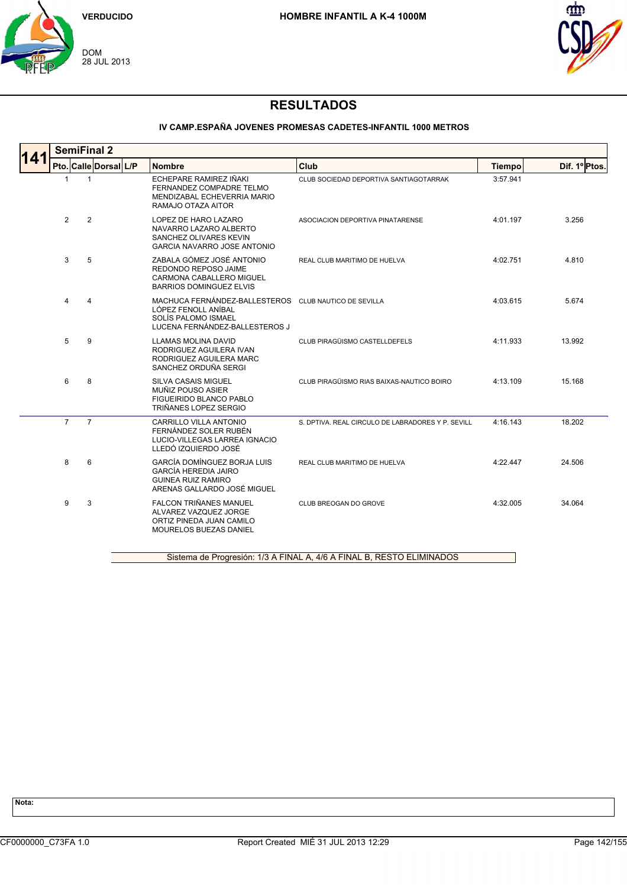VERDUCIDO

DOM
28 JUL 2013

**HOMBRE INFANTIL A K-4 1000M**

# RESULTADOS

### IV CAMP.ESPAÑA JOVENES PROMESAS CADETES-INFANTIL 1000 METROS

**141 SemiFinal 2**

| Pto. | Calle | Dorsal | L/P | Nombre | Club | Tiempo | Dif. 1º | Ptos. |
|---|---|---|---|---|---|---|---|---|
| 1 | 1 | | | ECHEPARE RAMIREZ IÑAKI<br>FERNANDEZ COMPADRE TELMO<br>MENDIZABAL ECHEVERRIA MARIO<br>RAMAJO OTAZA AITOR | CLUB SOCIEDAD DEPORTIVA SANTIAGOTARRAK | 3:57.941 | | |
| 2 | 2 | | | LOPEZ DE HARO LAZARO<br>NAVARRO LAZARO ALBERTO<br>SANCHEZ OLIVARES KEVIN<br>GARCIA NAVARRO JOSE ANTONIO | ASOCIACION DEPORTIVA PINATARENSE | 4:01.197 | 3.256 | |
| 3 | 5 | | | ZABALA GÓMEZ JOSÉ ANTONIO<br>REDONDO REPOSO JAIME<br>CARMONA CABALLERO MIGUEL<br>BARRIOS DOMINGUEZ ELVIS | REAL CLUB MARITIMO DE HUELVA | 4:02.751 | 4.810 | |
| 4 | 4 | | | MACHUCA FERNÁNDEZ-BALLESTEROS<br>LÓPEZ FENOLL ANÍBAL<br>SOLÍS PALOMO ISMAEL<br>LUCENA FERNÁNDEZ-BALLESTEROS J | CLUB NAUTICO DE SEVILLA | 4:03.615 | 5.674 | |
| 5 | 9 | | | LLAMAS MOLINA DAVID<br>RODRIGUEZ AGUILERA IVAN<br>RODRIGUEZ AGUILERA MARC<br>SANCHEZ ORDUÑA SERGI | CLUB PIRAGÜISMO CASTELLDEFELS | 4:11.933 | 13.992 | |
| 6 | 8 | | | SILVA CASAIS MIGUEL<br>MUÑIZ POUSO ASIER<br>FIGUEIRIDO BLANCO PABLO<br>TRIÑANES LOPEZ SERGIO | CLUB PIRAGÜISMO RIAS BAIXAS-NAUTICO BOIRO | 4:13.109 | 15.168 | |
| 7 | 7 | | | CARRILLO VILLA ANTONIO<br>FERNÁNDEZ SOLER RUBÉN<br>LUCIO-VILLEGAS LARREA IGNACIO<br>LLEDÓ IZQUIERDO JOSÉ | S. DPTIVA. REAL CIRCULO DE LABRADORES Y P. SEVILL | 4:16.143 | 18.202 | |
| 8 | 6 | | | GARCÍA DOMÍNGUEZ BORJA LUIS<br>GARCÍA HEREDIA JAIRO<br>GUINEA RUIZ RAMIRO<br>ARENAS GALLARDO JOSÉ MIGUEL | REAL CLUB MARITIMO DE HUELVA | 4:22.447 | 24.506 | |
| 9 | 3 | | | FALCON TRIÑANES MANUEL<br>ALVAREZ VAZQUEZ JORGE<br>ORTIZ PINEDA JUAN CAMILO<br>MOURELOS BUEZAS DANIEL | CLUB BREOGAN DO GROVE | 4:32.005 | 34.064 | |

Sistema de Progresión: 1/3 A FINAL A, 4/6 A FINAL B, RESTO ELIMINADOS

**Nota:**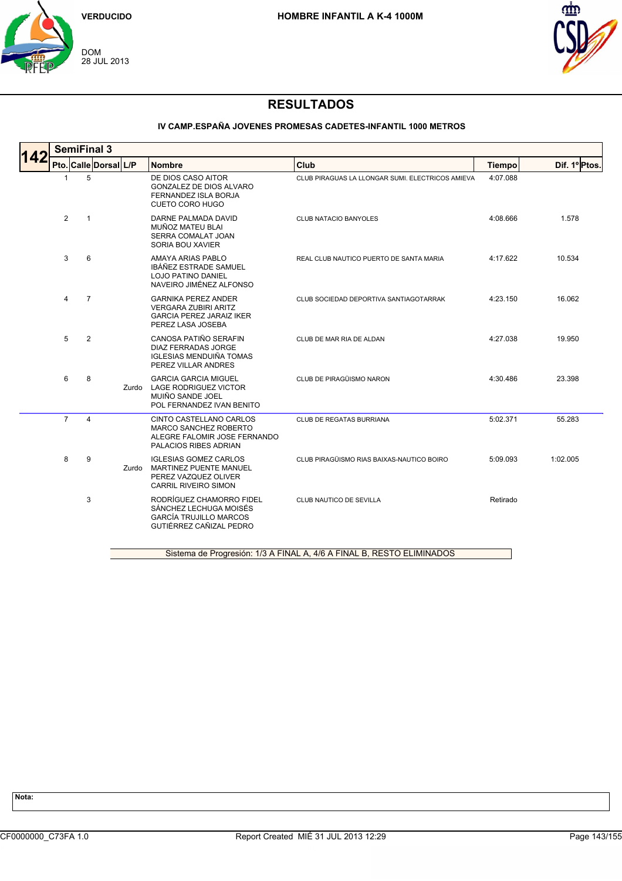VERDUCIDO

DOM
28 JUL 2013

**HOMBRE INFANTIL A K-4 1000M**

# RESULTADOS

**IV CAMP.ESPAÑA JOVENES PROMESAS CADETES-INFANTIL 1000 METROS**

## 142 SemiFinal 3

| Pto. | Calle | Dorsal | L/P | Nombre | Club | Tiempo | Dif. 1º | Ptos. |
|---|---|---|---|---|---|---|---|---|
| 1 | 5 | | | DE DIOS CASO AITOR<br>GONZALEZ DE DIOS ALVARO<br>FERNANDEZ ISLA BORJA<br>CUETO CORO HUGO | CLUB PIRAGUAS LA LLONGAR SUMI. ELECTRICOS AMIEVA | 4:07.088 | | |
| 2 | 1 | | | DARNE PALMADA DAVID<br>MUÑOZ MATEU BLAI<br>SERRA COMALAT JOAN<br>SORIA BOU XAVIER | CLUB NATACIO BANYOLES | 4:08.666 | 1.578 | |
| 3 | 6 | | | AMAYA ARIAS PABLO<br>IBÁÑEZ ESTRADE SAMUEL<br>LOJO PATINO DANIEL<br>NAVEIRO JIMÉNEZ ALFONSO | REAL CLUB NAUTICO PUERTO DE SANTA MARIA | 4:17.622 | 10.534 | |
| 4 | 7 | | | GARNIKA PEREZ ANDER<br>VERGARA ZUBIRI ARITZ<br>GARCIA PEREZ JARAIZ IKER<br>PEREZ LASA JOSEBA | CLUB SOCIEDAD DEPORTIVA SANTIAGOTARRAK | 4:23.150 | 16.062 | |
| 5 | 2 | | | CANOSA PATIÑO SERAFIN<br>DIAZ FERRADAS JORGE<br>IGLESIAS MENDUIÑA TOMAS<br>PEREZ VILLAR ANDRES | CLUB DE MAR RIA DE ALDAN | 4:27.038 | 19.950 | |
| 6 | 8 | | Zurdo | GARCIA GARCIA MIGUEL<br>LAGE RODRIGUEZ VICTOR<br>MUIÑO SANDE JOEL<br>POL FERNANDEZ IVAN BENITO | CLUB DE PIRAGÜISMO NARON | 4:30.486 | 23.398 | |
| 7 | 4 | | | CINTO CASTELLANO CARLOS<br>MARCO SANCHEZ ROBERTO<br>ALEGRE FALOMIR JOSE FERNANDO<br>PALACIOS RIBES ADRIAN | CLUB DE REGATAS BURRIANA | 5:02.371 | 55.283 | |
| 8 | 9 | | Zurdo | IGLESIAS GOMEZ CARLOS<br>MARTINEZ PUENTE MANUEL<br>PEREZ VAZQUEZ OLIVER<br>CARRIL RIVEIRO SIMON | CLUB PIRAGÜISMO RIAS BAIXAS-NAUTICO BOIRO | 5:09.093 | 1:02.005 | |
| | 3 | | | RODRÍGUEZ CHAMORRO FIDEL<br>SÁNCHEZ LECHUGA MOISÉS<br>GARCÍA TRUJILLO MARCOS<br>GUTIÉRREZ CAÑIZAL PEDRO | CLUB NAUTICO DE SEVILLA | Retirado | | |

Sistema de Progresión: 1/3 A FINAL A, 4/6 A FINAL B, RESTO ELIMINADOS

**Nota:**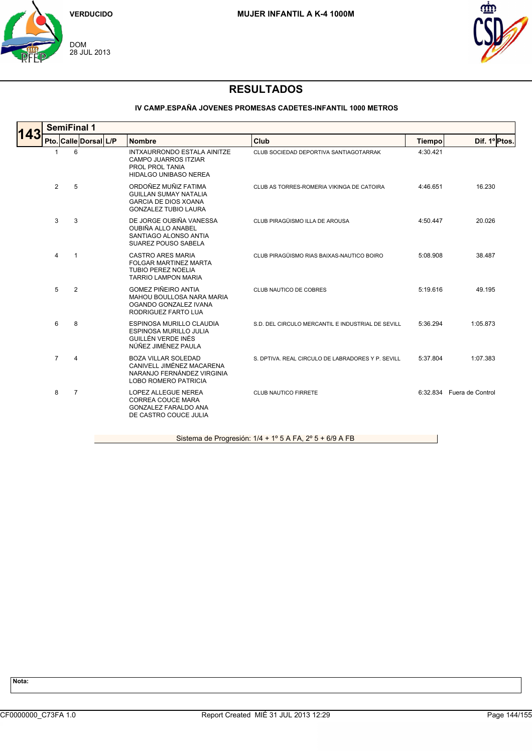VERDUCIDO

DOM
28 JUL 2013

**MUJER INFANTIL A K-4 1000M**

# RESULTADOS

### IV CAMP.ESPAÑA JOVENES PROMESAS CADETES-INFANTIL 1000 METROS

## 143 SemiFinal 1

| Pto. | Calle | Dorsal | L/P | Nombre | Club | Tiempo | Dif. 1º | Ptos. |
|---|---|---|---|---|---|---|---|---|
| 1 | 6 | | | INTXAURRONDO ESTALA AINITZE<br>CAMPO JUARROS ITZIAR<br>PROL PROL TANIA<br>HIDALGO UNIBASO NEREA | CLUB SOCIEDAD DEPORTIVA SANTIAGOTARRAK | 4:30.421 | | |
| 2 | 5 | | | ORDOÑEZ MUÑIZ FATIMA<br>GUILLAN SUMAY NATALIA<br>GARCIA DE DIOS XOANA<br>GONZALEZ TUBIO LAURA | CLUB AS TORRES-ROMERIA VIKINGA DE CATOIRA | 4:46.651 | 16.230 | |
| 3 | 3 | | | DE JORGE OUBIÑA VANESSA<br>OUBIÑA ALLO ANABEL<br>SANTIAGO ALONSO ANTIA<br>SUAREZ POUSO SABELA | CLUB PIRAGÜISMO ILLA DE AROUSA | 4:50.447 | 20.026 | |
| 4 | 1 | | | CASTRO ARES MARIA<br>FOLGAR MARTINEZ MARTA<br>TUBIO PEREZ NOELIA<br>TARRIO LAMPON MARIA | CLUB PIRAGÜISMO RIAS BAIXAS-NAUTICO BOIRO | 5:08.908 | 38.487 | |
| 5 | 2 | | | GOMEZ PIÑEIRO ANTIA<br>MAHOU BOULLOSA NARA MARIA<br>OGANDO GONZALEZ IVANA<br>RODRIGUEZ FARTO LUA | CLUB NAUTICO DE COBRES | 5:19.616 | 49.195 | |
| 6 | 8 | | | ESPINOSA MURILLO CLAUDIA<br>ESPINOSA MURILLO JULIA<br>GUILLÉN VERDE INÉS<br>NÚÑEZ JIMÉNEZ PAULA | S.D. DEL CIRCULO MERCANTIL E INDUSTRIAL DE SEVILL | 5:36.294 | 1:05.873 | |
| 7 | 4 | | | BOZA VILLAR SOLEDAD<br>CANIVELL JIMÉNEZ MACARENA<br>NARANJO FERNÁNDEZ VIRGINIA<br>LOBO ROMERO PATRICIA | S. DPTIVA. REAL CIRCULO DE LABRADORES Y P. SEVILL | 5:37.804 | 1:07.383 | |
| 8 | 7 | | | LOPEZ ALLEGUE NEREA<br>CORREA COUCE MARA<br>GONZALEZ FARALDO ANA<br>DE CASTRO COUCE JULIA | CLUB NAUTICO FIRRETE | 6:32.834 | Fuera de Control | |

Sistema de Progresión: 1/4 + 1º 5 A FA, 2º 5 + 6/9 A FB

**Nota:**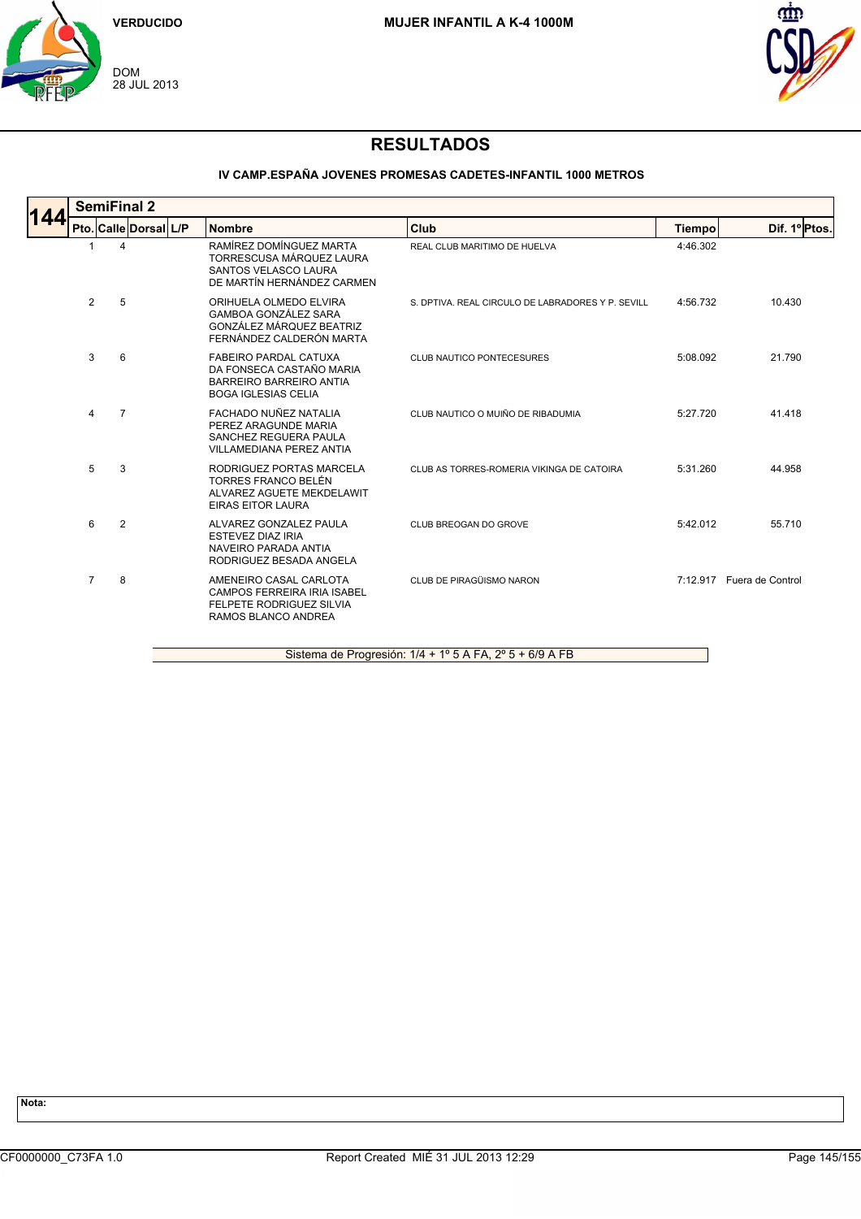VERDUCIDO

DOM
28 JUL 2013

**MUJER INFANTIL A K-4 1000M**

# RESULTADOS

### IV CAMP.ESPAÑA JOVENES PROMESAS CADETES-INFANTIL 1000 METROS

**144 SemiFinal 2**

| Pto. | Calle | Dorsal | L/P | Nombre | Club | Tiempo | Dif. 1º | Ptos. |
|---|---|---|---|---|---|---|---|---|
| 1 | 4 | | | RAMÍREZ DOMÍNGUEZ MARTA<br>TORRESCUSA MÁRQUEZ LAURA<br>SANTOS VELASCO LAURA<br>DE MARTÍN HERNÁNDEZ CARMEN | REAL CLUB MARITIMO DE HUELVA | 4:46.302 | | |
| 2 | 5 | | | ORIHUELA OLMEDO ELVIRA<br>GAMBOA GONZÁLEZ SARA<br>GONZÁLEZ MÁRQUEZ BEATRIZ<br>FERNÁNDEZ CALDERÓN MARTA | S. DPTIVA. REAL CIRCULO DE LABRADORES Y P. SEVILL | 4:56.732 | 10.430 | |
| 3 | 6 | | | FABEIRO PARDAL CATUXA<br>DA FONSECA CASTAÑO MARIA<br>BARREIRO BARREIRO ANTIA<br>BOGA IGLESIAS CELIA | CLUB NAUTICO PONTECESURES | 5:08.092 | 21.790 | |
| 4 | 7 | | | FACHADO NUÑEZ NATALIA<br>PEREZ ARAGUNDE MARIA<br>SANCHEZ REGUERA PAULA<br>VILLAMEDIANA PEREZ ANTIA | CLUB NAUTICO O MUIÑO DE RIBADUMIA | 5:27.720 | 41.418 | |
| 5 | 3 | | | RODRIGUEZ PORTAS MARCELA<br>TORRES FRANCO BELÉN<br>ALVAREZ AGUETE MEKDELAWIT<br>EIRAS EITOR LAURA | CLUB AS TORRES-ROMERIA VIKINGA DE CATOIRA | 5:31.260 | 44.958 | |
| 6 | 2 | | | ALVAREZ GONZALEZ PAULA<br>ESTEVEZ DIAZ IRIA<br>NAVEIRO PARADA ANTIA<br>RODRIGUEZ BESADA ANGELA | CLUB BREOGAN DO GROVE | 5:42.012 | 55.710 | |
| 7 | 8 | | | AMENEIRO CASAL CARLOTA<br>CAMPOS FERREIRA IRIA ISABEL<br>FELPETE RODRIGUEZ SILVIA<br>RAMOS BLANCO ANDREA | CLUB DE PIRAGÜISMO NARON | 7:12.917 | Fuera de Control | |

Sistema de Progresión: 1/4 + 1º 5 A FA, 2º 5 + 6/9 A FB

**Nota:**

CF0000000_C73FA 1.0 &nbsp;&nbsp;&nbsp; Report Created MIÉ 31 JUL 2013 12:29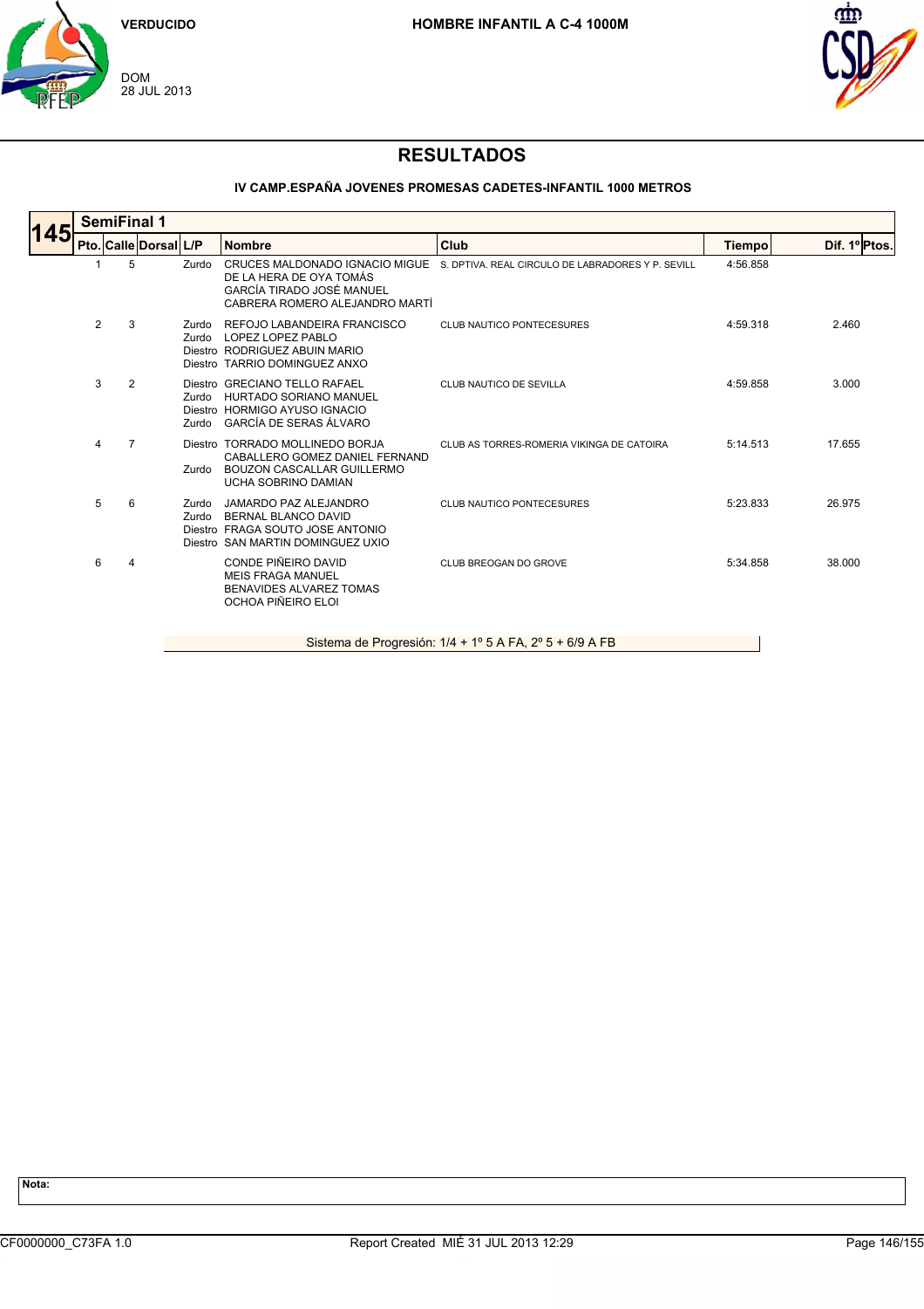VERDUCIDO

DOM
28 JUL 2013

**HOMBRE INFANTIL A C-4 1000M**

# RESULTADOS

### IV CAMP.ESPAÑA JOVENES PROMESAS CADETES-INFANTIL 1000 METROS

## 145 SemiFinal 1

| Pto. | Calle | Dorsal | L/P | Nombre | Club | Tiempo | Dif. 1º | Ptos. |
|---|---|---|---|---|---|---|---|---|
| 1 | 5 | | Zurdo | CRUCES MALDONADO IGNACIO MIGUE | S. DPTIVA. REAL CIRCULO DE LABRADORES Y P. SEVILL | 4:56.858 | | |
| | | | | DE LA HERA DE OYA TOMÁS | | | | |
| | | | | GARCÍA TIRADO JOSÉ MANUEL | | | | |
| | | | | CABRERA ROMERO ALEJANDRO MARTÍ | | | | |
| 2 | 3 | | Zurdo | REFOJO LABANDEIRA FRANCISCO | CLUB NAUTICO PONTECESURES | 4:59.318 | 2.460 | |
| | | | Zurdo | LOPEZ LOPEZ PABLO | | | | |
| | | | Diestro | RODRIGUEZ ABUIN MARIO | | | | |
| | | | Diestro | TARRIO DOMINGUEZ ANXO | | | | |
| 3 | 2 | | Diestro | GRECIANO TELLO RAFAEL | CLUB NAUTICO DE SEVILLA | 4:59.858 | 3.000 | |
| | | | Zurdo | HURTADO SORIANO MANUEL | | | | |
| | | | Diestro | HORMIGO AYUSO IGNACIO | | | | |
| | | | Zurdo | GARCÍA DE SERAS ÁLVARO | | | | |
| 4 | 7 | | Diestro | TORRADO MOLLINEDO BORJA | CLUB AS TORRES-ROMERIA VIKINGA DE CATOIRA | 5:14.513 | 17.655 | |
| | | | | CABALLERO GOMEZ DANIEL FERNAND | | | | |
| | | | Zurdo | BOUZON CASCALLAR GUILLERMO | | | | |
| | | | | UCHA SOBRINO DAMIAN | | | | |
| 5 | 6 | | Zurdo | JAMARDO PAZ ALEJANDRO | CLUB NAUTICO PONTECESURES | 5:23.833 | 26.975 | |
| | | | Zurdo | BERNAL BLANCO DAVID | | | | |
| | | | Diestro | FRAGA SOUTO JOSE ANTONIO | | | | |
| | | | Diestro | SAN MARTIN DOMINGUEZ UXIO | | | | |
| 6 | 4 | | | CONDE PIÑEIRO DAVID | CLUB BREOGAN DO GROVE | 5:34.858 | 38.000 | |
| | | | | MEIS FRAGA MANUEL | | | | |
| | | | | BENAVIDES ALVAREZ TOMAS | | | | |
| | | | | OCHOA PIÑEIRO ELOI | | | | |

Sistema de Progresión: 1/4 + 1º 5 A FA, 2º 5 + 6/9 A FB

**Nota:**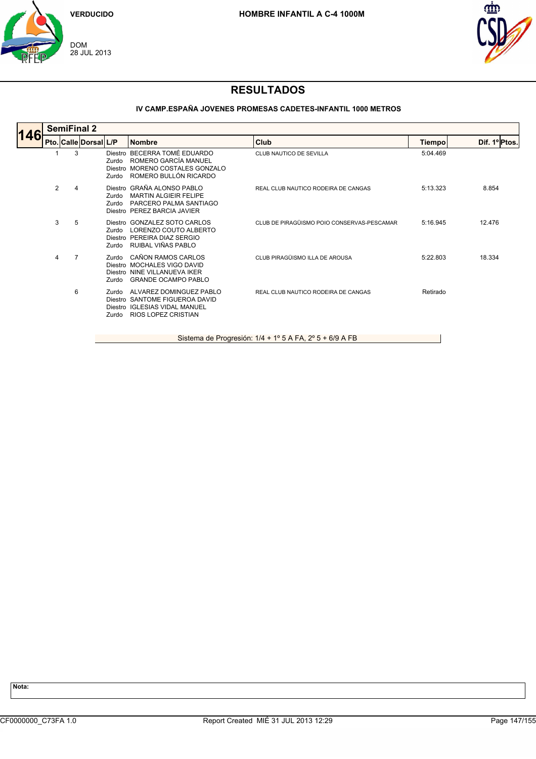VERDUCIDO

DOM
28 JUL 2013

**HOMBRE INFANTIL A C-4 1000M**

# RESULTADOS

**IV CAMP.ESPAÑA JOVENES PROMESAS CADETES-INFANTIL 1000 METROS**

## 146 SemiFinal 2

| Pto. | Calle | Dorsal | L/P | Nombre | Club | Tiempo | Dif. 1º | Ptos. |
|---|---|---|---|---|---|---|---|---|
| 1 | 3 | | Diestro<br>Zurdo<br>Diestro<br>Zurdo | BECERRA TOMÉ EDUARDO<br>ROMERO GARCÍA MANUEL<br>MORENO COSTALES GONZALO<br>ROMERO BULLÓN RICARDO | CLUB NAUTICO DE SEVILLA | 5:04.469 | | |
| 2 | 4 | | Diestro<br>Zurdo<br>Zurdo<br>Diestro | GRAÑA ALONSO PABLO<br>MARTIN ALGIEIR FELIPE<br>PARCERO PALMA SANTIAGO<br>PEREZ BARCIA JAVIER | REAL CLUB NAUTICO RODEIRA DE CANGAS | 5:13.323 | 8.854 | |
| 3 | 5 | | Diestro<br>Zurdo<br>Diestro<br>Zurdo | GONZALEZ SOTO CARLOS<br>LORENZO COUTO ALBERTO<br>PEREIRA DIAZ SERGIO<br>RUIBAL VIÑAS PABLO | CLUB DE PIRAGÜISMO POIO CONSERVAS-PESCAMAR | 5:16.945 | 12.476 | |
| 4 | 7 | | Zurdo<br>Diestro<br>Diestro<br>Zurdo | CAÑON RAMOS CARLOS<br>MOCHALES VIGO DAVID<br>NINE VILLANUEVA IKER<br>GRANDE OCAMPO PABLO | CLUB PIRAGÜISMO ILLA DE AROUSA | 5:22.803 | 18.334 | |
| | 6 | | Zurdo<br>Diestro<br>Diestro<br>Zurdo | ALVAREZ DOMINGUEZ PABLO<br>SANTOME FIGUEROA DAVID<br>IGLESIAS VIDAL MANUEL<br>RIOS LOPEZ CRISTIAN | REAL CLUB NAUTICO RODEIRA DE CANGAS | Retirado | | |

Sistema de Progresión: 1/4 + 1º 5 A FA, 2º 5 + 6/9 A FB

**Nota:**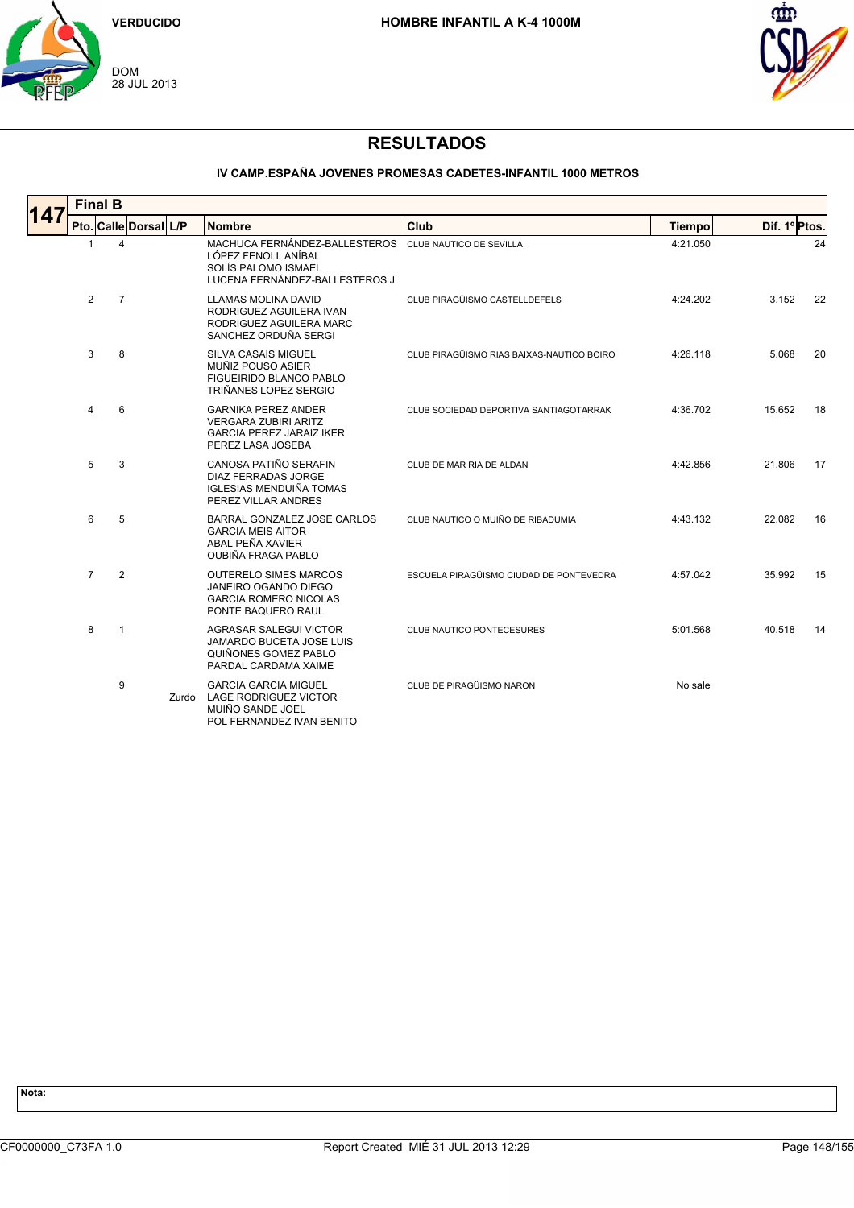VERDUCIDO

DOM
28 JUL 2013

**HOMBRE INFANTIL A K-4 1000M**

# RESULTADOS

### IV CAMP.ESPAÑA JOVENES PROMESAS CADETES-INFANTIL 1000 METROS

**147** **Final B**

| Pto. | Calle | Dorsal | L/P | Nombre | Club | Tiempo | Dif. 1º | Ptos. |
|---|---|---|---|---|---|---|---|---|
| 1 | 4 | | | MACHUCA FERNÁNDEZ-BALLESTEROS<br>LÓPEZ FENOLL ANÍBAL<br>SOLÍS PALOMO ISMAEL<br>LUCENA FERNÁNDEZ-BALLESTEROS J | CLUB NAUTICO DE SEVILLA | 4:21.050 | | 24 |
| 2 | 7 | | | LLAMAS MOLINA DAVID<br>RODRIGUEZ AGUILERA IVAN<br>RODRIGUEZ AGUILERA MARC<br>SANCHEZ ORDUÑA SERGI | CLUB PIRAGÜISMO CASTELLDEFELS | 4:24.202 | 3.152 | 22 |
| 3 | 8 | | | SILVA CASAIS MIGUEL<br>MUÑIZ POUSO ASIER<br>FIGUEIRIDO BLANCO PABLO<br>TRIÑANES LOPEZ SERGIO | CLUB PIRAGÜISMO RIAS BAIXAS-NAUTICO BOIRO | 4:26.118 | 5.068 | 20 |
| 4 | 6 | | | GARNIKA PEREZ ANDER<br>VERGARA ZUBIRI ARITZ<br>GARCIA PEREZ JARAIZ IKER<br>PEREZ LASA JOSEBA | CLUB SOCIEDAD DEPORTIVA SANTIAGOTARRAK | 4:36.702 | 15.652 | 18 |
| 5 | 3 | | | CANOSA PATIÑO SERAFIN<br>DIAZ FERRADAS JORGE<br>IGLESIAS MENDUIÑA TOMAS<br>PEREZ VILLAR ANDRES | CLUB DE MAR RIA DE ALDAN | 4:42.856 | 21.806 | 17 |
| 6 | 5 | | | BARRAL GONZALEZ JOSE CARLOS<br>GARCIA MEIS AITOR<br>ABAL PEÑA XAVIER<br>OUBIÑA FRAGA PABLO | CLUB NAUTICO O MUIÑO DE RIBADUMIA | 4:43.132 | 22.082 | 16 |
| 7 | 2 | | | OUTERELO SIMES MARCOS<br>JANEIRO OGANDO DIEGO<br>GARCIA ROMERO NICOLAS<br>PONTE BAQUERO RAUL | ESCUELA PIRAGÜISMO CIUDAD DE PONTEVEDRA | 4:57.042 | 35.992 | 15 |
| 8 | 1 | | | AGRASAR SALEGUI VICTOR<br>JAMARDO BUCETA JOSE LUIS<br>QUIÑONES GOMEZ PABLO<br>PARDAL CARDAMA XAIME | CLUB NAUTICO PONTECESURES | 5:01.568 | 40.518 | 14 |
| | 9 | | Zurdo | GARCIA GARCIA MIGUEL<br>LAGE RODRIGUEZ VICTOR<br>MUIÑO SANDE JOEL<br>POL FERNANDEZ IVAN BENITO | CLUB DE PIRAGÜISMO NARON | No sale | | |

**Nota:**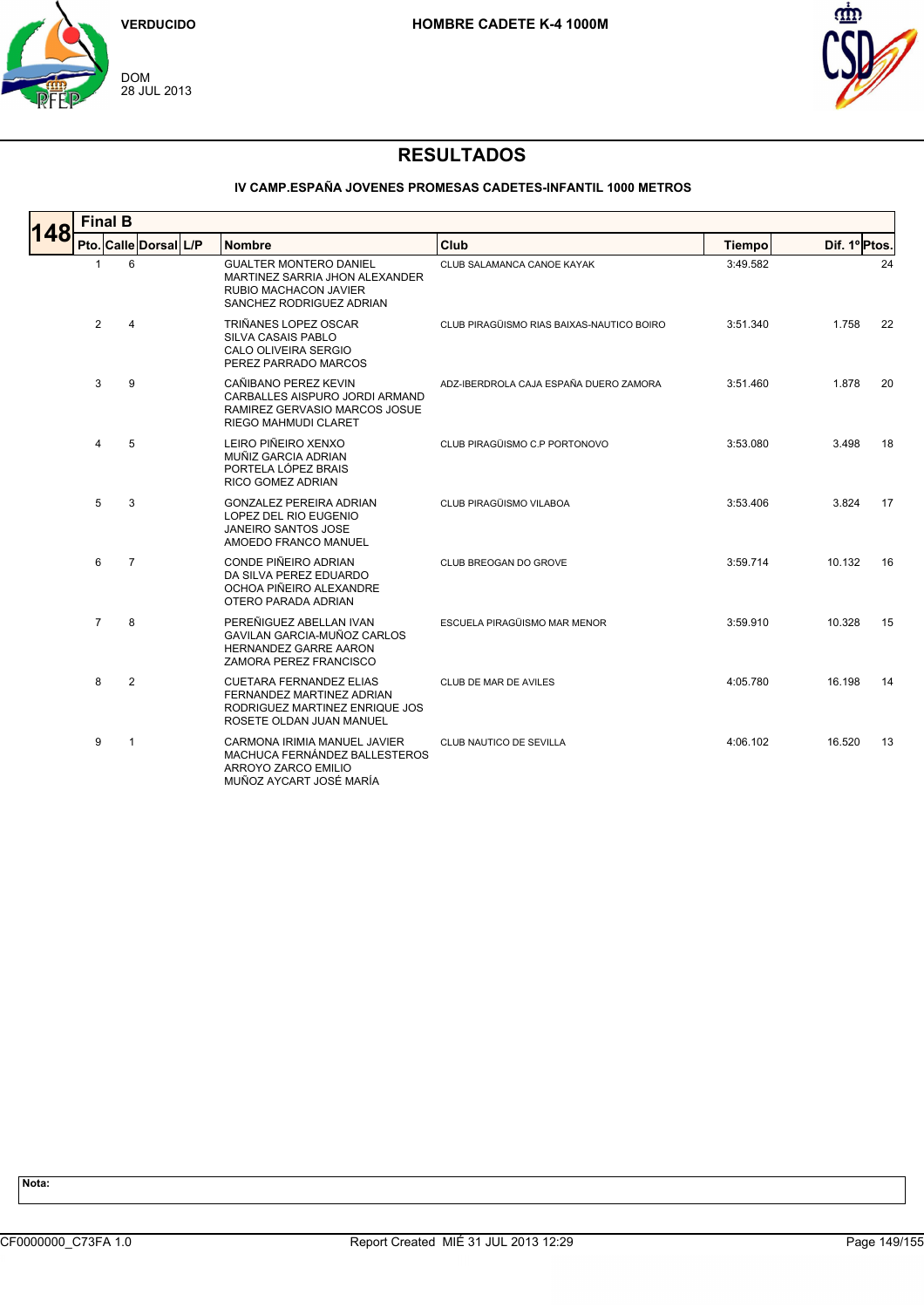VERDUCIDO

DOM
28 JUL 2013

**HOMBRE CADETE K-4 1000M**

# RESULTADOS

### IV CAMP.ESPAÑA JOVENES PROMESAS CADETES-INFANTIL 1000 METROS

**148** **Final B**

| Pto. | Calle | Dorsal | L/P | Nombre | Club | Tiempo | Dif. 1º | Ptos. |
|---|---|---|---|---|---|---|---|---|
| 1 | 6 | | | GUALTER MONTERO DANIEL<br>MARTINEZ SARRIA JHON ALEXANDER<br>RUBIO MACHACON JAVIER<br>SANCHEZ RODRIGUEZ ADRIAN | CLUB SALAMANCA CANOE KAYAK | 3:49.582 | | 24 |
| 2 | 4 | | | TRIÑANES LOPEZ OSCAR<br>SILVA CASAIS PABLO<br>CALO OLIVEIRA SERGIO<br>PEREZ PARRADO MARCOS | CLUB PIRAGÜISMO RIAS BAIXAS-NAUTICO BOIRO | 3:51.340 | 1.758 | 22 |
| 3 | 9 | | | CAÑIBANO PEREZ KEVIN<br>CARBALLES AISPURO JORDI ARMAND<br>RAMIREZ GERVASIO MARCOS JOSUE<br>RIEGO MAHMUDI CLARET | ADZ-IBERDROLA CAJA ESPAÑA DUERO ZAMORA | 3:51.460 | 1.878 | 20 |
| 4 | 5 | | | LEIRO PIÑEIRO XENXO<br>MUÑIZ GARCIA ADRIAN<br>PORTELA LÓPEZ BRAIS<br>RICO GOMEZ ADRIAN | CLUB PIRAGÜISMO C.P PORTONOVO | 3:53.080 | 3.498 | 18 |
| 5 | 3 | | | GONZALEZ PEREIRA ADRIAN<br>LOPEZ DEL RIO EUGENIO<br>JANEIRO SANTOS JOSE<br>AMOEDO FRANCO MANUEL | CLUB PIRAGÜISMO VILABOA | 3:53.406 | 3.824 | 17 |
| 6 | 7 | | | CONDE PIÑEIRO ADRIAN<br>DA SILVA PEREZ EDUARDO<br>OCHOA PIÑEIRO ALEXANDRE<br>OTERO PARADA ADRIAN | CLUB BREOGAN DO GROVE | 3:59.714 | 10.132 | 16 |
| 7 | 8 | | | PEREÑIGUEZ ABELLAN IVAN<br>GAVILAN GARCIA-MUÑOZ CARLOS<br>HERNANDEZ GARRE AARON<br>ZAMORA PEREZ FRANCISCO | ESCUELA PIRAGÜISMO MAR MENOR | 3:59.910 | 10.328 | 15 |
| 8 | 2 | | | CUETARA FERNANDEZ ELIAS<br>FERNANDEZ MARTINEZ ADRIAN<br>RODRIGUEZ MARTINEZ ENRIQUE JOS<br>ROSETE OLDAN JUAN MANUEL | CLUB DE MAR DE AVILES | 4:05.780 | 16.198 | 14 |
| 9 | 1 | | | CARMONA IRIMIA MANUEL JAVIER<br>MACHUCA FERNÁNDEZ BALLESTEROS<br>ARROYO ZARCO EMILIO<br>MUÑOZ AYCART JOSÉ MARÍA | CLUB NAUTICO DE SEVILLA | 4:06.102 | 16.520 | 13 |

**Nota:**

CF0000000_C73FA 1.0 Report Created MIÉ 31 JUL 2013 12:29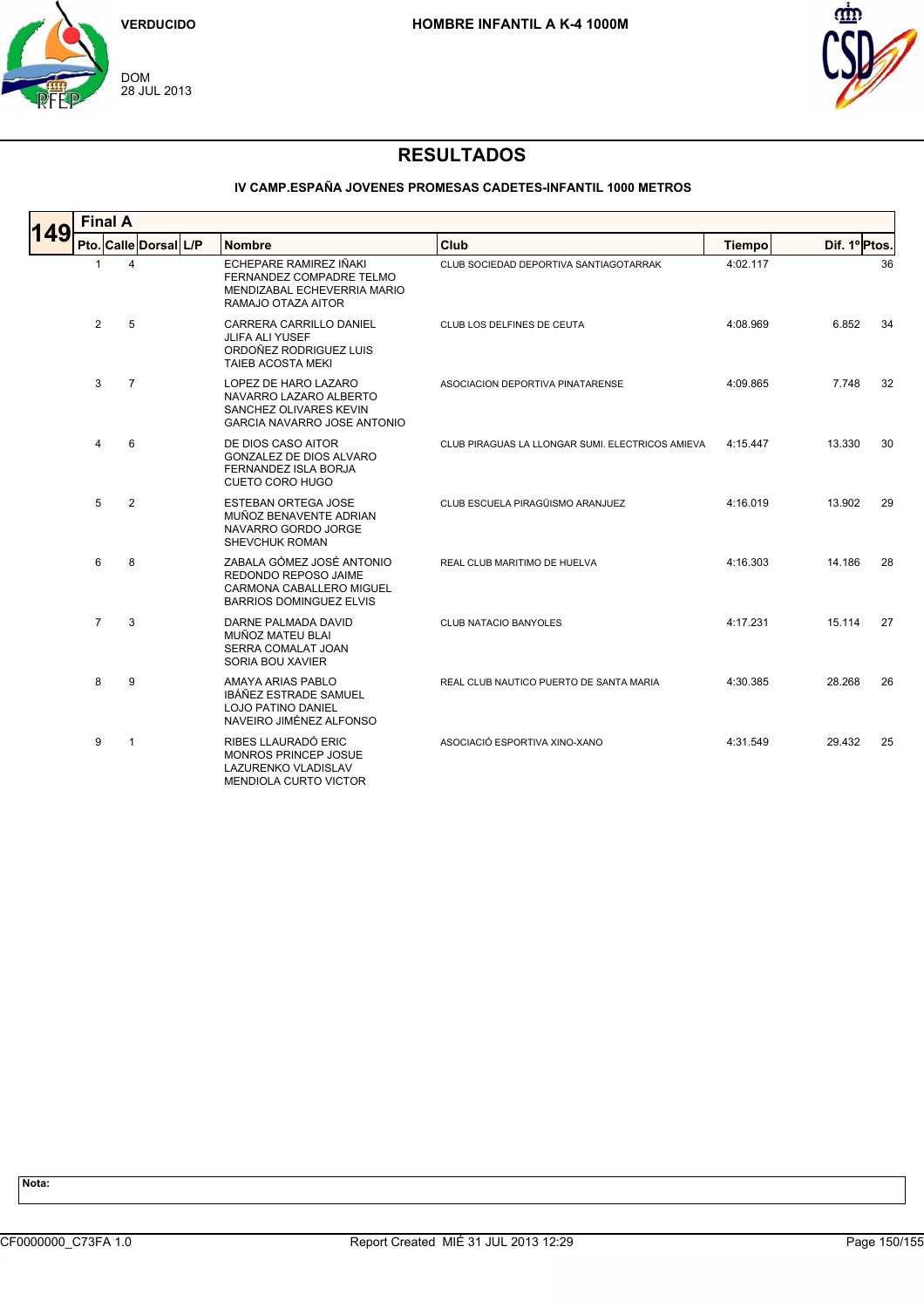VERDUCIDO

DOM
28 JUL 2013

**HOMBRE INFANTIL A K-4 1000M**

# RESULTADOS

### IV CAMP.ESPAÑA JOVENES PROMESAS CADETES-INFANTIL 1000 METROS

**149** **Final A**

| Pto. | Calle | Dorsal | L/P | Nombre | Club | Tiempo | Dif. 1º | Ptos. |
|---|---|---|---|---|---|---|---|---|
| 1 | 4 | | | ECHEPARE RAMIREZ IÑAKI<br>FERNANDEZ COMPADRE TELMO<br>MENDIZABAL ECHEVERRIA MARIO<br>RAMAJO OTAZA AITOR | CLUB SOCIEDAD DEPORTIVA SANTIAGOTARRAK | 4:02.117 | | 36 |
| 2 | 5 | | | CARRERA CARRILLO DANIEL<br>JLIFA ALI YUSEF<br>ORDOÑEZ RODRIGUEZ LUIS<br>TAIEB ACOSTA MEKI | CLUB LOS DELFINES DE CEUTA | 4:08.969 | 6.852 | 34 |
| 3 | 7 | | | LOPEZ DE HARO LAZARO<br>NAVARRO LAZARO ALBERTO<br>SANCHEZ OLIVARES KEVIN<br>GARCIA NAVARRO JOSE ANTONIO | ASOCIACION DEPORTIVA PINATARENSE | 4:09.865 | 7.748 | 32 |
| 4 | 6 | | | DE DIOS CASO AITOR<br>GONZALEZ DE DIOS ALVARO<br>FERNANDEZ ISLA BORJA<br>CUETO CORO HUGO | CLUB PIRAGUAS LA LLONGAR SUMI. ELECTRICOS AMIEVA | 4:15.447 | 13.330 | 30 |
| 5 | 2 | | | ESTEBAN ORTEGA JOSE<br>MUÑOZ BENAVENTE ADRIAN<br>NAVARRO GORDO JORGE<br>SHEVCHUK ROMAN | CLUB ESCUELA PIRAGÜISMO ARANJUEZ | 4:16.019 | 13.902 | 29 |
| 6 | 8 | | | ZABALA GÓMEZ JOSÉ ANTONIO<br>REDONDO REPOSO JAIME<br>CARMONA CABALLERO MIGUEL<br>BARRIOS DOMINGUEZ ELVIS | REAL CLUB MARITIMO DE HUELVA | 4:16.303 | 14.186 | 28 |
| 7 | 3 | | | DARNE PALMADA DAVID<br>MUÑOZ MATEU BLAI<br>SERRA COMALAT JOAN<br>SORIA BOU XAVIER | CLUB NATACIO BANYOLES | 4:17.231 | 15.114 | 27 |
| 8 | 9 | | | AMAYA ARIAS PABLO<br>IBÁÑEZ ESTRADE SAMUEL<br>LOJO PATINO DANIEL<br>NAVEIRO JIMÉNEZ ALFONSO | REAL CLUB NAUTICO PUERTO DE SANTA MARIA | 4:30.385 | 28.268 | 26 |
| 9 | 1 | | | RIBES LLAURADÓ ERIC<br>MONROS PRINCEP JOSUE<br>LAZURENKO VLADISLAV<br>MENDIOLA CURTO VICTOR | ASOCIACIÓ ESPORTIVA XINO-XANO | 4:31.549 | 29.432 | 25 |

**Nota:**

CF0000000_C73FA 1.0 Report Created MIÉ 31 JUL 2013 12:29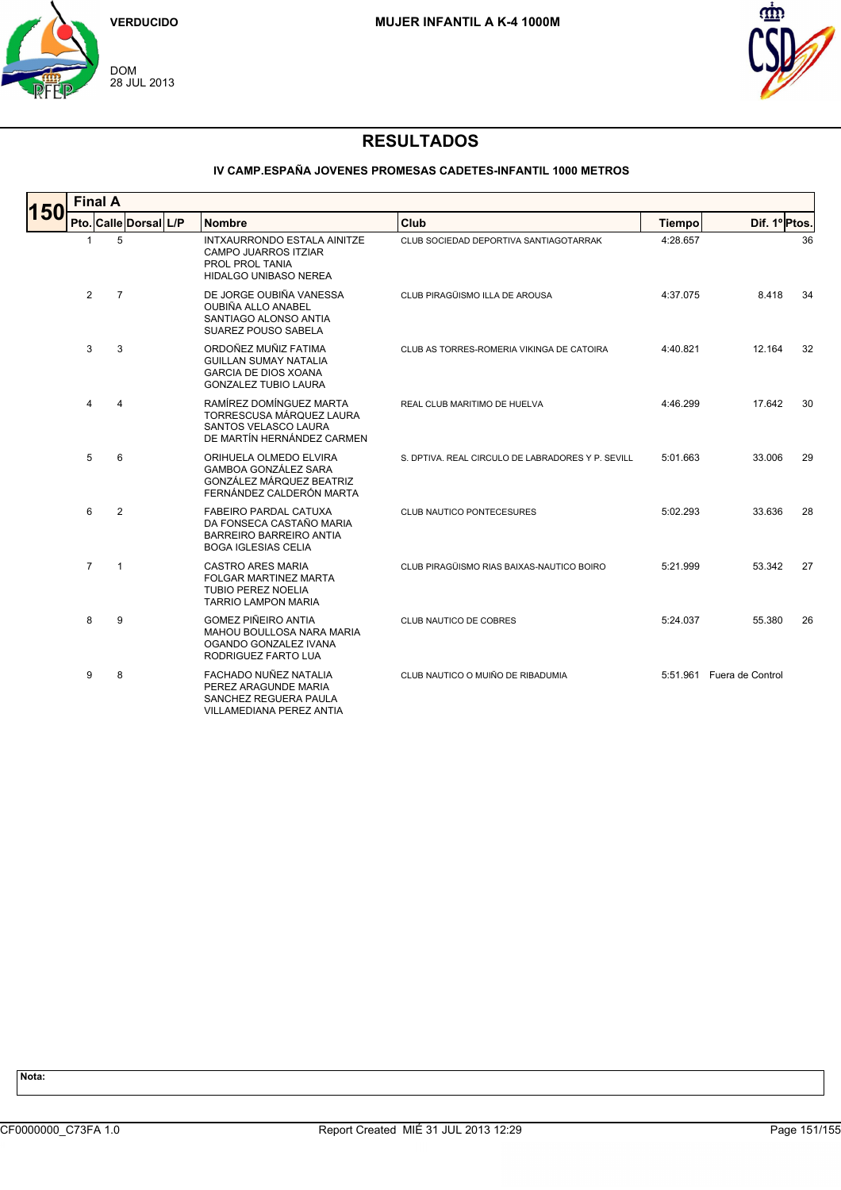VERDUCIDO

DOM
28 JUL 2013

MUJER INFANTIL A K-4 1000M

# RESULTADOS

### IV CAMP.ESPAÑA JOVENES PROMESAS CADETES-INFANTIL 1000 METROS

**150** Final A

| Pto. | Calle | Dorsal | L/P | Nombre | Club | Tiempo | Dif. 1º | Ptos. |
|---|---|---|---|---|---|---|---|---|
| 1 | 5 | | | INTXAURRONDO ESTALA AINITZE<br>CAMPO JUARROS ITZIAR<br>PROL PROL TANIA<br>HIDALGO UNIBASO NEREA | CLUB SOCIEDAD DEPORTIVA SANTIAGOTARRAK | 4:28.657 | | 36 |
| 2 | 7 | | | DE JORGE OUBIÑA VANESSA<br>OUBIÑA ALLO ANABEL<br>SANTIAGO ALONSO ANTIA<br>SUAREZ POUSO SABELA | CLUB PIRAGÜISMO ILLA DE AROUSA | 4:37.075 | 8.418 | 34 |
| 3 | 3 | | | ORDOÑEZ MUÑIZ FATIMA<br>GUILLAN SUMAY NATALIA<br>GARCIA DE DIOS XOANA<br>GONZALEZ TUBIO LAURA | CLUB AS TORRES-ROMERIA VIKINGA DE CATOIRA | 4:40.821 | 12.164 | 32 |
| 4 | 4 | | | RAMÍREZ DOMÍNGUEZ MARTA<br>TORRESCUSA MÁRQUEZ LAURA<br>SANTOS VELASCO LAURA<br>DE MARTÍN HERNÁNDEZ CARMEN | REAL CLUB MARITIMO DE HUELVA | 4:46.299 | 17.642 | 30 |
| 5 | 6 | | | ORIHUELA OLMEDO ELVIRA<br>GAMBOA GONZÁLEZ SARA<br>GONZÁLEZ MÁRQUEZ BEATRIZ<br>FERNÁNDEZ CALDERÓN MARTA | S. DPTIVA. REAL CIRCULO DE LABRADORES Y P. SEVILL | 5:01.663 | 33.006 | 29 |
| 6 | 2 | | | FABEIRO PARDAL CATUXA<br>DA FONSECA CASTAÑO MARIA<br>BARREIRO BARREIRO ANTIA<br>BOGA IGLESIAS CELIA | CLUB NAUTICO PONTECESURES | 5:02.293 | 33.636 | 28 |
| 7 | 1 | | | CASTRO ARES MARIA<br>FOLGAR MARTINEZ MARTA<br>TUBIO PEREZ NOELIA<br>TARRIO LAMPON MARIA | CLUB PIRAGÜISMO RIAS BAIXAS-NAUTICO BOIRO | 5:21.999 | 53.342 | 27 |
| 8 | 9 | | | GOMEZ PIÑEIRO ANTIA<br>MAHOU BOULLOSA NARA MARIA<br>OGANDO GONZALEZ IVANA<br>RODRIGUEZ FARTO LUA | CLUB NAUTICO DE COBRES | 5:24.037 | 55.380 | 26 |
| 9 | 8 | | | FACHADO NUÑEZ NATALIA<br>PEREZ ARAGUNDE MARIA<br>SANCHEZ REGUERA PAULA<br>VILLAMEDIANA PEREZ ANTIA | CLUB NAUTICO O MUIÑO DE RIBADUMIA | 5:51.961 | Fuera de Control | |

**Nota:**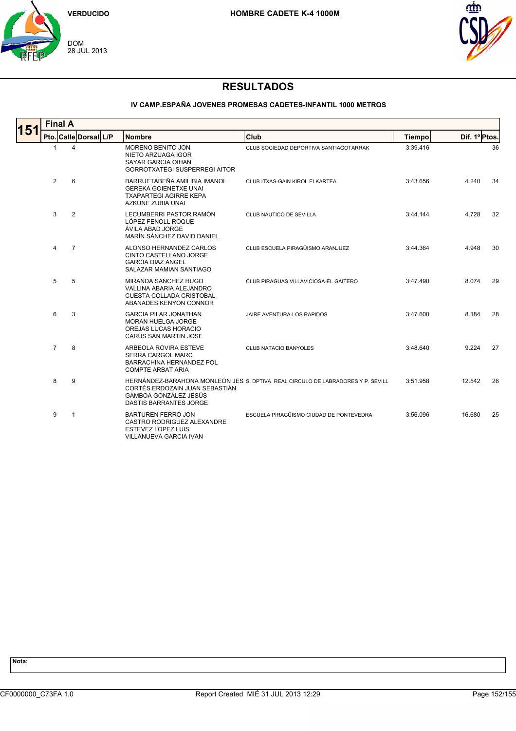VERDUCIDO

DOM
28 JUL 2013

**HOMBRE CADETE K-4 1000M**

# RESULTADOS

### IV CAMP.ESPAÑA JOVENES PROMESAS CADETES-INFANTIL 1000 METROS

**151 — Final A**

| Pto. | Calle | Dorsal | L/P | Nombre | Club | Tiempo | Dif. 1º | Ptos. |
|---|---|---|---|---|---|---|---|---|
| 1 | 4 | | | MORENO BENITO JON<br>NIETO ARZUAGA IGOR<br>SAYAR GARCIA OIHAN<br>GORROTXATEGI SUSPERREGI AITOR | CLUB SOCIEDAD DEPORTIVA SANTIAGOTARRAK | 3:39.416 | | 36 |
| 2 | 6 | | | BARRUETABEÑA AMILIBIA IMANOL<br>GEREKA GOIENETXE UNAI<br>TXAPARTEGI AGIRRE KEPA<br>AZKUNE ZUBIA UNAI | CLUB ITXAS-GAIN KIROL ELKARTEA | 3:43.656 | 4.240 | 34 |
| 3 | 2 | | | LECUMBERRI PASTOR RAMÓN<br>LÓPEZ FENOLL ROQUE<br>ÁVILA ABAD JORGE<br>MARÍN SÁNCHEZ DAVID DANIEL | CLUB NAUTICO DE SEVILLA | 3:44.144 | 4.728 | 32 |
| 4 | 7 | | | ALONSO HERNANDEZ CARLOS<br>CINTO CASTELLANO JORGE<br>GARCIA DIAZ ANGEL<br>SALAZAR MAMIAN SANTIAGO | CLUB ESCUELA PIRAGÜISMO ARANJUEZ | 3:44.364 | 4.948 | 30 |
| 5 | 5 | | | MIRANDA SANCHEZ HUGO<br>VALLINA ABARIA ALEJANDRO<br>CUESTA COLLADA CRISTOBAL<br>ABANADES KENYON CONNOR | CLUB PIRAGUAS VILLAVICIOSA-EL GAITERO | 3:47.490 | 8.074 | 29 |
| 6 | 3 | | | GARCIA PILAR JONATHAN<br>MORAN HUELGA JORGE<br>OREJAS LUCAS HORACIO<br>CARUS SAN MARTIN JOSE | JAIRE AVENTURA-LOS RAPIDOS | 3:47.600 | 8.184 | 28 |
| 7 | 8 | | | ARBEOLA ROVIRA ESTEVE<br>SERRA CARGOL MARC<br>BARRACHINA HERNANDEZ POL<br>COMPTE ARBAT ARIA | CLUB NATACIO BANYOLES | 3:48.640 | 9.224 | 27 |
| 8 | 9 | | | HERNÁNDEZ-BARAHONA MONLEÓN JES<br>CORTÉS ERDOZAIN JUAN SEBASTIÁN<br>GAMBOA GONZÁLEZ JESÚS<br>DASTIS BARRANTES JORGE | S. DPTIVA. REAL CIRCULO DE LABRADORES Y P. SEVILL | 3:51.958 | 12.542 | 26 |
| 9 | 1 | | | BARTUREN FERRO JON<br>CASTRO RODRIGUEZ ALEXANDRE<br>ESTEVEZ LOPEZ LUIS<br>VILLANUEVA GARCIA IVAN | ESCUELA PIRAGÜISMO CIUDAD DE PONTEVEDRA | 3:56.096 | 16.680 | 25 |

**Nota:**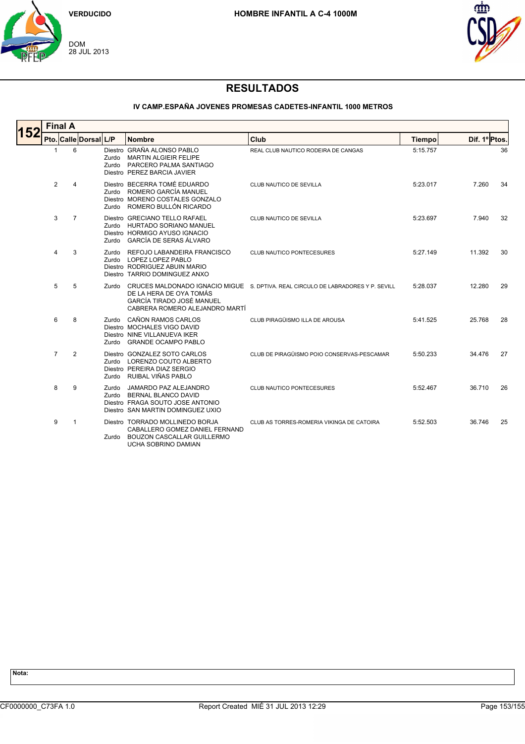VERDUCIDO

DOM
28 JUL 2013

**HOMBRE INFANTIL A C-4 1000M**

# RESULTADOS

### IV CAMP.ESPAÑA JOVENES PROMESAS CADETES-INFANTIL 1000 METROS

## 152 Final A

| Pto. | Calle | Dorsal | L/P | Nombre | Club | Tiempo | Dif. 1º | Ptos. |
|---|---|---|---|---|---|---|---|---|
| 1 | 6 | | Diestro<br>Zurdo<br>Zurdo<br>Diestro | GRAÑA ALONSO PABLO<br>MARTIN ALGIEIR FELIPE<br>PARCERO PALMA SANTIAGO<br>PEREZ BARCIA JAVIER | REAL CLUB NAUTICO RODEIRA DE CANGAS | 5:15.757 | | 36 |
| 2 | 4 | | Diestro<br>Zurdo<br>Diestro<br>Zurdo | BECERRA TOMÉ EDUARDO<br>ROMERO GARCÍA MANUEL<br>MORENO COSTALES GONZALO<br>ROMERO BULLÓN RICARDO | CLUB NAUTICO DE SEVILLA | 5:23.017 | 7.260 | 34 |
| 3 | 7 | | Diestro<br>Zurdo<br>Diestro<br>Zurdo | GRECIANO TELLO RAFAEL<br>HURTADO SORIANO MANUEL<br>HORMIGO AYUSO IGNACIO<br>GARCÍA DE SERAS ÁLVARO | CLUB NAUTICO DE SEVILLA | 5:23.697 | 7.940 | 32 |
| 4 | 3 | | Zurdo<br>Zurdo<br>Diestro<br>Diestro | REFOJO LABANDEIRA FRANCISCO<br>LOPEZ LOPEZ PABLO<br>RODRIGUEZ ABUIN MARIO<br>TARRIO DOMINGUEZ ANXO | CLUB NAUTICO PONTECESURES | 5:27.149 | 11.392 | 30 |
| 5 | 5 | | Zurdo | CRUCES MALDONADO IGNACIO MIGUE<br>DE LA HERA DE OYA TOMÁS<br>GARCÍA TIRADO JOSÉ MANUEL<br>CABRERA ROMERO ALEJANDRO MARTÍ | S. DPTIVA. REAL CIRCULO DE LABRADORES Y P. SEVILL | 5:28.037 | 12.280 | 29 |
| 6 | 8 | | Zurdo<br>Diestro<br>Diestro<br>Zurdo | CAÑON RAMOS CARLOS<br>MOCHALES VIGO DAVID<br>NINE VILLANUEVA IKER<br>GRANDE OCAMPO PABLO | CLUB PIRAGÜISMO ILLA DE AROUSA | 5:41.525 | 25.768 | 28 |
| 7 | 2 | | Diestro<br>Zurdo<br>Diestro<br>Zurdo | GONZALEZ SOTO CARLOS<br>LORENZO COUTO ALBERTO<br>PEREIRA DIAZ SERGIO<br>RUIBAL VIÑAS PABLO | CLUB DE PIRAGÜISMO POIO CONSERVAS-PESCAMAR | 5:50.233 | 34.476 | 27 |
| 8 | 9 | | Zurdo<br>Zurdo<br>Diestro<br>Diestro | JAMARDO PAZ ALEJANDRO<br>BERNAL BLANCO DAVID<br>FRAGA SOUTO JOSE ANTONIO<br>SAN MARTIN DOMINGUEZ UXIO | CLUB NAUTICO PONTECESURES | 5:52.467 | 36.710 | 26 |
| 9 | 1 | | Diestro<br><br>Zurdo | TORRADO MOLLINEDO BORJA<br>CABALLERO GOMEZ DANIEL FERNAND<br>BOUZON CASCALLAR GUILLERMO<br>UCHA SOBRINO DAMIAN | CLUB AS TORRES-ROMERIA VIKINGA DE CATOIRA | 5:52.503 | 36.746 | 25 |

**Nota:**

CF0000000_C73FA 1.0 Report Created MIÉ 31 JUL 2013 12:29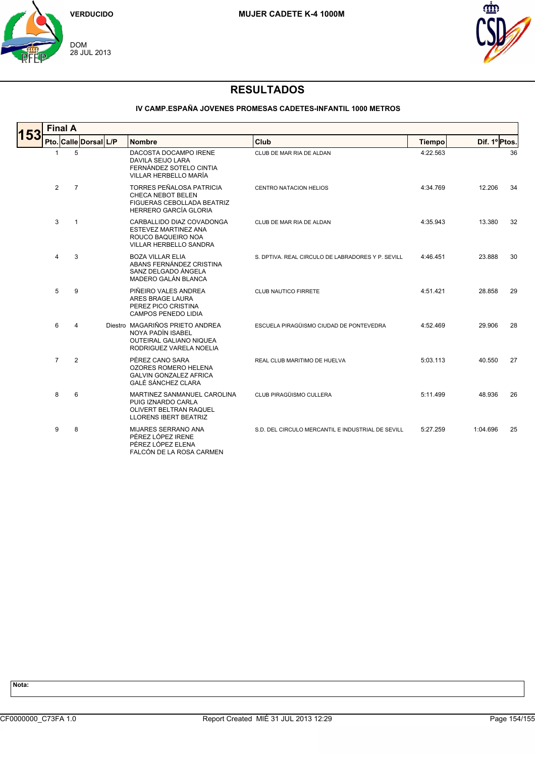VERDUCIDO

DOM
28 JUL 2013

MUJER CADETE K-4 1000M

# RESULTADOS

### IV CAMP.ESPAÑA JOVENES PROMESAS CADETES-INFANTIL 1000 METROS

**153** **Final A**

| Pto. | Calle | Dorsal | L/P | Nombre | Club | Tiempo | Dif. 1º | Ptos. |
|---|---|---|---|---|---|---|---|---|
| 1 | 5 | | | DACOSTA DOCAMPO IRENE<br>DAVILA SEIJO LARA<br>FERNÁNDEZ SOTELO CINTIA<br>VILLAR HERBELLO MARÍA | CLUB DE MAR RIA DE ALDAN | 4:22.563 | | 36 |
| 2 | 7 | | | TORRES PEÑALOSA PATRICIA<br>CHECA NEBOT BELEN<br>FIGUERAS CEBOLLADA BEATRIZ<br>HERRERO GARCÍA GLORIA | CENTRO NATACION HELIOS | 4:34.769 | 12.206 | 34 |
| 3 | 1 | | | CARBALLIDO DIAZ COVADONGA<br>ESTEVEZ MARTINEZ ANA<br>ROUCO BAQUEIRO NOA<br>VILLAR HERBELLO SANDRA | CLUB DE MAR RIA DE ALDAN | 4:35.943 | 13.380 | 32 |
| 4 | 3 | | | BOZA VILLAR ELIA<br>ABANS FERNÁNDEZ CRISTINA<br>SANZ DELGADO ÁNGELA<br>MADERO GALÁN BLANCA | S. DPTIVA. REAL CIRCULO DE LABRADORES Y P. SEVILL | 4:46.451 | 23.888 | 30 |
| 5 | 9 | | | PIÑEIRO VALES ANDREA<br>ARES BRAGE LAURA<br>PEREZ PICO CRISTINA<br>CAMPOS PENEDO LIDIA | CLUB NAUTICO FIRRETE | 4:51.421 | 28.858 | 29 |
| 6 | 4 | | Diestro | MAGARIÑOS PRIETO ANDREA<br>NOYA PADÍN ISABEL<br>OUTEIRAL GALIANO NIQUEA<br>RODRIGUEZ VARELA NOELIA | ESCUELA PIRAGÜISMO CIUDAD DE PONTEVEDRA | 4:52.469 | 29.906 | 28 |
| 7 | 2 | | | PÉREZ CANO SARA<br>OZORES ROMERO HELENA<br>GALVIN GONZALEZ AFRICA<br>GALÉ SÁNCHEZ CLARA | REAL CLUB MARITIMO DE HUELVA | 5:03.113 | 40.550 | 27 |
| 8 | 6 | | | MARTINEZ SANMANUEL CAROLINA<br>PUIG IZNARDO CARLA<br>OLIVERT BELTRAN RAQUEL<br>LLORENS IBERT BEATRIZ | CLUB PIRAGÜISMO CULLERA | 5:11.499 | 48.936 | 26 |
| 9 | 8 | | | MIJARES SERRANO ANA<br>PÉREZ LÓPEZ IRENE<br>PÉREZ LÓPEZ ELENA<br>FALCÓN DE LA ROSA CARMEN | S.D. DEL CIRCULO MERCANTIL E INDUSTRIAL DE SEVILL | 5:27.259 | 1:04.696 | 25 |

**Nota:**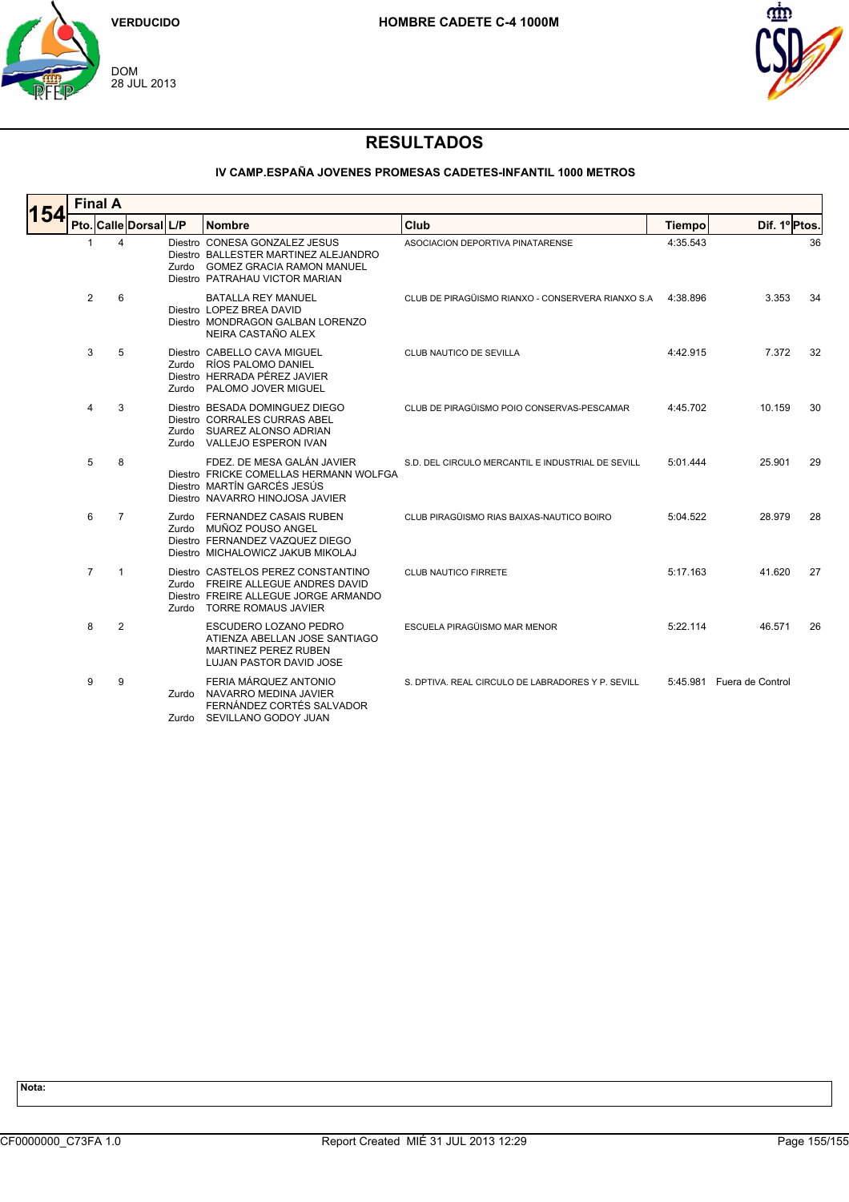VERDUCIDO

DOM
28 JUL 2013

HOMBRE CADETE C-4 1000M

# RESULTADOS

### IV CAMP.ESPAÑA JOVENES PROMESAS CADETES-INFANTIL 1000 METROS

**154** **Final A**

| Pto. | Calle | Dorsal | L/P | Nombre | Club | Tiempo | Dif. 1º | Ptos. |
|---|---|---|---|---|---|---|---|---|
| 1 | 4 | | Diestro<br>Diestro<br>Zurdo<br>Diestro | CONESA GONZALEZ JESUS<br>BALLESTER MARTINEZ ALEJANDRO<br>GOMEZ GRACIA RAMON MANUEL<br>PATRAHAU VICTOR MARIAN | ASOCIACION DEPORTIVA PINATARENSE | 4:35.543 | | 36 |
| 2 | 6 | | <br>Diestro<br>Diestro<br> | BATALLA REY MANUEL<br>LOPEZ BREA DAVID<br>MONDRAGON GALBAN LORENZO<br>NEIRA CASTAÑO ALEX | CLUB DE PIRAGÜISMO RIANXO - CONSERVERA RIANXO S.A | 4:38.896 | 3.353 | 34 |
| 3 | 5 | | Diestro<br>Zurdo<br>Diestro<br>Zurdo | CABELLO CAVA MIGUEL<br>RÍOS PALOMO DANIEL<br>HERRADA PÉREZ JAVIER<br>PALOMO JOVER MIGUEL | CLUB NAUTICO DE SEVILLA | 4:42.915 | 7.372 | 32 |
| 4 | 3 | | Diestro<br>Diestro<br>Zurdo<br>Zurdo | BESADA DOMINGUEZ DIEGO<br>CORRALES CURRAS ABEL<br>SUAREZ ALONSO ADRIAN<br>VALLEJO ESPERON IVAN | CLUB DE PIRAGÜISMO POIO CONSERVAS-PESCAMAR | 4:45.702 | 10.159 | 30 |
| 5 | 8 | | <br>Diestro<br>Diestro<br>Diestro | FDEZ. DE MESA GALÁN JAVIER<br>FRICKE COMELLAS HERMANN WOLFGA<br>MARTÍN GARCÉS JESÚS<br>NAVARRO HINOJOSA JAVIER | S.D. DEL CIRCULO MERCANTIL E INDUSTRIAL DE SEVILL | 5:01.444 | 25.901 | 29 |
| 6 | 7 | | Zurdo<br>Zurdo<br>Diestro<br>Diestro | FERNANDEZ CASAIS RUBEN<br>MUÑOZ POUSO ANGEL<br>FERNANDEZ VAZQUEZ DIEGO<br>MICHALOWICZ JAKUB MIKOLAJ | CLUB PIRAGÜISMO RIAS BAIXAS-NAUTICO BOIRO | 5:04.522 | 28.979 | 28 |
| 7 | 1 | | Diestro<br>Zurdo<br>Diestro<br>Zurdo | CASTELOS PEREZ CONSTANTINO<br>FREIRE ALLEGUE ANDRES DAVID<br>FREIRE ALLEGUE JORGE ARMANDO<br>TORRE ROMAUS JAVIER | CLUB NAUTICO FIRRETE | 5:17.163 | 41.620 | 27 |
| 8 | 2 | | | ESCUDERO LOZANO PEDRO<br>ATIENZA ABELLAN JOSE SANTIAGO<br>MARTINEZ PEREZ RUBEN<br>LUJAN PASTOR DAVID JOSE | ESCUELA PIRAGÜISMO MAR MENOR | 5:22.114 | 46.571 | 26 |
| 9 | 9 | | <br>Zurdo<br><br>Zurdo | FERIA MÁRQUEZ ANTONIO<br>NAVARRO MEDINA JAVIER<br>FERNÁNDEZ CORTÉS SALVADOR<br>SEVILLANO GODOY JUAN | S. DPTIVA. REAL CIRCULO DE LABRADORES Y P. SEVILL | 5:45.981 | Fuera de Control | |

**Nota:**

CF0000000_C73FA 1.0 Report Created MIÉ 31 JUL 2013 12:29